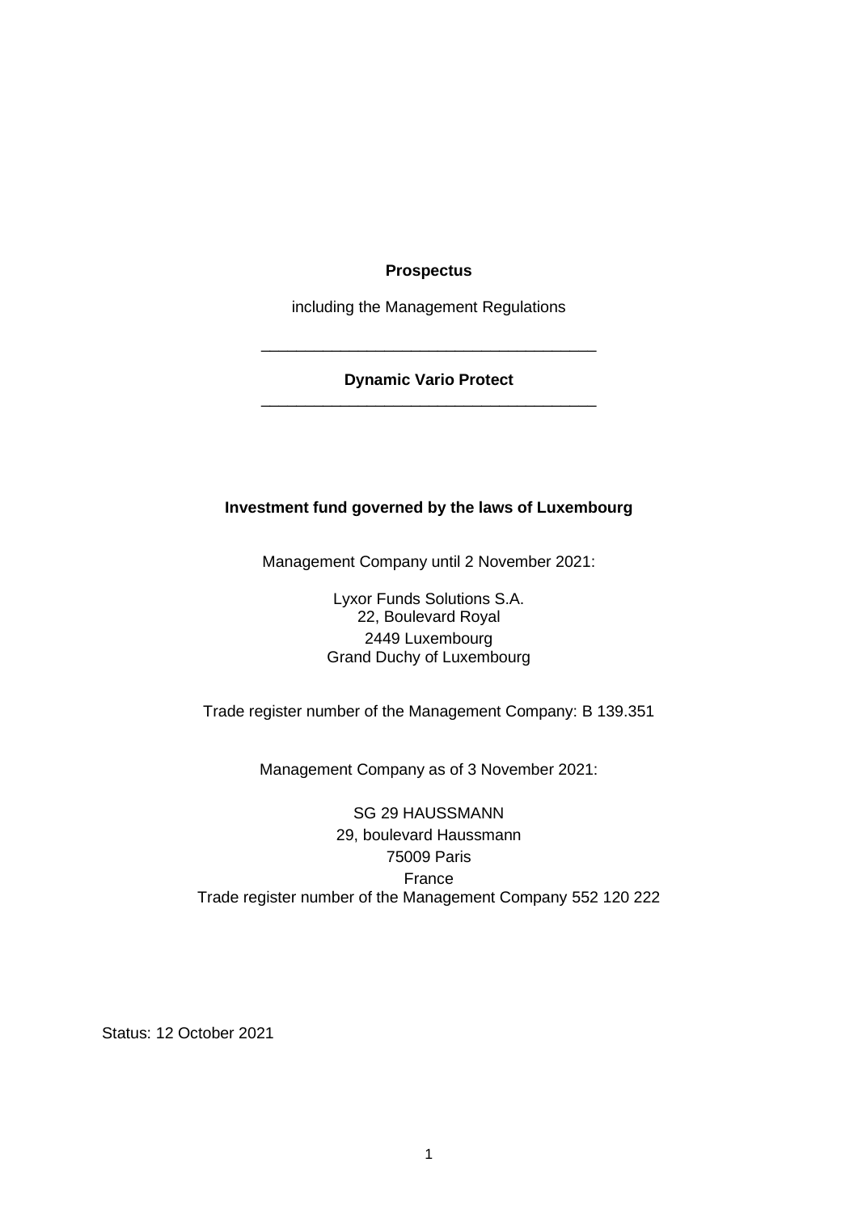**Prospectus**

including the Management Regulations

---

**Dynamic Vario Protect**

---

**Investment fund governed by the laws of Luxembourg**

Management Company until 2 November 2021:

Lyxor Funds Solutions S.A.
22, Boulevard Royal
2449 Luxembourg
Grand Duchy of Luxembourg

Trade register number of the Management Company: B 139.351

Management Company as of 3 November 2021:

SG 29 HAUSSMANN
29, boulevard Haussmann
75009 Paris
France
Trade register number of the Management Company 552 120 222

Status: 12 October 2021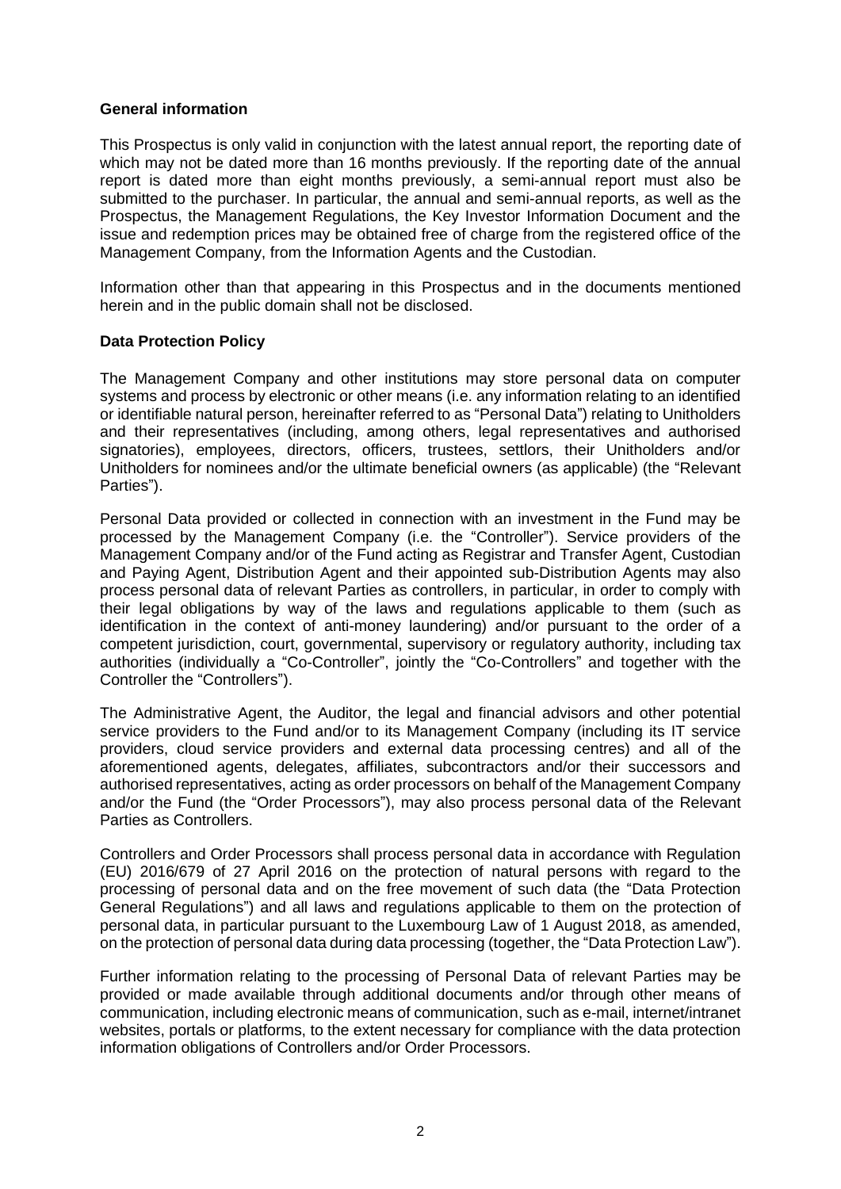**General information**

This Prospectus is only valid in conjunction with the latest annual report, the reporting date of which may not be dated more than 16 months previously. If the reporting date of the annual report is dated more than eight months previously, a semi-annual report must also be submitted to the purchaser. In particular, the annual and semi-annual reports, as well as the Prospectus, the Management Regulations, the Key Investor Information Document and the issue and redemption prices may be obtained free of charge from the registered office of the Management Company, from the Information Agents and the Custodian.

Information other than that appearing in this Prospectus and in the documents mentioned herein and in the public domain shall not be disclosed.

**Data Protection Policy**

The Management Company and other institutions may store personal data on computer systems and process by electronic or other means (i.e. any information relating to an identified or identifiable natural person, hereinafter referred to as "Personal Data") relating to Unitholders and their representatives (including, among others, legal representatives and authorised signatories), employees, directors, officers, trustees, settlors, their Unitholders and/or Unitholders for nominees and/or the ultimate beneficial owners (as applicable) (the "Relevant Parties").

Personal Data provided or collected in connection with an investment in the Fund may be processed by the Management Company (i.e. the "Controller"). Service providers of the Management Company and/or of the Fund acting as Registrar and Transfer Agent, Custodian and Paying Agent, Distribution Agent and their appointed sub-Distribution Agents may also process personal data of relevant Parties as controllers, in particular, in order to comply with their legal obligations by way of the laws and regulations applicable to them (such as identification in the context of anti-money laundering) and/or pursuant to the order of a competent jurisdiction, court, governmental, supervisory or regulatory authority, including tax authorities (individually a "Co-Controller", jointly the "Co-Controllers" and together with the Controller the "Controllers").

The Administrative Agent, the Auditor, the legal and financial advisors and other potential service providers to the Fund and/or to its Management Company (including its IT service providers, cloud service providers and external data processing centres) and all of the aforementioned agents, delegates, affiliates, subcontractors and/or their successors and authorised representatives, acting as order processors on behalf of the Management Company and/or the Fund (the "Order Processors"), may also process personal data of the Relevant Parties as Controllers.

Controllers and Order Processors shall process personal data in accordance with Regulation (EU) 2016/679 of 27 April 2016 on the protection of natural persons with regard to the processing of personal data and on the free movement of such data (the "Data Protection General Regulations") and all laws and regulations applicable to them on the protection of personal data, in particular pursuant to the Luxembourg Law of 1 August 2018, as amended, on the protection of personal data during data processing (together, the "Data Protection Law").

Further information relating to the processing of Personal Data of relevant Parties may be provided or made available through additional documents and/or through other means of communication, including electronic means of communication, such as e-mail, internet/intranet websites, portals or platforms, to the extent necessary for compliance with the data protection information obligations of Controllers and/or Order Processors.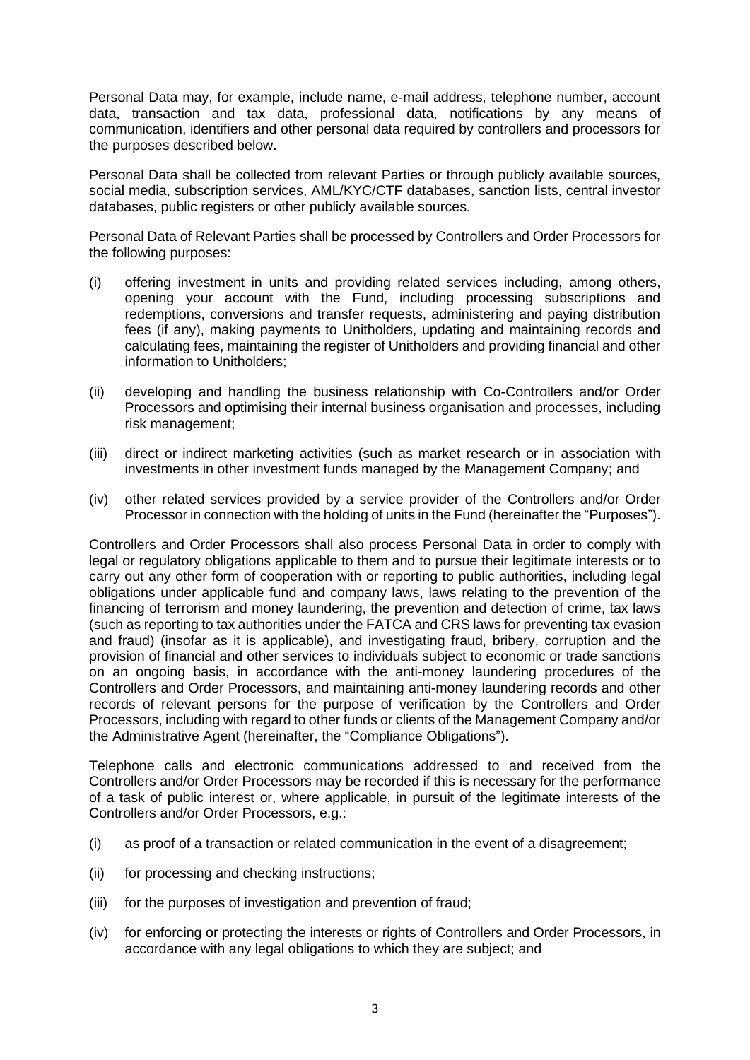Personal Data may, for example, include name, e-mail address, telephone number, account data, transaction and tax data, professional data, notifications by any means of communication, identifiers and other personal data required by controllers and processors for the purposes described below.

Personal Data shall be collected from relevant Parties or through publicly available sources, social media, subscription services, AML/KYC/CTF databases, sanction lists, central investor databases, public registers or other publicly available sources.

Personal Data of Relevant Parties shall be processed by Controllers and Order Processors for the following purposes:

(i) offering investment in units and providing related services including, among others, opening your account with the Fund, including processing subscriptions and redemptions, conversions and transfer requests, administering and paying distribution fees (if any), making payments to Unitholders, updating and maintaining records and calculating fees, maintaining the register of Unitholders and providing financial and other information to Unitholders;

(ii) developing and handling the business relationship with Co-Controllers and/or Order Processors and optimising their internal business organisation and processes, including risk management;

(iii) direct or indirect marketing activities (such as market research or in association with investments in other investment funds managed by the Management Company; and

(iv) other related services provided by a service provider of the Controllers and/or Order Processor in connection with the holding of units in the Fund (hereinafter the "Purposes").

Controllers and Order Processors shall also process Personal Data in order to comply with legal or regulatory obligations applicable to them and to pursue their legitimate interests or to carry out any other form of cooperation with or reporting to public authorities, including legal obligations under applicable fund and company laws, laws relating to the prevention of the financing of terrorism and money laundering, the prevention and detection of crime, tax laws (such as reporting to tax authorities under the FATCA and CRS laws for preventing tax evasion and fraud) (insofar as it is applicable), and investigating fraud, bribery, corruption and the provision of financial and other services to individuals subject to economic or trade sanctions on an ongoing basis, in accordance with the anti-money laundering procedures of the Controllers and Order Processors, and maintaining anti-money laundering records and other records of relevant persons for the purpose of verification by the Controllers and Order Processors, including with regard to other funds or clients of the Management Company and/or the Administrative Agent (hereinafter, the "Compliance Obligations").

Telephone calls and electronic communications addressed to and received from the Controllers and/or Order Processors may be recorded if this is necessary for the performance of a task of public interest or, where applicable, in pursuit of the legitimate interests of the Controllers and/or Order Processors, e.g.:

(i) as proof of a transaction or related communication in the event of a disagreement;

(ii) for processing and checking instructions;

(iii) for the purposes of investigation and prevention of fraud;

(iv) for enforcing or protecting the interests or rights of Controllers and Order Processors, in accordance with any legal obligations to which they are subject; and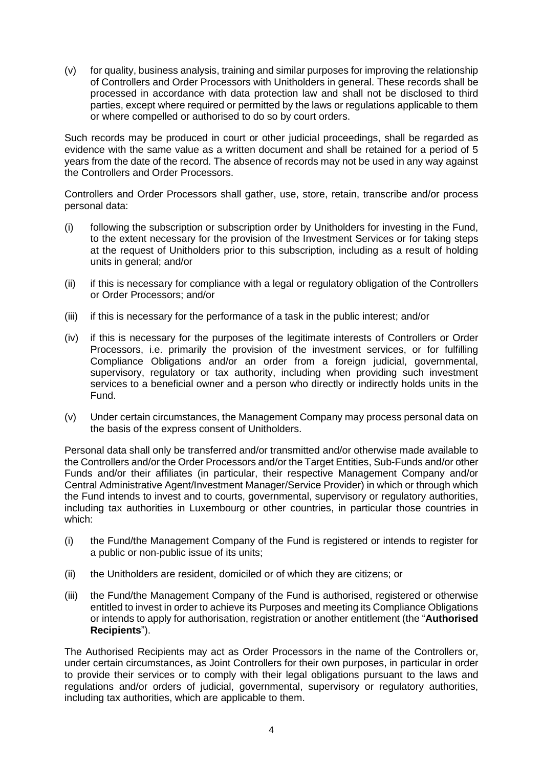(v) for quality, business analysis, training and similar purposes for improving the relationship of Controllers and Order Processors with Unitholders in general. These records shall be processed in accordance with data protection law and shall not be disclosed to third parties, except where required or permitted by the laws or regulations applicable to them or where compelled or authorised to do so by court orders.

Such records may be produced in court or other judicial proceedings, shall be regarded as evidence with the same value as a written document and shall be retained for a period of 5 years from the date of the record. The absence of records may not be used in any way against the Controllers and Order Processors.

Controllers and Order Processors shall gather, use, store, retain, transcribe and/or process personal data:

(i) following the subscription or subscription order by Unitholders for investing in the Fund, to the extent necessary for the provision of the Investment Services or for taking steps at the request of Unitholders prior to this subscription, including as a result of holding units in general; and/or

(ii) if this is necessary for compliance with a legal or regulatory obligation of the Controllers or Order Processors; and/or

(iii) if this is necessary for the performance of a task in the public interest; and/or

(iv) if this is necessary for the purposes of the legitimate interests of Controllers or Order Processors, i.e. primarily the provision of the investment services, or for fulfilling Compliance Obligations and/or an order from a foreign judicial, governmental, supervisory, regulatory or tax authority, including when providing such investment services to a beneficial owner and a person who directly or indirectly holds units in the Fund.

(v) Under certain circumstances, the Management Company may process personal data on the basis of the express consent of Unitholders.

Personal data shall only be transferred and/or transmitted and/or otherwise made available to the Controllers and/or the Order Processors and/or the Target Entities, Sub-Funds and/or other Funds and/or their affiliates (in particular, their respective Management Company and/or Central Administrative Agent/Investment Manager/Service Provider) in which or through which the Fund intends to invest and to courts, governmental, supervisory or regulatory authorities, including tax authorities in Luxembourg or other countries, in particular those countries in which:

(i) the Fund/the Management Company of the Fund is registered or intends to register for a public or non-public issue of its units;

(ii) the Unitholders are resident, domiciled or of which they are citizens; or

(iii) the Fund/the Management Company of the Fund is authorised, registered or otherwise entitled to invest in order to achieve its Purposes and meeting its Compliance Obligations or intends to apply for authorisation, registration or another entitlement (the "**Authorised Recipients**").

The Authorised Recipients may act as Order Processors in the name of the Controllers or, under certain circumstances, as Joint Controllers for their own purposes, in particular in order to provide their services or to comply with their legal obligations pursuant to the laws and regulations and/or orders of judicial, governmental, supervisory or regulatory authorities, including tax authorities, which are applicable to them.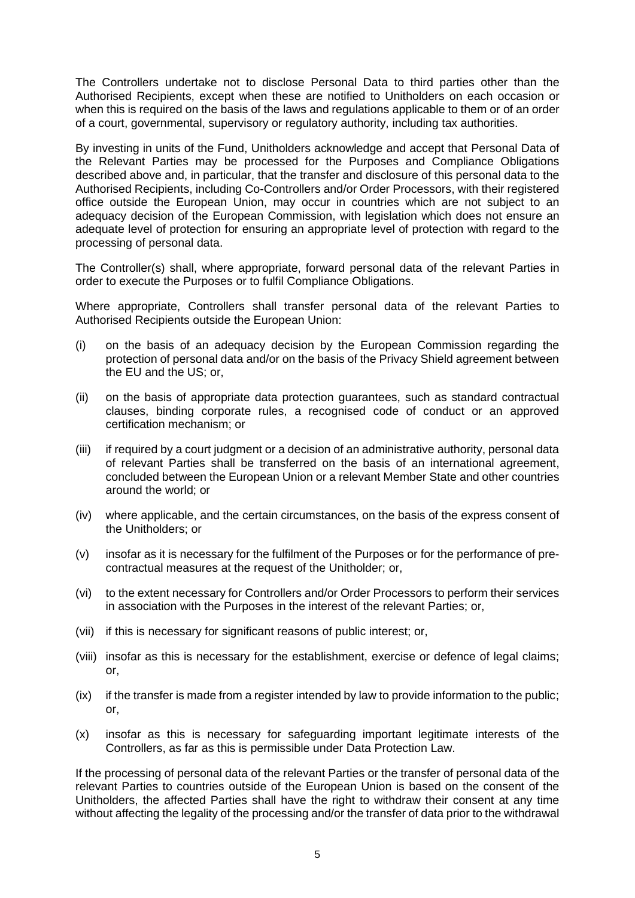The Controllers undertake not to disclose Personal Data to third parties other than the Authorised Recipients, except when these are notified to Unitholders on each occasion or when this is required on the basis of the laws and regulations applicable to them or of an order of a court, governmental, supervisory or regulatory authority, including tax authorities.

By investing in units of the Fund, Unitholders acknowledge and accept that Personal Data of the Relevant Parties may be processed for the Purposes and Compliance Obligations described above and, in particular, that the transfer and disclosure of this personal data to the Authorised Recipients, including Co-Controllers and/or Order Processors, with their registered office outside the European Union, may occur in countries which are not subject to an adequacy decision of the European Commission, with legislation which does not ensure an adequate level of protection for ensuring an appropriate level of protection with regard to the processing of personal data.

The Controller(s) shall, where appropriate, forward personal data of the relevant Parties in order to execute the Purposes or to fulfil Compliance Obligations.

Where appropriate, Controllers shall transfer personal data of the relevant Parties to Authorised Recipients outside the European Union:

(i) on the basis of an adequacy decision by the European Commission regarding the protection of personal data and/or on the basis of the Privacy Shield agreement between the EU and the US; or,

(ii) on the basis of appropriate data protection guarantees, such as standard contractual clauses, binding corporate rules, a recognised code of conduct or an approved certification mechanism; or

(iii) if required by a court judgment or a decision of an administrative authority, personal data of relevant Parties shall be transferred on the basis of an international agreement, concluded between the European Union or a relevant Member State and other countries around the world; or

(iv) where applicable, and the certain circumstances, on the basis of the express consent of the Unitholders; or

(v) insofar as it is necessary for the fulfilment of the Purposes or for the performance of pre-contractual measures at the request of the Unitholder; or,

(vi) to the extent necessary for Controllers and/or Order Processors to perform their services in association with the Purposes in the interest of the relevant Parties; or,

(vii) if this is necessary for significant reasons of public interest; or,

(viii) insofar as this is necessary for the establishment, exercise or defence of legal claims; or,

(ix) if the transfer is made from a register intended by law to provide information to the public; or,

(x) insofar as this is necessary for safeguarding important legitimate interests of the Controllers, as far as this is permissible under Data Protection Law.

If the processing of personal data of the relevant Parties or the transfer of personal data of the relevant Parties to countries outside of the European Union is based on the consent of the Unitholders, the affected Parties shall have the right to withdraw their consent at any time without affecting the legality of the processing and/or the transfer of data prior to the withdrawal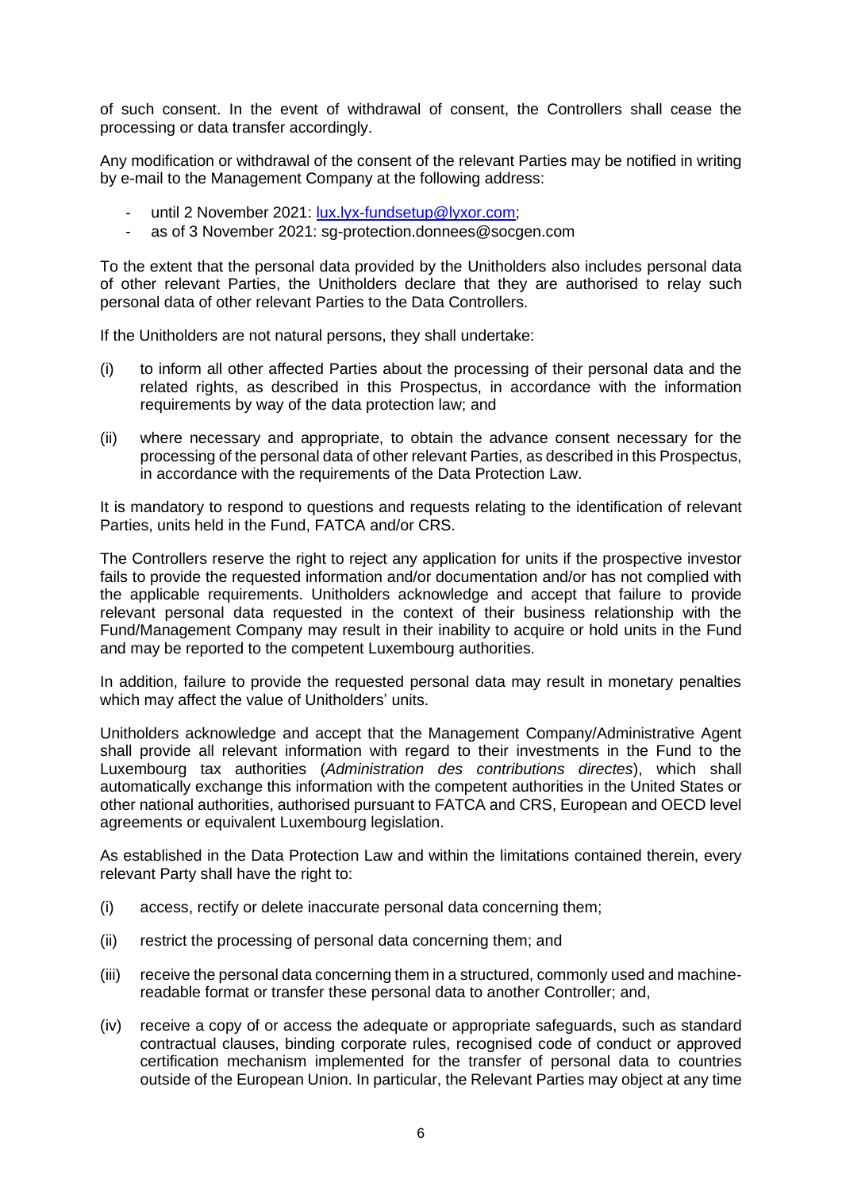of such consent. In the event of withdrawal of consent, the Controllers shall cease the processing or data transfer accordingly.

Any modification or withdrawal of the consent of the relevant Parties may be notified in writing by e-mail to the Management Company at the following address:

- until 2 November 2021: lux.lyx-fundsetup@lyxor.com;
- as of 3 November 2021: sg-protection.donnees@socgen.com

To the extent that the personal data provided by the Unitholders also includes personal data of other relevant Parties, the Unitholders declare that they are authorised to relay such personal data of other relevant Parties to the Data Controllers.

If the Unitholders are not natural persons, they shall undertake:

(i) to inform all other affected Parties about the processing of their personal data and the related rights, as described in this Prospectus, in accordance with the information requirements by way of the data protection law; and

(ii) where necessary and appropriate, to obtain the advance consent necessary for the processing of the personal data of other relevant Parties, as described in this Prospectus, in accordance with the requirements of the Data Protection Law.

It is mandatory to respond to questions and requests relating to the identification of relevant Parties, units held in the Fund, FATCA and/or CRS.

The Controllers reserve the right to reject any application for units if the prospective investor fails to provide the requested information and/or documentation and/or has not complied with the applicable requirements. Unitholders acknowledge and accept that failure to provide relevant personal data requested in the context of their business relationship with the Fund/Management Company may result in their inability to acquire or hold units in the Fund and may be reported to the competent Luxembourg authorities.

In addition, failure to provide the requested personal data may result in monetary penalties which may affect the value of Unitholders' units.

Unitholders acknowledge and accept that the Management Company/Administrative Agent shall provide all relevant information with regard to their investments in the Fund to the Luxembourg tax authorities (*Administration des contributions directes*), which shall automatically exchange this information with the competent authorities in the United States or other national authorities, authorised pursuant to FATCA and CRS, European and OECD level agreements or equivalent Luxembourg legislation.

As established in the Data Protection Law and within the limitations contained therein, every relevant Party shall have the right to:

(i) access, rectify or delete inaccurate personal data concerning them;

(ii) restrict the processing of personal data concerning them; and

(iii) receive the personal data concerning them in a structured, commonly used and machine-readable format or transfer these personal data to another Controller; and,

(iv) receive a copy of or access the adequate or appropriate safeguards, such as standard contractual clauses, binding corporate rules, recognised code of conduct or approved certification mechanism implemented for the transfer of personal data to countries outside of the European Union. In particular, the Relevant Parties may object at any time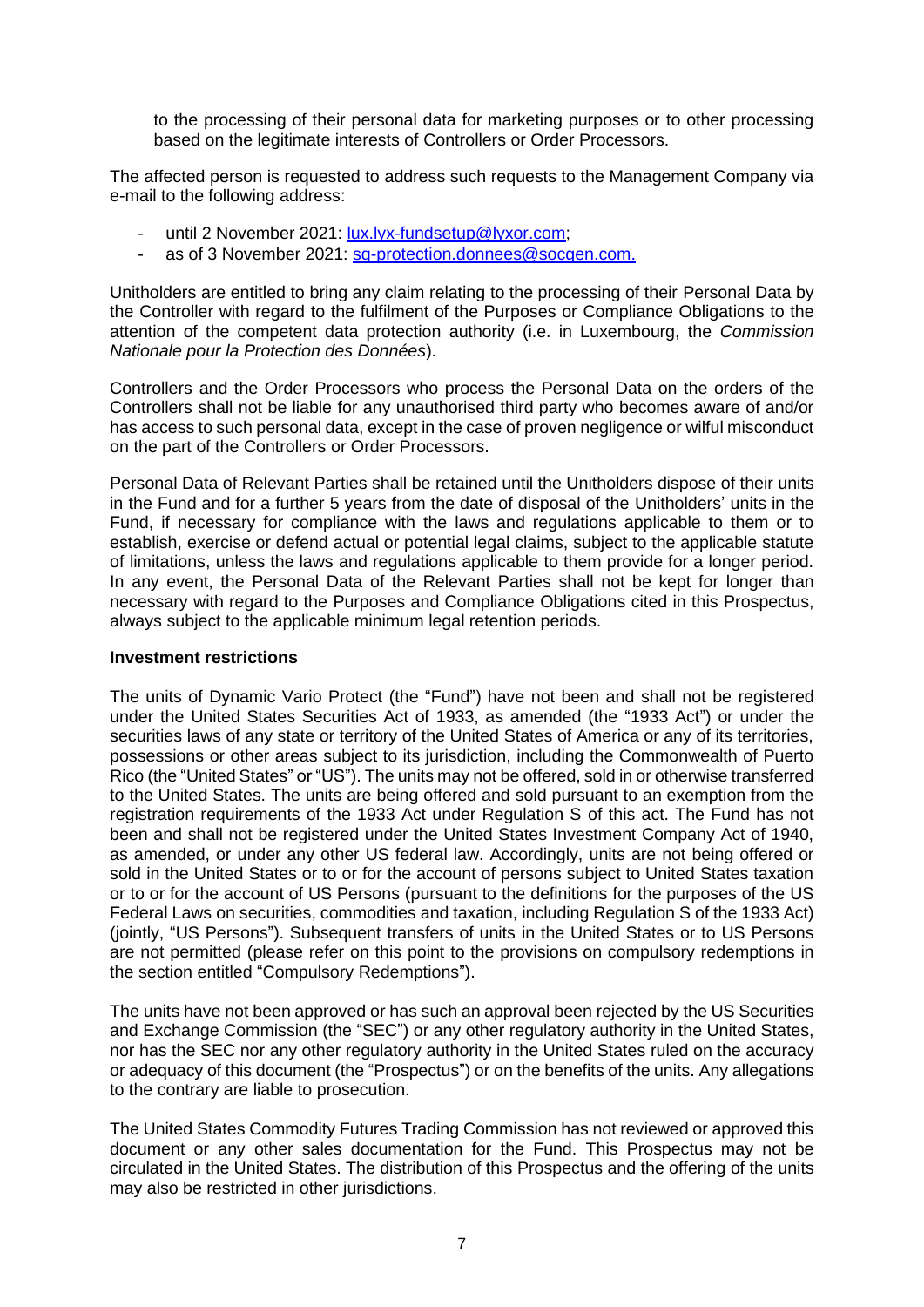to the processing of their personal data for marketing purposes or to other processing based on the legitimate interests of Controllers or Order Processors.

The affected person is requested to address such requests to the Management Company via e-mail to the following address:

- until 2 November 2021: lux.lyx-fundsetup@lyxor.com;
- as of 3 November 2021: sg-protection.donnees@socgen.com.

Unitholders are entitled to bring any claim relating to the processing of their Personal Data by the Controller with regard to the fulfilment of the Purposes or Compliance Obligations to the attention of the competent data protection authority (i.e. in Luxembourg, the *Commission Nationale pour la Protection des Données*).

Controllers and the Order Processors who process the Personal Data on the orders of the Controllers shall not be liable for any unauthorised third party who becomes aware of and/or has access to such personal data, except in the case of proven negligence or wilful misconduct on the part of the Controllers or Order Processors.

Personal Data of Relevant Parties shall be retained until the Unitholders dispose of their units in the Fund and for a further 5 years from the date of disposal of the Unitholders' units in the Fund, if necessary for compliance with the laws and regulations applicable to them or to establish, exercise or defend actual or potential legal claims, subject to the applicable statute of limitations, unless the laws and regulations applicable to them provide for a longer period. In any event, the Personal Data of the Relevant Parties shall not be kept for longer than necessary with regard to the Purposes and Compliance Obligations cited in this Prospectus, always subject to the applicable minimum legal retention periods.

**Investment restrictions**

The units of Dynamic Vario Protect (the "Fund") have not been and shall not be registered under the United States Securities Act of 1933, as amended (the "1933 Act") or under the securities laws of any state or territory of the United States of America or any of its territories, possessions or other areas subject to its jurisdiction, including the Commonwealth of Puerto Rico (the "United States" or "US"). The units may not be offered, sold in or otherwise transferred to the United States. The units are being offered and sold pursuant to an exemption from the registration requirements of the 1933 Act under Regulation S of this act. The Fund has not been and shall not be registered under the United States Investment Company Act of 1940, as amended, or under any other US federal law. Accordingly, units are not being offered or sold in the United States or to or for the account of persons subject to United States taxation or to or for the account of US Persons (pursuant to the definitions for the purposes of the US Federal Laws on securities, commodities and taxation, including Regulation S of the 1933 Act) (jointly, "US Persons"). Subsequent transfers of units in the United States or to US Persons are not permitted (please refer on this point to the provisions on compulsory redemptions in the section entitled "Compulsory Redemptions").

The units have not been approved or has such an approval been rejected by the US Securities and Exchange Commission (the "SEC") or any other regulatory authority in the United States, nor has the SEC nor any other regulatory authority in the United States ruled on the accuracy or adequacy of this document (the "Prospectus") or on the benefits of the units. Any allegations to the contrary are liable to prosecution.

The United States Commodity Futures Trading Commission has not reviewed or approved this document or any other sales documentation for the Fund. This Prospectus may not be circulated in the United States. The distribution of this Prospectus and the offering of the units may also be restricted in other jurisdictions.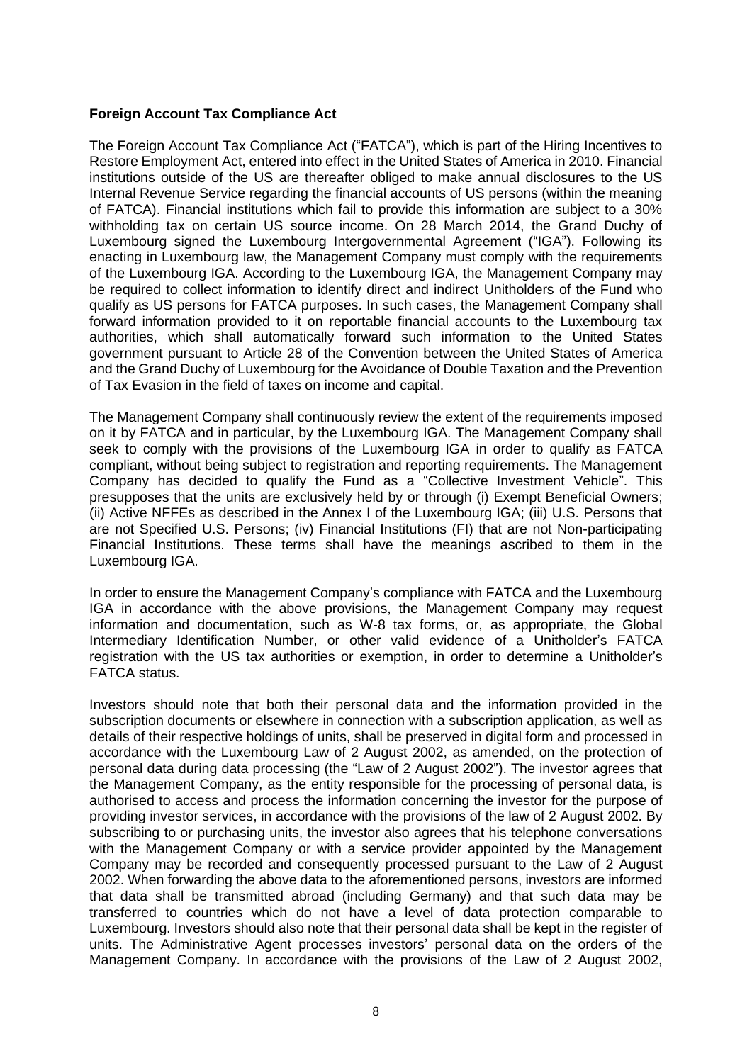**Foreign Account Tax Compliance Act**

The Foreign Account Tax Compliance Act ("FATCA"), which is part of the Hiring Incentives to Restore Employment Act, entered into effect in the United States of America in 2010. Financial institutions outside of the US are thereafter obliged to make annual disclosures to the US Internal Revenue Service regarding the financial accounts of US persons (within the meaning of FATCA). Financial institutions which fail to provide this information are subject to a 30% withholding tax on certain US source income. On 28 March 2014, the Grand Duchy of Luxembourg signed the Luxembourg Intergovernmental Agreement ("IGA"). Following its enacting in Luxembourg law, the Management Company must comply with the requirements of the Luxembourg IGA. According to the Luxembourg IGA, the Management Company may be required to collect information to identify direct and indirect Unitholders of the Fund who qualify as US persons for FATCA purposes. In such cases, the Management Company shall forward information provided to it on reportable financial accounts to the Luxembourg tax authorities, which shall automatically forward such information to the United States government pursuant to Article 28 of the Convention between the United States of America and the Grand Duchy of Luxembourg for the Avoidance of Double Taxation and the Prevention of Tax Evasion in the field of taxes on income and capital.

The Management Company shall continuously review the extent of the requirements imposed on it by FATCA and in particular, by the Luxembourg IGA. The Management Company shall seek to comply with the provisions of the Luxembourg IGA in order to qualify as FATCA compliant, without being subject to registration and reporting requirements. The Management Company has decided to qualify the Fund as a "Collective Investment Vehicle". This presupposes that the units are exclusively held by or through (i) Exempt Beneficial Owners; (ii) Active NFFEs as described in the Annex I of the Luxembourg IGA; (iii) U.S. Persons that are not Specified U.S. Persons; (iv) Financial Institutions (FI) that are not Non-participating Financial Institutions. These terms shall have the meanings ascribed to them in the Luxembourg IGA.

In order to ensure the Management Company's compliance with FATCA and the Luxembourg IGA in accordance with the above provisions, the Management Company may request information and documentation, such as W-8 tax forms, or, as appropriate, the Global Intermediary Identification Number, or other valid evidence of a Unitholder's FATCA registration with the US tax authorities or exemption, in order to determine a Unitholder's FATCA status.

Investors should note that both their personal data and the information provided in the subscription documents or elsewhere in connection with a subscription application, as well as details of their respective holdings of units, shall be preserved in digital form and processed in accordance with the Luxembourg Law of 2 August 2002, as amended, on the protection of personal data during data processing (the "Law of 2 August 2002"). The investor agrees that the Management Company, as the entity responsible for the processing of personal data, is authorised to access and process the information concerning the investor for the purpose of providing investor services, in accordance with the provisions of the law of 2 August 2002. By subscribing to or purchasing units, the investor also agrees that his telephone conversations with the Management Company or with a service provider appointed by the Management Company may be recorded and consequently processed pursuant to the Law of 2 August 2002. When forwarding the above data to the aforementioned persons, investors are informed that data shall be transmitted abroad (including Germany) and that such data may be transferred to countries which do not have a level of data protection comparable to Luxembourg. Investors should also note that their personal data shall be kept in the register of units. The Administrative Agent processes investors' personal data on the orders of the Management Company. In accordance with the provisions of the Law of 2 August 2002,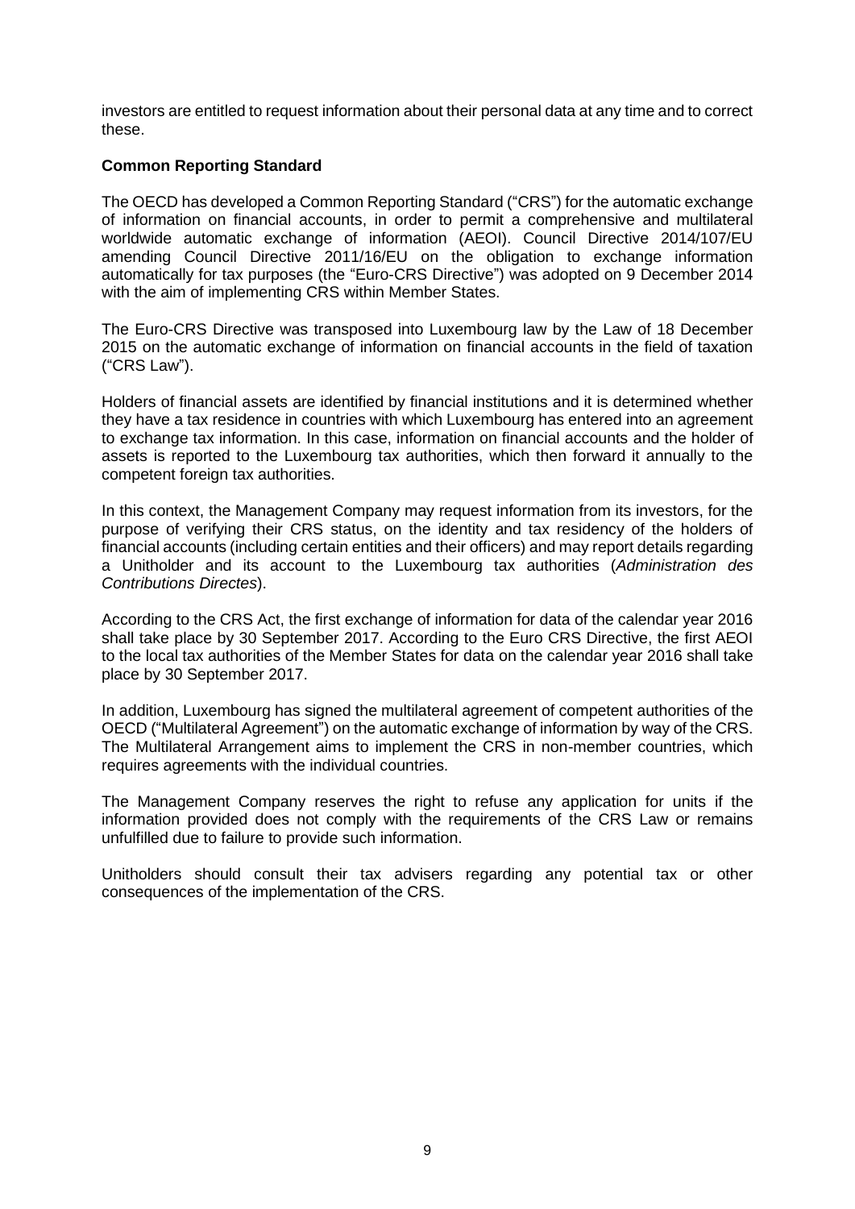investors are entitled to request information about their personal data at any time and to correct these.

**Common Reporting Standard**

The OECD has developed a Common Reporting Standard ("CRS") for the automatic exchange of information on financial accounts, in order to permit a comprehensive and multilateral worldwide automatic exchange of information (AEOI). Council Directive 2014/107/EU amending Council Directive 2011/16/EU on the obligation to exchange information automatically for tax purposes (the "Euro-CRS Directive") was adopted on 9 December 2014 with the aim of implementing CRS within Member States.

The Euro-CRS Directive was transposed into Luxembourg law by the Law of 18 December 2015 on the automatic exchange of information on financial accounts in the field of taxation ("CRS Law").

Holders of financial assets are identified by financial institutions and it is determined whether they have a tax residence in countries with which Luxembourg has entered into an agreement to exchange tax information. In this case, information on financial accounts and the holder of assets is reported to the Luxembourg tax authorities, which then forward it annually to the competent foreign tax authorities.

In this context, the Management Company may request information from its investors, for the purpose of verifying their CRS status, on the identity and tax residency of the holders of financial accounts (including certain entities and their officers) and may report details regarding a Unitholder and its account to the Luxembourg tax authorities (*Administration des Contributions Directes*).

According to the CRS Act, the first exchange of information for data of the calendar year 2016 shall take place by 30 September 2017. According to the Euro CRS Directive, the first AEOI to the local tax authorities of the Member States for data on the calendar year 2016 shall take place by 30 September 2017.

In addition, Luxembourg has signed the multilateral agreement of competent authorities of the OECD ("Multilateral Agreement") on the automatic exchange of information by way of the CRS. The Multilateral Arrangement aims to implement the CRS in non-member countries, which requires agreements with the individual countries.

The Management Company reserves the right to refuse any application for units if the information provided does not comply with the requirements of the CRS Law or remains unfulfilled due to failure to provide such information.

Unitholders should consult their tax advisers regarding any potential tax or other consequences of the implementation of the CRS.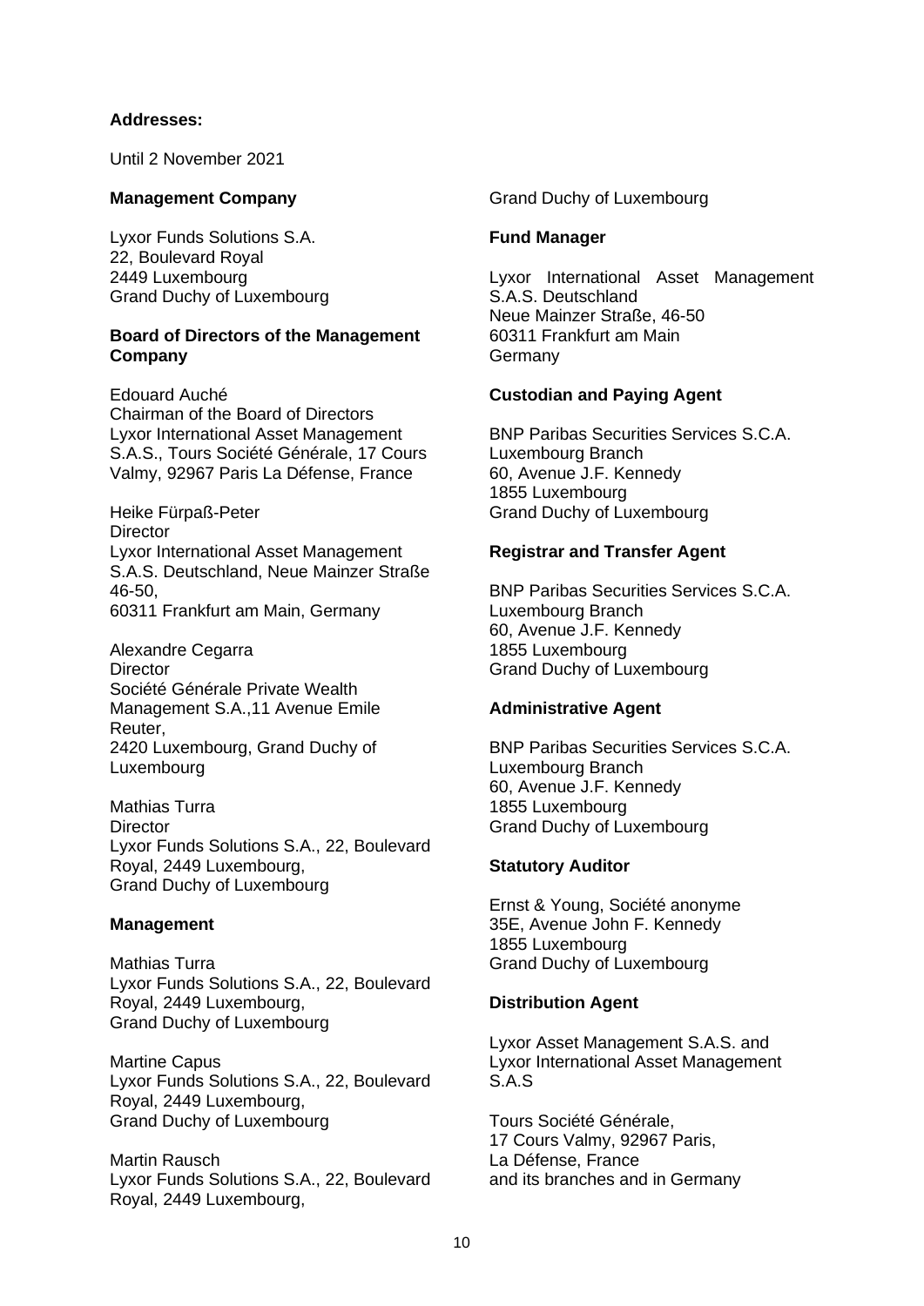**Addresses:**

Until 2 November 2021

**Management Company**

Lyxor Funds Solutions S.A.
22, Boulevard Royal
2449 Luxembourg
Grand Duchy of Luxembourg

**Board of Directors of the Management Company**

Edouard Auché
Chairman of the Board of Directors
Lyxor International Asset Management S.A.S., Tours Société Générale, 17 Cours Valmy, 92967 Paris La Défense, France

Heike Fürpaß-Peter
Director
Lyxor International Asset Management S.A.S. Deutschland, Neue Mainzer Straße 46-50,
60311 Frankfurt am Main, Germany

Alexandre Cegarra
Director
Société Générale Private Wealth Management S.A.,11 Avenue Emile Reuter,
2420 Luxembourg, Grand Duchy of Luxembourg

Mathias Turra
Director
Lyxor Funds Solutions S.A., 22, Boulevard Royal, 2449 Luxembourg,
Grand Duchy of Luxembourg

**Management**

Mathias Turra
Lyxor Funds Solutions S.A., 22, Boulevard Royal, 2449 Luxembourg,
Grand Duchy of Luxembourg

Martine Capus
Lyxor Funds Solutions S.A., 22, Boulevard Royal, 2449 Luxembourg,
Grand Duchy of Luxembourg

Martin Rausch
Lyxor Funds Solutions S.A., 22, Boulevard Royal, 2449 Luxembourg,
Grand Duchy of Luxembourg

**Fund Manager**

Lyxor International Asset Management S.A.S. Deutschland
Neue Mainzer Straße, 46-50
60311 Frankfurt am Main
Germany

**Custodian and Paying Agent**

BNP Paribas Securities Services S.C.A.
Luxembourg Branch
60, Avenue J.F. Kennedy
1855 Luxembourg
Grand Duchy of Luxembourg

**Registrar and Transfer Agent**

BNP Paribas Securities Services S.C.A.
Luxembourg Branch
60, Avenue J.F. Kennedy
1855 Luxembourg
Grand Duchy of Luxembourg

**Administrative Agent**

BNP Paribas Securities Services S.C.A.
Luxembourg Branch
60, Avenue J.F. Kennedy
1855 Luxembourg
Grand Duchy of Luxembourg

**Statutory Auditor**

Ernst & Young, Société anonyme
35E, Avenue John F. Kennedy
1855 Luxembourg
Grand Duchy of Luxembourg

**Distribution Agent**

Lyxor Asset Management S.A.S. and Lyxor International Asset Management S.A.S

Tours Société Générale,
17 Cours Valmy, 92967 Paris,
La Défense, France
and its branches and in Germany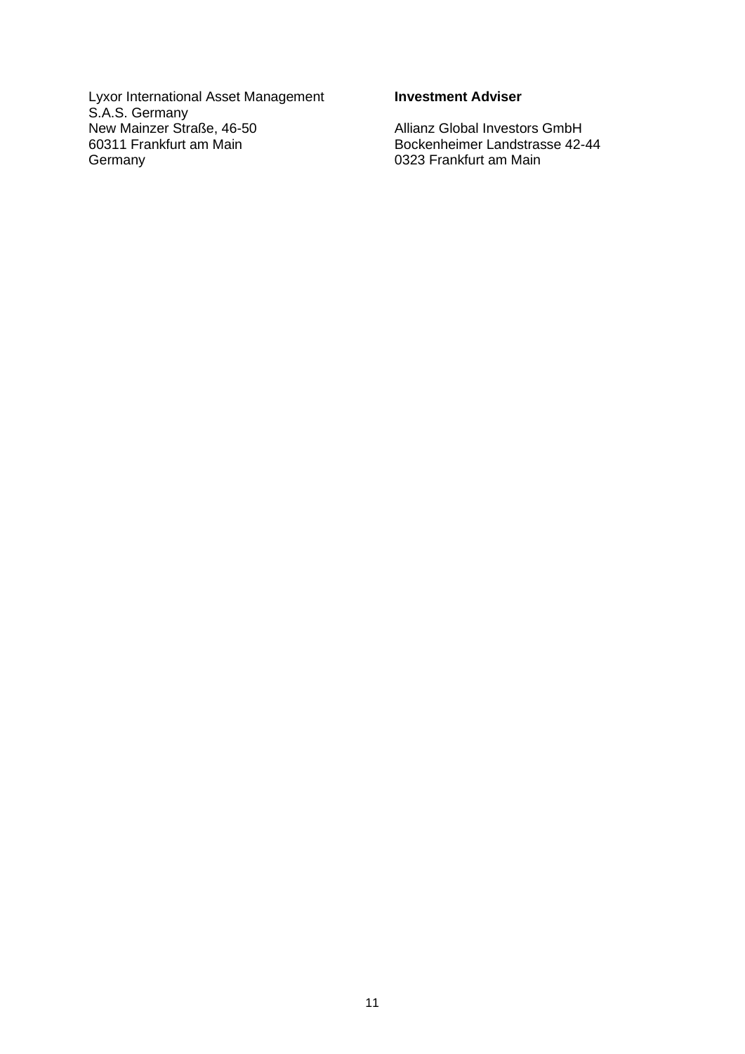Lyxor International Asset Management
S.A.S. Germany
New Mainzer Straße, 46-50
60311 Frankfurt am Main
Germany

**Investment Adviser**

Allianz Global Investors GmbH
Bockenheimer Landstrasse 42-44
0323 Frankfurt am Main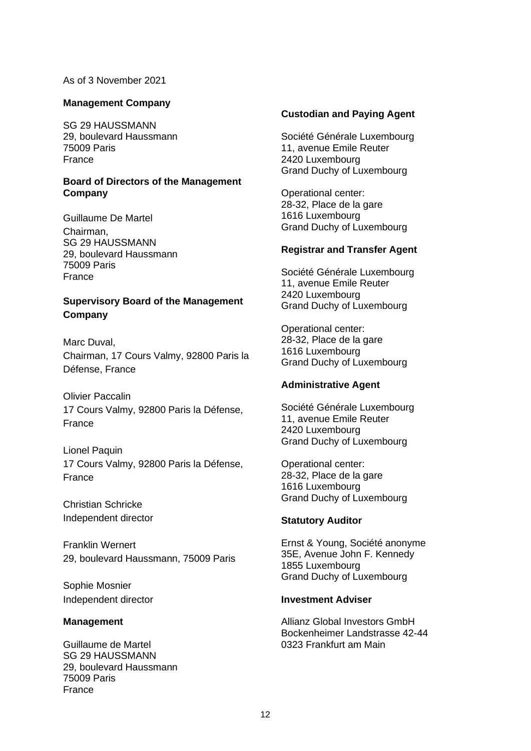As of 3 November 2021

**Management Company**

SG 29 HAUSSMANN
29, boulevard Haussmann
75009 Paris
France

**Board of Directors of the Management Company**

Guillaume De Martel
Chairman,
SG 29 HAUSSMANN
29, boulevard Haussmann
75009 Paris
France

**Supervisory Board of the Management Company**

Marc Duval,
Chairman, 17 Cours Valmy, 92800 Paris la Défense, France

Olivier Paccalin
17 Cours Valmy, 92800 Paris la Défense, France

Lionel Paquin
17 Cours Valmy, 92800 Paris la Défense, France

Christian Schricke
Independent director

Franklin Wernert
29, boulevard Haussmann, 75009 Paris

Sophie Mosnier
Independent director

**Management**

Guillaume de Martel
SG 29 HAUSSMANN
29, boulevard Haussmann
75009 Paris
France

**Custodian and Paying Agent**

Société Générale Luxembourg
11, avenue Emile Reuter
2420 Luxembourg
Grand Duchy of Luxembourg

Operational center:
28-32, Place de la gare
1616 Luxembourg
Grand Duchy of Luxembourg

**Registrar and Transfer Agent**

Société Générale Luxembourg
11, avenue Emile Reuter
2420 Luxembourg
Grand Duchy of Luxembourg

Operational center:
28-32, Place de la gare
1616 Luxembourg
Grand Duchy of Luxembourg

**Administrative Agent**

Société Générale Luxembourg
11, avenue Emile Reuter
2420 Luxembourg
Grand Duchy of Luxembourg

Operational center:
28-32, Place de la gare
1616 Luxembourg
Grand Duchy of Luxembourg

**Statutory Auditor**

Ernst & Young, Société anonyme
35E, Avenue John F. Kennedy
1855 Luxembourg
Grand Duchy of Luxembourg

**Investment Adviser**

Allianz Global Investors GmbH
Bockenheimer Landstrasse 42-44
0323 Frankfurt am Main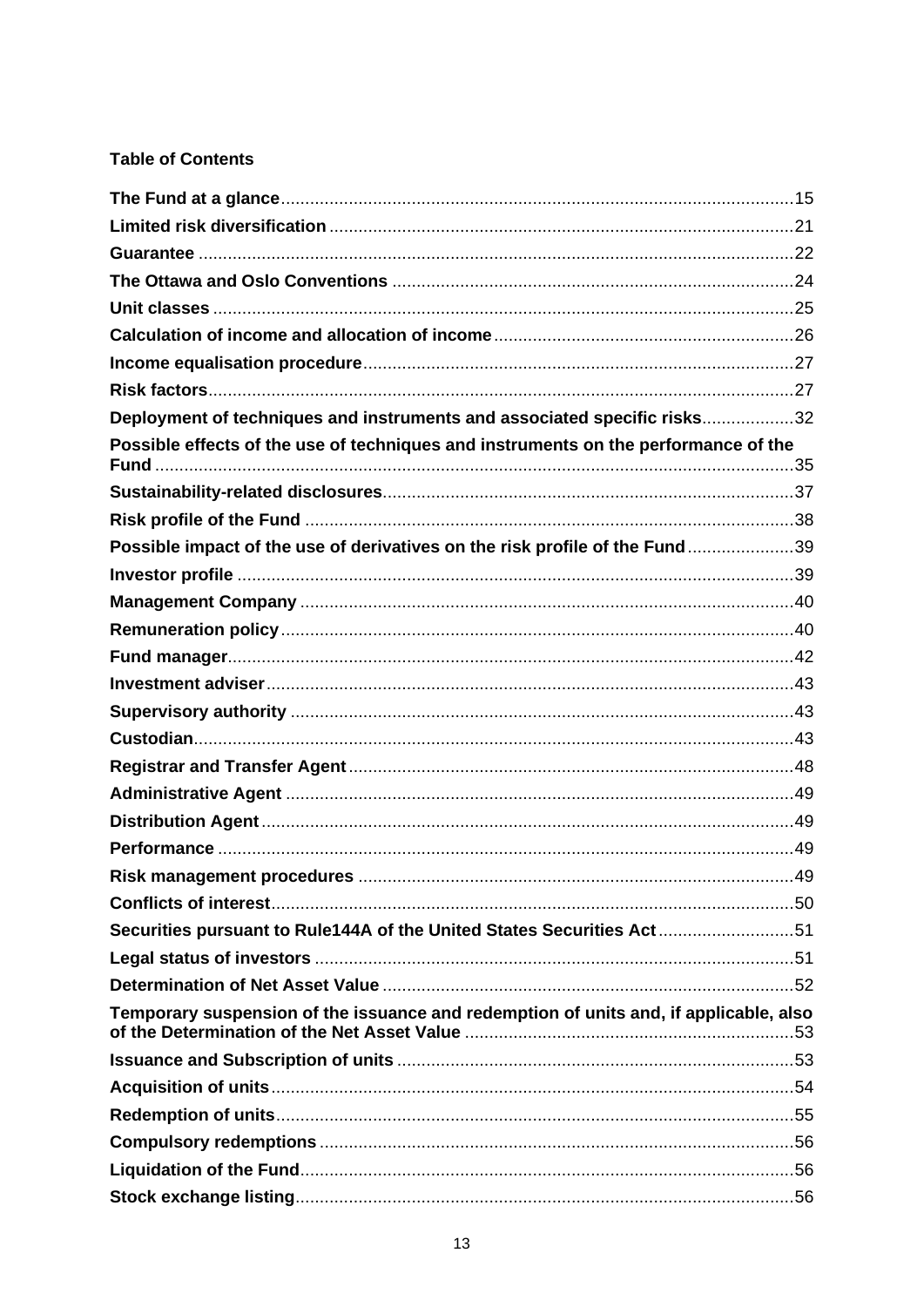**Table of Contents**

**The Fund at a glance** .......... 15
**Limited risk diversification** .......... 21
**Guarantee** .......... 22
**The Ottawa and Oslo Conventions** .......... 24
**Unit classes** .......... 25
**Calculation of income and allocation of income** .......... 26
**Income equalisation procedure** .......... 27
**Risk factors** .......... 27
**Deployment of techniques and instruments and associated specific risks** .......... 32
**Possible effects of the use of techniques and instruments on the performance of the Fund** .......... 35
**Sustainability-related disclosures** .......... 37
**Risk profile of the Fund** .......... 38
**Possible impact of the use of derivatives on the risk profile of the Fund** .......... 39
**Investor profile** .......... 39
**Management Company** .......... 40
**Remuneration policy** .......... 40
**Fund manager** .......... 42
**Investment adviser** .......... 43
**Supervisory authority** .......... 43
**Custodian** .......... 43
**Registrar and Transfer Agent** .......... 48
**Administrative Agent** .......... 49
**Distribution Agent** .......... 49
**Performance** .......... 49
**Risk management procedures** .......... 49
**Conflicts of interest** .......... 50
**Securities pursuant to Rule144A of the United States Securities Act** .......... 51
**Legal status of investors** .......... 51
**Determination of Net Asset Value** .......... 52
**Temporary suspension of the issuance and redemption of units and, if applicable, also of the Determination of the Net Asset Value** .......... 53
**Issuance and Subscription of units** .......... 53
**Acquisition of units** .......... 54
**Redemption of units** .......... 55
**Compulsory redemptions** .......... 56
**Liquidation of the Fund** .......... 56
**Stock exchange listing** .......... 56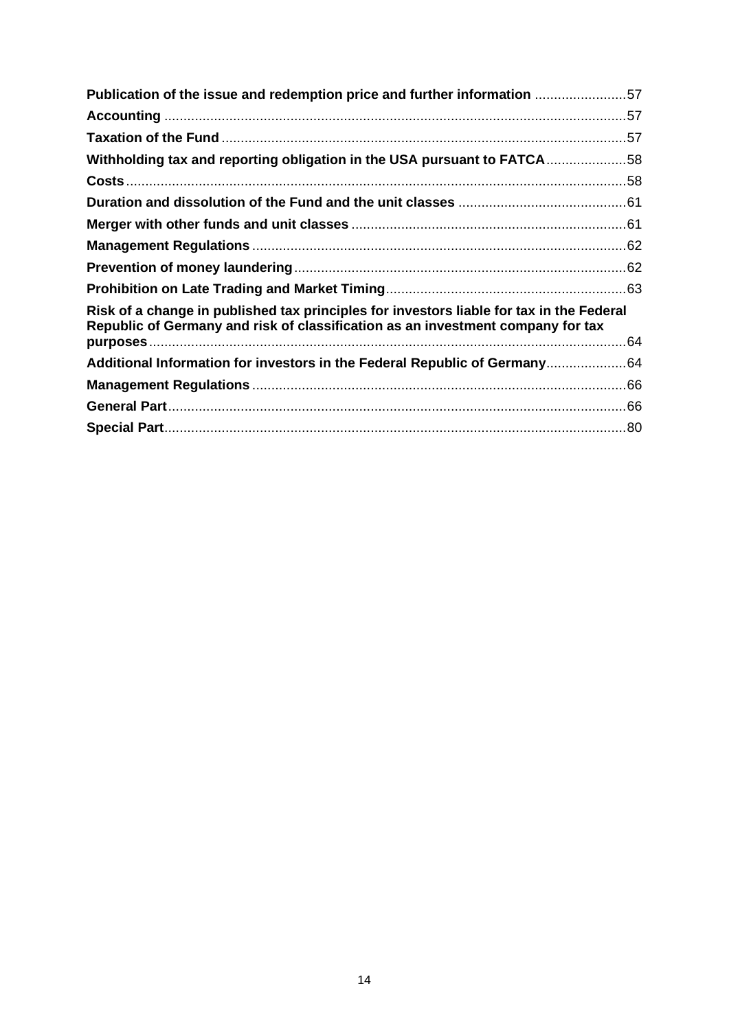**Publication of the issue and redemption price and further information** ........................57

**Accounting** ........................................................................................................................57

**Taxation of the Fund** .........................................................................................................57

**Withholding tax and reporting obligation in the USA pursuant to FATCA** .....................58

**Costs** ..................................................................................................................................58

**Duration and dissolution of the Fund and the unit classes** ............................................61

**Merger with other funds and unit classes** .......................................................................61

**Management Regulations** .................................................................................................62

**Prevention of money laundering** ......................................................................................62

**Prohibition on Late Trading and Market Timing** ..............................................................63

**Risk of a change in published tax principles for investors liable for tax in the Federal Republic of Germany and risk of classification as an investment company for tax purposes** ............................................................................................................................64

**Additional Information for investors in the Federal Republic of Germany** .....................64

**Management Regulations** .................................................................................................66

**General Part** .......................................................................................................................66

**Special Part** ........................................................................................................................80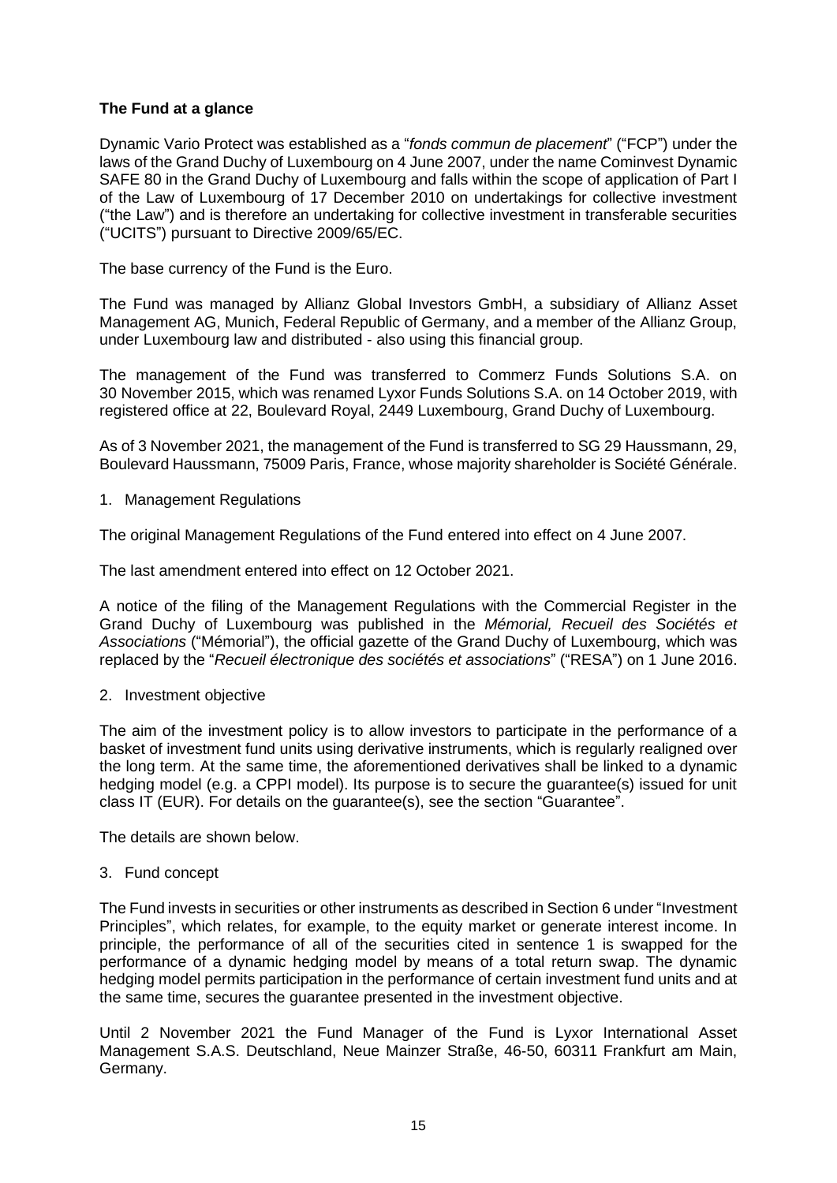**The Fund at a glance**

Dynamic Vario Protect was established as a "*fonds commun de placement*" ("FCP") under the laws of the Grand Duchy of Luxembourg on 4 June 2007, under the name Cominvest Dynamic SAFE 80 in the Grand Duchy of Luxembourg and falls within the scope of application of Part I of the Law of Luxembourg of 17 December 2010 on undertakings for collective investment ("the Law") and is therefore an undertaking for collective investment in transferable securities ("UCITS") pursuant to Directive 2009/65/EC.

The base currency of the Fund is the Euro.

The Fund was managed by Allianz Global Investors GmbH, a subsidiary of Allianz Asset Management AG, Munich, Federal Republic of Germany, and a member of the Allianz Group, under Luxembourg law and distributed - also using this financial group.

The management of the Fund was transferred to Commerz Funds Solutions S.A. on 30 November 2015, which was renamed Lyxor Funds Solutions S.A. on 14 October 2019, with registered office at 22, Boulevard Royal, 2449 Luxembourg, Grand Duchy of Luxembourg.

As of 3 November 2021, the management of the Fund is transferred to SG 29 Haussmann, 29, Boulevard Haussmann, 75009 Paris, France, whose majority shareholder is Société Générale.

1. Management Regulations

The original Management Regulations of the Fund entered into effect on 4 June 2007.

The last amendment entered into effect on 12 October 2021.

A notice of the filing of the Management Regulations with the Commercial Register in the Grand Duchy of Luxembourg was published in the *Mémorial, Recueil des Sociétés et Associations* ("Mémorial"), the official gazette of the Grand Duchy of Luxembourg, which was replaced by the "*Recueil électronique des sociétés et associations*" ("RESA") on 1 June 2016.

2. Investment objective

The aim of the investment policy is to allow investors to participate in the performance of a basket of investment fund units using derivative instruments, which is regularly realigned over the long term. At the same time, the aforementioned derivatives shall be linked to a dynamic hedging model (e.g. a CPPI model). Its purpose is to secure the guarantee(s) issued for unit class IT (EUR). For details on the guarantee(s), see the section "Guarantee".

The details are shown below.

3. Fund concept

The Fund invests in securities or other instruments as described in Section 6 under "Investment Principles", which relates, for example, to the equity market or generate interest income. In principle, the performance of all of the securities cited in sentence 1 is swapped for the performance of a dynamic hedging model by means of a total return swap. The dynamic hedging model permits participation in the performance of certain investment fund units and at the same time, secures the guarantee presented in the investment objective.

Until 2 November 2021 the Fund Manager of the Fund is Lyxor International Asset Management S.A.S. Deutschland, Neue Mainzer Straße, 46-50, 60311 Frankfurt am Main, Germany.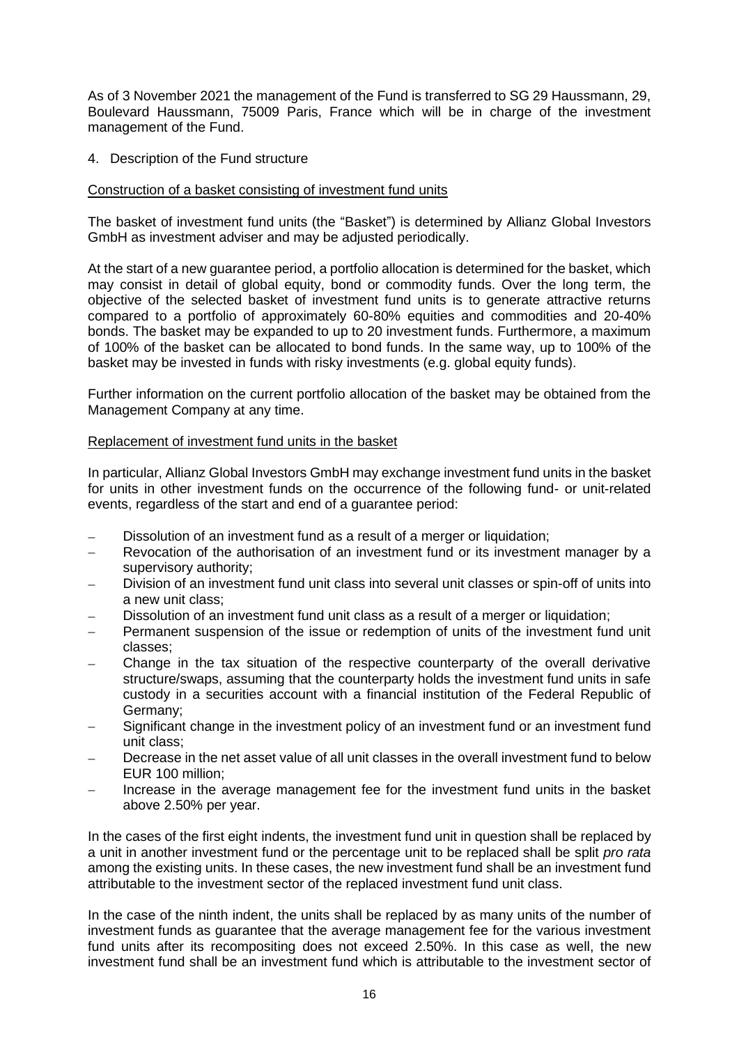As of 3 November 2021 the management of the Fund is transferred to SG 29 Haussmann, 29, Boulevard Haussmann, 75009 Paris, France which will be in charge of the investment management of the Fund.

4. Description of the Fund structure

Construction of a basket consisting of investment fund units

The basket of investment fund units (the "Basket") is determined by Allianz Global Investors GmbH as investment adviser and may be adjusted periodically.

At the start of a new guarantee period, a portfolio allocation is determined for the basket, which may consist in detail of global equity, bond or commodity funds. Over the long term, the objective of the selected basket of investment fund units is to generate attractive returns compared to a portfolio of approximately 60-80% equities and commodities and 20-40% bonds. The basket may be expanded to up to 20 investment funds. Furthermore, a maximum of 100% of the basket can be allocated to bond funds. In the same way, up to 100% of the basket may be invested in funds with risky investments (e.g. global equity funds).

Further information on the current portfolio allocation of the basket may be obtained from the Management Company at any time.

Replacement of investment fund units in the basket

In particular, Allianz Global Investors GmbH may exchange investment fund units in the basket for units in other investment funds on the occurrence of the following fund- or unit-related events, regardless of the start and end of a guarantee period:

- Dissolution of an investment fund as a result of a merger or liquidation;
- Revocation of the authorisation of an investment fund or its investment manager by a supervisory authority;
- Division of an investment fund unit class into several unit classes or spin-off of units into a new unit class;
- Dissolution of an investment fund unit class as a result of a merger or liquidation;
- Permanent suspension of the issue or redemption of units of the investment fund unit classes;
- Change in the tax situation of the respective counterparty of the overall derivative structure/swaps, assuming that the counterparty holds the investment fund units in safe custody in a securities account with a financial institution of the Federal Republic of Germany;
- Significant change in the investment policy of an investment fund or an investment fund unit class;
- Decrease in the net asset value of all unit classes in the overall investment fund to below EUR 100 million;
- Increase in the average management fee for the investment fund units in the basket above 2.50% per year.

In the cases of the first eight indents, the investment fund unit in question shall be replaced by a unit in another investment fund or the percentage unit to be replaced shall be split *pro rata* among the existing units. In these cases, the new investment fund shall be an investment fund attributable to the investment sector of the replaced investment fund unit class.

In the case of the ninth indent, the units shall be replaced by as many units of the number of investment funds as guarantee that the average management fee for the various investment fund units after its recompositing does not exceed 2.50%. In this case as well, the new investment fund shall be an investment fund which is attributable to the investment sector of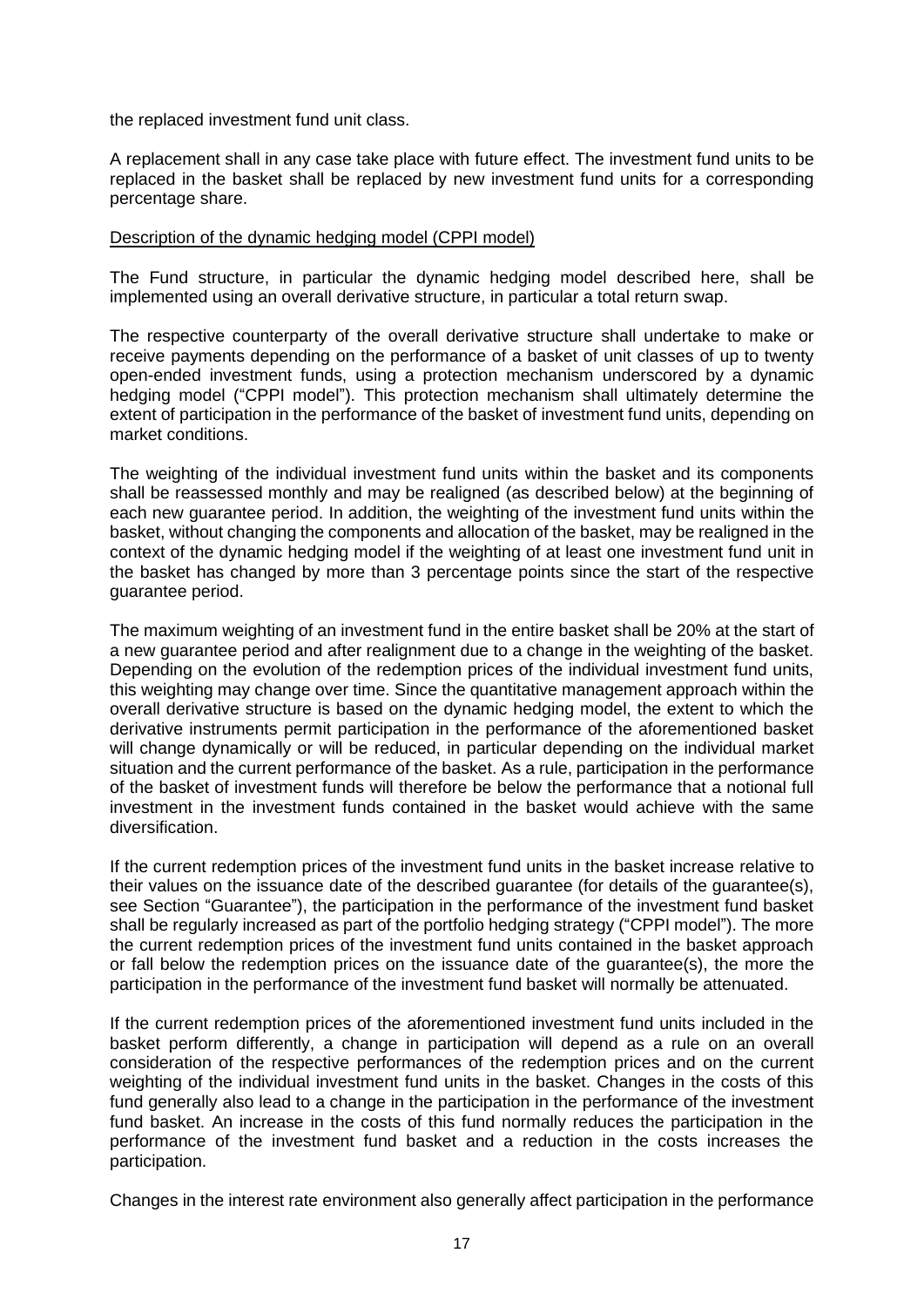the replaced investment fund unit class.

A replacement shall in any case take place with future effect. The investment fund units to be replaced in the basket shall be replaced by new investment fund units for a corresponding percentage share.

Description of the dynamic hedging model (CPPI model)

The Fund structure, in particular the dynamic hedging model described here, shall be implemented using an overall derivative structure, in particular a total return swap.

The respective counterparty of the overall derivative structure shall undertake to make or receive payments depending on the performance of a basket of unit classes of up to twenty open-ended investment funds, using a protection mechanism underscored by a dynamic hedging model ("CPPI model"). This protection mechanism shall ultimately determine the extent of participation in the performance of the basket of investment fund units, depending on market conditions.

The weighting of the individual investment fund units within the basket and its components shall be reassessed monthly and may be realigned (as described below) at the beginning of each new guarantee period. In addition, the weighting of the investment fund units within the basket, without changing the components and allocation of the basket, may be realigned in the context of the dynamic hedging model if the weighting of at least one investment fund unit in the basket has changed by more than 3 percentage points since the start of the respective guarantee period.

The maximum weighting of an investment fund in the entire basket shall be 20% at the start of a new guarantee period and after realignment due to a change in the weighting of the basket. Depending on the evolution of the redemption prices of the individual investment fund units, this weighting may change over time. Since the quantitative management approach within the overall derivative structure is based on the dynamic hedging model, the extent to which the derivative instruments permit participation in the performance of the aforementioned basket will change dynamically or will be reduced, in particular depending on the individual market situation and the current performance of the basket. As a rule, participation in the performance of the basket of investment funds will therefore be below the performance that a notional full investment in the investment funds contained in the basket would achieve with the same diversification.

If the current redemption prices of the investment fund units in the basket increase relative to their values on the issuance date of the described guarantee (for details of the guarantee(s), see Section "Guarantee"), the participation in the performance of the investment fund basket shall be regularly increased as part of the portfolio hedging strategy ("CPPI model"). The more the current redemption prices of the investment fund units contained in the basket approach or fall below the redemption prices on the issuance date of the guarantee(s), the more the participation in the performance of the investment fund basket will normally be attenuated.

If the current redemption prices of the aforementioned investment fund units included in the basket perform differently, a change in participation will depend as a rule on an overall consideration of the respective performances of the redemption prices and on the current weighting of the individual investment fund units in the basket. Changes in the costs of this fund generally also lead to a change in the participation in the performance of the investment fund basket. An increase in the costs of this fund normally reduces the participation in the performance of the investment fund basket and a reduction in the costs increases the participation.

Changes in the interest rate environment also generally affect participation in the performance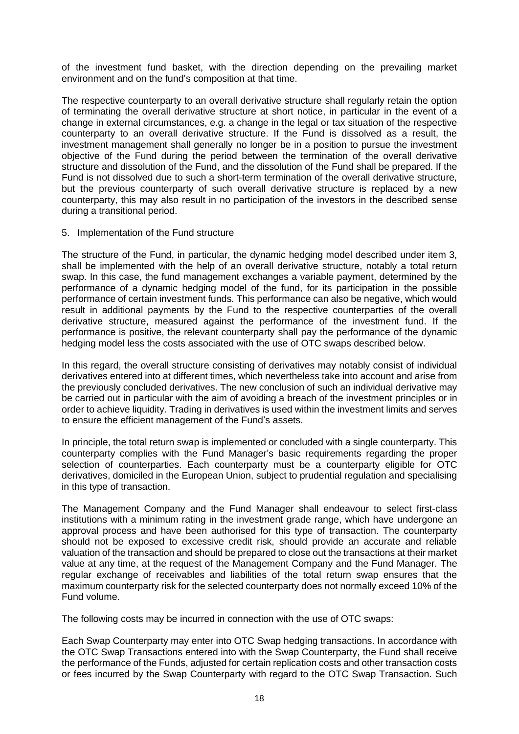of the investment fund basket, with the direction depending on the prevailing market environment and on the fund's composition at that time.

The respective counterparty to an overall derivative structure shall regularly retain the option of terminating the overall derivative structure at short notice, in particular in the event of a change in external circumstances, e.g. a change in the legal or tax situation of the respective counterparty to an overall derivative structure. If the Fund is dissolved as a result, the investment management shall generally no longer be in a position to pursue the investment objective of the Fund during the period between the termination of the overall derivative structure and dissolution of the Fund, and the dissolution of the Fund shall be prepared. If the Fund is not dissolved due to such a short-term termination of the overall derivative structure, but the previous counterparty of such overall derivative structure is replaced by a new counterparty, this may also result in no participation of the investors in the described sense during a transitional period.

5. Implementation of the Fund structure

The structure of the Fund, in particular, the dynamic hedging model described under item 3, shall be implemented with the help of an overall derivative structure, notably a total return swap. In this case, the fund management exchanges a variable payment, determined by the performance of a dynamic hedging model of the fund, for its participation in the possible performance of certain investment funds. This performance can also be negative, which would result in additional payments by the Fund to the respective counterparties of the overall derivative structure, measured against the performance of the investment fund. If the performance is positive, the relevant counterparty shall pay the performance of the dynamic hedging model less the costs associated with the use of OTC swaps described below.

In this regard, the overall structure consisting of derivatives may notably consist of individual derivatives entered into at different times, which nevertheless take into account and arise from the previously concluded derivatives. The new conclusion of such an individual derivative may be carried out in particular with the aim of avoiding a breach of the investment principles or in order to achieve liquidity. Trading in derivatives is used within the investment limits and serves to ensure the efficient management of the Fund's assets.

In principle, the total return swap is implemented or concluded with a single counterparty. This counterparty complies with the Fund Manager's basic requirements regarding the proper selection of counterparties. Each counterparty must be a counterparty eligible for OTC derivatives, domiciled in the European Union, subject to prudential regulation and specialising in this type of transaction.

The Management Company and the Fund Manager shall endeavour to select first-class institutions with a minimum rating in the investment grade range, which have undergone an approval process and have been authorised for this type of transaction. The counterparty should not be exposed to excessive credit risk, should provide an accurate and reliable valuation of the transaction and should be prepared to close out the transactions at their market value at any time, at the request of the Management Company and the Fund Manager. The regular exchange of receivables and liabilities of the total return swap ensures that the maximum counterparty risk for the selected counterparty does not normally exceed 10% of the Fund volume.

The following costs may be incurred in connection with the use of OTC swaps:

Each Swap Counterparty may enter into OTC Swap hedging transactions. In accordance with the OTC Swap Transactions entered into with the Swap Counterparty, the Fund shall receive the performance of the Funds, adjusted for certain replication costs and other transaction costs or fees incurred by the Swap Counterparty with regard to the OTC Swap Transaction. Such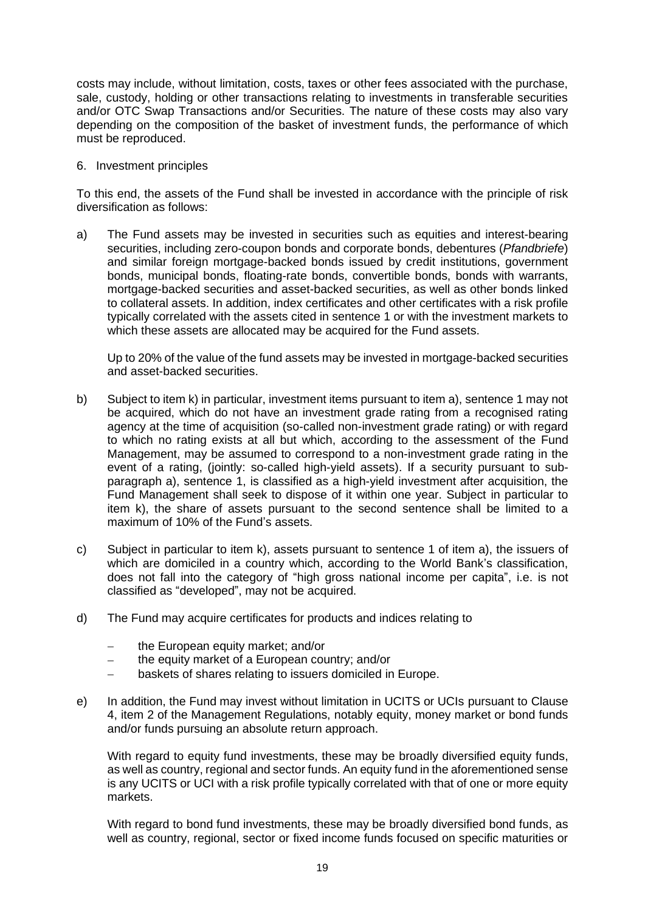costs may include, without limitation, costs, taxes or other fees associated with the purchase, sale, custody, holding or other transactions relating to investments in transferable securities and/or OTC Swap Transactions and/or Securities. The nature of these costs may also vary depending on the composition of the basket of investment funds, the performance of which must be reproduced.

6. Investment principles

To this end, the assets of the Fund shall be invested in accordance with the principle of risk diversification as follows:

a) The Fund assets may be invested in securities such as equities and interest-bearing securities, including zero-coupon bonds and corporate bonds, debentures (*Pfandbriefe*) and similar foreign mortgage-backed bonds issued by credit institutions, government bonds, municipal bonds, floating-rate bonds, convertible bonds, bonds with warrants, mortgage-backed securities and asset-backed securities, as well as other bonds linked to collateral assets. In addition, index certificates and other certificates with a risk profile typically correlated with the assets cited in sentence 1 or with the investment markets to which these assets are allocated may be acquired for the Fund assets.

   Up to 20% of the value of the fund assets may be invested in mortgage-backed securities and asset-backed securities.

b) Subject to item k) in particular, investment items pursuant to item a), sentence 1 may not be acquired, which do not have an investment grade rating from a recognised rating agency at the time of acquisition (so-called non-investment grade rating) or with regard to which no rating exists at all but which, according to the assessment of the Fund Management, may be assumed to correspond to a non-investment grade rating in the event of a rating, (jointly: so-called high-yield assets). If a security pursuant to sub-paragraph a), sentence 1, is classified as a high-yield investment after acquisition, the Fund Management shall seek to dispose of it within one year. Subject in particular to item k), the share of assets pursuant to the second sentence shall be limited to a maximum of 10% of the Fund's assets.

c) Subject in particular to item k), assets pursuant to sentence 1 of item a), the issuers of which are domiciled in a country which, according to the World Bank's classification, does not fall into the category of "high gross national income per capita", i.e. is not classified as "developed", may not be acquired.

d) The Fund may acquire certificates for products and indices relating to

   - the European equity market; and/or
   - the equity market of a European country; and/or
   - baskets of shares relating to issuers domiciled in Europe.

e) In addition, the Fund may invest without limitation in UCITS or UCIs pursuant to Clause 4, item 2 of the Management Regulations, notably equity, money market or bond funds and/or funds pursuing an absolute return approach.

   With regard to equity fund investments, these may be broadly diversified equity funds, as well as country, regional and sector funds. An equity fund in the aforementioned sense is any UCITS or UCI with a risk profile typically correlated with that of one or more equity markets.

   With regard to bond fund investments, these may be broadly diversified bond funds, as well as country, regional, sector or fixed income funds focused on specific maturities or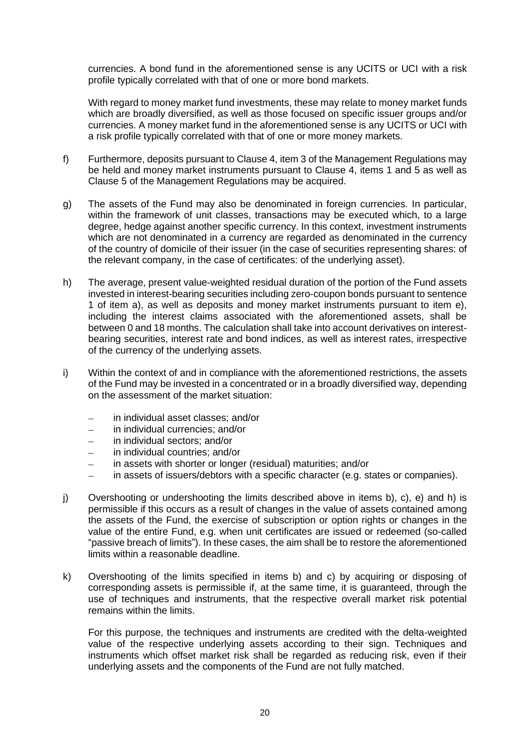currencies. A bond fund in the aforementioned sense is any UCITS or UCI with a risk profile typically correlated with that of one or more bond markets.

With regard to money market fund investments, these may relate to money market funds which are broadly diversified, as well as those focused on specific issuer groups and/or currencies. A money market fund in the aforementioned sense is any UCITS or UCI with a risk profile typically correlated with that of one or more money markets.

f) Furthermore, deposits pursuant to Clause 4, item 3 of the Management Regulations may be held and money market instruments pursuant to Clause 4, items 1 and 5 as well as Clause 5 of the Management Regulations may be acquired.

g) The assets of the Fund may also be denominated in foreign currencies. In particular, within the framework of unit classes, transactions may be executed which, to a large degree, hedge against another specific currency. In this context, investment instruments which are not denominated in a currency are regarded as denominated in the currency of the country of domicile of their issuer (in the case of securities representing shares: of the relevant company, in the case of certificates: of the underlying asset).

h) The average, present value-weighted residual duration of the portion of the Fund assets invested in interest-bearing securities including zero-coupon bonds pursuant to sentence 1 of item a), as well as deposits and money market instruments pursuant to item e), including the interest claims associated with the aforementioned assets, shall be between 0 and 18 months. The calculation shall take into account derivatives on interest-bearing securities, interest rate and bond indices, as well as interest rates, irrespective of the currency of the underlying assets.

i) Within the context of and in compliance with the aforementioned restrictions, the assets of the Fund may be invested in a concentrated or in a broadly diversified way, depending on the assessment of the market situation:

- in individual asset classes; and/or
- in individual currencies; and/or
- in individual sectors; and/or
- in individual countries; and/or
- in assets with shorter or longer (residual) maturities; and/or
- in assets of issuers/debtors with a specific character (e.g. states or companies).

j) Overshooting or undershooting the limits described above in items b), c), e) and h) is permissible if this occurs as a result of changes in the value of assets contained among the assets of the Fund, the exercise of subscription or option rights or changes in the value of the entire Fund, e.g. when unit certificates are issued or redeemed (so-called "passive breach of limits"). In these cases, the aim shall be to restore the aforementioned limits within a reasonable deadline.

k) Overshooting of the limits specified in items b) and c) by acquiring or disposing of corresponding assets is permissible if, at the same time, it is guaranteed, through the use of techniques and instruments, that the respective overall market risk potential remains within the limits.

For this purpose, the techniques and instruments are credited with the delta-weighted value of the respective underlying assets according to their sign. Techniques and instruments which offset market risk shall be regarded as reducing risk, even if their underlying assets and the components of the Fund are not fully matched.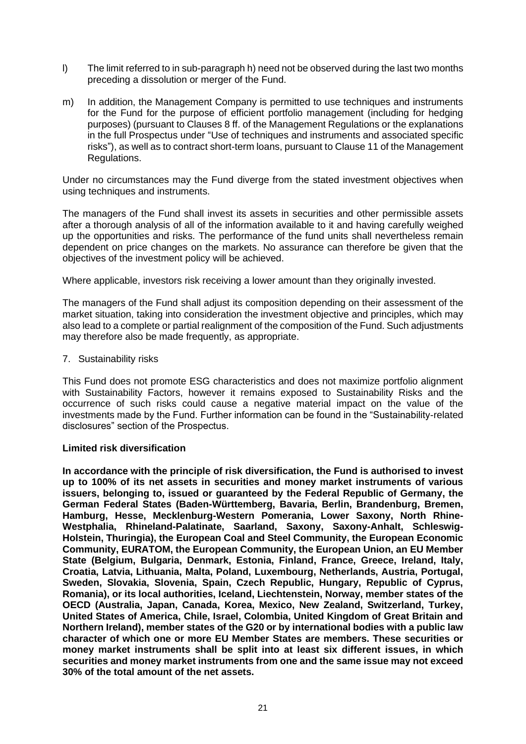l) The limit referred to in sub-paragraph h) need not be observed during the last two months preceding a dissolution or merger of the Fund.

m) In addition, the Management Company is permitted to use techniques and instruments for the Fund for the purpose of efficient portfolio management (including for hedging purposes) (pursuant to Clauses 8 ff. of the Management Regulations or the explanations in the full Prospectus under "Use of techniques and instruments and associated specific risks"), as well as to contract short-term loans, pursuant to Clause 11 of the Management Regulations.

Under no circumstances may the Fund diverge from the stated investment objectives when using techniques and instruments.

The managers of the Fund shall invest its assets in securities and other permissible assets after a thorough analysis of all of the information available to it and having carefully weighed up the opportunities and risks. The performance of the fund units shall nevertheless remain dependent on price changes on the markets. No assurance can therefore be given that the objectives of the investment policy will be achieved.

Where applicable, investors risk receiving a lower amount than they originally invested.

The managers of the Fund shall adjust its composition depending on their assessment of the market situation, taking into consideration the investment objective and principles, which may also lead to a complete or partial realignment of the composition of the Fund. Such adjustments may therefore also be made frequently, as appropriate.

7. Sustainability risks

This Fund does not promote ESG characteristics and does not maximize portfolio alignment with Sustainability Factors, however it remains exposed to Sustainability Risks and the occurrence of such risks could cause a negative material impact on the value of the investments made by the Fund. Further information can be found in the "Sustainability-related disclosures" section of the Prospectus.

**Limited risk diversification**

**In accordance with the principle of risk diversification, the Fund is authorised to invest up to 100% of its net assets in securities and money market instruments of various issuers, belonging to, issued or guaranteed by the Federal Republic of Germany, the German Federal States (Baden-Württemberg, Bavaria, Berlin, Brandenburg, Bremen, Hamburg, Hesse, Mecklenburg-Western Pomerania, Lower Saxony, North Rhine-Westphalia, Rhineland-Palatinate, Saarland, Saxony, Saxony-Anhalt, Schleswig-Holstein, Thuringia), the European Coal and Steel Community, the European Economic Community, EURATOM, the European Community, the European Union, an EU Member State (Belgium, Bulgaria, Denmark, Estonia, Finland, France, Greece, Ireland, Italy, Croatia, Latvia, Lithuania, Malta, Poland, Luxembourg, Netherlands, Austria, Portugal, Sweden, Slovakia, Slovenia, Spain, Czech Republic, Hungary, Republic of Cyprus, Romania), or its local authorities, Iceland, Liechtenstein, Norway, member states of the OECD (Australia, Japan, Canada, Korea, Mexico, New Zealand, Switzerland, Turkey, United States of America, Chile, Israel, Colombia, United Kingdom of Great Britain and Northern Ireland), member states of the G20 or by international bodies with a public law character of which one or more EU Member States are members. These securities or money market instruments shall be split into at least six different issues, in which securities and money market instruments from one and the same issue may not exceed 30% of the total amount of the net assets.**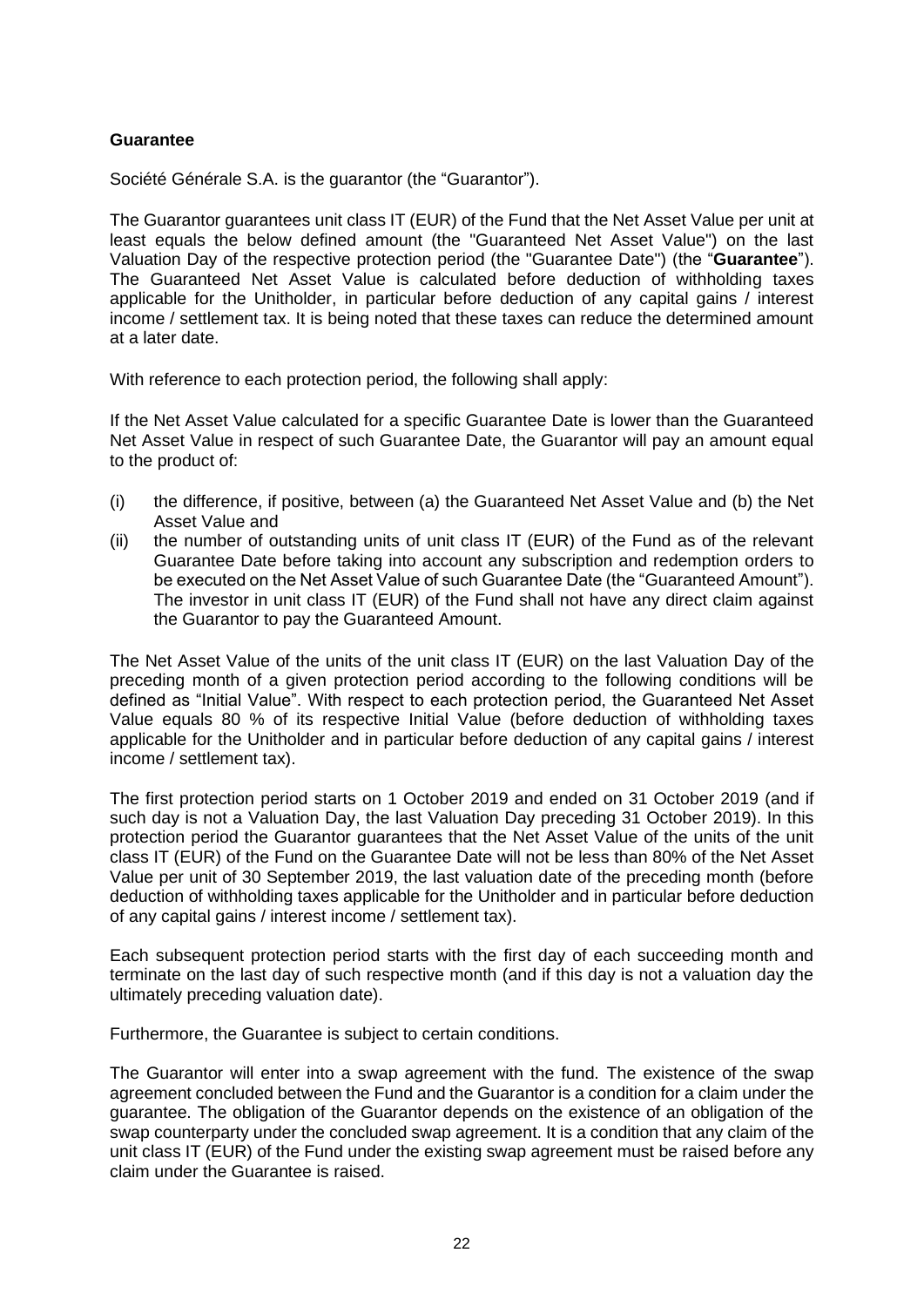**Guarantee**

Société Générale S.A. is the guarantor (the "Guarantor").

The Guarantor guarantees unit class IT (EUR) of the Fund that the Net Asset Value per unit at least equals the below defined amount (the "Guaranteed Net Asset Value") on the last Valuation Day of the respective protection period (the "Guarantee Date") (the "**Guarantee**"). The Guaranteed Net Asset Value is calculated before deduction of withholding taxes applicable for the Unitholder, in particular before deduction of any capital gains / interest income / settlement tax. It is being noted that these taxes can reduce the determined amount at a later date.

With reference to each protection period, the following shall apply:

If the Net Asset Value calculated for a specific Guarantee Date is lower than the Guaranteed Net Asset Value in respect of such Guarantee Date, the Guarantor will pay an amount equal to the product of:

(i) the difference, if positive, between (a) the Guaranteed Net Asset Value and (b) the Net Asset Value and

(ii) the number of outstanding units of unit class IT (EUR) of the Fund as of the relevant Guarantee Date before taking into account any subscription and redemption orders to be executed on the Net Asset Value of such Guarantee Date (the "Guaranteed Amount"). The investor in unit class IT (EUR) of the Fund shall not have any direct claim against the Guarantor to pay the Guaranteed Amount.

The Net Asset Value of the units of the unit class IT (EUR) on the last Valuation Day of the preceding month of a given protection period according to the following conditions will be defined as "Initial Value". With respect to each protection period, the Guaranteed Net Asset Value equals 80 % of its respective Initial Value (before deduction of withholding taxes applicable for the Unitholder and in particular before deduction of any capital gains / interest income / settlement tax).

The first protection period starts on 1 October 2019 and ended on 31 October 2019 (and if such day is not a Valuation Day, the last Valuation Day preceding 31 October 2019). In this protection period the Guarantor guarantees that the Net Asset Value of the units of the unit class IT (EUR) of the Fund on the Guarantee Date will not be less than 80% of the Net Asset Value per unit of 30 September 2019, the last valuation date of the preceding month (before deduction of withholding taxes applicable for the Unitholder and in particular before deduction of any capital gains / interest income / settlement tax).

Each subsequent protection period starts with the first day of each succeeding month and terminate on the last day of such respective month (and if this day is not a valuation day the ultimately preceding valuation date).

Furthermore, the Guarantee is subject to certain conditions.

The Guarantor will enter into a swap agreement with the fund. The existence of the swap agreement concluded between the Fund and the Guarantor is a condition for a claim under the guarantee. The obligation of the Guarantor depends on the existence of an obligation of the swap counterparty under the concluded swap agreement. It is a condition that any claim of the unit class IT (EUR) of the Fund under the existing swap agreement must be raised before any claim under the Guarantee is raised.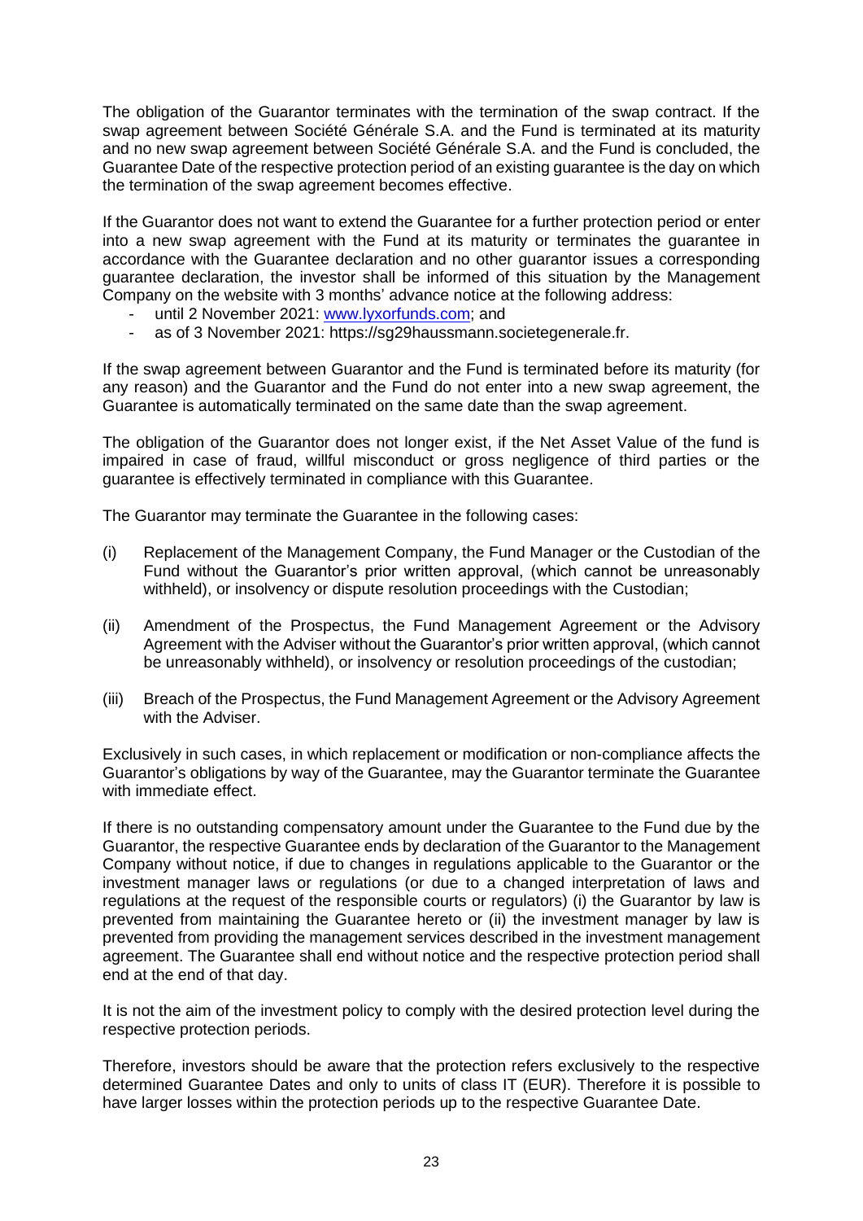The obligation of the Guarantor terminates with the termination of the swap contract. If the swap agreement between Société Générale S.A. and the Fund is terminated at its maturity and no new swap agreement between Société Générale S.A. and the Fund is concluded, the Guarantee Date of the respective protection period of an existing guarantee is the day on which the termination of the swap agreement becomes effective.

If the Guarantor does not want to extend the Guarantee for a further protection period or enter into a new swap agreement with the Fund at its maturity or terminates the guarantee in accordance with the Guarantee declaration and no other guarantor issues a corresponding guarantee declaration, the investor shall be informed of this situation by the Management Company on the website with 3 months' advance notice at the following address:

- until 2 November 2021: www.lyxorfunds.com; and
- as of 3 November 2021: https://sg29haussmann.societegenerale.fr.

If the swap agreement between Guarantor and the Fund is terminated before its maturity (for any reason) and the Guarantor and the Fund do not enter into a new swap agreement, the Guarantee is automatically terminated on the same date than the swap agreement.

The obligation of the Guarantor does not longer exist, if the Net Asset Value of the fund is impaired in case of fraud, willful misconduct or gross negligence of third parties or the guarantee is effectively terminated in compliance with this Guarantee.

The Guarantor may terminate the Guarantee in the following cases:

(i) Replacement of the Management Company, the Fund Manager or the Custodian of the Fund without the Guarantor's prior written approval, (which cannot be unreasonably withheld), or insolvency or dispute resolution proceedings with the Custodian;

(ii) Amendment of the Prospectus, the Fund Management Agreement or the Advisory Agreement with the Adviser without the Guarantor's prior written approval, (which cannot be unreasonably withheld), or insolvency or resolution proceedings of the custodian;

(iii) Breach of the Prospectus, the Fund Management Agreement or the Advisory Agreement with the Adviser.

Exclusively in such cases, in which replacement or modification or non-compliance affects the Guarantor's obligations by way of the Guarantee, may the Guarantor terminate the Guarantee with immediate effect.

If there is no outstanding compensatory amount under the Guarantee to the Fund due by the Guarantor, the respective Guarantee ends by declaration of the Guarantor to the Management Company without notice, if due to changes in regulations applicable to the Guarantor or the investment manager laws or regulations (or due to a changed interpretation of laws and regulations at the request of the responsible courts or regulators) (i) the Guarantor by law is prevented from maintaining the Guarantee hereto or (ii) the investment manager by law is prevented from providing the management services described in the investment management agreement. The Guarantee shall end without notice and the respective protection period shall end at the end of that day.

It is not the aim of the investment policy to comply with the desired protection level during the respective protection periods.

Therefore, investors should be aware that the protection refers exclusively to the respective determined Guarantee Dates and only to units of class IT (EUR). Therefore it is possible to have larger losses within the protection periods up to the respective Guarantee Date.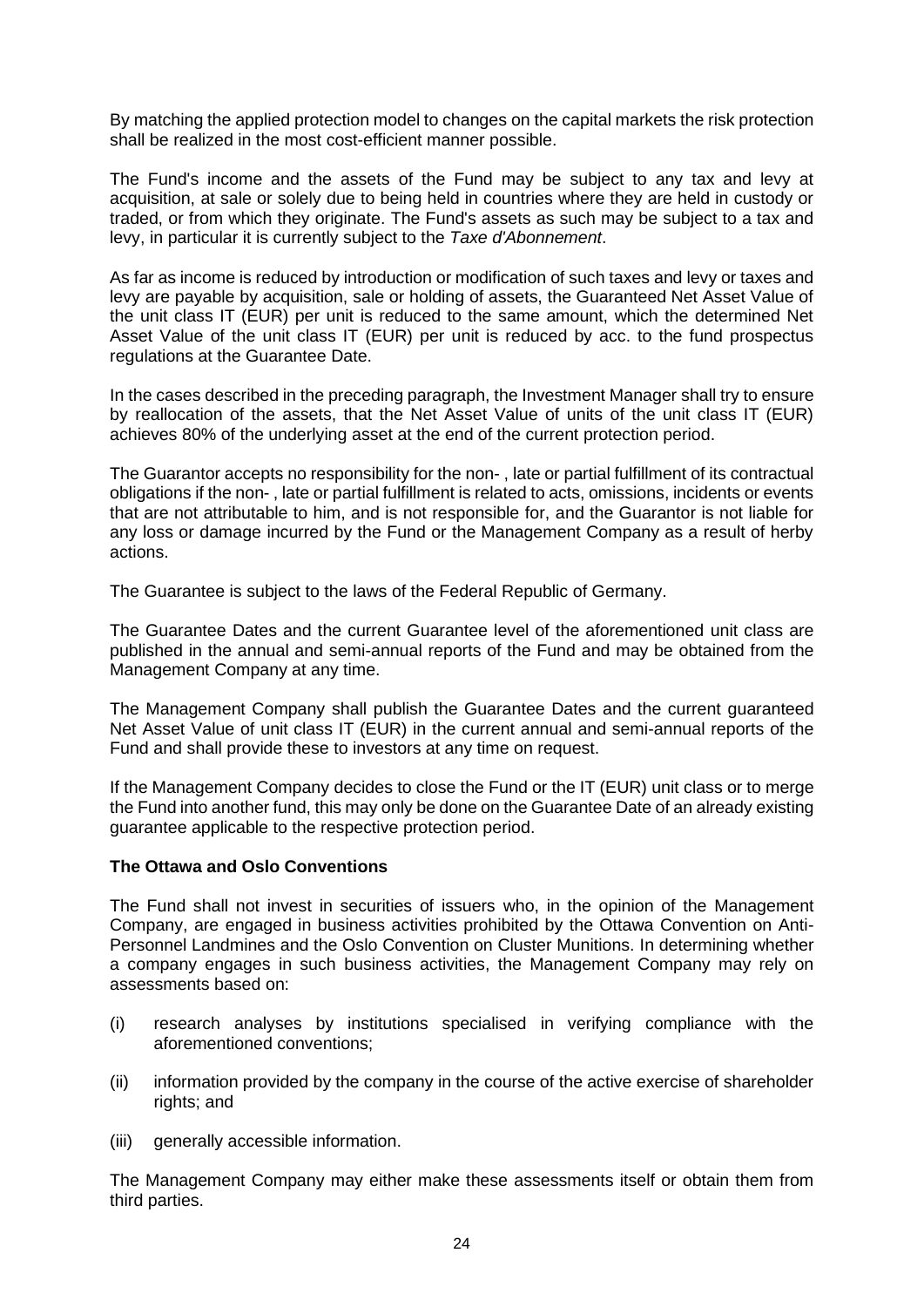By matching the applied protection model to changes on the capital markets the risk protection shall be realized in the most cost-efficient manner possible.

The Fund's income and the assets of the Fund may be subject to any tax and levy at acquisition, at sale or solely due to being held in countries where they are held in custody or traded, or from which they originate. The Fund's assets as such may be subject to a tax and levy, in particular it is currently subject to the *Taxe d'Abonnement*.

As far as income is reduced by introduction or modification of such taxes and levy or taxes and levy are payable by acquisition, sale or holding of assets, the Guaranteed Net Asset Value of the unit class IT (EUR) per unit is reduced to the same amount, which the determined Net Asset Value of the unit class IT (EUR) per unit is reduced by acc. to the fund prospectus regulations at the Guarantee Date.

In the cases described in the preceding paragraph, the Investment Manager shall try to ensure by reallocation of the assets, that the Net Asset Value of units of the unit class IT (EUR) achieves 80% of the underlying asset at the end of the current protection period.

The Guarantor accepts no responsibility for the non- , late or partial fulfillment of its contractual obligations if the non- , late or partial fulfillment is related to acts, omissions, incidents or events that are not attributable to him, and is not responsible for, and the Guarantor is not liable for any loss or damage incurred by the Fund or the Management Company as a result of herby actions.

The Guarantee is subject to the laws of the Federal Republic of Germany.

The Guarantee Dates and the current Guarantee level of the aforementioned unit class are published in the annual and semi-annual reports of the Fund and may be obtained from the Management Company at any time.

The Management Company shall publish the Guarantee Dates and the current guaranteed Net Asset Value of unit class IT (EUR) in the current annual and semi-annual reports of the Fund and shall provide these to investors at any time on request.

If the Management Company decides to close the Fund or the IT (EUR) unit class or to merge the Fund into another fund, this may only be done on the Guarantee Date of an already existing guarantee applicable to the respective protection period.

**The Ottawa and Oslo Conventions**

The Fund shall not invest in securities of issuers who, in the opinion of the Management Company, are engaged in business activities prohibited by the Ottawa Convention on Anti-Personnel Landmines and the Oslo Convention on Cluster Munitions. In determining whether a company engages in such business activities, the Management Company may rely on assessments based on:

(i) research analyses by institutions specialised in verifying compliance with the aforementioned conventions;

(ii) information provided by the company in the course of the active exercise of shareholder rights; and

(iii) generally accessible information.

The Management Company may either make these assessments itself or obtain them from third parties.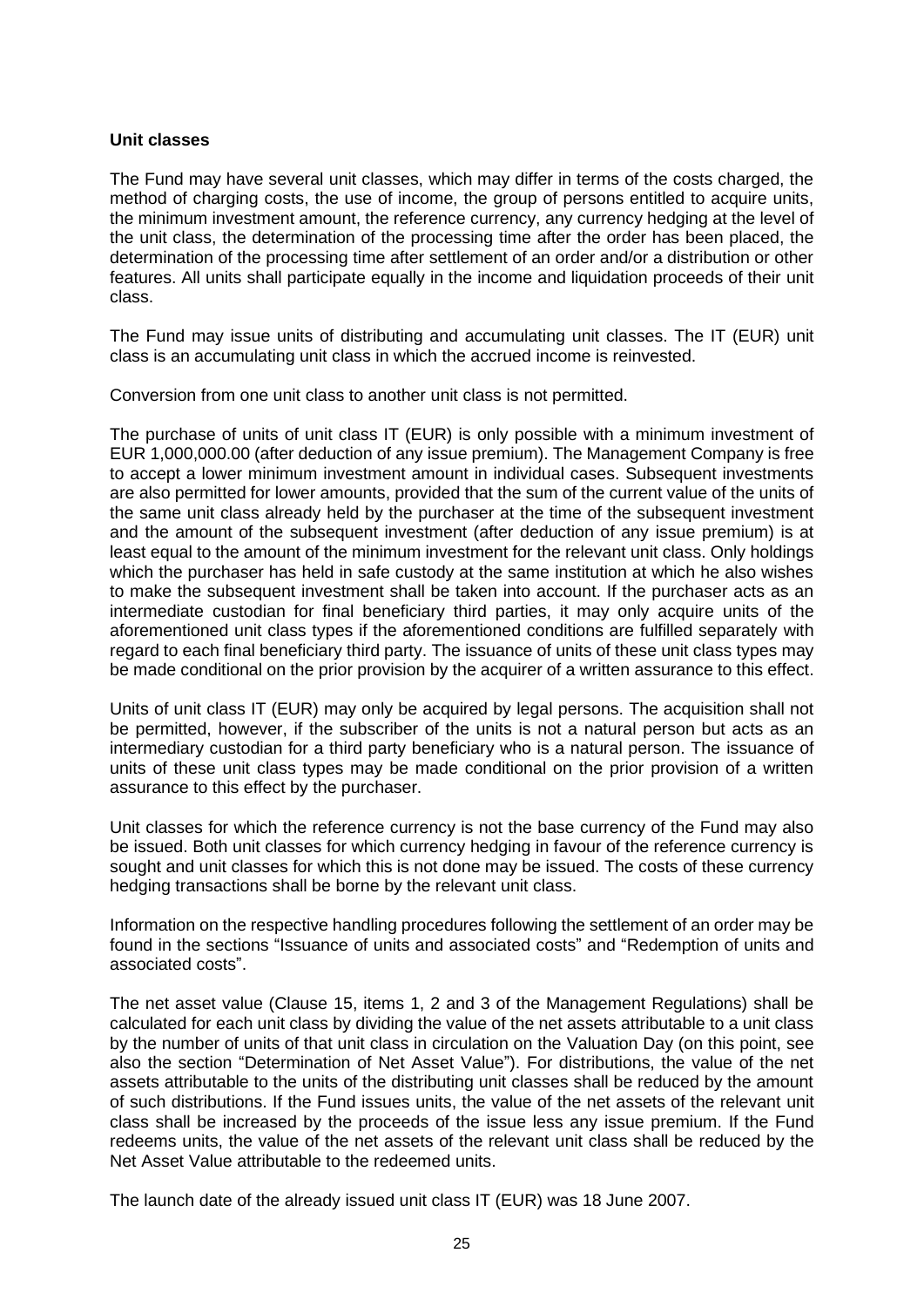**Unit classes**

The Fund may have several unit classes, which may differ in terms of the costs charged, the method of charging costs, the use of income, the group of persons entitled to acquire units, the minimum investment amount, the reference currency, any currency hedging at the level of the unit class, the determination of the processing time after the order has been placed, the determination of the processing time after settlement of an order and/or a distribution or other features. All units shall participate equally in the income and liquidation proceeds of their unit class.

The Fund may issue units of distributing and accumulating unit classes. The IT (EUR) unit class is an accumulating unit class in which the accrued income is reinvested.

Conversion from one unit class to another unit class is not permitted.

The purchase of units of unit class IT (EUR) is only possible with a minimum investment of EUR 1,000,000.00 (after deduction of any issue premium). The Management Company is free to accept a lower minimum investment amount in individual cases. Subsequent investments are also permitted for lower amounts, provided that the sum of the current value of the units of the same unit class already held by the purchaser at the time of the subsequent investment and the amount of the subsequent investment (after deduction of any issue premium) is at least equal to the amount of the minimum investment for the relevant unit class. Only holdings which the purchaser has held in safe custody at the same institution at which he also wishes to make the subsequent investment shall be taken into account. If the purchaser acts as an intermediate custodian for final beneficiary third parties, it may only acquire units of the aforementioned unit class types if the aforementioned conditions are fulfilled separately with regard to each final beneficiary third party. The issuance of units of these unit class types may be made conditional on the prior provision by the acquirer of a written assurance to this effect.

Units of unit class IT (EUR) may only be acquired by legal persons. The acquisition shall not be permitted, however, if the subscriber of the units is not a natural person but acts as an intermediary custodian for a third party beneficiary who is a natural person. The issuance of units of these unit class types may be made conditional on the prior provision of a written assurance to this effect by the purchaser.

Unit classes for which the reference currency is not the base currency of the Fund may also be issued. Both unit classes for which currency hedging in favour of the reference currency is sought and unit classes for which this is not done may be issued. The costs of these currency hedging transactions shall be borne by the relevant unit class.

Information on the respective handling procedures following the settlement of an order may be found in the sections "Issuance of units and associated costs" and "Redemption of units and associated costs".

The net asset value (Clause 15, items 1, 2 and 3 of the Management Regulations) shall be calculated for each unit class by dividing the value of the net assets attributable to a unit class by the number of units of that unit class in circulation on the Valuation Day (on this point, see also the section "Determination of Net Asset Value"). For distributions, the value of the net assets attributable to the units of the distributing unit classes shall be reduced by the amount of such distributions. If the Fund issues units, the value of the net assets of the relevant unit class shall be increased by the proceeds of the issue less any issue premium. If the Fund redeems units, the value of the net assets of the relevant unit class shall be reduced by the Net Asset Value attributable to the redeemed units.

The launch date of the already issued unit class IT (EUR) was 18 June 2007.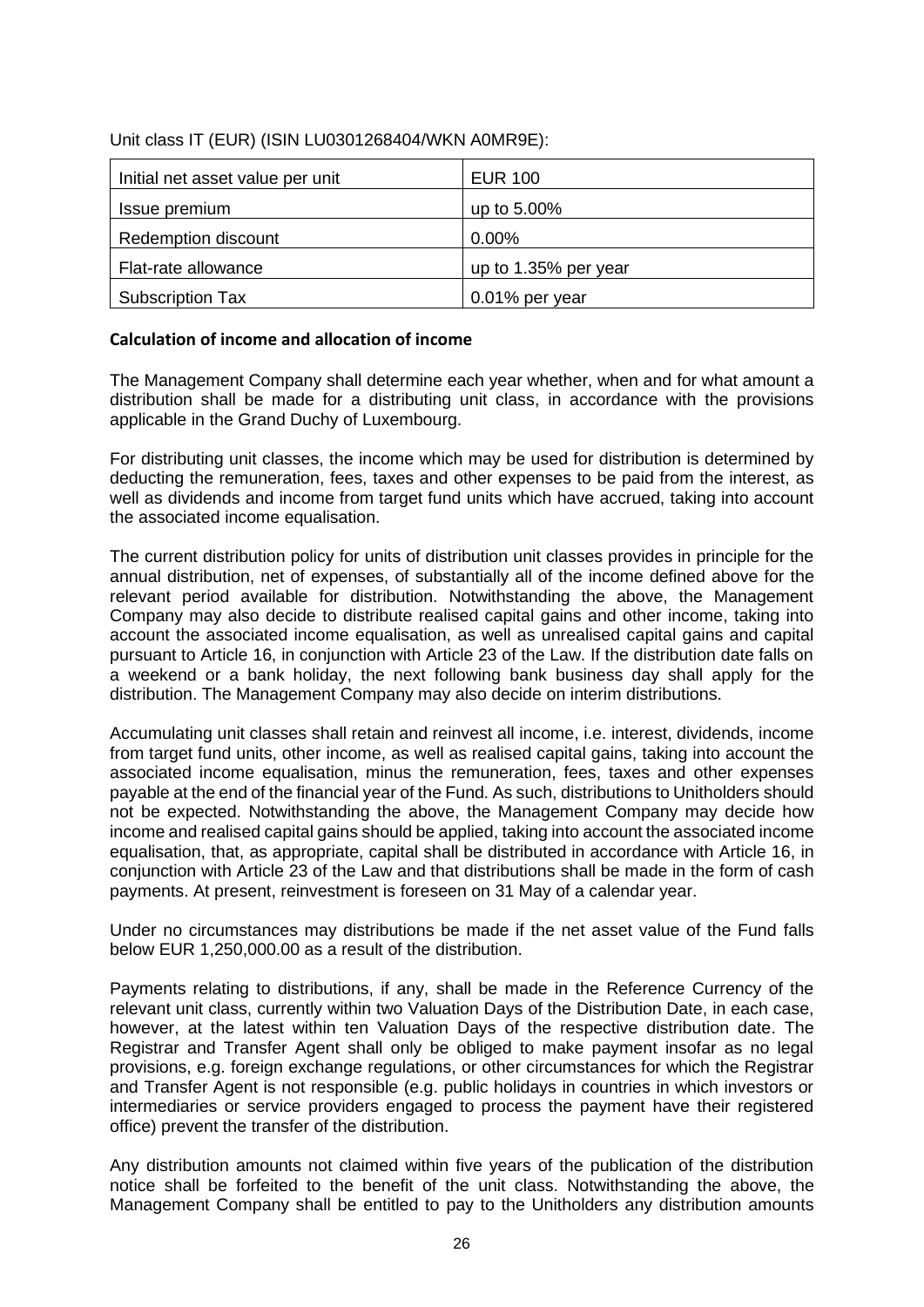Unit class IT (EUR) (ISIN LU0301268404/WKN A0MR9E):

| | |
|---|---|
| Initial net asset value per unit | EUR 100 |
| Issue premium | up to 5.00% |
| Redemption discount | 0.00% |
| Flat-rate allowance | up to 1.35% per year |
| Subscription Tax | 0.01% per year |

**Calculation of income and allocation of income**

The Management Company shall determine each year whether, when and for what amount a distribution shall be made for a distributing unit class, in accordance with the provisions applicable in the Grand Duchy of Luxembourg.

For distributing unit classes, the income which may be used for distribution is determined by deducting the remuneration, fees, taxes and other expenses to be paid from the interest, as well as dividends and income from target fund units which have accrued, taking into account the associated income equalisation.

The current distribution policy for units of distribution unit classes provides in principle for the annual distribution, net of expenses, of substantially all of the income defined above for the relevant period available for distribution. Notwithstanding the above, the Management Company may also decide to distribute realised capital gains and other income, taking into account the associated income equalisation, as well as unrealised capital gains and capital pursuant to Article 16, in conjunction with Article 23 of the Law. If the distribution date falls on a weekend or a bank holiday, the next following bank business day shall apply for the distribution. The Management Company may also decide on interim distributions.

Accumulating unit classes shall retain and reinvest all income, i.e. interest, dividends, income from target fund units, other income, as well as realised capital gains, taking into account the associated income equalisation, minus the remuneration, fees, taxes and other expenses payable at the end of the financial year of the Fund. As such, distributions to Unitholders should not be expected. Notwithstanding the above, the Management Company may decide how income and realised capital gains should be applied, taking into account the associated income equalisation, that, as appropriate, capital shall be distributed in accordance with Article 16, in conjunction with Article 23 of the Law and that distributions shall be made in the form of cash payments. At present, reinvestment is foreseen on 31 May of a calendar year.

Under no circumstances may distributions be made if the net asset value of the Fund falls below EUR 1,250,000.00 as a result of the distribution.

Payments relating to distributions, if any, shall be made in the Reference Currency of the relevant unit class, currently within two Valuation Days of the Distribution Date, in each case, however, at the latest within ten Valuation Days of the respective distribution date. The Registrar and Transfer Agent shall only be obliged to make payment insofar as no legal provisions, e.g. foreign exchange regulations, or other circumstances for which the Registrar and Transfer Agent is not responsible (e.g. public holidays in countries in which investors or intermediaries or service providers engaged to process the payment have their registered office) prevent the transfer of the distribution.

Any distribution amounts not claimed within five years of the publication of the distribution notice shall be forfeited to the benefit of the unit class. Notwithstanding the above, the Management Company shall be entitled to pay to the Unitholders any distribution amounts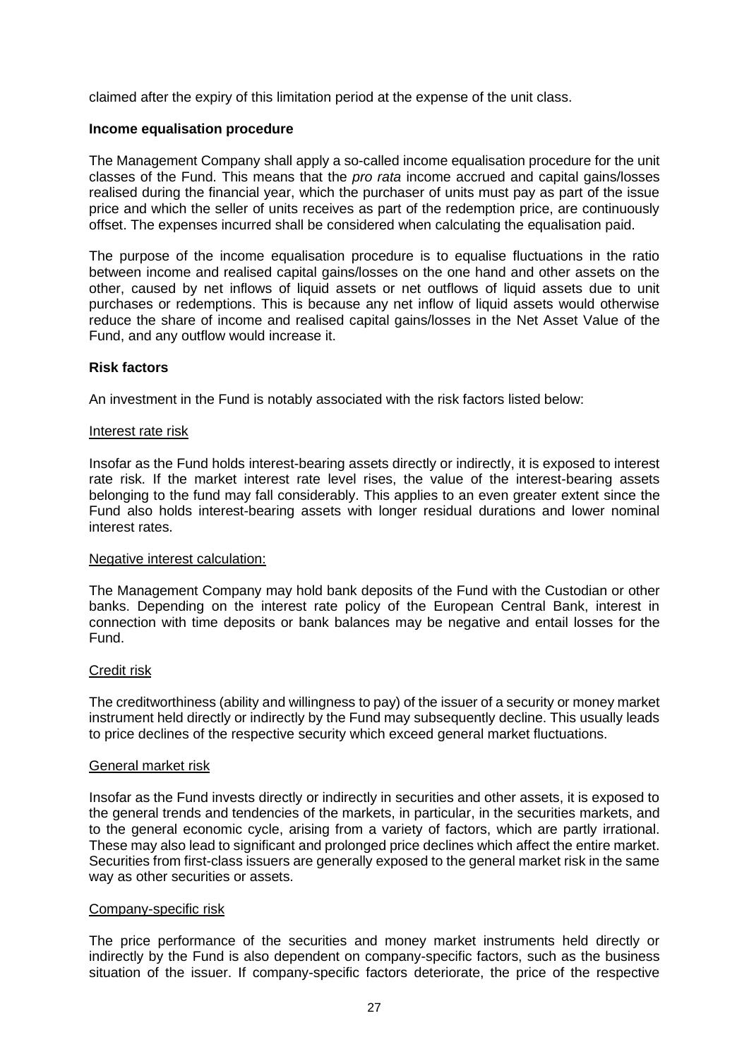claimed after the expiry of this limitation period at the expense of the unit class.

**Income equalisation procedure**

The Management Company shall apply a so-called income equalisation procedure for the unit classes of the Fund. This means that the *pro rata* income accrued and capital gains/losses realised during the financial year, which the purchaser of units must pay as part of the issue price and which the seller of units receives as part of the redemption price, are continuously offset. The expenses incurred shall be considered when calculating the equalisation paid.

The purpose of the income equalisation procedure is to equalise fluctuations in the ratio between income and realised capital gains/losses on the one hand and other assets on the other, caused by net inflows of liquid assets or net outflows of liquid assets due to unit purchases or redemptions. This is because any net inflow of liquid assets would otherwise reduce the share of income and realised capital gains/losses in the Net Asset Value of the Fund, and any outflow would increase it.

**Risk factors**

An investment in the Fund is notably associated with the risk factors listed below:

Interest rate risk

Insofar as the Fund holds interest-bearing assets directly or indirectly, it is exposed to interest rate risk. If the market interest rate level rises, the value of the interest-bearing assets belonging to the fund may fall considerably. This applies to an even greater extent since the Fund also holds interest-bearing assets with longer residual durations and lower nominal interest rates.

Negative interest calculation:

The Management Company may hold bank deposits of the Fund with the Custodian or other banks. Depending on the interest rate policy of the European Central Bank, interest in connection with time deposits or bank balances may be negative and entail losses for the Fund.

Credit risk

The creditworthiness (ability and willingness to pay) of the issuer of a security or money market instrument held directly or indirectly by the Fund may subsequently decline. This usually leads to price declines of the respective security which exceed general market fluctuations.

General market risk

Insofar as the Fund invests directly or indirectly in securities and other assets, it is exposed to the general trends and tendencies of the markets, in particular, in the securities markets, and to the general economic cycle, arising from a variety of factors, which are partly irrational. These may also lead to significant and prolonged price declines which affect the entire market. Securities from first-class issuers are generally exposed to the general market risk in the same way as other securities or assets.

Company-specific risk

The price performance of the securities and money market instruments held directly or indirectly by the Fund is also dependent on company-specific factors, such as the business situation of the issuer. If company-specific factors deteriorate, the price of the respective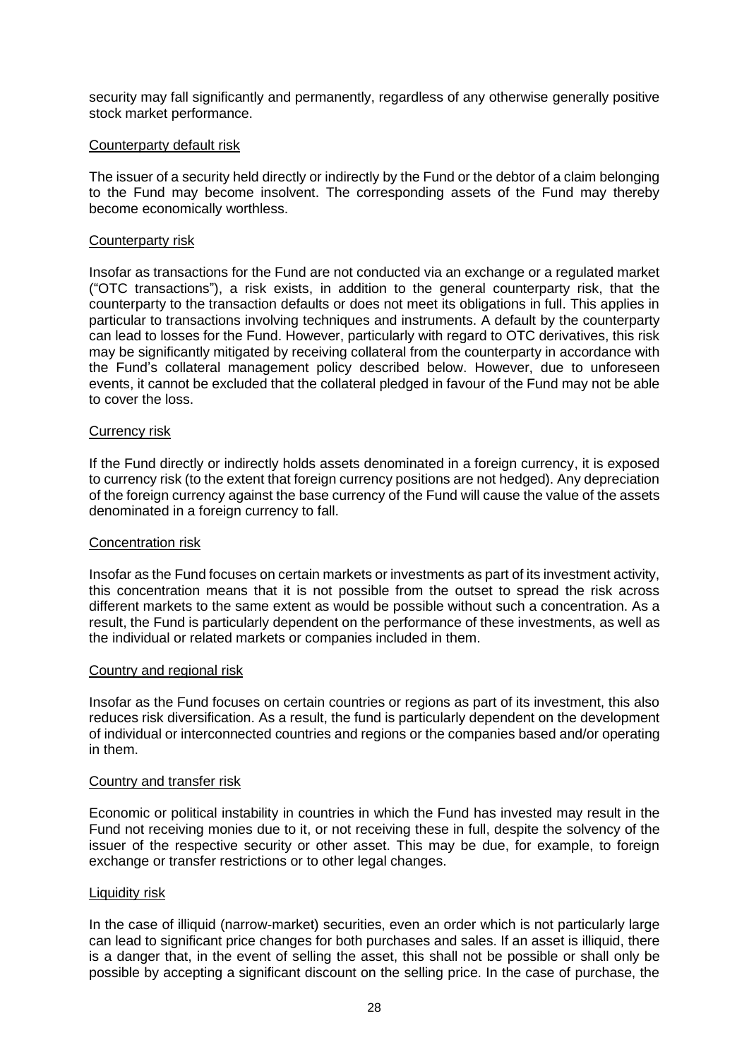security may fall significantly and permanently, regardless of any otherwise generally positive stock market performance.

### Counterparty default risk

The issuer of a security held directly or indirectly by the Fund or the debtor of a claim belonging to the Fund may become insolvent. The corresponding assets of the Fund may thereby become economically worthless.

### Counterparty risk

Insofar as transactions for the Fund are not conducted via an exchange or a regulated market ("OTC transactions"), a risk exists, in addition to the general counterparty risk, that the counterparty to the transaction defaults or does not meet its obligations in full. This applies in particular to transactions involving techniques and instruments. A default by the counterparty can lead to losses for the Fund. However, particularly with regard to OTC derivatives, this risk may be significantly mitigated by receiving collateral from the counterparty in accordance with the Fund's collateral management policy described below. However, due to unforeseen events, it cannot be excluded that the collateral pledged in favour of the Fund may not be able to cover the loss.

### Currency risk

If the Fund directly or indirectly holds assets denominated in a foreign currency, it is exposed to currency risk (to the extent that foreign currency positions are not hedged). Any depreciation of the foreign currency against the base currency of the Fund will cause the value of the assets denominated in a foreign currency to fall.

### Concentration risk

Insofar as the Fund focuses on certain markets or investments as part of its investment activity, this concentration means that it is not possible from the outset to spread the risk across different markets to the same extent as would be possible without such a concentration. As a result, the Fund is particularly dependent on the performance of these investments, as well as the individual or related markets or companies included in them.

### Country and regional risk

Insofar as the Fund focuses on certain countries or regions as part of its investment, this also reduces risk diversification. As a result, the fund is particularly dependent on the development of individual or interconnected countries and regions or the companies based and/or operating in them.

### Country and transfer risk

Economic or political instability in countries in which the Fund has invested may result in the Fund not receiving monies due to it, or not receiving these in full, despite the solvency of the issuer of the respective security or other asset. This may be due, for example, to foreign exchange or transfer restrictions or to other legal changes.

### Liquidity risk

In the case of illiquid (narrow-market) securities, even an order which is not particularly large can lead to significant price changes for both purchases and sales. If an asset is illiquid, there is a danger that, in the event of selling the asset, this shall not be possible or shall only be possible by accepting a significant discount on the selling price. In the case of purchase, the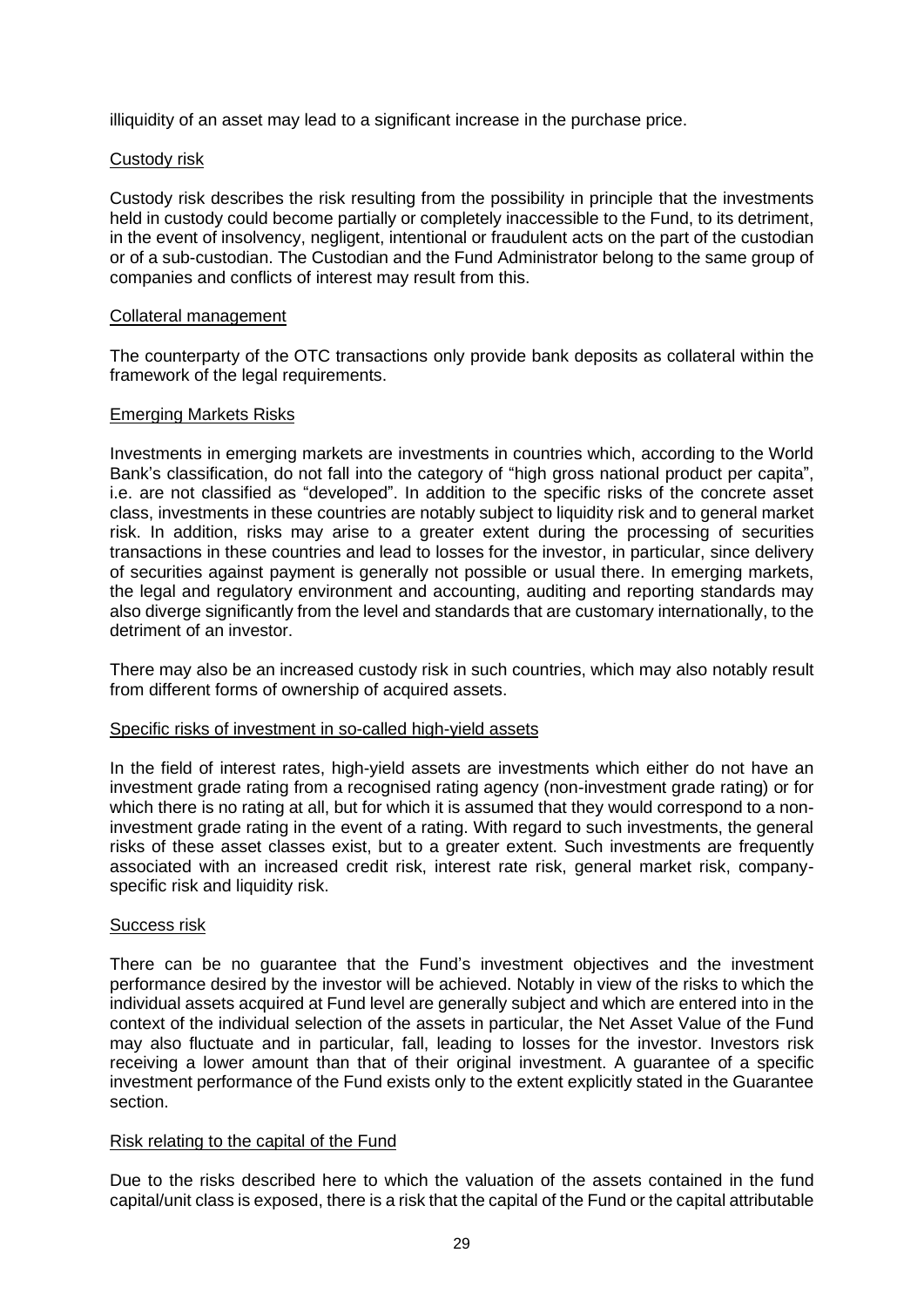illiquidity of an asset may lead to a significant increase in the purchase price.

### Custody risk

Custody risk describes the risk resulting from the possibility in principle that the investments held in custody could become partially or completely inaccessible to the Fund, to its detriment, in the event of insolvency, negligent, intentional or fraudulent acts on the part of the custodian or of a sub-custodian. The Custodian and the Fund Administrator belong to the same group of companies and conflicts of interest may result from this.

### Collateral management

The counterparty of the OTC transactions only provide bank deposits as collateral within the framework of the legal requirements.

### Emerging Markets Risks

Investments in emerging markets are investments in countries which, according to the World Bank's classification, do not fall into the category of "high gross national product per capita", i.e. are not classified as "developed". In addition to the specific risks of the concrete asset class, investments in these countries are notably subject to liquidity risk and to general market risk. In addition, risks may arise to a greater extent during the processing of securities transactions in these countries and lead to losses for the investor, in particular, since delivery of securities against payment is generally not possible or usual there. In emerging markets, the legal and regulatory environment and accounting, auditing and reporting standards may also diverge significantly from the level and standards that are customary internationally, to the detriment of an investor.

There may also be an increased custody risk in such countries, which may also notably result from different forms of ownership of acquired assets.

### Specific risks of investment in so-called high-yield assets

In the field of interest rates, high-yield assets are investments which either do not have an investment grade rating from a recognised rating agency (non-investment grade rating) or for which there is no rating at all, but for which it is assumed that they would correspond to a non-investment grade rating in the event of a rating. With regard to such investments, the general risks of these asset classes exist, but to a greater extent. Such investments are frequently associated with an increased credit risk, interest rate risk, general market risk, company-specific risk and liquidity risk.

### Success risk

There can be no guarantee that the Fund's investment objectives and the investment performance desired by the investor will be achieved. Notably in view of the risks to which the individual assets acquired at Fund level are generally subject and which are entered into in the context of the individual selection of the assets in particular, the Net Asset Value of the Fund may also fluctuate and in particular, fall, leading to losses for the investor. Investors risk receiving a lower amount than that of their original investment. A guarantee of a specific investment performance of the Fund exists only to the extent explicitly stated in the Guarantee section.

### Risk relating to the capital of the Fund

Due to the risks described here to which the valuation of the assets contained in the fund capital/unit class is exposed, there is a risk that the capital of the Fund or the capital attributable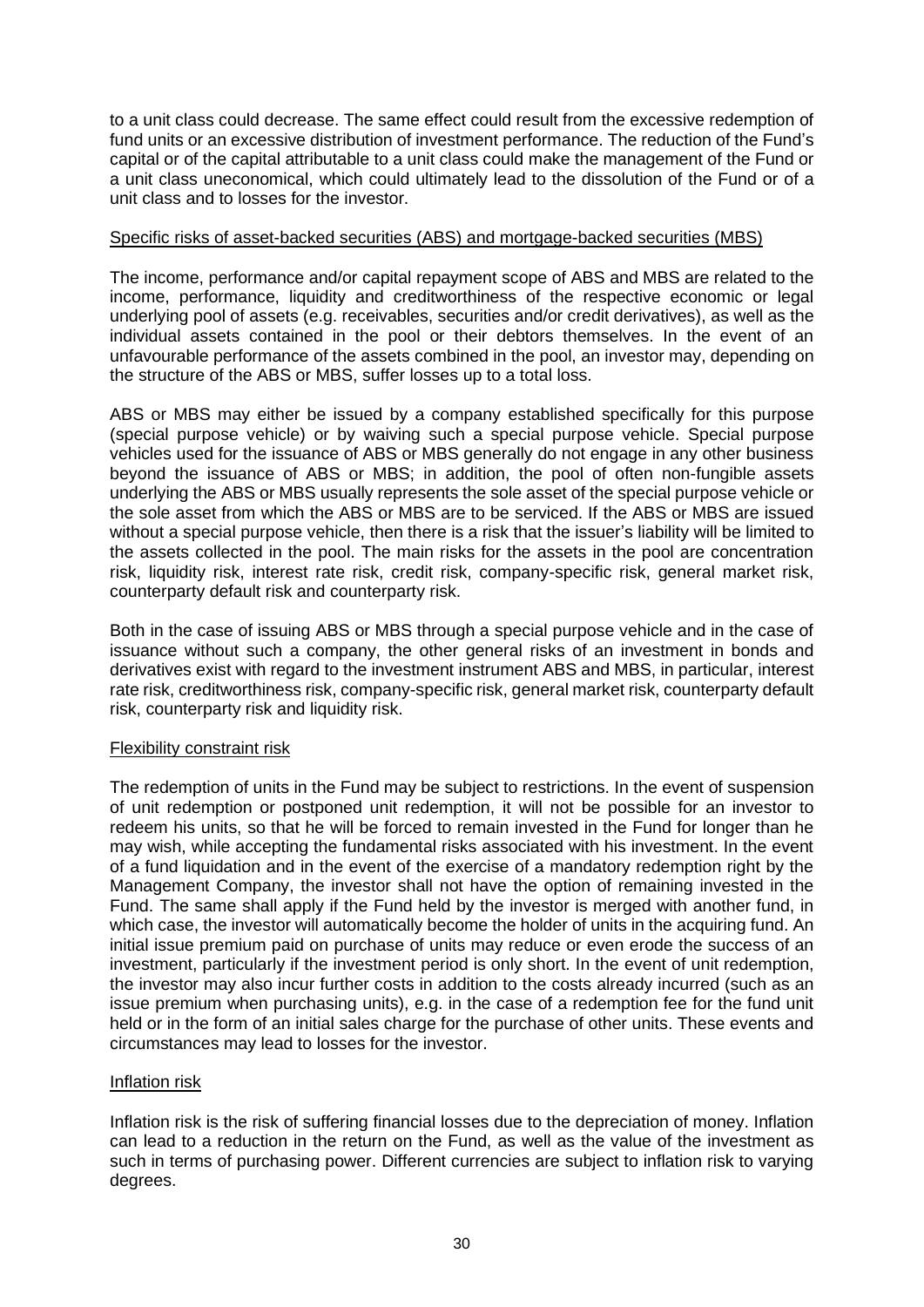to a unit class could decrease. The same effect could result from the excessive redemption of fund units or an excessive distribution of investment performance. The reduction of the Fund's capital or of the capital attributable to a unit class could make the management of the Fund or a unit class uneconomical, which could ultimately lead to the dissolution of the Fund or of a unit class and to losses for the investor.

## Specific risks of asset-backed securities (ABS) and mortgage-backed securities (MBS)

The income, performance and/or capital repayment scope of ABS and MBS are related to the income, performance, liquidity and creditworthiness of the respective economic or legal underlying pool of assets (e.g. receivables, securities and/or credit derivatives), as well as the individual assets contained in the pool or their debtors themselves. In the event of an unfavourable performance of the assets combined in the pool, an investor may, depending on the structure of the ABS or MBS, suffer losses up to a total loss.

ABS or MBS may either be issued by a company established specifically for this purpose (special purpose vehicle) or by waiving such a special purpose vehicle. Special purpose vehicles used for the issuance of ABS or MBS generally do not engage in any other business beyond the issuance of ABS or MBS; in addition, the pool of often non-fungible assets underlying the ABS or MBS usually represents the sole asset of the special purpose vehicle or the sole asset from which the ABS or MBS are to be serviced. If the ABS or MBS are issued without a special purpose vehicle, then there is a risk that the issuer's liability will be limited to the assets collected in the pool. The main risks for the assets in the pool are concentration risk, liquidity risk, interest rate risk, credit risk, company-specific risk, general market risk, counterparty default risk and counterparty risk.

Both in the case of issuing ABS or MBS through a special purpose vehicle and in the case of issuance without such a company, the other general risks of an investment in bonds and derivatives exist with regard to the investment instrument ABS and MBS, in particular, interest rate risk, creditworthiness risk, company-specific risk, general market risk, counterparty default risk, counterparty risk and liquidity risk.

## Flexibility constraint risk

The redemption of units in the Fund may be subject to restrictions. In the event of suspension of unit redemption or postponed unit redemption, it will not be possible for an investor to redeem his units, so that he will be forced to remain invested in the Fund for longer than he may wish, while accepting the fundamental risks associated with his investment. In the event of a fund liquidation and in the event of the exercise of a mandatory redemption right by the Management Company, the investor shall not have the option of remaining invested in the Fund. The same shall apply if the Fund held by the investor is merged with another fund, in which case, the investor will automatically become the holder of units in the acquiring fund. An initial issue premium paid on purchase of units may reduce or even erode the success of an investment, particularly if the investment period is only short. In the event of unit redemption, the investor may also incur further costs in addition to the costs already incurred (such as an issue premium when purchasing units), e.g. in the case of a redemption fee for the fund unit held or in the form of an initial sales charge for the purchase of other units. These events and circumstances may lead to losses for the investor.

## Inflation risk

Inflation risk is the risk of suffering financial losses due to the depreciation of money. Inflation can lead to a reduction in the return on the Fund, as well as the value of the investment as such in terms of purchasing power. Different currencies are subject to inflation risk to varying degrees.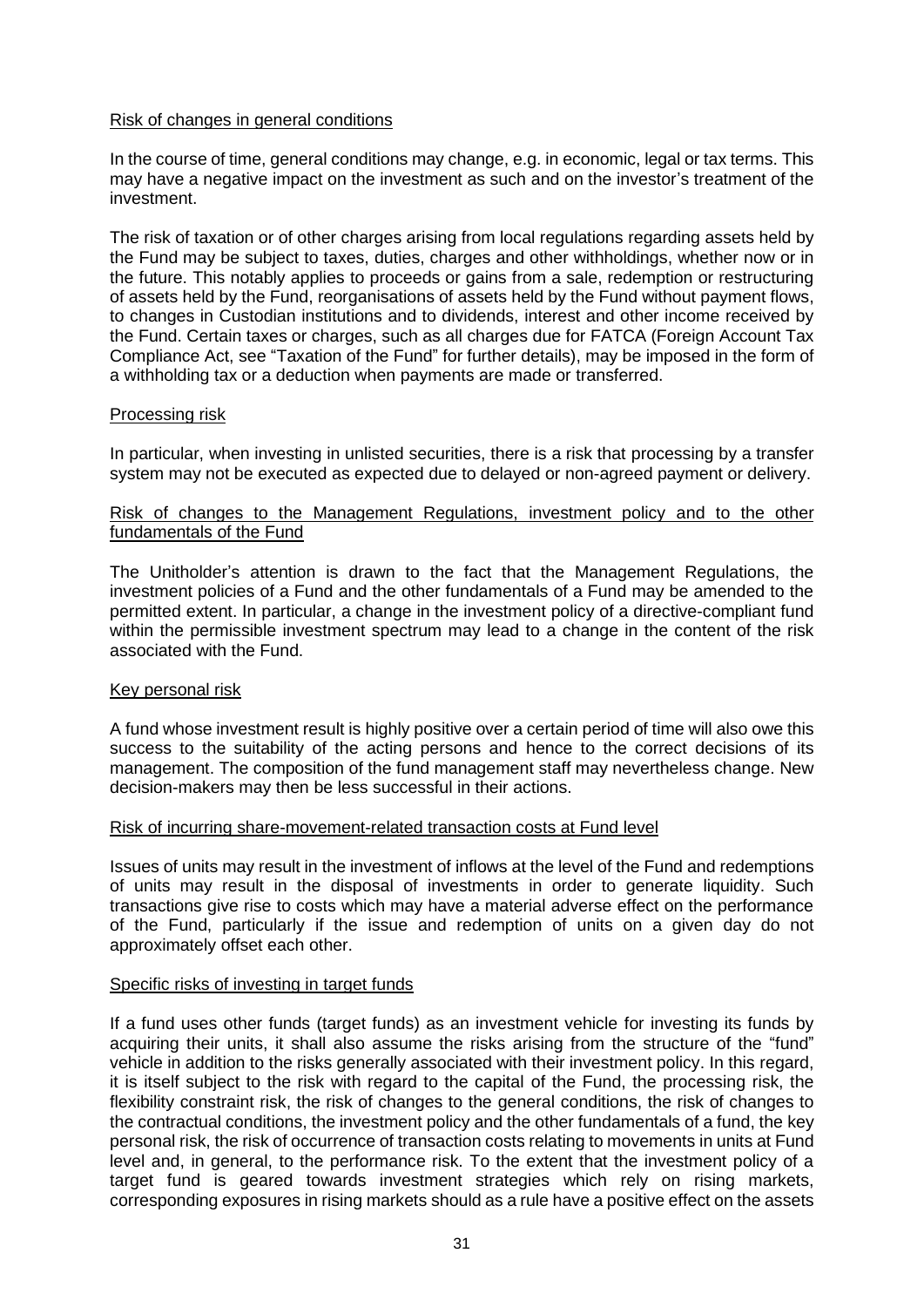Risk of changes in general conditions

In the course of time, general conditions may change, e.g. in economic, legal or tax terms. This may have a negative impact on the investment as such and on the investor's treatment of the investment.

The risk of taxation or of other charges arising from local regulations regarding assets held by the Fund may be subject to taxes, duties, charges and other withholdings, whether now or in the future. This notably applies to proceeds or gains from a sale, redemption or restructuring of assets held by the Fund, reorganisations of assets held by the Fund without payment flows, to changes in Custodian institutions and to dividends, interest and other income received by the Fund. Certain taxes or charges, such as all charges due for FATCA (Foreign Account Tax Compliance Act, see "Taxation of the Fund" for further details), may be imposed in the form of a withholding tax or a deduction when payments are made or transferred.

Processing risk

In particular, when investing in unlisted securities, there is a risk that processing by a transfer system may not be executed as expected due to delayed or non-agreed payment or delivery.

Risk of changes to the Management Regulations, investment policy and to the other fundamentals of the Fund

The Unitholder's attention is drawn to the fact that the Management Regulations, the investment policies of a Fund and the other fundamentals of a Fund may be amended to the permitted extent. In particular, a change in the investment policy of a directive-compliant fund within the permissible investment spectrum may lead to a change in the content of the risk associated with the Fund.

Key personal risk

A fund whose investment result is highly positive over a certain period of time will also owe this success to the suitability of the acting persons and hence to the correct decisions of its management. The composition of the fund management staff may nevertheless change. New decision-makers may then be less successful in their actions.

Risk of incurring share-movement-related transaction costs at Fund level

Issues of units may result in the investment of inflows at the level of the Fund and redemptions of units may result in the disposal of investments in order to generate liquidity. Such transactions give rise to costs which may have a material adverse effect on the performance of the Fund, particularly if the issue and redemption of units on a given day do not approximately offset each other.

Specific risks of investing in target funds

If a fund uses other funds (target funds) as an investment vehicle for investing its funds by acquiring their units, it shall also assume the risks arising from the structure of the "fund" vehicle in addition to the risks generally associated with their investment policy. In this regard, it is itself subject to the risk with regard to the capital of the Fund, the processing risk, the flexibility constraint risk, the risk of changes to the general conditions, the risk of changes to the contractual conditions, the investment policy and the other fundamentals of a fund, the key personal risk, the risk of occurrence of transaction costs relating to movements in units at Fund level and, in general, to the performance risk. To the extent that the investment policy of a target fund is geared towards investment strategies which rely on rising markets, corresponding exposures in rising markets should as a rule have a positive effect on the assets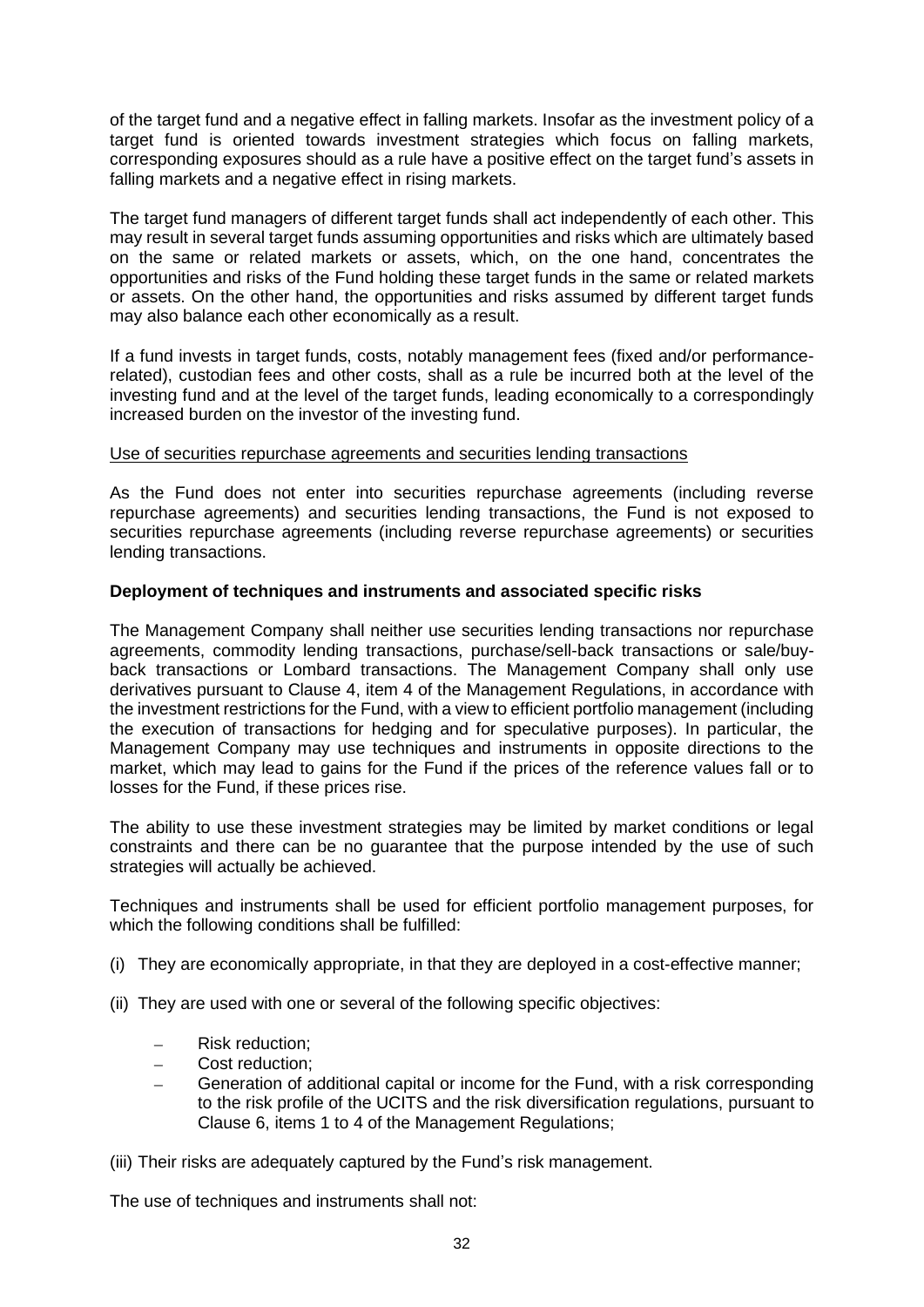of the target fund and a negative effect in falling markets. Insofar as the investment policy of a target fund is oriented towards investment strategies which focus on falling markets, corresponding exposures should as a rule have a positive effect on the target fund's assets in falling markets and a negative effect in rising markets.

The target fund managers of different target funds shall act independently of each other. This may result in several target funds assuming opportunities and risks which are ultimately based on the same or related markets or assets, which, on the one hand, concentrates the opportunities and risks of the Fund holding these target funds in the same or related markets or assets. On the other hand, the opportunities and risks assumed by different target funds may also balance each other economically as a result.

If a fund invests in target funds, costs, notably management fees (fixed and/or performance-related), custodian fees and other costs, shall as a rule be incurred both at the level of the investing fund and at the level of the target funds, leading economically to a correspondingly increased burden on the investor of the investing fund.

Use of securities repurchase agreements and securities lending transactions

As the Fund does not enter into securities repurchase agreements (including reverse repurchase agreements) and securities lending transactions, the Fund is not exposed to securities repurchase agreements (including reverse repurchase agreements) or securities lending transactions.

**Deployment of techniques and instruments and associated specific risks**

The Management Company shall neither use securities lending transactions nor repurchase agreements, commodity lending transactions, purchase/sell-back transactions or sale/buy-back transactions or Lombard transactions. The Management Company shall only use derivatives pursuant to Clause 4, item 4 of the Management Regulations, in accordance with the investment restrictions for the Fund, with a view to efficient portfolio management (including the execution of transactions for hedging and for speculative purposes). In particular, the Management Company may use techniques and instruments in opposite directions to the market, which may lead to gains for the Fund if the prices of the reference values fall or to losses for the Fund, if these prices rise.

The ability to use these investment strategies may be limited by market conditions or legal constraints and there can be no guarantee that the purpose intended by the use of such strategies will actually be achieved.

Techniques and instruments shall be used for efficient portfolio management purposes, for which the following conditions shall be fulfilled:

(i) They are economically appropriate, in that they are deployed in a cost-effective manner;

(ii) They are used with one or several of the following specific objectives:

- Risk reduction;
- Cost reduction;
- Generation of additional capital or income for the Fund, with a risk corresponding to the risk profile of the UCITS and the risk diversification regulations, pursuant to Clause 6, items 1 to 4 of the Management Regulations;

(iii) Their risks are adequately captured by the Fund's risk management.

The use of techniques and instruments shall not: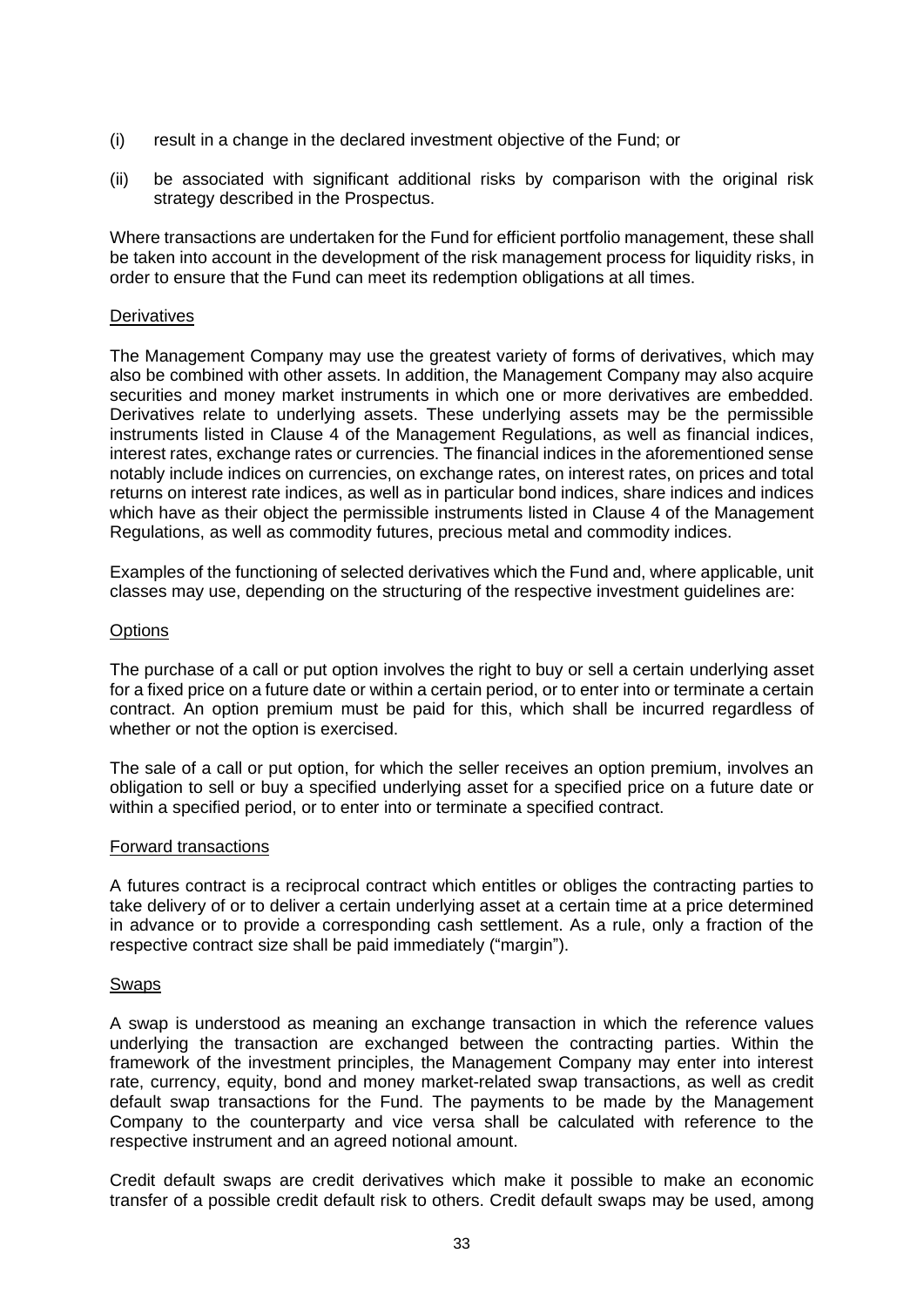(i) result in a change in the declared investment objective of the Fund; or

(ii) be associated with significant additional risks by comparison with the original risk strategy described in the Prospectus.

Where transactions are undertaken for the Fund for efficient portfolio management, these shall be taken into account in the development of the risk management process for liquidity risks, in order to ensure that the Fund can meet its redemption obligations at all times.

Derivatives

The Management Company may use the greatest variety of forms of derivatives, which may also be combined with other assets. In addition, the Management Company may also acquire securities and money market instruments in which one or more derivatives are embedded. Derivatives relate to underlying assets. These underlying assets may be the permissible instruments listed in Clause 4 of the Management Regulations, as well as financial indices, interest rates, exchange rates or currencies. The financial indices in the aforementioned sense notably include indices on currencies, on exchange rates, on interest rates, on prices and total returns on interest rate indices, as well as in particular bond indices, share indices and indices which have as their object the permissible instruments listed in Clause 4 of the Management Regulations, as well as commodity futures, precious metal and commodity indices.

Examples of the functioning of selected derivatives which the Fund and, where applicable, unit classes may use, depending on the structuring of the respective investment guidelines are:

Options

The purchase of a call or put option involves the right to buy or sell a certain underlying asset for a fixed price on a future date or within a certain period, or to enter into or terminate a certain contract. An option premium must be paid for this, which shall be incurred regardless of whether or not the option is exercised.

The sale of a call or put option, for which the seller receives an option premium, involves an obligation to sell or buy a specified underlying asset for a specified price on a future date or within a specified period, or to enter into or terminate a specified contract.

Forward transactions

A futures contract is a reciprocal contract which entitles or obliges the contracting parties to take delivery of or to deliver a certain underlying asset at a certain time at a price determined in advance or to provide a corresponding cash settlement. As a rule, only a fraction of the respective contract size shall be paid immediately ("margin").

Swaps

A swap is understood as meaning an exchange transaction in which the reference values underlying the transaction are exchanged between the contracting parties. Within the framework of the investment principles, the Management Company may enter into interest rate, currency, equity, bond and money market-related swap transactions, as well as credit default swap transactions for the Fund. The payments to be made by the Management Company to the counterparty and vice versa shall be calculated with reference to the respective instrument and an agreed notional amount.

Credit default swaps are credit derivatives which make it possible to make an economic transfer of a possible credit default risk to others. Credit default swaps may be used, among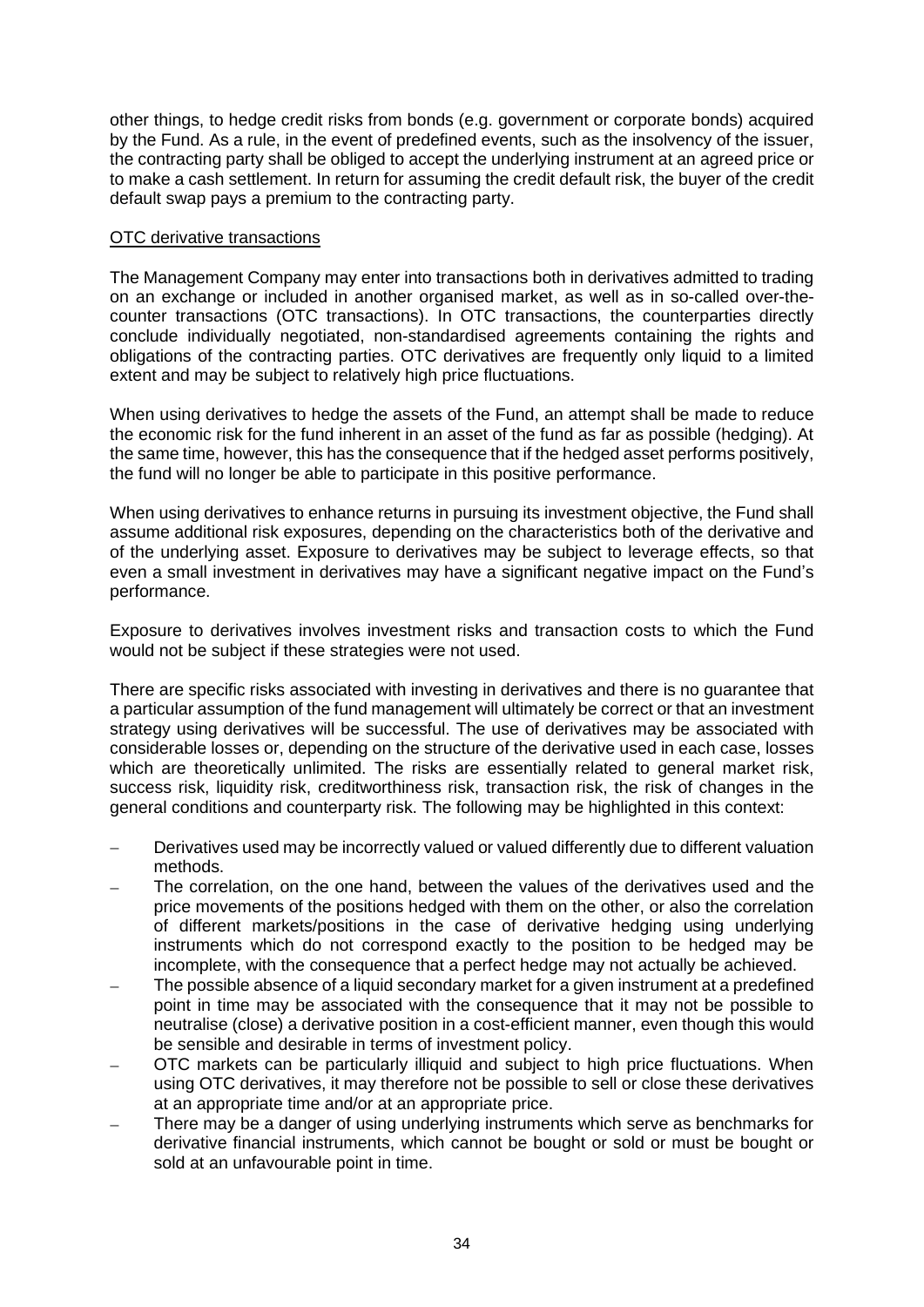other things, to hedge credit risks from bonds (e.g. government or corporate bonds) acquired by the Fund. As a rule, in the event of predefined events, such as the insolvency of the issuer, the contracting party shall be obliged to accept the underlying instrument at an agreed price or to make a cash settlement. In return for assuming the credit default risk, the buyer of the credit default swap pays a premium to the contracting party.

OTC derivative transactions

The Management Company may enter into transactions both in derivatives admitted to trading on an exchange or included in another organised market, as well as in so-called over-the-counter transactions (OTC transactions). In OTC transactions, the counterparties directly conclude individually negotiated, non-standardised agreements containing the rights and obligations of the contracting parties. OTC derivatives are frequently only liquid to a limited extent and may be subject to relatively high price fluctuations.

When using derivatives to hedge the assets of the Fund, an attempt shall be made to reduce the economic risk for the fund inherent in an asset of the fund as far as possible (hedging). At the same time, however, this has the consequence that if the hedged asset performs positively, the fund will no longer be able to participate in this positive performance.

When using derivatives to enhance returns in pursuing its investment objective, the Fund shall assume additional risk exposures, depending on the characteristics both of the derivative and of the underlying asset. Exposure to derivatives may be subject to leverage effects, so that even a small investment in derivatives may have a significant negative impact on the Fund's performance.

Exposure to derivatives involves investment risks and transaction costs to which the Fund would not be subject if these strategies were not used.

There are specific risks associated with investing in derivatives and there is no guarantee that a particular assumption of the fund management will ultimately be correct or that an investment strategy using derivatives will be successful. The use of derivatives may be associated with considerable losses or, depending on the structure of the derivative used in each case, losses which are theoretically unlimited. The risks are essentially related to general market risk, success risk, liquidity risk, creditworthiness risk, transaction risk, the risk of changes in the general conditions and counterparty risk. The following may be highlighted in this context:

- Derivatives used may be incorrectly valued or valued differently due to different valuation methods.
- The correlation, on the one hand, between the values of the derivatives used and the price movements of the positions hedged with them on the other, or also the correlation of different markets/positions in the case of derivative hedging using underlying instruments which do not correspond exactly to the position to be hedged may be incomplete, with the consequence that a perfect hedge may not actually be achieved.
- The possible absence of a liquid secondary market for a given instrument at a predefined point in time may be associated with the consequence that it may not be possible to neutralise (close) a derivative position in a cost-efficient manner, even though this would be sensible and desirable in terms of investment policy.
- OTC markets can be particularly illiquid and subject to high price fluctuations. When using OTC derivatives, it may therefore not be possible to sell or close these derivatives at an appropriate time and/or at an appropriate price.
- There may be a danger of using underlying instruments which serve as benchmarks for derivative financial instruments, which cannot be bought or sold or must be bought or sold at an unfavourable point in time.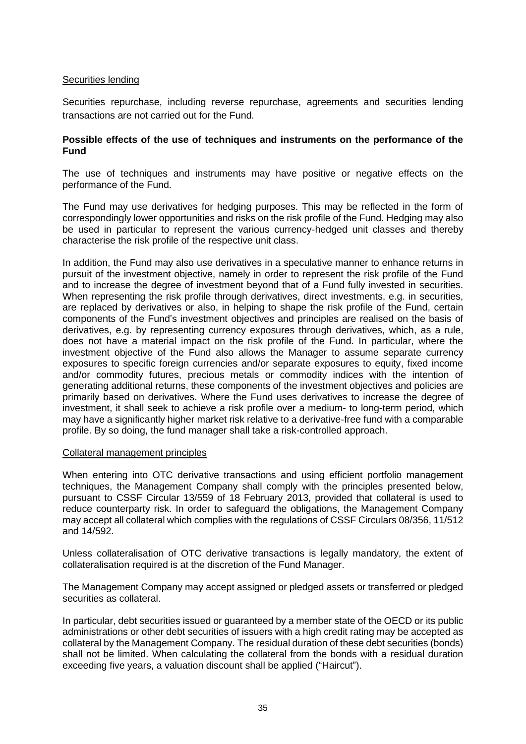Securities lending

Securities repurchase, including reverse repurchase, agreements and securities lending transactions are not carried out for the Fund.

**Possible effects of the use of techniques and instruments on the performance of the Fund**

The use of techniques and instruments may have positive or negative effects on the performance of the Fund.

The Fund may use derivatives for hedging purposes. This may be reflected in the form of correspondingly lower opportunities and risks on the risk profile of the Fund. Hedging may also be used in particular to represent the various currency-hedged unit classes and thereby characterise the risk profile of the respective unit class.

In addition, the Fund may also use derivatives in a speculative manner to enhance returns in pursuit of the investment objective, namely in order to represent the risk profile of the Fund and to increase the degree of investment beyond that of a Fund fully invested in securities. When representing the risk profile through derivatives, direct investments, e.g. in securities, are replaced by derivatives or also, in helping to shape the risk profile of the Fund, certain components of the Fund's investment objectives and principles are realised on the basis of derivatives, e.g. by representing currency exposures through derivatives, which, as a rule, does not have a material impact on the risk profile of the Fund. In particular, where the investment objective of the Fund also allows the Manager to assume separate currency exposures to specific foreign currencies and/or separate exposures to equity, fixed income and/or commodity futures, precious metals or commodity indices with the intention of generating additional returns, these components of the investment objectives and policies are primarily based on derivatives. Where the Fund uses derivatives to increase the degree of investment, it shall seek to achieve a risk profile over a medium- to long-term period, which may have a significantly higher market risk relative to a derivative-free fund with a comparable profile. By so doing, the fund manager shall take a risk-controlled approach.

Collateral management principles

When entering into OTC derivative transactions and using efficient portfolio management techniques, the Management Company shall comply with the principles presented below, pursuant to CSSF Circular 13/559 of 18 February 2013, provided that collateral is used to reduce counterparty risk. In order to safeguard the obligations, the Management Company may accept all collateral which complies with the regulations of CSSF Circulars 08/356, 11/512 and 14/592.

Unless collateralisation of OTC derivative transactions is legally mandatory, the extent of collateralisation required is at the discretion of the Fund Manager.

The Management Company may accept assigned or pledged assets or transferred or pledged securities as collateral.

In particular, debt securities issued or guaranteed by a member state of the OECD or its public administrations or other debt securities of issuers with a high credit rating may be accepted as collateral by the Management Company. The residual duration of these debt securities (bonds) shall not be limited. When calculating the collateral from the bonds with a residual duration exceeding five years, a valuation discount shall be applied ("Haircut").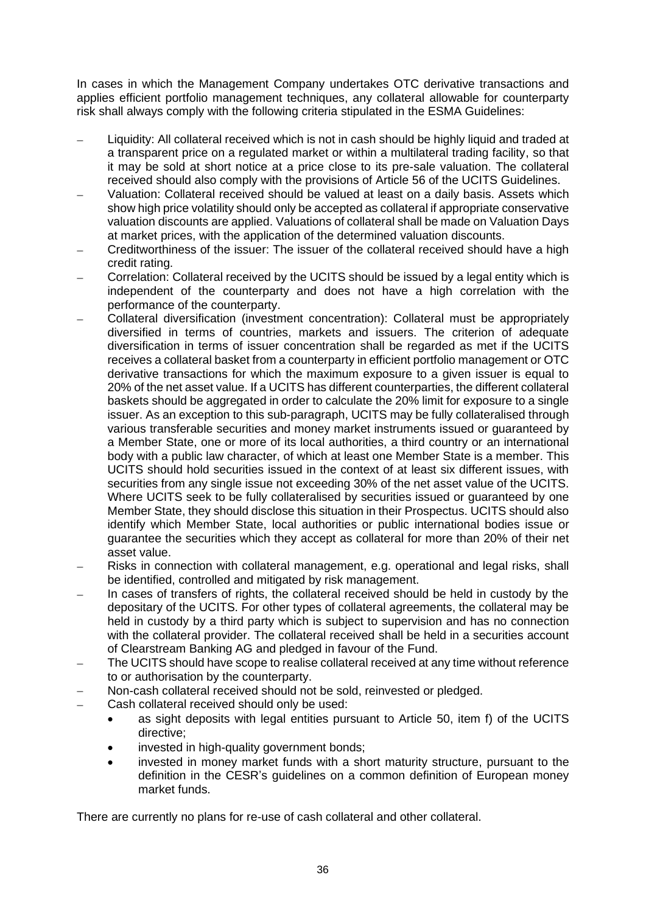In cases in which the Management Company undertakes OTC derivative transactions and applies efficient portfolio management techniques, any collateral allowable for counterparty risk shall always comply with the following criteria stipulated in the ESMA Guidelines:

- Liquidity: All collateral received which is not in cash should be highly liquid and traded at a transparent price on a regulated market or within a multilateral trading facility, so that it may be sold at short notice at a price close to its pre-sale valuation. The collateral received should also comply with the provisions of Article 56 of the UCITS Guidelines.
- Valuation: Collateral received should be valued at least on a daily basis. Assets which show high price volatility should only be accepted as collateral if appropriate conservative valuation discounts are applied. Valuations of collateral shall be made on Valuation Days at market prices, with the application of the determined valuation discounts.
- Creditworthiness of the issuer: The issuer of the collateral received should have a high credit rating.
- Correlation: Collateral received by the UCITS should be issued by a legal entity which is independent of the counterparty and does not have a high correlation with the performance of the counterparty.
- Collateral diversification (investment concentration): Collateral must be appropriately diversified in terms of countries, markets and issuers. The criterion of adequate diversification in terms of issuer concentration shall be regarded as met if the UCITS receives a collateral basket from a counterparty in efficient portfolio management or OTC derivative transactions for which the maximum exposure to a given issuer is equal to 20% of the net asset value. If a UCITS has different counterparties, the different collateral baskets should be aggregated in order to calculate the 20% limit for exposure to a single issuer. As an exception to this sub-paragraph, UCITS may be fully collateralised through various transferable securities and money market instruments issued or guaranteed by a Member State, one or more of its local authorities, a third country or an international body with a public law character, of which at least one Member State is a member. This UCITS should hold securities issued in the context of at least six different issues, with securities from any single issue not exceeding 30% of the net asset value of the UCITS. Where UCITS seek to be fully collateralised by securities issued or guaranteed by one Member State, they should disclose this situation in their Prospectus. UCITS should also identify which Member State, local authorities or public international bodies issue or guarantee the securities which they accept as collateral for more than 20% of their net asset value.
- Risks in connection with collateral management, e.g. operational and legal risks, shall be identified, controlled and mitigated by risk management.
- In cases of transfers of rights, the collateral received should be held in custody by the depositary of the UCITS. For other types of collateral agreements, the collateral may be held in custody by a third party which is subject to supervision and has no connection with the collateral provider. The collateral received shall be held in a securities account of Clearstream Banking AG and pledged in favour of the Fund.
- The UCITS should have scope to realise collateral received at any time without reference to or authorisation by the counterparty.
- Non-cash collateral received should not be sold, reinvested or pledged.
- Cash collateral received should only be used:
  - as sight deposits with legal entities pursuant to Article 50, item f) of the UCITS directive;
  - invested in high-quality government bonds;
  - invested in money market funds with a short maturity structure, pursuant to the definition in the CESR's guidelines on a common definition of European money market funds.

There are currently no plans for re-use of cash collateral and other collateral.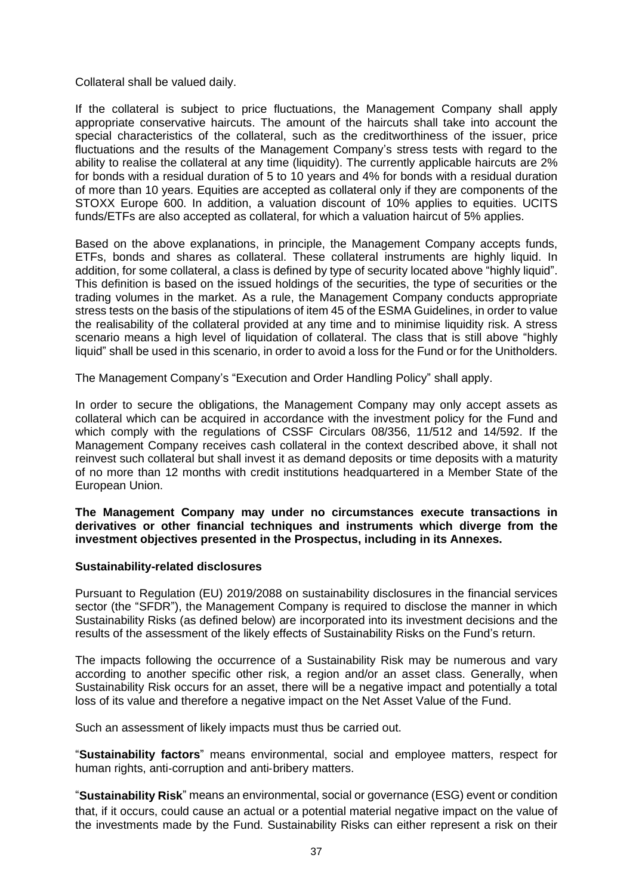Collateral shall be valued daily.

If the collateral is subject to price fluctuations, the Management Company shall apply appropriate conservative haircuts. The amount of the haircuts shall take into account the special characteristics of the collateral, such as the creditworthiness of the issuer, price fluctuations and the results of the Management Company's stress tests with regard to the ability to realise the collateral at any time (liquidity). The currently applicable haircuts are 2% for bonds with a residual duration of 5 to 10 years and 4% for bonds with a residual duration of more than 10 years. Equities are accepted as collateral only if they are components of the STOXX Europe 600. In addition, a valuation discount of 10% applies to equities. UCITS funds/ETFs are also accepted as collateral, for which a valuation haircut of 5% applies.

Based on the above explanations, in principle, the Management Company accepts funds, ETFs, bonds and shares as collateral. These collateral instruments are highly liquid. In addition, for some collateral, a class is defined by type of security located above "highly liquid". This definition is based on the issued holdings of the securities, the type of securities or the trading volumes in the market. As a rule, the Management Company conducts appropriate stress tests on the basis of the stipulations of item 45 of the ESMA Guidelines, in order to value the realisability of the collateral provided at any time and to minimise liquidity risk. A stress scenario means a high level of liquidation of collateral. The class that is still above "highly liquid" shall be used in this scenario, in order to avoid a loss for the Fund or for the Unitholders.

The Management Company's "Execution and Order Handling Policy" shall apply.

In order to secure the obligations, the Management Company may only accept assets as collateral which can be acquired in accordance with the investment policy for the Fund and which comply with the regulations of CSSF Circulars 08/356, 11/512 and 14/592. If the Management Company receives cash collateral in the context described above, it shall not reinvest such collateral but shall invest it as demand deposits or time deposits with a maturity of no more than 12 months with credit institutions headquartered in a Member State of the European Union.

**The Management Company may under no circumstances execute transactions in derivatives or other financial techniques and instruments which diverge from the investment objectives presented in the Prospectus, including in its Annexes.**

**Sustainability-related disclosures**

Pursuant to Regulation (EU) 2019/2088 on sustainability disclosures in the financial services sector (the "SFDR"), the Management Company is required to disclose the manner in which Sustainability Risks (as defined below) are incorporated into its investment decisions and the results of the assessment of the likely effects of Sustainability Risks on the Fund's return.

The impacts following the occurrence of a Sustainability Risk may be numerous and vary according to another specific other risk, a region and/or an asset class. Generally, when Sustainability Risk occurs for an asset, there will be a negative impact and potentially a total loss of its value and therefore a negative impact on the Net Asset Value of the Fund.

Such an assessment of likely impacts must thus be carried out.

"**Sustainability factors**" means environmental, social and employee matters, respect for human rights, anti-corruption and anti-bribery matters.

"**Sustainability Risk**" means an environmental, social or governance (ESG) event or condition that, if it occurs, could cause an actual or a potential material negative impact on the value of the investments made by the Fund. Sustainability Risks can either represent a risk on their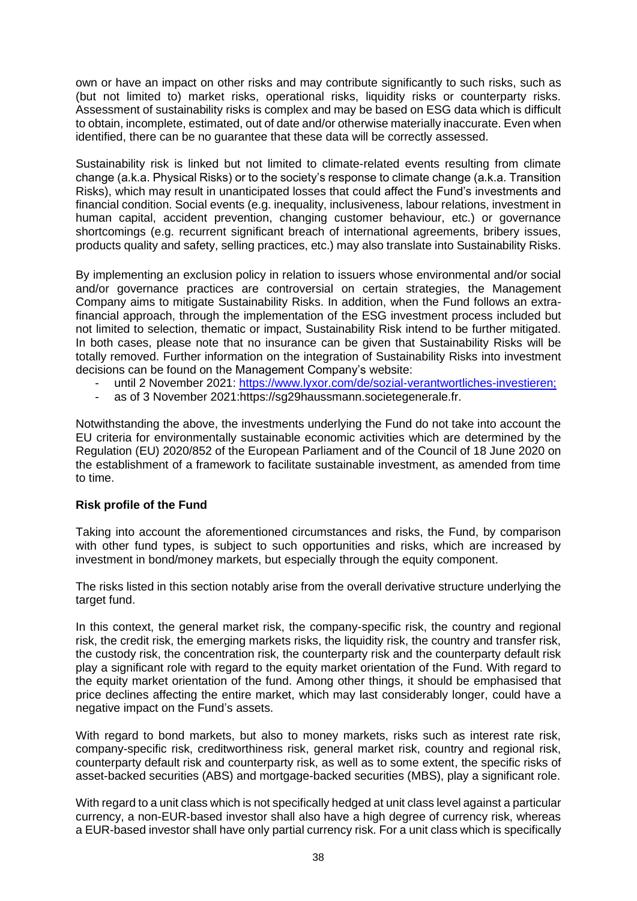own or have an impact on other risks and may contribute significantly to such risks, such as (but not limited to) market risks, operational risks, liquidity risks or counterparty risks. Assessment of sustainability risks is complex and may be based on ESG data which is difficult to obtain, incomplete, estimated, out of date and/or otherwise materially inaccurate. Even when identified, there can be no guarantee that these data will be correctly assessed.

Sustainability risk is linked but not limited to climate-related events resulting from climate change (a.k.a. Physical Risks) or to the society's response to climate change (a.k.a. Transition Risks), which may result in unanticipated losses that could affect the Fund's investments and financial condition. Social events (e.g. inequality, inclusiveness, labour relations, investment in human capital, accident prevention, changing customer behaviour, etc.) or governance shortcomings (e.g. recurrent significant breach of international agreements, bribery issues, products quality and safety, selling practices, etc.) may also translate into Sustainability Risks.

By implementing an exclusion policy in relation to issuers whose environmental and/or social and/or governance practices are controversial on certain strategies, the Management Company aims to mitigate Sustainability Risks. In addition, when the Fund follows an extra-financial approach, through the implementation of the ESG investment process included but not limited to selection, thematic or impact, Sustainability Risk intend to be further mitigated. In both cases, please note that no insurance can be given that Sustainability Risks will be totally removed. Further information on the integration of Sustainability Risks into investment decisions can be found on the Management Company's website:

- until 2 November 2021: https://www.lyxor.com/de/sozial-verantwortliches-investieren;
- as of 3 November 2021:https://sg29haussmann.societegenerale.fr.

Notwithstanding the above, the investments underlying the Fund do not take into account the EU criteria for environmentally sustainable economic activities which are determined by the Regulation (EU) 2020/852 of the European Parliament and of the Council of 18 June 2020 on the establishment of a framework to facilitate sustainable investment, as amended from time to time.

**Risk profile of the Fund**

Taking into account the aforementioned circumstances and risks, the Fund, by comparison with other fund types, is subject to such opportunities and risks, which are increased by investment in bond/money markets, but especially through the equity component.

The risks listed in this section notably arise from the overall derivative structure underlying the target fund.

In this context, the general market risk, the company-specific risk, the country and regional risk, the credit risk, the emerging markets risks, the liquidity risk, the country and transfer risk, the custody risk, the concentration risk, the counterparty risk and the counterparty default risk play a significant role with regard to the equity market orientation of the Fund. With regard to the equity market orientation of the fund. Among other things, it should be emphasised that price declines affecting the entire market, which may last considerably longer, could have a negative impact on the Fund's assets.

With regard to bond markets, but also to money markets, risks such as interest rate risk, company-specific risk, creditworthiness risk, general market risk, country and regional risk, counterparty default risk and counterparty risk, as well as to some extent, the specific risks of asset-backed securities (ABS) and mortgage-backed securities (MBS), play a significant role.

With regard to a unit class which is not specifically hedged at unit class level against a particular currency, a non-EUR-based investor shall also have a high degree of currency risk, whereas a EUR-based investor shall have only partial currency risk. For a unit class which is specifically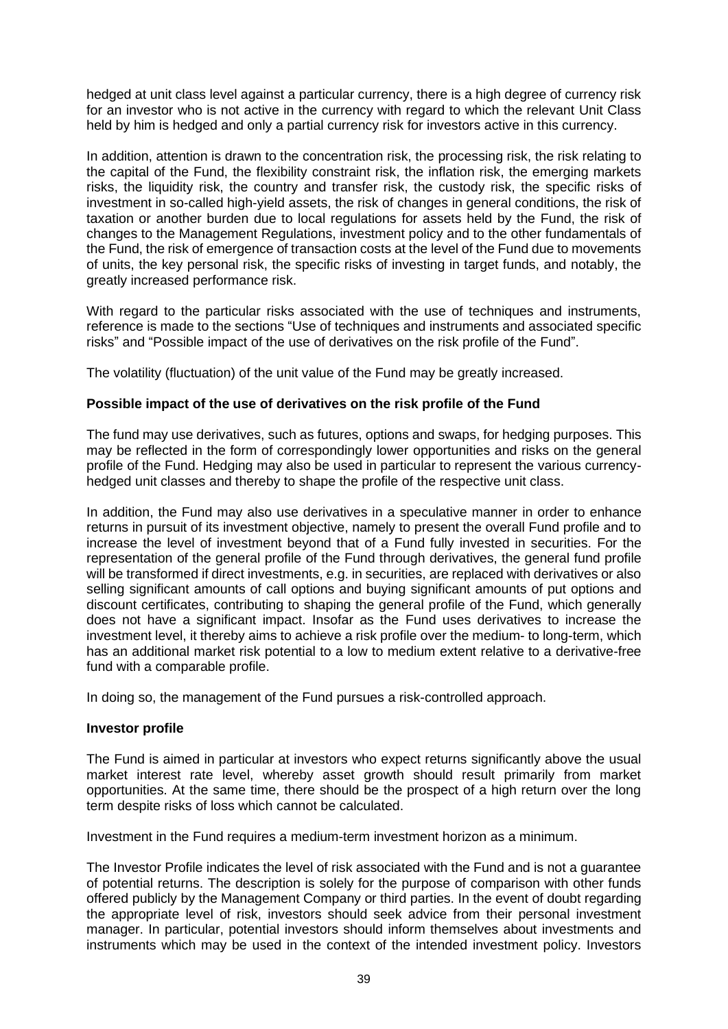hedged at unit class level against a particular currency, there is a high degree of currency risk for an investor who is not active in the currency with regard to which the relevant Unit Class held by him is hedged and only a partial currency risk for investors active in this currency.

In addition, attention is drawn to the concentration risk, the processing risk, the risk relating to the capital of the Fund, the flexibility constraint risk, the inflation risk, the emerging markets risks, the liquidity risk, the country and transfer risk, the custody risk, the specific risks of investment in so-called high-yield assets, the risk of changes in general conditions, the risk of taxation or another burden due to local regulations for assets held by the Fund, the risk of changes to the Management Regulations, investment policy and to the other fundamentals of the Fund, the risk of emergence of transaction costs at the level of the Fund due to movements of units, the key personal risk, the specific risks of investing in target funds, and notably, the greatly increased performance risk.

With regard to the particular risks associated with the use of techniques and instruments, reference is made to the sections "Use of techniques and instruments and associated specific risks" and "Possible impact of the use of derivatives on the risk profile of the Fund".

The volatility (fluctuation) of the unit value of the Fund may be greatly increased.

**Possible impact of the use of derivatives on the risk profile of the Fund**

The fund may use derivatives, such as futures, options and swaps, for hedging purposes. This may be reflected in the form of correspondingly lower opportunities and risks on the general profile of the Fund. Hedging may also be used in particular to represent the various currency-hedged unit classes and thereby to shape the profile of the respective unit class.

In addition, the Fund may also use derivatives in a speculative manner in order to enhance returns in pursuit of its investment objective, namely to present the overall Fund profile and to increase the level of investment beyond that of a Fund fully invested in securities. For the representation of the general profile of the Fund through derivatives, the general fund profile will be transformed if direct investments, e.g. in securities, are replaced with derivatives or also selling significant amounts of call options and buying significant amounts of put options and discount certificates, contributing to shaping the general profile of the Fund, which generally does not have a significant impact. Insofar as the Fund uses derivatives to increase the investment level, it thereby aims to achieve a risk profile over the medium- to long-term, which has an additional market risk potential to a low to medium extent relative to a derivative-free fund with a comparable profile.

In doing so, the management of the Fund pursues a risk-controlled approach.

**Investor profile**

The Fund is aimed in particular at investors who expect returns significantly above the usual market interest rate level, whereby asset growth should result primarily from market opportunities. At the same time, there should be the prospect of a high return over the long term despite risks of loss which cannot be calculated.

Investment in the Fund requires a medium-term investment horizon as a minimum.

The Investor Profile indicates the level of risk associated with the Fund and is not a guarantee of potential returns. The description is solely for the purpose of comparison with other funds offered publicly by the Management Company or third parties. In the event of doubt regarding the appropriate level of risk, investors should seek advice from their personal investment manager. In particular, potential investors should inform themselves about investments and instruments which may be used in the context of the intended investment policy. Investors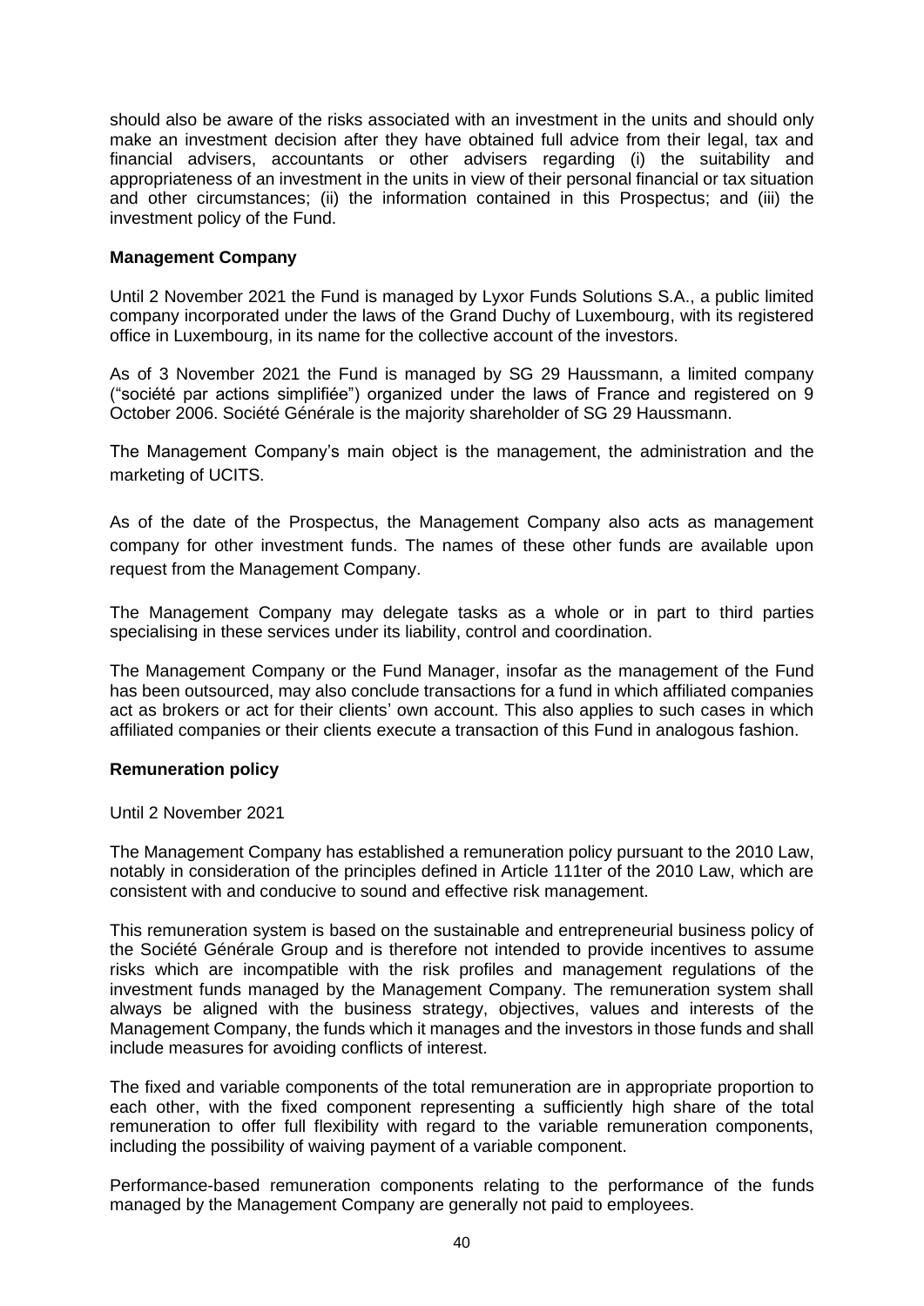should also be aware of the risks associated with an investment in the units and should only make an investment decision after they have obtained full advice from their legal, tax and financial advisers, accountants or other advisers regarding (i) the suitability and appropriateness of an investment in the units in view of their personal financial or tax situation and other circumstances; (ii) the information contained in this Prospectus; and (iii) the investment policy of the Fund.

**Management Company**

Until 2 November 2021 the Fund is managed by Lyxor Funds Solutions S.A., a public limited company incorporated under the laws of the Grand Duchy of Luxembourg, with its registered office in Luxembourg, in its name for the collective account of the investors.

As of 3 November 2021 the Fund is managed by SG 29 Haussmann, a limited company ("société par actions simplifiée") organized under the laws of France and registered on 9 October 2006. Société Générale is the majority shareholder of SG 29 Haussmann.

The Management Company's main object is the management, the administration and the marketing of UCITS.

As of the date of the Prospectus, the Management Company also acts as management company for other investment funds. The names of these other funds are available upon request from the Management Company.

The Management Company may delegate tasks as a whole or in part to third parties specialising in these services under its liability, control and coordination.

The Management Company or the Fund Manager, insofar as the management of the Fund has been outsourced, may also conclude transactions for a fund in which affiliated companies act as brokers or act for their clients' own account. This also applies to such cases in which affiliated companies or their clients execute a transaction of this Fund in analogous fashion.

**Remuneration policy**

Until 2 November 2021

The Management Company has established a remuneration policy pursuant to the 2010 Law, notably in consideration of the principles defined in Article 111ter of the 2010 Law, which are consistent with and conducive to sound and effective risk management.

This remuneration system is based on the sustainable and entrepreneurial business policy of the Société Générale Group and is therefore not intended to provide incentives to assume risks which are incompatible with the risk profiles and management regulations of the investment funds managed by the Management Company. The remuneration system shall always be aligned with the business strategy, objectives, values and interests of the Management Company, the funds which it manages and the investors in those funds and shall include measures for avoiding conflicts of interest.

The fixed and variable components of the total remuneration are in appropriate proportion to each other, with the fixed component representing a sufficiently high share of the total remuneration to offer full flexibility with regard to the variable remuneration components, including the possibility of waiving payment of a variable component.

Performance-based remuneration components relating to the performance of the funds managed by the Management Company are generally not paid to employees.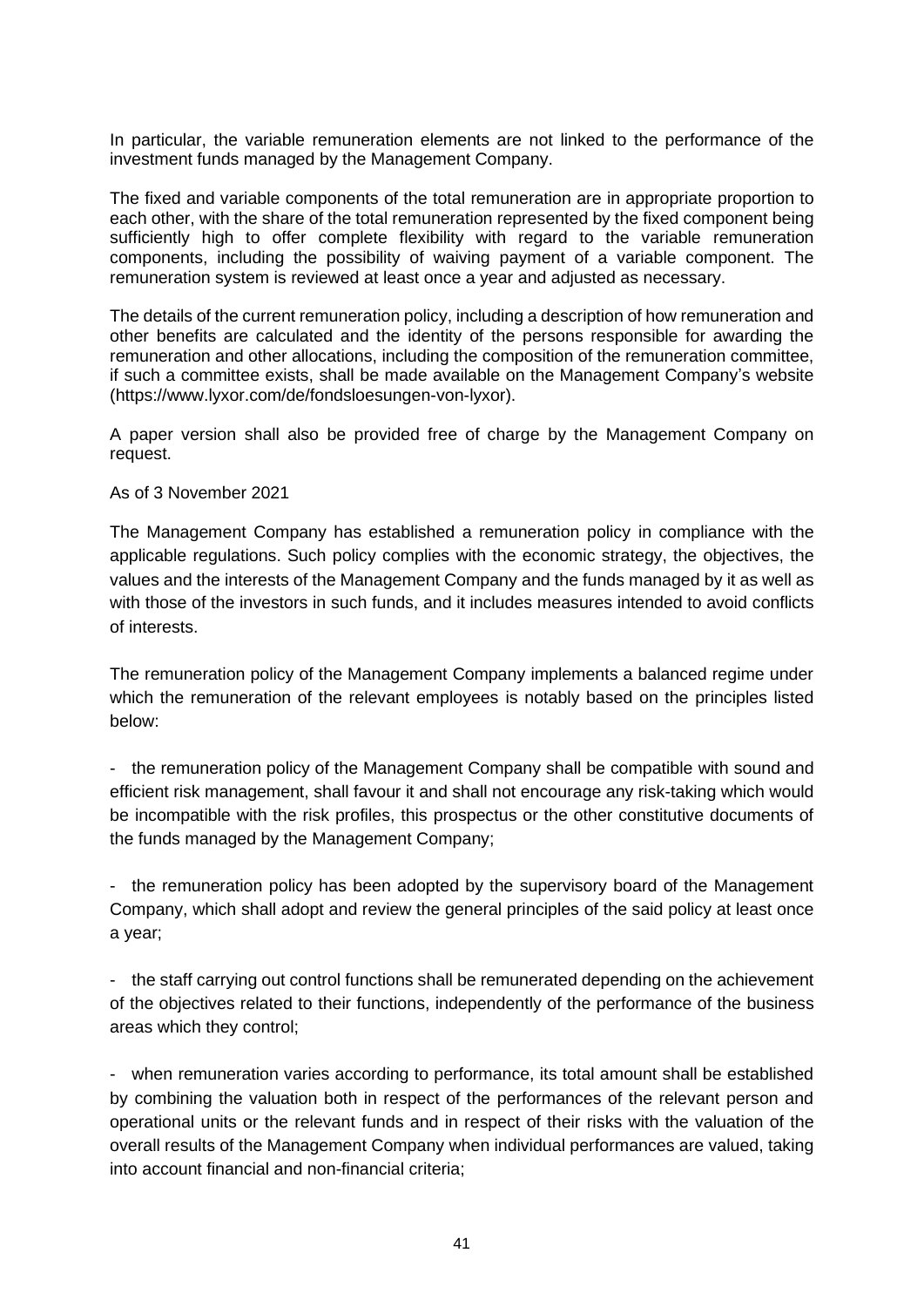In particular, the variable remuneration elements are not linked to the performance of the investment funds managed by the Management Company.

The fixed and variable components of the total remuneration are in appropriate proportion to each other, with the share of the total remuneration represented by the fixed component being sufficiently high to offer complete flexibility with regard to the variable remuneration components, including the possibility of waiving payment of a variable component. The remuneration system is reviewed at least once a year and adjusted as necessary.

The details of the current remuneration policy, including a description of how remuneration and other benefits are calculated and the identity of the persons responsible for awarding the remuneration and other allocations, including the composition of the remuneration committee, if such a committee exists, shall be made available on the Management Company's website (https://www.lyxor.com/de/fondsloesungen-von-lyxor).

A paper version shall also be provided free of charge by the Management Company on request.

As of 3 November 2021

The Management Company has established a remuneration policy in compliance with the applicable regulations. Such policy complies with the economic strategy, the objectives, the values and the interests of the Management Company and the funds managed by it as well as with those of the investors in such funds, and it includes measures intended to avoid conflicts of interests.

The remuneration policy of the Management Company implements a balanced regime under which the remuneration of the relevant employees is notably based on the principles listed below:

- the remuneration policy of the Management Company shall be compatible with sound and efficient risk management, shall favour it and shall not encourage any risk-taking which would be incompatible with the risk profiles, this prospectus or the other constitutive documents of the funds managed by the Management Company;

- the remuneration policy has been adopted by the supervisory board of the Management Company, which shall adopt and review the general principles of the said policy at least once a year;

- the staff carrying out control functions shall be remunerated depending on the achievement of the objectives related to their functions, independently of the performance of the business areas which they control;

- when remuneration varies according to performance, its total amount shall be established by combining the valuation both in respect of the performances of the relevant person and operational units or the relevant funds and in respect of their risks with the valuation of the overall results of the Management Company when individual performances are valued, taking into account financial and non-financial criteria;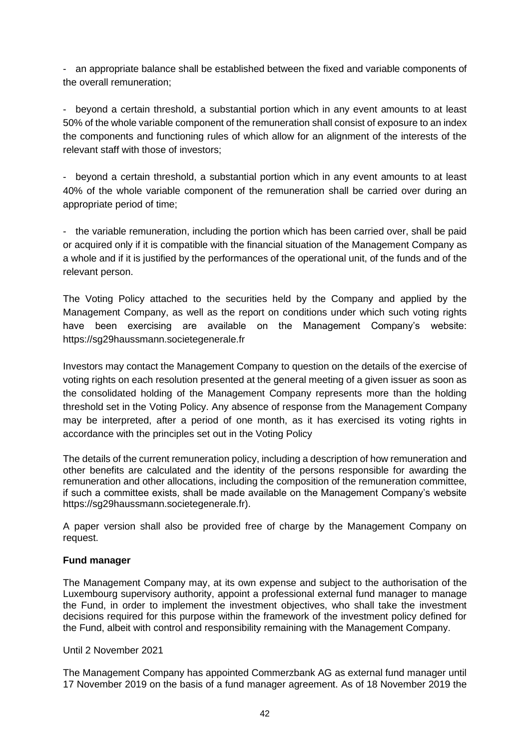- an appropriate balance shall be established between the fixed and variable components of the overall remuneration;

- beyond a certain threshold, a substantial portion which in any event amounts to at least 50% of the whole variable component of the remuneration shall consist of exposure to an index the components and functioning rules of which allow for an alignment of the interests of the relevant staff with those of investors;

- beyond a certain threshold, a substantial portion which in any event amounts to at least 40% of the whole variable component of the remuneration shall be carried over during an appropriate period of time;

- the variable remuneration, including the portion which has been carried over, shall be paid or acquired only if it is compatible with the financial situation of the Management Company as a whole and if it is justified by the performances of the operational unit, of the funds and of the relevant person.

The Voting Policy attached to the securities held by the Company and applied by the Management Company, as well as the report on conditions under which such voting rights have been exercising are available on the Management Company's website: https://sg29haussmann.societegenerale.fr

Investors may contact the Management Company to question on the details of the exercise of voting rights on each resolution presented at the general meeting of a given issuer as soon as the consolidated holding of the Management Company represents more than the holding threshold set in the Voting Policy. Any absence of response from the Management Company may be interpreted, after a period of one month, as it has exercised its voting rights in accordance with the principles set out in the Voting Policy

The details of the current remuneration policy, including a description of how remuneration and other benefits are calculated and the identity of the persons responsible for awarding the remuneration and other allocations, including the composition of the remuneration committee, if such a committee exists, shall be made available on the Management Company's website https://sg29haussmann.societegenerale.fr).

A paper version shall also be provided free of charge by the Management Company on request.

**Fund manager**

The Management Company may, at its own expense and subject to the authorisation of the Luxembourg supervisory authority, appoint a professional external fund manager to manage the Fund, in order to implement the investment objectives, who shall take the investment decisions required for this purpose within the framework of the investment policy defined for the Fund, albeit with control and responsibility remaining with the Management Company.

Until 2 November 2021

The Management Company has appointed Commerzbank AG as external fund manager until 17 November 2019 on the basis of a fund manager agreement. As of 18 November 2019 the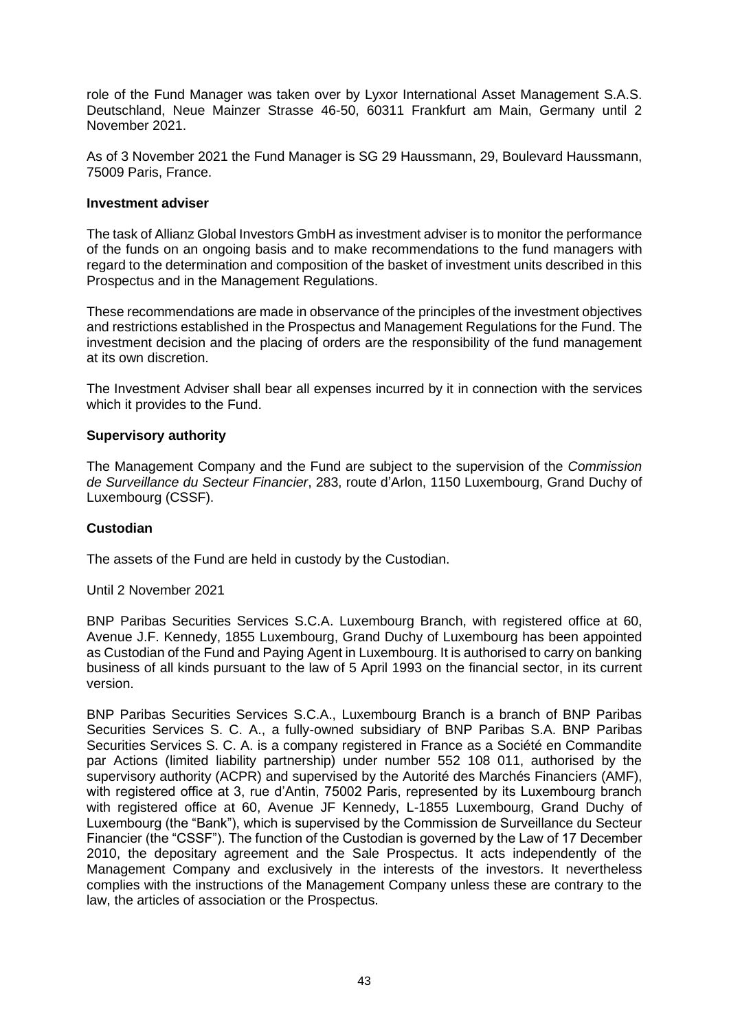role of the Fund Manager was taken over by Lyxor International Asset Management S.A.S. Deutschland, Neue Mainzer Strasse 46-50, 60311 Frankfurt am Main, Germany until 2 November 2021.

As of 3 November 2021 the Fund Manager is SG 29 Haussmann, 29, Boulevard Haussmann, 75009 Paris, France.

**Investment adviser**

The task of Allianz Global Investors GmbH as investment adviser is to monitor the performance of the funds on an ongoing basis and to make recommendations to the fund managers with regard to the determination and composition of the basket of investment units described in this Prospectus and in the Management Regulations.

These recommendations are made in observance of the principles of the investment objectives and restrictions established in the Prospectus and Management Regulations for the Fund. The investment decision and the placing of orders are the responsibility of the fund management at its own discretion.

The Investment Adviser shall bear all expenses incurred by it in connection with the services which it provides to the Fund.

**Supervisory authority**

The Management Company and the Fund are subject to the supervision of the *Commission de Surveillance du Secteur Financier*, 283, route d'Arlon, 1150 Luxembourg, Grand Duchy of Luxembourg (CSSF).

**Custodian**

The assets of the Fund are held in custody by the Custodian.

Until 2 November 2021

BNP Paribas Securities Services S.C.A. Luxembourg Branch, with registered office at 60, Avenue J.F. Kennedy, 1855 Luxembourg, Grand Duchy of Luxembourg has been appointed as Custodian of the Fund and Paying Agent in Luxembourg. It is authorised to carry on banking business of all kinds pursuant to the law of 5 April 1993 on the financial sector, in its current version.

BNP Paribas Securities Services S.C.A., Luxembourg Branch is a branch of BNP Paribas Securities Services S. C. A., a fully-owned subsidiary of BNP Paribas S.A. BNP Paribas Securities Services S. C. A. is a company registered in France as a Société en Commandite par Actions (limited liability partnership) under number 552 108 011, authorised by the supervisory authority (ACPR) and supervised by the Autorité des Marchés Financiers (AMF), with registered office at 3, rue d'Antin, 75002 Paris, represented by its Luxembourg branch with registered office at 60, Avenue JF Kennedy, L-1855 Luxembourg, Grand Duchy of Luxembourg (the "Bank"), which is supervised by the Commission de Surveillance du Secteur Financier (the "CSSF"). The function of the Custodian is governed by the Law of 17 December 2010, the depositary agreement and the Sale Prospectus. It acts independently of the Management Company and exclusively in the interests of the investors. It nevertheless complies with the instructions of the Management Company unless these are contrary to the law, the articles of association or the Prospectus.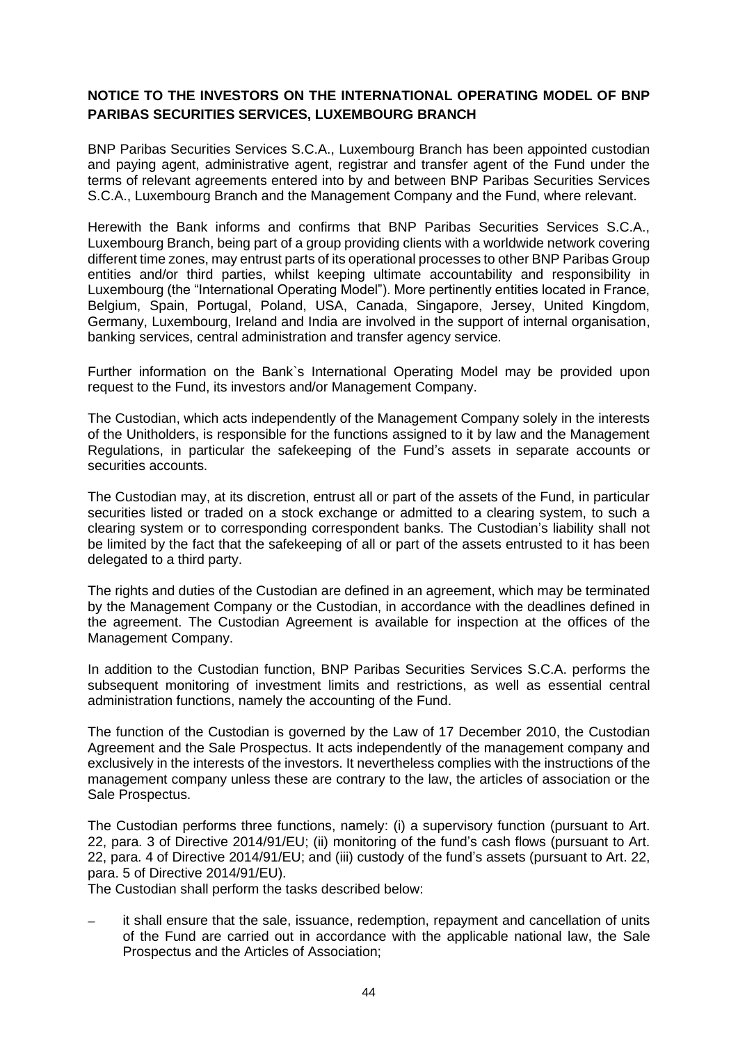**NOTICE TO THE INVESTORS ON THE INTERNATIONAL OPERATING MODEL OF BNP PARIBAS SECURITIES SERVICES, LUXEMBOURG BRANCH**

BNP Paribas Securities Services S.C.A., Luxembourg Branch has been appointed custodian and paying agent, administrative agent, registrar and transfer agent of the Fund under the terms of relevant agreements entered into by and between BNP Paribas Securities Services S.C.A., Luxembourg Branch and the Management Company and the Fund, where relevant.

Herewith the Bank informs and confirms that BNP Paribas Securities Services S.C.A., Luxembourg Branch, being part of a group providing clients with a worldwide network covering different time zones, may entrust parts of its operational processes to other BNP Paribas Group entities and/or third parties, whilst keeping ultimate accountability and responsibility in Luxembourg (the "International Operating Model"). More pertinently entities located in France, Belgium, Spain, Portugal, Poland, USA, Canada, Singapore, Jersey, United Kingdom, Germany, Luxembourg, Ireland and India are involved in the support of internal organisation, banking services, central administration and transfer agency service.

Further information on the Bank`s International Operating Model may be provided upon request to the Fund, its investors and/or Management Company.

The Custodian, which acts independently of the Management Company solely in the interests of the Unitholders, is responsible for the functions assigned to it by law and the Management Regulations, in particular the safekeeping of the Fund's assets in separate accounts or securities accounts.

The Custodian may, at its discretion, entrust all or part of the assets of the Fund, in particular securities listed or traded on a stock exchange or admitted to a clearing system, to such a clearing system or to corresponding correspondent banks. The Custodian's liability shall not be limited by the fact that the safekeeping of all or part of the assets entrusted to it has been delegated to a third party.

The rights and duties of the Custodian are defined in an agreement, which may be terminated by the Management Company or the Custodian, in accordance with the deadlines defined in the agreement. The Custodian Agreement is available for inspection at the offices of the Management Company.

In addition to the Custodian function, BNP Paribas Securities Services S.C.A. performs the subsequent monitoring of investment limits and restrictions, as well as essential central administration functions, namely the accounting of the Fund.

The function of the Custodian is governed by the Law of 17 December 2010, the Custodian Agreement and the Sale Prospectus. It acts independently of the management company and exclusively in the interests of the investors. It nevertheless complies with the instructions of the management company unless these are contrary to the law, the articles of association or the Sale Prospectus.

The Custodian performs three functions, namely: (i) a supervisory function (pursuant to Art. 22, para. 3 of Directive 2014/91/EU; (ii) monitoring of the fund's cash flows (pursuant to Art. 22, para. 4 of Directive 2014/91/EU; and (iii) custody of the fund's assets (pursuant to Art. 22, para. 5 of Directive 2014/91/EU).

The Custodian shall perform the tasks described below:

- it shall ensure that the sale, issuance, redemption, repayment and cancellation of units of the Fund are carried out in accordance with the applicable national law, the Sale Prospectus and the Articles of Association;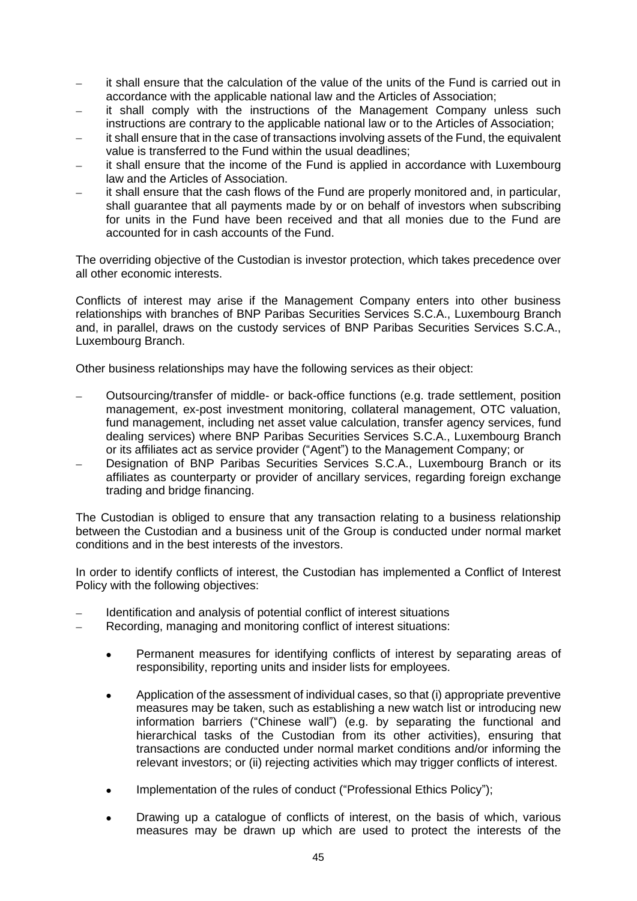- it shall ensure that the calculation of the value of the units of the Fund is carried out in accordance with the applicable national law and the Articles of Association;
- it shall comply with the instructions of the Management Company unless such instructions are contrary to the applicable national law or to the Articles of Association;
- it shall ensure that in the case of transactions involving assets of the Fund, the equivalent value is transferred to the Fund within the usual deadlines;
- it shall ensure that the income of the Fund is applied in accordance with Luxembourg law and the Articles of Association.
- it shall ensure that the cash flows of the Fund are properly monitored and, in particular, shall guarantee that all payments made by or on behalf of investors when subscribing for units in the Fund have been received and that all monies due to the Fund are accounted for in cash accounts of the Fund.

The overriding objective of the Custodian is investor protection, which takes precedence over all other economic interests.

Conflicts of interest may arise if the Management Company enters into other business relationships with branches of BNP Paribas Securities Services S.C.A., Luxembourg Branch and, in parallel, draws on the custody services of BNP Paribas Securities Services S.C.A., Luxembourg Branch.

Other business relationships may have the following services as their object:

- Outsourcing/transfer of middle- or back-office functions (e.g. trade settlement, position management, ex-post investment monitoring, collateral management, OTC valuation, fund management, including net asset value calculation, transfer agency services, fund dealing services) where BNP Paribas Securities Services S.C.A., Luxembourg Branch or its affiliates act as service provider ("Agent") to the Management Company; or
- Designation of BNP Paribas Securities Services S.C.A., Luxembourg Branch or its affiliates as counterparty or provider of ancillary services, regarding foreign exchange trading and bridge financing.

The Custodian is obliged to ensure that any transaction relating to a business relationship between the Custodian and a business unit of the Group is conducted under normal market conditions and in the best interests of the investors.

In order to identify conflicts of interest, the Custodian has implemented a Conflict of Interest Policy with the following objectives:

- Identification and analysis of potential conflict of interest situations
- Recording, managing and monitoring conflict of interest situations:
  - Permanent measures for identifying conflicts of interest by separating areas of responsibility, reporting units and insider lists for employees.
  - Application of the assessment of individual cases, so that (i) appropriate preventive measures may be taken, such as establishing a new watch list or introducing new information barriers ("Chinese wall") (e.g. by separating the functional and hierarchical tasks of the Custodian from its other activities), ensuring that transactions are conducted under normal market conditions and/or informing the relevant investors; or (ii) rejecting activities which may trigger conflicts of interest.
  - Implementation of the rules of conduct ("Professional Ethics Policy");
  - Drawing up a catalogue of conflicts of interest, on the basis of which, various measures may be drawn up which are used to protect the interests of the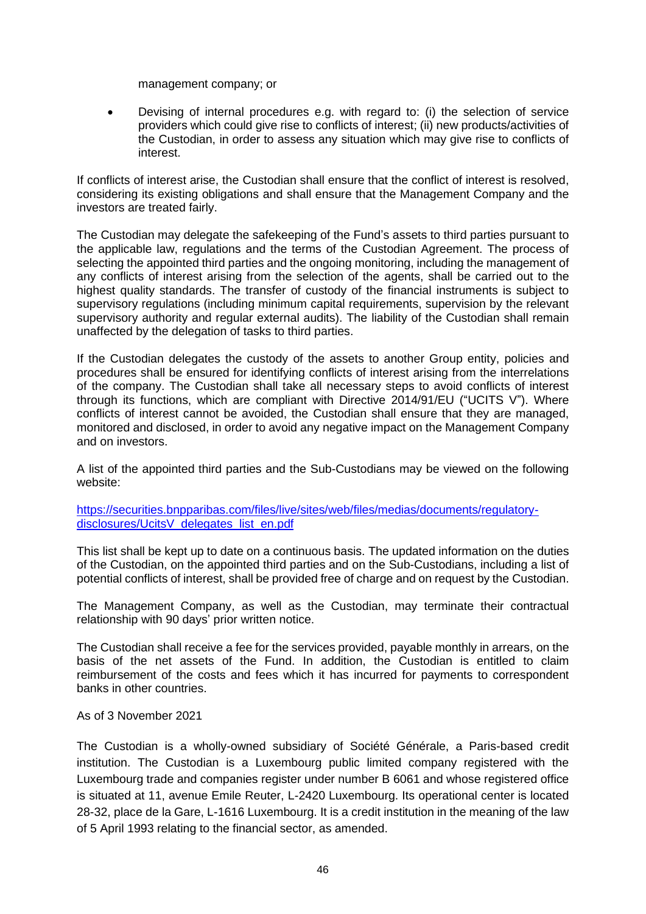management company; or

- Devising of internal procedures e.g. with regard to: (i) the selection of service providers which could give rise to conflicts of interest; (ii) new products/activities of the Custodian, in order to assess any situation which may give rise to conflicts of interest.

If conflicts of interest arise, the Custodian shall ensure that the conflict of interest is resolved, considering its existing obligations and shall ensure that the Management Company and the investors are treated fairly.

The Custodian may delegate the safekeeping of the Fund's assets to third parties pursuant to the applicable law, regulations and the terms of the Custodian Agreement. The process of selecting the appointed third parties and the ongoing monitoring, including the management of any conflicts of interest arising from the selection of the agents, shall be carried out to the highest quality standards. The transfer of custody of the financial instruments is subject to supervisory regulations (including minimum capital requirements, supervision by the relevant supervisory authority and regular external audits). The liability of the Custodian shall remain unaffected by the delegation of tasks to third parties.

If the Custodian delegates the custody of the assets to another Group entity, policies and procedures shall be ensured for identifying conflicts of interest arising from the interrelations of the company. The Custodian shall take all necessary steps to avoid conflicts of interest through its functions, which are compliant with Directive 2014/91/EU ("UCITS V"). Where conflicts of interest cannot be avoided, the Custodian shall ensure that they are managed, monitored and disclosed, in order to avoid any negative impact on the Management Company and on investors.

A list of the appointed third parties and the Sub-Custodians may be viewed on the following website:

https://securities.bnpparibas.com/files/live/sites/web/files/medias/documents/regulatory-disclosures/UcitsV_delegates_list_en.pdf

This list shall be kept up to date on a continuous basis. The updated information on the duties of the Custodian, on the appointed third parties and on the Sub-Custodians, including a list of potential conflicts of interest, shall be provided free of charge and on request by the Custodian.

The Management Company, as well as the Custodian, may terminate their contractual relationship with 90 days' prior written notice.

The Custodian shall receive a fee for the services provided, payable monthly in arrears, on the basis of the net assets of the Fund. In addition, the Custodian is entitled to claim reimbursement of the costs and fees which it has incurred for payments to correspondent banks in other countries.

As of 3 November 2021

The Custodian is a wholly-owned subsidiary of Société Générale, a Paris-based credit institution. The Custodian is a Luxembourg public limited company registered with the Luxembourg trade and companies register under number B 6061 and whose registered office is situated at 11, avenue Emile Reuter, L-2420 Luxembourg. Its operational center is located 28-32, place de la Gare, L-1616 Luxembourg. It is a credit institution in the meaning of the law of 5 April 1993 relating to the financial sector, as amended.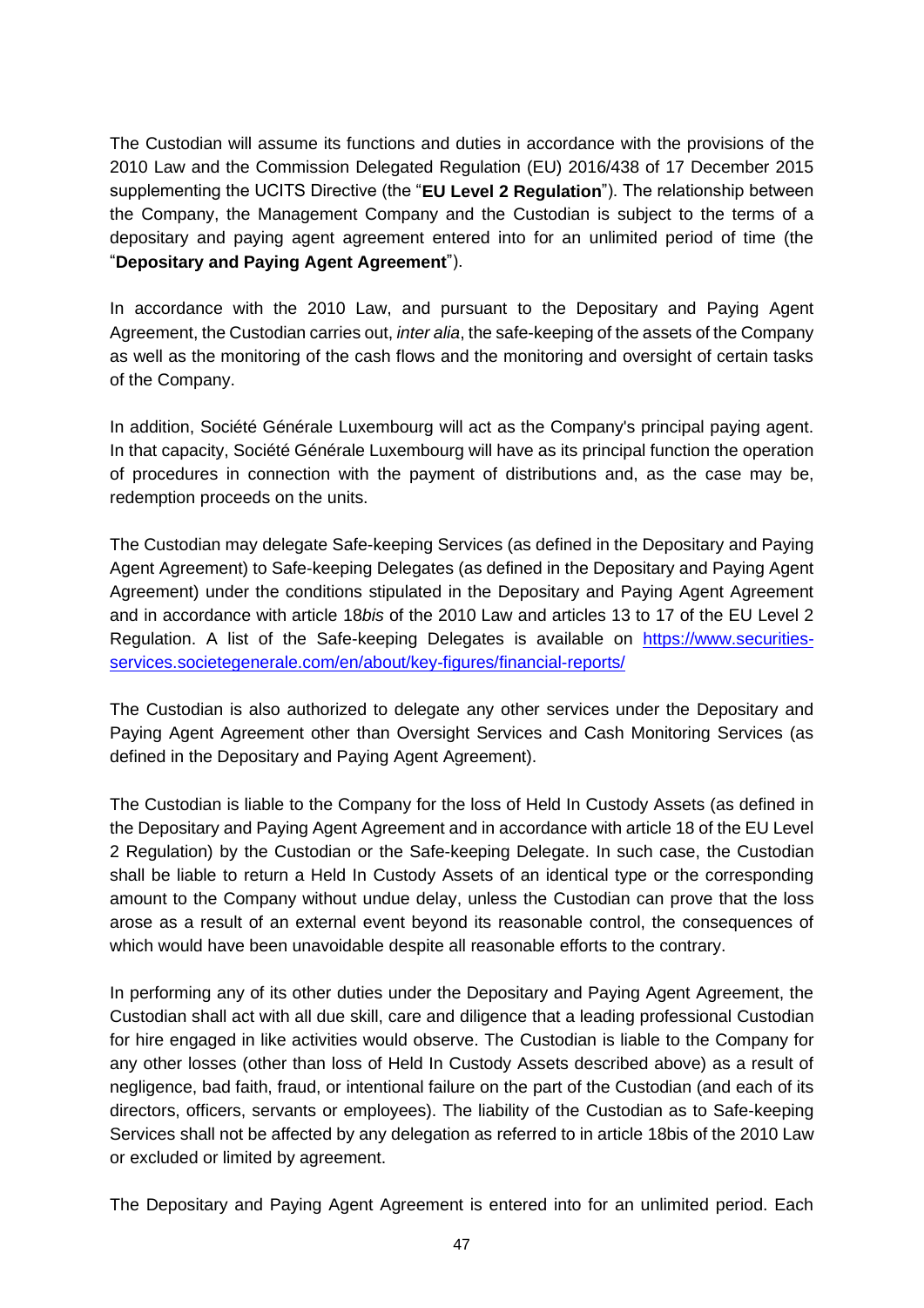The Custodian will assume its functions and duties in accordance with the provisions of the 2010 Law and the Commission Delegated Regulation (EU) 2016/438 of 17 December 2015 supplementing the UCITS Directive (the "**EU Level 2 Regulation**"). The relationship between the Company, the Management Company and the Custodian is subject to the terms of a depositary and paying agent agreement entered into for an unlimited period of time (the "**Depositary and Paying Agent Agreement**").

In accordance with the 2010 Law, and pursuant to the Depositary and Paying Agent Agreement, the Custodian carries out, *inter alia*, the safe-keeping of the assets of the Company as well as the monitoring of the cash flows and the monitoring and oversight of certain tasks of the Company.

In addition, Société Générale Luxembourg will act as the Company's principal paying agent. In that capacity, Société Générale Luxembourg will have as its principal function the operation of procedures in connection with the payment of distributions and, as the case may be, redemption proceeds on the units.

The Custodian may delegate Safe-keeping Services (as defined in the Depositary and Paying Agent Agreement) to Safe-keeping Delegates (as defined in the Depositary and Paying Agent Agreement) under the conditions stipulated in the Depositary and Paying Agent Agreement and in accordance with article 18*bis* of the 2010 Law and articles 13 to 17 of the EU Level 2 Regulation. A list of the Safe-keeping Delegates is available on [https://www.securities-services.societegenerale.com/en/about/key-figures/financial-reports/](https://www.securities-services.societegenerale.com/en/about/key-figures/financial-reports/)

The Custodian is also authorized to delegate any other services under the Depositary and Paying Agent Agreement other than Oversight Services and Cash Monitoring Services (as defined in the Depositary and Paying Agent Agreement).

The Custodian is liable to the Company for the loss of Held In Custody Assets (as defined in the Depositary and Paying Agent Agreement and in accordance with article 18 of the EU Level 2 Regulation) by the Custodian or the Safe-keeping Delegate. In such case, the Custodian shall be liable to return a Held In Custody Assets of an identical type or the corresponding amount to the Company without undue delay, unless the Custodian can prove that the loss arose as a result of an external event beyond its reasonable control, the consequences of which would have been unavoidable despite all reasonable efforts to the contrary.

In performing any of its other duties under the Depositary and Paying Agent Agreement, the Custodian shall act with all due skill, care and diligence that a leading professional Custodian for hire engaged in like activities would observe. The Custodian is liable to the Company for any other losses (other than loss of Held In Custody Assets described above) as a result of negligence, bad faith, fraud, or intentional failure on the part of the Custodian (and each of its directors, officers, servants or employees). The liability of the Custodian as to Safe-keeping Services shall not be affected by any delegation as referred to in article 18bis of the 2010 Law or excluded or limited by agreement.

The Depositary and Paying Agent Agreement is entered into for an unlimited period. Each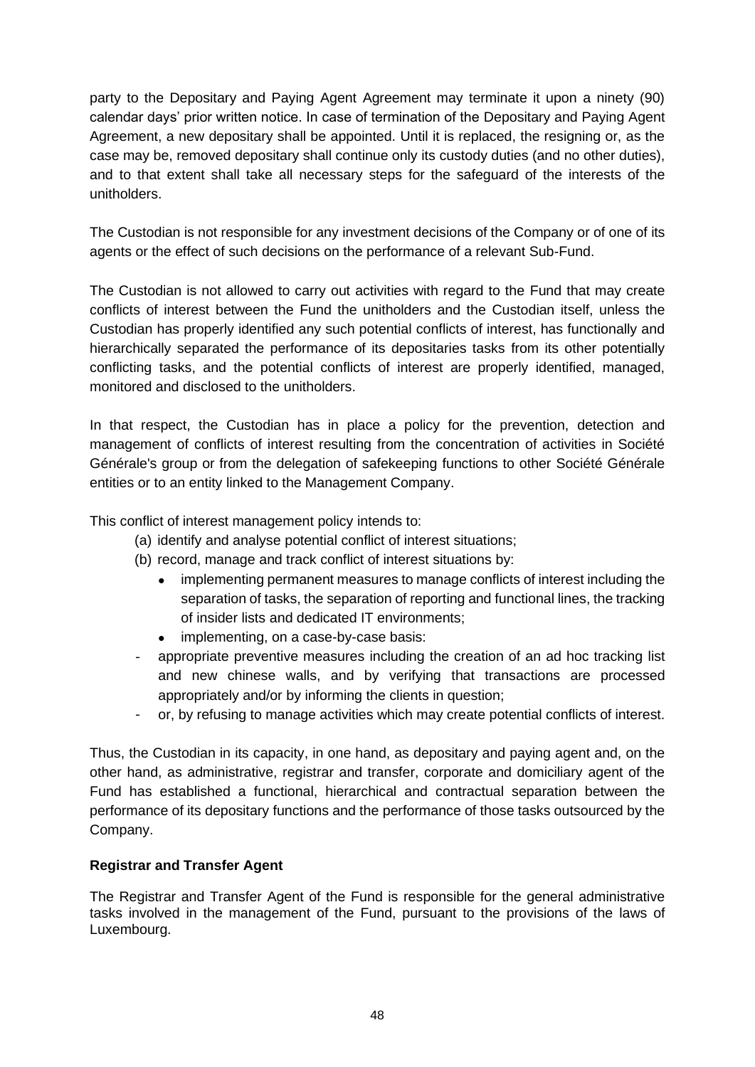party to the Depositary and Paying Agent Agreement may terminate it upon a ninety (90) calendar days' prior written notice. In case of termination of the Depositary and Paying Agent Agreement, a new depositary shall be appointed. Until it is replaced, the resigning or, as the case may be, removed depositary shall continue only its custody duties (and no other duties), and to that extent shall take all necessary steps for the safeguard of the interests of the unitholders.

The Custodian is not responsible for any investment decisions of the Company or of one of its agents or the effect of such decisions on the performance of a relevant Sub-Fund.

The Custodian is not allowed to carry out activities with regard to the Fund that may create conflicts of interest between the Fund the unitholders and the Custodian itself, unless the Custodian has properly identified any such potential conflicts of interest, has functionally and hierarchically separated the performance of its depositaries tasks from its other potentially conflicting tasks, and the potential conflicts of interest are properly identified, managed, monitored and disclosed to the unitholders.

In that respect, the Custodian has in place a policy for the prevention, detection and management of conflicts of interest resulting from the concentration of activities in Société Générale's group or from the delegation of safekeeping functions to other Société Générale entities or to an entity linked to the Management Company.

This conflict of interest management policy intends to:

(a) identify and analyse potential conflict of interest situations;
(b) record, manage and track conflict of interest situations by:
    - implementing permanent measures to manage conflicts of interest including the separation of tasks, the separation of reporting and functional lines, the tracking of insider lists and dedicated IT environments;
    - implementing, on a case-by-case basis:

- appropriate preventive measures including the creation of an ad hoc tracking list and new chinese walls, and by verifying that transactions are processed appropriately and/or by informing the clients in question;
- or, by refusing to manage activities which may create potential conflicts of interest.

Thus, the Custodian in its capacity, in one hand, as depositary and paying agent and, on the other hand, as administrative, registrar and transfer, corporate and domiciliary agent of the Fund has established a functional, hierarchical and contractual separation between the performance of its depositary functions and the performance of those tasks outsourced by the Company.

**Registrar and Transfer Agent**

The Registrar and Transfer Agent of the Fund is responsible for the general administrative tasks involved in the management of the Fund, pursuant to the provisions of the laws of Luxembourg.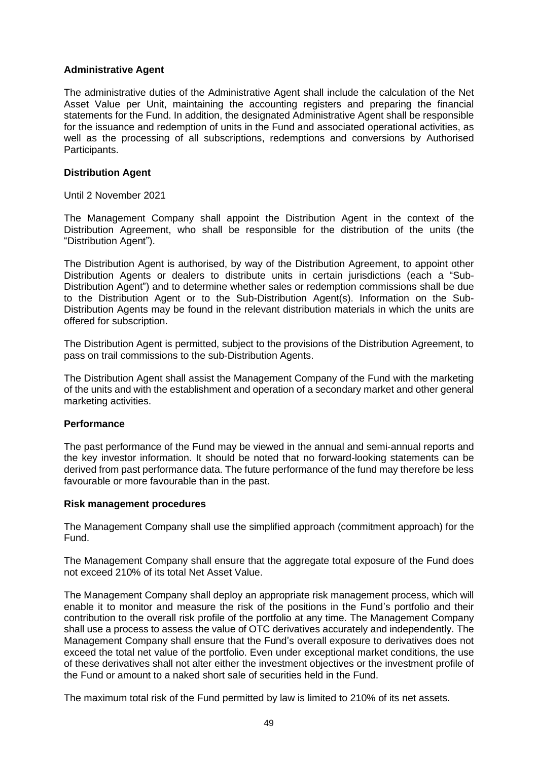### Administrative Agent

The administrative duties of the Administrative Agent shall include the calculation of the Net Asset Value per Unit, maintaining the accounting registers and preparing the financial statements for the Fund. In addition, the designated Administrative Agent shall be responsible for the issuance and redemption of units in the Fund and associated operational activities, as well as the processing of all subscriptions, redemptions and conversions by Authorised Participants.

### Distribution Agent

Until 2 November 2021

The Management Company shall appoint the Distribution Agent in the context of the Distribution Agreement, who shall be responsible for the distribution of the units (the "Distribution Agent").

The Distribution Agent is authorised, by way of the Distribution Agreement, to appoint other Distribution Agents or dealers to distribute units in certain jurisdictions (each a "Sub-Distribution Agent") and to determine whether sales or redemption commissions shall be due to the Distribution Agent or to the Sub-Distribution Agent(s). Information on the Sub-Distribution Agents may be found in the relevant distribution materials in which the units are offered for subscription.

The Distribution Agent is permitted, subject to the provisions of the Distribution Agreement, to pass on trail commissions to the sub-Distribution Agents.

The Distribution Agent shall assist the Management Company of the Fund with the marketing of the units and with the establishment and operation of a secondary market and other general marketing activities.

### Performance

The past performance of the Fund may be viewed in the annual and semi-annual reports and the key investor information. It should be noted that no forward-looking statements can be derived from past performance data. The future performance of the fund may therefore be less favourable or more favourable than in the past.

### Risk management procedures

The Management Company shall use the simplified approach (commitment approach) for the Fund.

The Management Company shall ensure that the aggregate total exposure of the Fund does not exceed 210% of its total Net Asset Value.

The Management Company shall deploy an appropriate risk management process, which will enable it to monitor and measure the risk of the positions in the Fund's portfolio and their contribution to the overall risk profile of the portfolio at any time. The Management Company shall use a process to assess the value of OTC derivatives accurately and independently. The Management Company shall ensure that the Fund's overall exposure to derivatives does not exceed the total net value of the portfolio. Even under exceptional market conditions, the use of these derivatives shall not alter either the investment objectives or the investment profile of the Fund or amount to a naked short sale of securities held in the Fund.

The maximum total risk of the Fund permitted by law is limited to 210% of its net assets.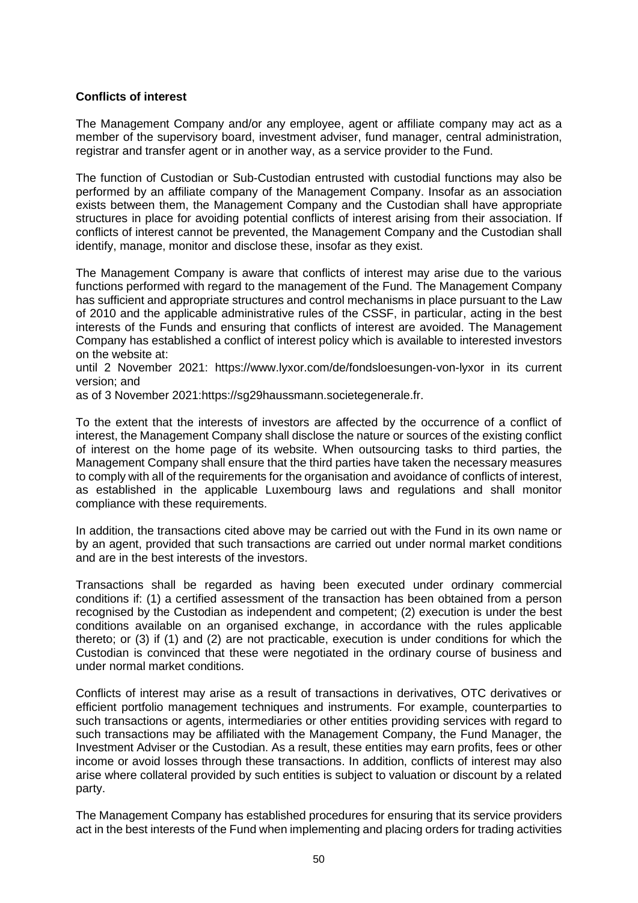**Conflicts of interest**

The Management Company and/or any employee, agent or affiliate company may act as a member of the supervisory board, investment adviser, fund manager, central administration, registrar and transfer agent or in another way, as a service provider to the Fund.

The function of Custodian or Sub-Custodian entrusted with custodial functions may also be performed by an affiliate company of the Management Company. Insofar as an association exists between them, the Management Company and the Custodian shall have appropriate structures in place for avoiding potential conflicts of interest arising from their association. If conflicts of interest cannot be prevented, the Management Company and the Custodian shall identify, manage, monitor and disclose these, insofar as they exist.

The Management Company is aware that conflicts of interest may arise due to the various functions performed with regard to the management of the Fund. The Management Company has sufficient and appropriate structures and control mechanisms in place pursuant to the Law of 2010 and the applicable administrative rules of the CSSF, in particular, acting in the best interests of the Funds and ensuring that conflicts of interest are avoided. The Management Company has established a conflict of interest policy which is available to interested investors on the website at:
until 2 November 2021: https://www.lyxor.com/de/fondsloesungen-von-lyxor in its current version; and
as of 3 November 2021:https://sg29haussmann.societegenerale.fr.

To the extent that the interests of investors are affected by the occurrence of a conflict of interest, the Management Company shall disclose the nature or sources of the existing conflict of interest on the home page of its website. When outsourcing tasks to third parties, the Management Company shall ensure that the third parties have taken the necessary measures to comply with all of the requirements for the organisation and avoidance of conflicts of interest, as established in the applicable Luxembourg laws and regulations and shall monitor compliance with these requirements.

In addition, the transactions cited above may be carried out with the Fund in its own name or by an agent, provided that such transactions are carried out under normal market conditions and are in the best interests of the investors.

Transactions shall be regarded as having been executed under ordinary commercial conditions if: (1) a certified assessment of the transaction has been obtained from a person recognised by the Custodian as independent and competent; (2) execution is under the best conditions available on an organised exchange, in accordance with the rules applicable thereto; or (3) if (1) and (2) are not practicable, execution is under conditions for which the Custodian is convinced that these were negotiated in the ordinary course of business and under normal market conditions.

Conflicts of interest may arise as a result of transactions in derivatives, OTC derivatives or efficient portfolio management techniques and instruments. For example, counterparties to such transactions or agents, intermediaries or other entities providing services with regard to such transactions may be affiliated with the Management Company, the Fund Manager, the Investment Adviser or the Custodian. As a result, these entities may earn profits, fees or other income or avoid losses through these transactions. In addition, conflicts of interest may also arise where collateral provided by such entities is subject to valuation or discount by a related party.

The Management Company has established procedures for ensuring that its service providers act in the best interests of the Fund when implementing and placing orders for trading activities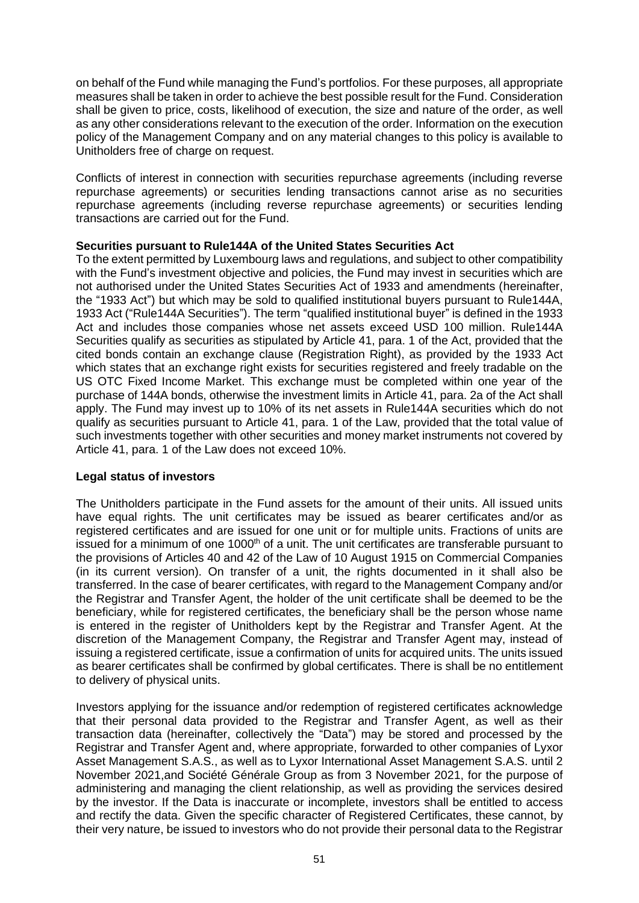on behalf of the Fund while managing the Fund's portfolios. For these purposes, all appropriate measures shall be taken in order to achieve the best possible result for the Fund. Consideration shall be given to price, costs, likelihood of execution, the size and nature of the order, as well as any other considerations relevant to the execution of the order. Information on the execution policy of the Management Company and on any material changes to this policy is available to Unitholders free of charge on request.

Conflicts of interest in connection with securities repurchase agreements (including reverse repurchase agreements) or securities lending transactions cannot arise as no securities repurchase agreements (including reverse repurchase agreements) or securities lending transactions are carried out for the Fund.

**Securities pursuant to Rule144A of the United States Securities Act**

To the extent permitted by Luxembourg laws and regulations, and subject to other compatibility with the Fund's investment objective and policies, the Fund may invest in securities which are not authorised under the United States Securities Act of 1933 and amendments (hereinafter, the "1933 Act") but which may be sold to qualified institutional buyers pursuant to Rule144A, 1933 Act ("Rule144A Securities"). The term "qualified institutional buyer" is defined in the 1933 Act and includes those companies whose net assets exceed USD 100 million. Rule144A Securities qualify as securities as stipulated by Article 41, para. 1 of the Act, provided that the cited bonds contain an exchange clause (Registration Right), as provided by the 1933 Act which states that an exchange right exists for securities registered and freely tradable on the US OTC Fixed Income Market. This exchange must be completed within one year of the purchase of 144A bonds, otherwise the investment limits in Article 41, para. 2a of the Act shall apply. The Fund may invest up to 10% of its net assets in Rule144A securities which do not qualify as securities pursuant to Article 41, para. 1 of the Law, provided that the total value of such investments together with other securities and money market instruments not covered by Article 41, para. 1 of the Law does not exceed 10%.

**Legal status of investors**

The Unitholders participate in the Fund assets for the amount of their units. All issued units have equal rights. The unit certificates may be issued as bearer certificates and/or as registered certificates and are issued for one unit or for multiple units. Fractions of units are issued for a minimum of one 1000th of a unit. The unit certificates are transferable pursuant to the provisions of Articles 40 and 42 of the Law of 10 August 1915 on Commercial Companies (in its current version). On transfer of a unit, the rights documented in it shall also be transferred. In the case of bearer certificates, with regard to the Management Company and/or the Registrar and Transfer Agent, the holder of the unit certificate shall be deemed to be the beneficiary, while for registered certificates, the beneficiary shall be the person whose name is entered in the register of Unitholders kept by the Registrar and Transfer Agent. At the discretion of the Management Company, the Registrar and Transfer Agent may, instead of issuing a registered certificate, issue a confirmation of units for acquired units. The units issued as bearer certificates shall be confirmed by global certificates. There is shall be no entitlement to delivery of physical units.

Investors applying for the issuance and/or redemption of registered certificates acknowledge that their personal data provided to the Registrar and Transfer Agent, as well as their transaction data (hereinafter, collectively the "Data") may be stored and processed by the Registrar and Transfer Agent and, where appropriate, forwarded to other companies of Lyxor Asset Management S.A.S., as well as to Lyxor International Asset Management S.A.S. until 2 November 2021,and Société Générale Group as from 3 November 2021, for the purpose of administering and managing the client relationship, as well as providing the services desired by the investor. If the Data is inaccurate or incomplete, investors shall be entitled to access and rectify the data. Given the specific character of Registered Certificates, these cannot, by their very nature, be issued to investors who do not provide their personal data to the Registrar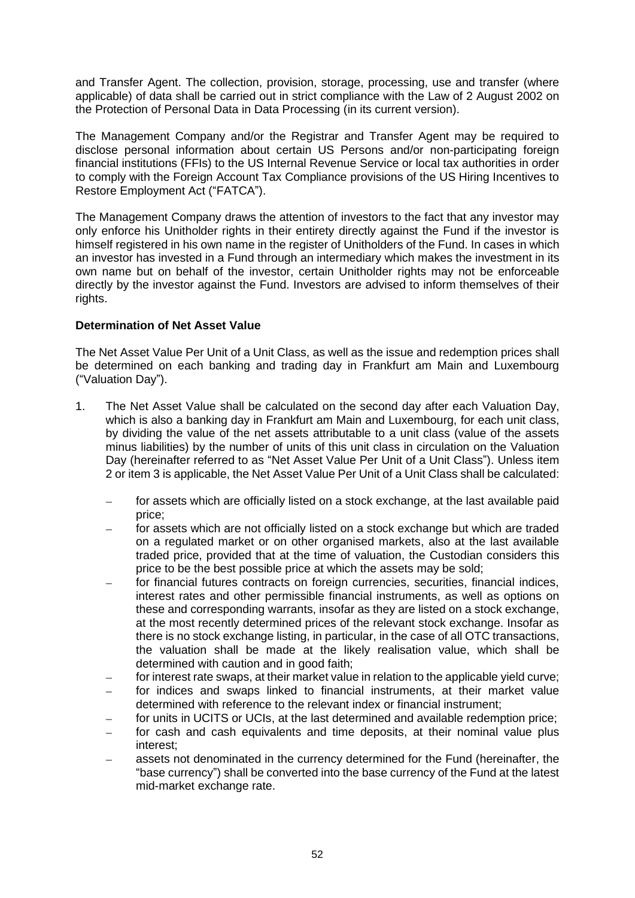and Transfer Agent. The collection, provision, storage, processing, use and transfer (where applicable) of data shall be carried out in strict compliance with the Law of 2 August 2002 on the Protection of Personal Data in Data Processing (in its current version).

The Management Company and/or the Registrar and Transfer Agent may be required to disclose personal information about certain US Persons and/or non-participating foreign financial institutions (FFIs) to the US Internal Revenue Service or local tax authorities in order to comply with the Foreign Account Tax Compliance provisions of the US Hiring Incentives to Restore Employment Act ("FATCA").

The Management Company draws the attention of investors to the fact that any investor may only enforce his Unitholder rights in their entirety directly against the Fund if the investor is himself registered in his own name in the register of Unitholders of the Fund. In cases in which an investor has invested in a Fund through an intermediary which makes the investment in its own name but on behalf of the investor, certain Unitholder rights may not be enforceable directly by the investor against the Fund. Investors are advised to inform themselves of their rights.

**Determination of Net Asset Value**

The Net Asset Value Per Unit of a Unit Class, as well as the issue and redemption prices shall be determined on each banking and trading day in Frankfurt am Main and Luxembourg ("Valuation Day").

1. The Net Asset Value shall be calculated on the second day after each Valuation Day, which is also a banking day in Frankfurt am Main and Luxembourg, for each unit class, by dividing the value of the net assets attributable to a unit class (value of the assets minus liabilities) by the number of units of this unit class in circulation on the Valuation Day (hereinafter referred to as "Net Asset Value Per Unit of a Unit Class"). Unless item 2 or item 3 is applicable, the Net Asset Value Per Unit of a Unit Class shall be calculated:

   - for assets which are officially listed on a stock exchange, at the last available paid price;
   - for assets which are not officially listed on a stock exchange but which are traded on a regulated market or on other organised markets, also at the last available traded price, provided that at the time of valuation, the Custodian considers this price to be the best possible price at which the assets may be sold;
   - for financial futures contracts on foreign currencies, securities, financial indices, interest rates and other permissible financial instruments, as well as options on these and corresponding warrants, insofar as they are listed on a stock exchange, at the most recently determined prices of the relevant stock exchange. Insofar as there is no stock exchange listing, in particular, in the case of all OTC transactions, the valuation shall be made at the likely realisation value, which shall be determined with caution and in good faith;
   - for interest rate swaps, at their market value in relation to the applicable yield curve;
   - for indices and swaps linked to financial instruments, at their market value determined with reference to the relevant index or financial instrument;
   - for units in UCITS or UCIs, at the last determined and available redemption price;
   - for cash and cash equivalents and time deposits, at their nominal value plus interest;
   - assets not denominated in the currency determined for the Fund (hereinafter, the "base currency") shall be converted into the base currency of the Fund at the latest mid-market exchange rate.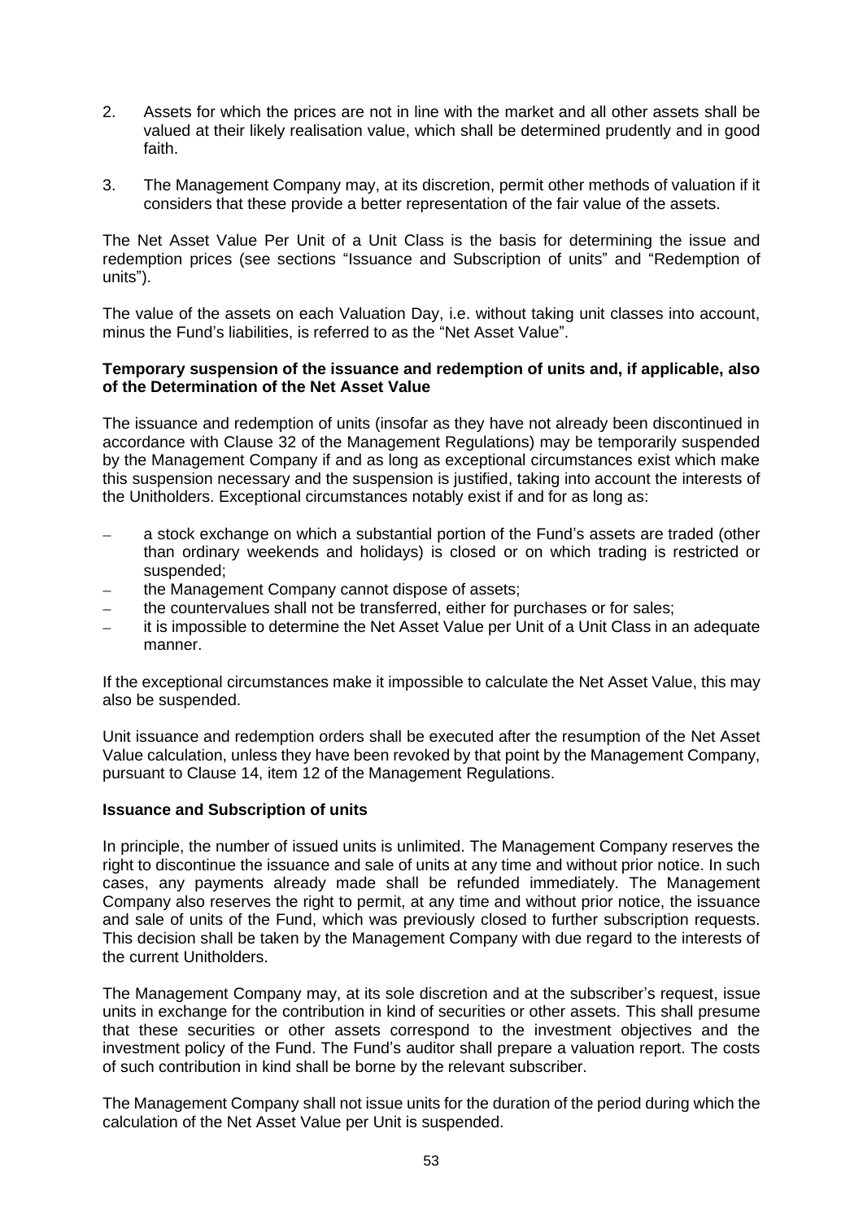2. Assets for which the prices are not in line with the market and all other assets shall be valued at their likely realisation value, which shall be determined prudently and in good faith.

3. The Management Company may, at its discretion, permit other methods of valuation if it considers that these provide a better representation of the fair value of the assets.

The Net Asset Value Per Unit of a Unit Class is the basis for determining the issue and redemption prices (see sections "Issuance and Subscription of units" and "Redemption of units").

The value of the assets on each Valuation Day, i.e. without taking unit classes into account, minus the Fund's liabilities, is referred to as the "Net Asset Value".

**Temporary suspension of the issuance and redemption of units and, if applicable, also of the Determination of the Net Asset Value**

The issuance and redemption of units (insofar as they have not already been discontinued in accordance with Clause 32 of the Management Regulations) may be temporarily suspended by the Management Company if and as long as exceptional circumstances exist which make this suspension necessary and the suspension is justified, taking into account the interests of the Unitholders. Exceptional circumstances notably exist if and for as long as:

- a stock exchange on which a substantial portion of the Fund's assets are traded (other than ordinary weekends and holidays) is closed or on which trading is restricted or suspended;
- the Management Company cannot dispose of assets;
- the countervalues shall not be transferred, either for purchases or for sales;
- it is impossible to determine the Net Asset Value per Unit of a Unit Class in an adequate manner.

If the exceptional circumstances make it impossible to calculate the Net Asset Value, this may also be suspended.

Unit issuance and redemption orders shall be executed after the resumption of the Net Asset Value calculation, unless they have been revoked by that point by the Management Company, pursuant to Clause 14, item 12 of the Management Regulations.

**Issuance and Subscription of units**

In principle, the number of issued units is unlimited. The Management Company reserves the right to discontinue the issuance and sale of units at any time and without prior notice. In such cases, any payments already made shall be refunded immediately. The Management Company also reserves the right to permit, at any time and without prior notice, the issuance and sale of units of the Fund, which was previously closed to further subscription requests. This decision shall be taken by the Management Company with due regard to the interests of the current Unitholders.

The Management Company may, at its sole discretion and at the subscriber's request, issue units in exchange for the contribution in kind of securities or other assets. This shall presume that these securities or other assets correspond to the investment objectives and the investment policy of the Fund. The Fund's auditor shall prepare a valuation report. The costs of such contribution in kind shall be borne by the relevant subscriber.

The Management Company shall not issue units for the duration of the period during which the calculation of the Net Asset Value per Unit is suspended.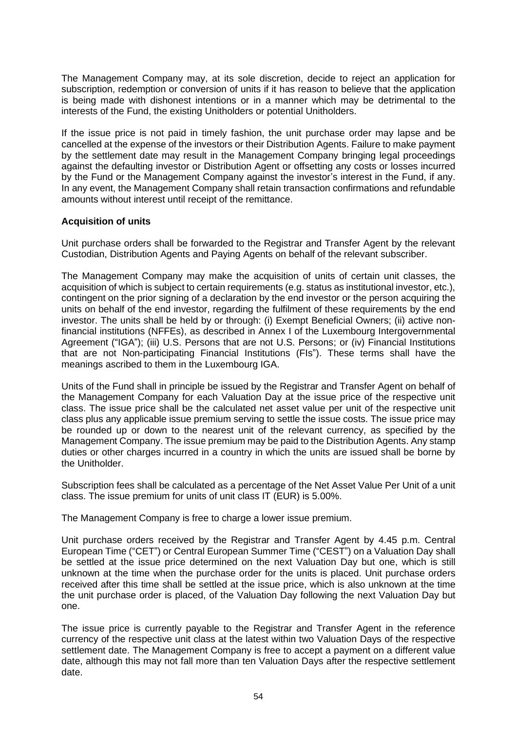The Management Company may, at its sole discretion, decide to reject an application for subscription, redemption or conversion of units if it has reason to believe that the application is being made with dishonest intentions or in a manner which may be detrimental to the interests of the Fund, the existing Unitholders or potential Unitholders.

If the issue price is not paid in timely fashion, the unit purchase order may lapse and be cancelled at the expense of the investors or their Distribution Agents. Failure to make payment by the settlement date may result in the Management Company bringing legal proceedings against the defaulting investor or Distribution Agent or offsetting any costs or losses incurred by the Fund or the Management Company against the investor's interest in the Fund, if any. In any event, the Management Company shall retain transaction confirmations and refundable amounts without interest until receipt of the remittance.

**Acquisition of units**

Unit purchase orders shall be forwarded to the Registrar and Transfer Agent by the relevant Custodian, Distribution Agents and Paying Agents on behalf of the relevant subscriber.

The Management Company may make the acquisition of units of certain unit classes, the acquisition of which is subject to certain requirements (e.g. status as institutional investor, etc.), contingent on the prior signing of a declaration by the end investor or the person acquiring the units on behalf of the end investor, regarding the fulfilment of these requirements by the end investor. The units shall be held by or through: (i) Exempt Beneficial Owners; (ii) active non-financial institutions (NFFEs), as described in Annex I of the Luxembourg Intergovernmental Agreement ("IGA"); (iii) U.S. Persons that are not U.S. Persons; or (iv) Financial Institutions that are not Non-participating Financial Institutions (FIs"). These terms shall have the meanings ascribed to them in the Luxembourg IGA.

Units of the Fund shall in principle be issued by the Registrar and Transfer Agent on behalf of the Management Company for each Valuation Day at the issue price of the respective unit class. The issue price shall be the calculated net asset value per unit of the respective unit class plus any applicable issue premium serving to settle the issue costs. The issue price may be rounded up or down to the nearest unit of the relevant currency, as specified by the Management Company. The issue premium may be paid to the Distribution Agents. Any stamp duties or other charges incurred in a country in which the units are issued shall be borne by the Unitholder.

Subscription fees shall be calculated as a percentage of the Net Asset Value Per Unit of a unit class. The issue premium for units of unit class IT (EUR) is 5.00%.

The Management Company is free to charge a lower issue premium.

Unit purchase orders received by the Registrar and Transfer Agent by 4.45 p.m. Central European Time ("CET") or Central European Summer Time ("CEST") on a Valuation Day shall be settled at the issue price determined on the next Valuation Day but one, which is still unknown at the time when the purchase order for the units is placed. Unit purchase orders received after this time shall be settled at the issue price, which is also unknown at the time the unit purchase order is placed, of the Valuation Day following the next Valuation Day but one.

The issue price is currently payable to the Registrar and Transfer Agent in the reference currency of the respective unit class at the latest within two Valuation Days of the respective settlement date. The Management Company is free to accept a payment on a different value date, although this may not fall more than ten Valuation Days after the respective settlement date.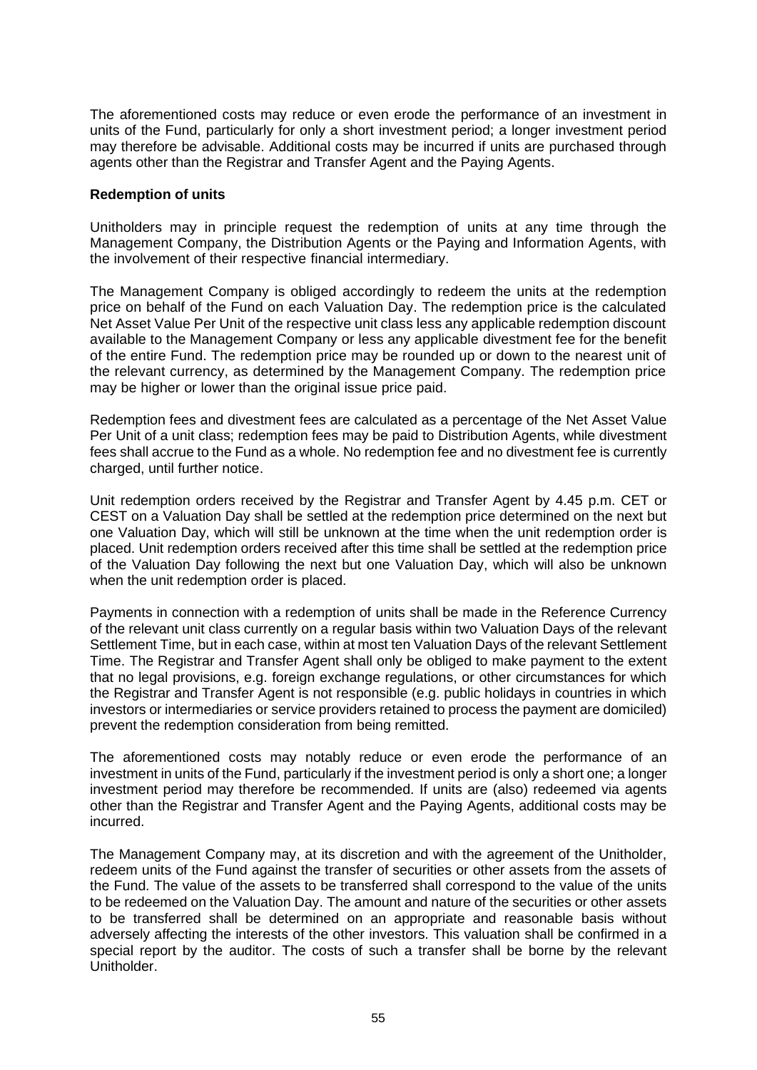The aforementioned costs may reduce or even erode the performance of an investment in units of the Fund, particularly for only a short investment period; a longer investment period may therefore be advisable. Additional costs may be incurred if units are purchased through agents other than the Registrar and Transfer Agent and the Paying Agents.

**Redemption of units**

Unitholders may in principle request the redemption of units at any time through the Management Company, the Distribution Agents or the Paying and Information Agents, with the involvement of their respective financial intermediary.

The Management Company is obliged accordingly to redeem the units at the redemption price on behalf of the Fund on each Valuation Day. The redemption price is the calculated Net Asset Value Per Unit of the respective unit class less any applicable redemption discount available to the Management Company or less any applicable divestment fee for the benefit of the entire Fund. The redemption price may be rounded up or down to the nearest unit of the relevant currency, as determined by the Management Company. The redemption price may be higher or lower than the original issue price paid.

Redemption fees and divestment fees are calculated as a percentage of the Net Asset Value Per Unit of a unit class; redemption fees may be paid to Distribution Agents, while divestment fees shall accrue to the Fund as a whole. No redemption fee and no divestment fee is currently charged, until further notice.

Unit redemption orders received by the Registrar and Transfer Agent by 4.45 p.m. CET or CEST on a Valuation Day shall be settled at the redemption price determined on the next but one Valuation Day, which will still be unknown at the time when the unit redemption order is placed. Unit redemption orders received after this time shall be settled at the redemption price of the Valuation Day following the next but one Valuation Day, which will also be unknown when the unit redemption order is placed.

Payments in connection with a redemption of units shall be made in the Reference Currency of the relevant unit class currently on a regular basis within two Valuation Days of the relevant Settlement Time, but in each case, within at most ten Valuation Days of the relevant Settlement Time. The Registrar and Transfer Agent shall only be obliged to make payment to the extent that no legal provisions, e.g. foreign exchange regulations, or other circumstances for which the Registrar and Transfer Agent is not responsible (e.g. public holidays in countries in which investors or intermediaries or service providers retained to process the payment are domiciled) prevent the redemption consideration from being remitted.

The aforementioned costs may notably reduce or even erode the performance of an investment in units of the Fund, particularly if the investment period is only a short one; a longer investment period may therefore be recommended. If units are (also) redeemed via agents other than the Registrar and Transfer Agent and the Paying Agents, additional costs may be incurred.

The Management Company may, at its discretion and with the agreement of the Unitholder, redeem units of the Fund against the transfer of securities or other assets from the assets of the Fund. The value of the assets to be transferred shall correspond to the value of the units to be redeemed on the Valuation Day. The amount and nature of the securities or other assets to be transferred shall be determined on an appropriate and reasonable basis without adversely affecting the interests of the other investors. This valuation shall be confirmed in a special report by the auditor. The costs of such a transfer shall be borne by the relevant Unitholder.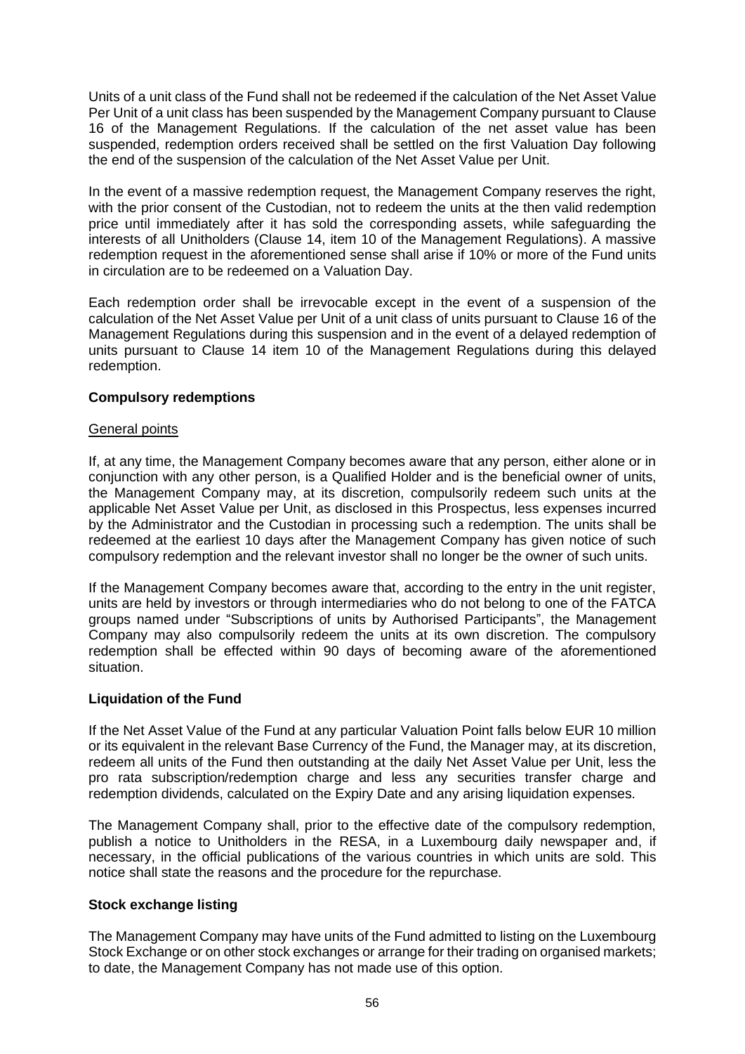Units of a unit class of the Fund shall not be redeemed if the calculation of the Net Asset Value Per Unit of a unit class has been suspended by the Management Company pursuant to Clause 16 of the Management Regulations. If the calculation of the net asset value has been suspended, redemption orders received shall be settled on the first Valuation Day following the end of the suspension of the calculation of the Net Asset Value per Unit.

In the event of a massive redemption request, the Management Company reserves the right, with the prior consent of the Custodian, not to redeem the units at the then valid redemption price until immediately after it has sold the corresponding assets, while safeguarding the interests of all Unitholders (Clause 14, item 10 of the Management Regulations). A massive redemption request in the aforementioned sense shall arise if 10% or more of the Fund units in circulation are to be redeemed on a Valuation Day.

Each redemption order shall be irrevocable except in the event of a suspension of the calculation of the Net Asset Value per Unit of a unit class of units pursuant to Clause 16 of the Management Regulations during this suspension and in the event of a delayed redemption of units pursuant to Clause 14 item 10 of the Management Regulations during this delayed redemption.

**Compulsory redemptions**

General points

If, at any time, the Management Company becomes aware that any person, either alone or in conjunction with any other person, is a Qualified Holder and is the beneficial owner of units, the Management Company may, at its discretion, compulsorily redeem such units at the applicable Net Asset Value per Unit, as disclosed in this Prospectus, less expenses incurred by the Administrator and the Custodian in processing such a redemption. The units shall be redeemed at the earliest 10 days after the Management Company has given notice of such compulsory redemption and the relevant investor shall no longer be the owner of such units.

If the Management Company becomes aware that, according to the entry in the unit register, units are held by investors or through intermediaries who do not belong to one of the FATCA groups named under "Subscriptions of units by Authorised Participants", the Management Company may also compulsorily redeem the units at its own discretion. The compulsory redemption shall be effected within 90 days of becoming aware of the aforementioned situation.

**Liquidation of the Fund**

If the Net Asset Value of the Fund at any particular Valuation Point falls below EUR 10 million or its equivalent in the relevant Base Currency of the Fund, the Manager may, at its discretion, redeem all units of the Fund then outstanding at the daily Net Asset Value per Unit, less the pro rata subscription/redemption charge and less any securities transfer charge and redemption dividends, calculated on the Expiry Date and any arising liquidation expenses.

The Management Company shall, prior to the effective date of the compulsory redemption, publish a notice to Unitholders in the RESA, in a Luxembourg daily newspaper and, if necessary, in the official publications of the various countries in which units are sold. This notice shall state the reasons and the procedure for the repurchase.

**Stock exchange listing**

The Management Company may have units of the Fund admitted to listing on the Luxembourg Stock Exchange or on other stock exchanges or arrange for their trading on organised markets; to date, the Management Company has not made use of this option.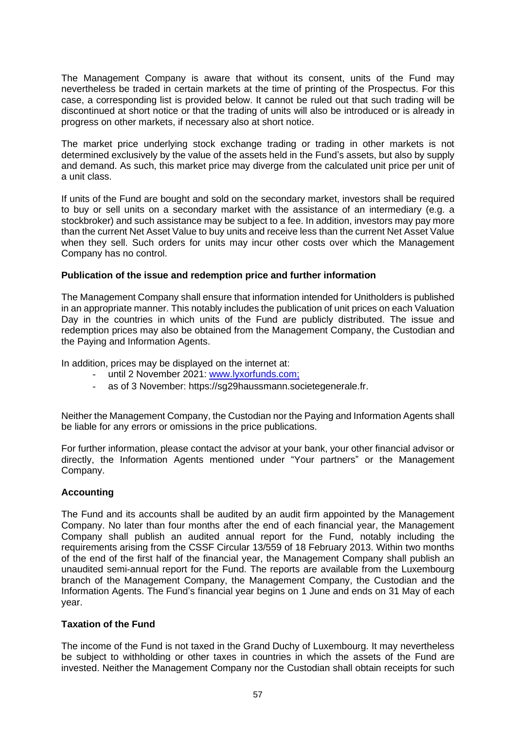The Management Company is aware that without its consent, units of the Fund may nevertheless be traded in certain markets at the time of printing of the Prospectus. For this case, a corresponding list is provided below. It cannot be ruled out that such trading will be discontinued at short notice or that the trading of units will also be introduced or is already in progress on other markets, if necessary also at short notice.

The market price underlying stock exchange trading or trading in other markets is not determined exclusively by the value of the assets held in the Fund's assets, but also by supply and demand. As such, this market price may diverge from the calculated unit price per unit of a unit class.

If units of the Fund are bought and sold on the secondary market, investors shall be required to buy or sell units on a secondary market with the assistance of an intermediary (e.g. a stockbroker) and such assistance may be subject to a fee. In addition, investors may pay more than the current Net Asset Value to buy units and receive less than the current Net Asset Value when they sell. Such orders for units may incur other costs over which the Management Company has no control.

**Publication of the issue and redemption price and further information**

The Management Company shall ensure that information intended for Unitholders is published in an appropriate manner. This notably includes the publication of unit prices on each Valuation Day in the countries in which units of the Fund are publicly distributed. The issue and redemption prices may also be obtained from the Management Company, the Custodian and the Paying and Information Agents.

In addition, prices may be displayed on the internet at:

- until 2 November 2021: www.lyxorfunds.com;
- as of 3 November: https://sg29haussmann.societegenerale.fr.

Neither the Management Company, the Custodian nor the Paying and Information Agents shall be liable for any errors or omissions in the price publications.

For further information, please contact the advisor at your bank, your other financial advisor or directly, the Information Agents mentioned under "Your partners" or the Management Company.

**Accounting**

The Fund and its accounts shall be audited by an audit firm appointed by the Management Company. No later than four months after the end of each financial year, the Management Company shall publish an audited annual report for the Fund, notably including the requirements arising from the CSSF Circular 13/559 of 18 February 2013. Within two months of the end of the first half of the financial year, the Management Company shall publish an unaudited semi-annual report for the Fund. The reports are available from the Luxembourg branch of the Management Company, the Management Company, the Custodian and the Information Agents. The Fund's financial year begins on 1 June and ends on 31 May of each year.

**Taxation of the Fund**

The income of the Fund is not taxed in the Grand Duchy of Luxembourg. It may nevertheless be subject to withholding or other taxes in countries in which the assets of the Fund are invested. Neither the Management Company nor the Custodian shall obtain receipts for such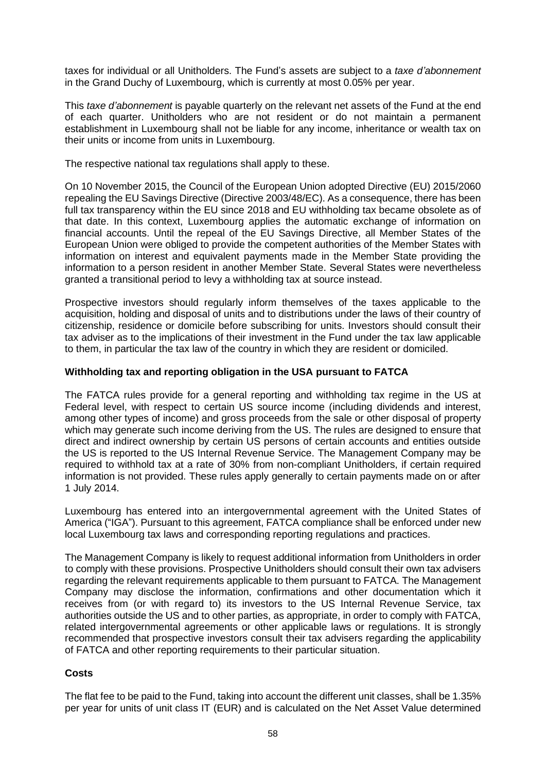taxes for individual or all Unitholders. The Fund's assets are subject to a *taxe d'abonnement* in the Grand Duchy of Luxembourg, which is currently at most 0.05% per year.

This *taxe d'abonnement* is payable quarterly on the relevant net assets of the Fund at the end of each quarter. Unitholders who are not resident or do not maintain a permanent establishment in Luxembourg shall not be liable for any income, inheritance or wealth tax on their units or income from units in Luxembourg.

The respective national tax regulations shall apply to these.

On 10 November 2015, the Council of the European Union adopted Directive (EU) 2015/2060 repealing the EU Savings Directive (Directive 2003/48/EC). As a consequence, there has been full tax transparency within the EU since 2018 and EU withholding tax became obsolete as of that date. In this context, Luxembourg applies the automatic exchange of information on financial accounts. Until the repeal of the EU Savings Directive, all Member States of the European Union were obliged to provide the competent authorities of the Member States with information on interest and equivalent payments made in the Member State providing the information to a person resident in another Member State. Several States were nevertheless granted a transitional period to levy a withholding tax at source instead.

Prospective investors should regularly inform themselves of the taxes applicable to the acquisition, holding and disposal of units and to distributions under the laws of their country of citizenship, residence or domicile before subscribing for units. Investors should consult their tax adviser as to the implications of their investment in the Fund under the tax law applicable to them, in particular the tax law of the country in which they are resident or domiciled.

**Withholding tax and reporting obligation in the USA pursuant to FATCA**

The FATCA rules provide for a general reporting and withholding tax regime in the US at Federal level, with respect to certain US source income (including dividends and interest, among other types of income) and gross proceeds from the sale or other disposal of property which may generate such income deriving from the US. The rules are designed to ensure that direct and indirect ownership by certain US persons of certain accounts and entities outside the US is reported to the US Internal Revenue Service. The Management Company may be required to withhold tax at a rate of 30% from non-compliant Unitholders, if certain required information is not provided. These rules apply generally to certain payments made on or after 1 July 2014.

Luxembourg has entered into an intergovernmental agreement with the United States of America ("IGA"). Pursuant to this agreement, FATCA compliance shall be enforced under new local Luxembourg tax laws and corresponding reporting regulations and practices.

The Management Company is likely to request additional information from Unitholders in order to comply with these provisions. Prospective Unitholders should consult their own tax advisers regarding the relevant requirements applicable to them pursuant to FATCA. The Management Company may disclose the information, confirmations and other documentation which it receives from (or with regard to) its investors to the US Internal Revenue Service, tax authorities outside the US and to other parties, as appropriate, in order to comply with FATCA, related intergovernmental agreements or other applicable laws or regulations. It is strongly recommended that prospective investors consult their tax advisers regarding the applicability of FATCA and other reporting requirements to their particular situation.

**Costs**

The flat fee to be paid to the Fund, taking into account the different unit classes, shall be 1.35% per year for units of unit class IT (EUR) and is calculated on the Net Asset Value determined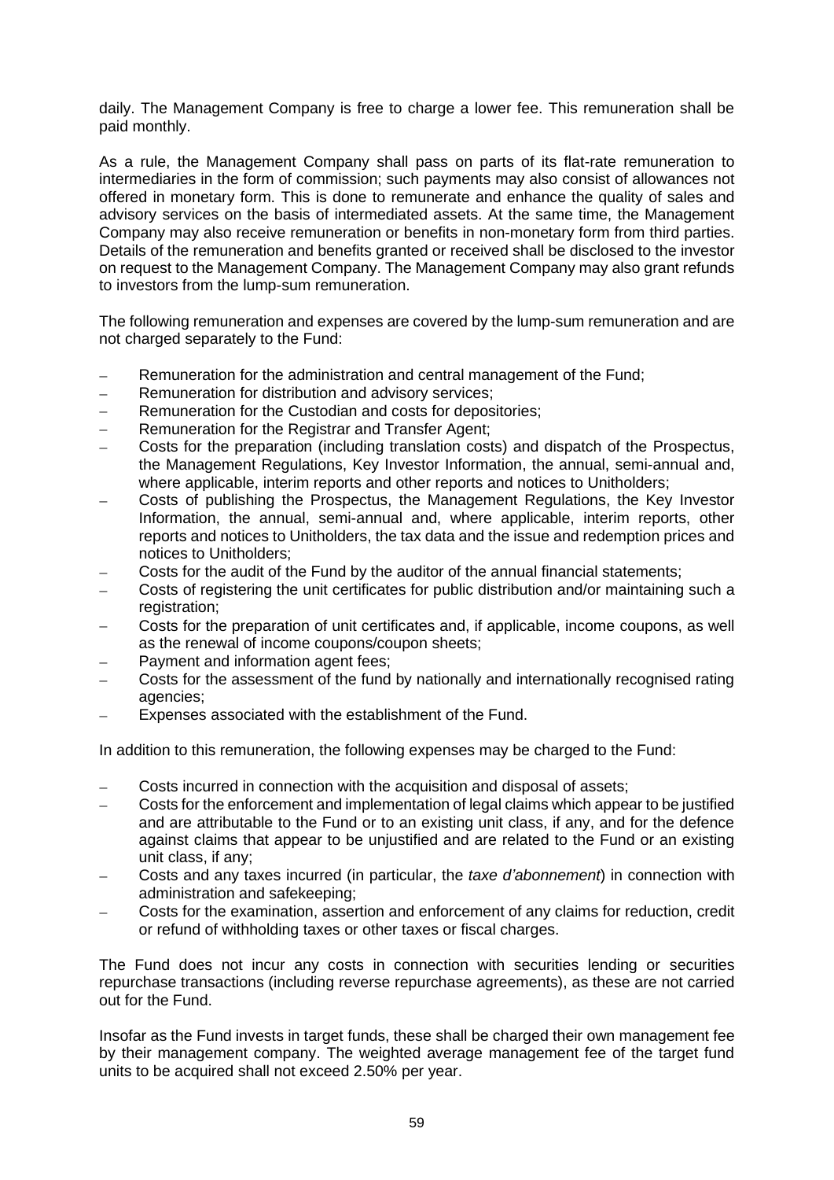daily. The Management Company is free to charge a lower fee. This remuneration shall be paid monthly.

As a rule, the Management Company shall pass on parts of its flat-rate remuneration to intermediaries in the form of commission; such payments may also consist of allowances not offered in monetary form. This is done to remunerate and enhance the quality of sales and advisory services on the basis of intermediated assets. At the same time, the Management Company may also receive remuneration or benefits in non-monetary form from third parties. Details of the remuneration and benefits granted or received shall be disclosed to the investor on request to the Management Company. The Management Company may also grant refunds to investors from the lump-sum remuneration.

The following remuneration and expenses are covered by the lump-sum remuneration and are not charged separately to the Fund:

- Remuneration for the administration and central management of the Fund;
- Remuneration for distribution and advisory services;
- Remuneration for the Custodian and costs for depositories;
- Remuneration for the Registrar and Transfer Agent;
- Costs for the preparation (including translation costs) and dispatch of the Prospectus, the Management Regulations, Key Investor Information, the annual, semi-annual and, where applicable, interim reports and other reports and notices to Unitholders;
- Costs of publishing the Prospectus, the Management Regulations, the Key Investor Information, the annual, semi-annual and, where applicable, interim reports, other reports and notices to Unitholders, the tax data and the issue and redemption prices and notices to Unitholders;
- Costs for the audit of the Fund by the auditor of the annual financial statements;
- Costs of registering the unit certificates for public distribution and/or maintaining such a registration;
- Costs for the preparation of unit certificates and, if applicable, income coupons, as well as the renewal of income coupons/coupon sheets;
- Payment and information agent fees;
- Costs for the assessment of the fund by nationally and internationally recognised rating agencies;
- Expenses associated with the establishment of the Fund.

In addition to this remuneration, the following expenses may be charged to the Fund:

- Costs incurred in connection with the acquisition and disposal of assets;
- Costs for the enforcement and implementation of legal claims which appear to be justified and are attributable to the Fund or to an existing unit class, if any, and for the defence against claims that appear to be unjustified and are related to the Fund or an existing unit class, if any;
- Costs and any taxes incurred (in particular, the *taxe d'abonnement*) in connection with administration and safekeeping;
- Costs for the examination, assertion and enforcement of any claims for reduction, credit or refund of withholding taxes or other taxes or fiscal charges.

The Fund does not incur any costs in connection with securities lending or securities repurchase transactions (including reverse repurchase agreements), as these are not carried out for the Fund.

Insofar as the Fund invests in target funds, these shall be charged their own management fee by their management company. The weighted average management fee of the target fund units to be acquired shall not exceed 2.50% per year.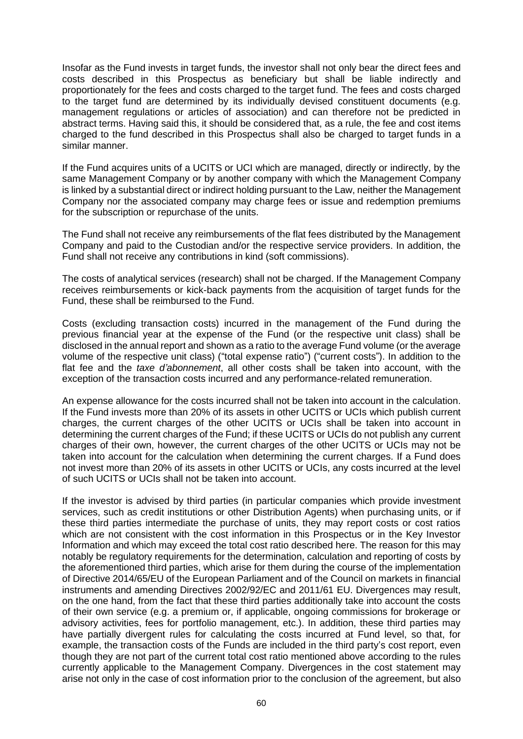Insofar as the Fund invests in target funds, the investor shall not only bear the direct fees and costs described in this Prospectus as beneficiary but shall be liable indirectly and proportionately for the fees and costs charged to the target fund. The fees and costs charged to the target fund are determined by its individually devised constituent documents (e.g. management regulations or articles of association) and can therefore not be predicted in abstract terms. Having said this, it should be considered that, as a rule, the fee and cost items charged to the fund described in this Prospectus shall also be charged to target funds in a similar manner.

If the Fund acquires units of a UCITS or UCI which are managed, directly or indirectly, by the same Management Company or by another company with which the Management Company is linked by a substantial direct or indirect holding pursuant to the Law, neither the Management Company nor the associated company may charge fees or issue and redemption premiums for the subscription or repurchase of the units.

The Fund shall not receive any reimbursements of the flat fees distributed by the Management Company and paid to the Custodian and/or the respective service providers. In addition, the Fund shall not receive any contributions in kind (soft commissions).

The costs of analytical services (research) shall not be charged. If the Management Company receives reimbursements or kick-back payments from the acquisition of target funds for the Fund, these shall be reimbursed to the Fund.

Costs (excluding transaction costs) incurred in the management of the Fund during the previous financial year at the expense of the Fund (or the respective unit class) shall be disclosed in the annual report and shown as a ratio to the average Fund volume (or the average volume of the respective unit class) ("total expense ratio") ("current costs"). In addition to the flat fee and the *taxe d'abonnement*, all other costs shall be taken into account, with the exception of the transaction costs incurred and any performance-related remuneration.

An expense allowance for the costs incurred shall not be taken into account in the calculation. If the Fund invests more than 20% of its assets in other UCITS or UCIs which publish current charges, the current charges of the other UCITS or UCIs shall be taken into account in determining the current charges of the Fund; if these UCITS or UCIs do not publish any current charges of their own, however, the current charges of the other UCITS or UCIs may not be taken into account for the calculation when determining the current charges. If a Fund does not invest more than 20% of its assets in other UCITS or UCIs, any costs incurred at the level of such UCITS or UCIs shall not be taken into account.

If the investor is advised by third parties (in particular companies which provide investment services, such as credit institutions or other Distribution Agents) when purchasing units, or if these third parties intermediate the purchase of units, they may report costs or cost ratios which are not consistent with the cost information in this Prospectus or in the Key Investor Information and which may exceed the total cost ratio described here. The reason for this may notably be regulatory requirements for the determination, calculation and reporting of costs by the aforementioned third parties, which arise for them during the course of the implementation of Directive 2014/65/EU of the European Parliament and of the Council on markets in financial instruments and amending Directives 2002/92/EC and 2011/61 EU. Divergences may result, on the one hand, from the fact that these third parties additionally take into account the costs of their own service (e.g. a premium or, if applicable, ongoing commissions for brokerage or advisory activities, fees for portfolio management, etc.). In addition, these third parties may have partially divergent rules for calculating the costs incurred at Fund level, so that, for example, the transaction costs of the Funds are included in the third party's cost report, even though they are not part of the current total cost ratio mentioned above according to the rules currently applicable to the Management Company. Divergences in the cost statement may arise not only in the case of cost information prior to the conclusion of the agreement, but also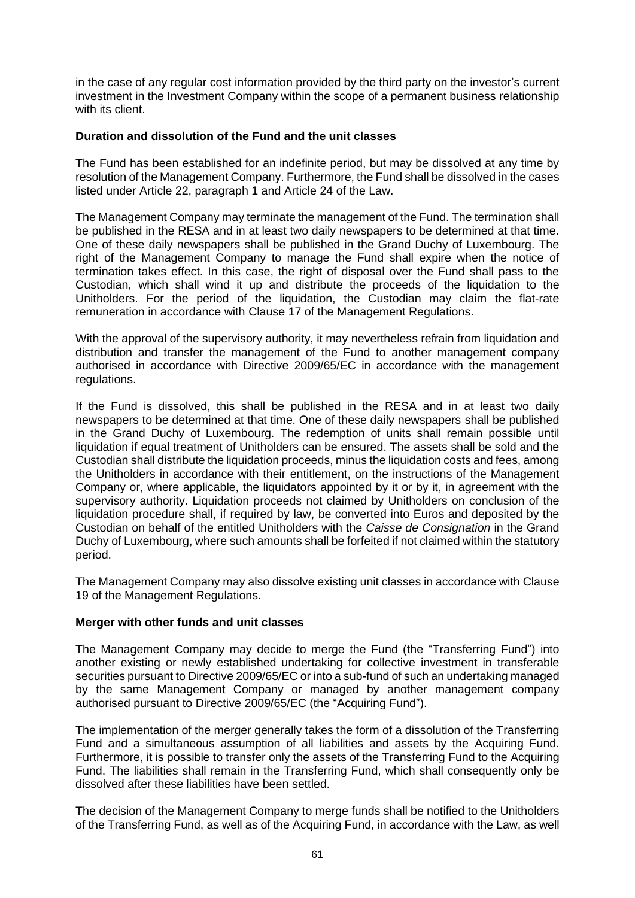in the case of any regular cost information provided by the third party on the investor's current investment in the Investment Company within the scope of a permanent business relationship with its client.

**Duration and dissolution of the Fund and the unit classes**

The Fund has been established for an indefinite period, but may be dissolved at any time by resolution of the Management Company. Furthermore, the Fund shall be dissolved in the cases listed under Article 22, paragraph 1 and Article 24 of the Law.

The Management Company may terminate the management of the Fund. The termination shall be published in the RESA and in at least two daily newspapers to be determined at that time. One of these daily newspapers shall be published in the Grand Duchy of Luxembourg. The right of the Management Company to manage the Fund shall expire when the notice of termination takes effect. In this case, the right of disposal over the Fund shall pass to the Custodian, which shall wind it up and distribute the proceeds of the liquidation to the Unitholders. For the period of the liquidation, the Custodian may claim the flat-rate remuneration in accordance with Clause 17 of the Management Regulations.

With the approval of the supervisory authority, it may nevertheless refrain from liquidation and distribution and transfer the management of the Fund to another management company authorised in accordance with Directive 2009/65/EC in accordance with the management regulations.

If the Fund is dissolved, this shall be published in the RESA and in at least two daily newspapers to be determined at that time. One of these daily newspapers shall be published in the Grand Duchy of Luxembourg. The redemption of units shall remain possible until liquidation if equal treatment of Unitholders can be ensured. The assets shall be sold and the Custodian shall distribute the liquidation proceeds, minus the liquidation costs and fees, among the Unitholders in accordance with their entitlement, on the instructions of the Management Company or, where applicable, the liquidators appointed by it or by it, in agreement with the supervisory authority. Liquidation proceeds not claimed by Unitholders on conclusion of the liquidation procedure shall, if required by law, be converted into Euros and deposited by the Custodian on behalf of the entitled Unitholders with the *Caisse de Consignation* in the Grand Duchy of Luxembourg, where such amounts shall be forfeited if not claimed within the statutory period.

The Management Company may also dissolve existing unit classes in accordance with Clause 19 of the Management Regulations.

**Merger with other funds and unit classes**

The Management Company may decide to merge the Fund (the "Transferring Fund") into another existing or newly established undertaking for collective investment in transferable securities pursuant to Directive 2009/65/EC or into a sub-fund of such an undertaking managed by the same Management Company or managed by another management company authorised pursuant to Directive 2009/65/EC (the "Acquiring Fund").

The implementation of the merger generally takes the form of a dissolution of the Transferring Fund and a simultaneous assumption of all liabilities and assets by the Acquiring Fund. Furthermore, it is possible to transfer only the assets of the Transferring Fund to the Acquiring Fund. The liabilities shall remain in the Transferring Fund, which shall consequently only be dissolved after these liabilities have been settled.

The decision of the Management Company to merge funds shall be notified to the Unitholders of the Transferring Fund, as well as of the Acquiring Fund, in accordance with the Law, as well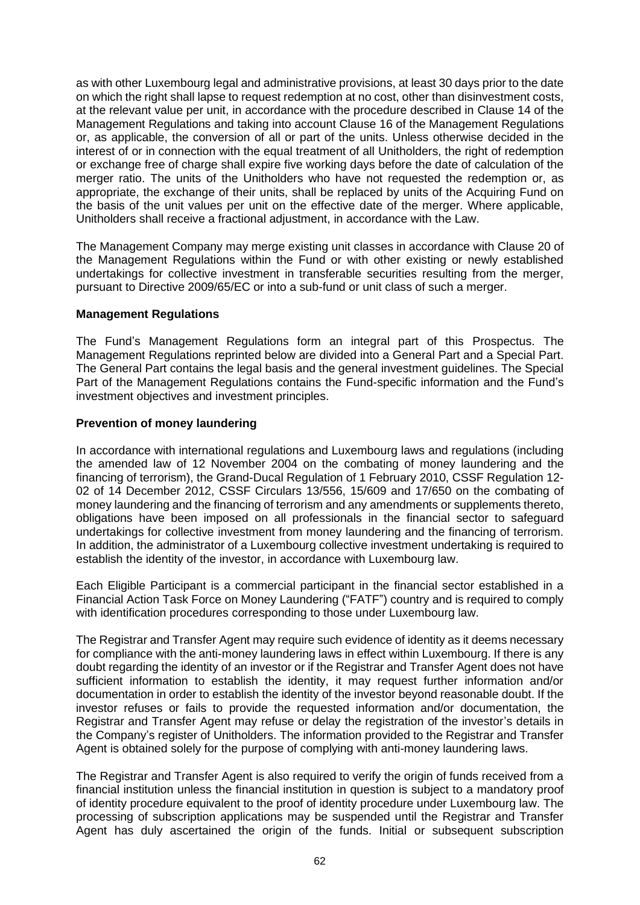as with other Luxembourg legal and administrative provisions, at least 30 days prior to the date on which the right shall lapse to request redemption at no cost, other than disinvestment costs, at the relevant value per unit, in accordance with the procedure described in Clause 14 of the Management Regulations and taking into account Clause 16 of the Management Regulations or, as applicable, the conversion of all or part of the units. Unless otherwise decided in the interest of or in connection with the equal treatment of all Unitholders, the right of redemption or exchange free of charge shall expire five working days before the date of calculation of the merger ratio. The units of the Unitholders who have not requested the redemption or, as appropriate, the exchange of their units, shall be replaced by units of the Acquiring Fund on the basis of the unit values per unit on the effective date of the merger. Where applicable, Unitholders shall receive a fractional adjustment, in accordance with the Law.

The Management Company may merge existing unit classes in accordance with Clause 20 of the Management Regulations within the Fund or with other existing or newly established undertakings for collective investment in transferable securities resulting from the merger, pursuant to Directive 2009/65/EC or into a sub-fund or unit class of such a merger.

**Management Regulations**

The Fund's Management Regulations form an integral part of this Prospectus. The Management Regulations reprinted below are divided into a General Part and a Special Part. The General Part contains the legal basis and the general investment guidelines. The Special Part of the Management Regulations contains the Fund-specific information and the Fund's investment objectives and investment principles.

**Prevention of money laundering**

In accordance with international regulations and Luxembourg laws and regulations (including the amended law of 12 November 2004 on the combating of money laundering and the financing of terrorism), the Grand-Ducal Regulation of 1 February 2010, CSSF Regulation 12-02 of 14 December 2012, CSSF Circulars 13/556, 15/609 and 17/650 on the combating of money laundering and the financing of terrorism and any amendments or supplements thereto, obligations have been imposed on all professionals in the financial sector to safeguard undertakings for collective investment from money laundering and the financing of terrorism. In addition, the administrator of a Luxembourg collective investment undertaking is required to establish the identity of the investor, in accordance with Luxembourg law.

Each Eligible Participant is a commercial participant in the financial sector established in a Financial Action Task Force on Money Laundering ("FATF") country and is required to comply with identification procedures corresponding to those under Luxembourg law.

The Registrar and Transfer Agent may require such evidence of identity as it deems necessary for compliance with the anti-money laundering laws in effect within Luxembourg. If there is any doubt regarding the identity of an investor or if the Registrar and Transfer Agent does not have sufficient information to establish the identity, it may request further information and/or documentation in order to establish the identity of the investor beyond reasonable doubt. If the investor refuses or fails to provide the requested information and/or documentation, the Registrar and Transfer Agent may refuse or delay the registration of the investor's details in the Company's register of Unitholders. The information provided to the Registrar and Transfer Agent is obtained solely for the purpose of complying with anti-money laundering laws.

The Registrar and Transfer Agent is also required to verify the origin of funds received from a financial institution unless the financial institution in question is subject to a mandatory proof of identity procedure equivalent to the proof of identity procedure under Luxembourg law. The processing of subscription applications may be suspended until the Registrar and Transfer Agent has duly ascertained the origin of the funds. Initial or subsequent subscription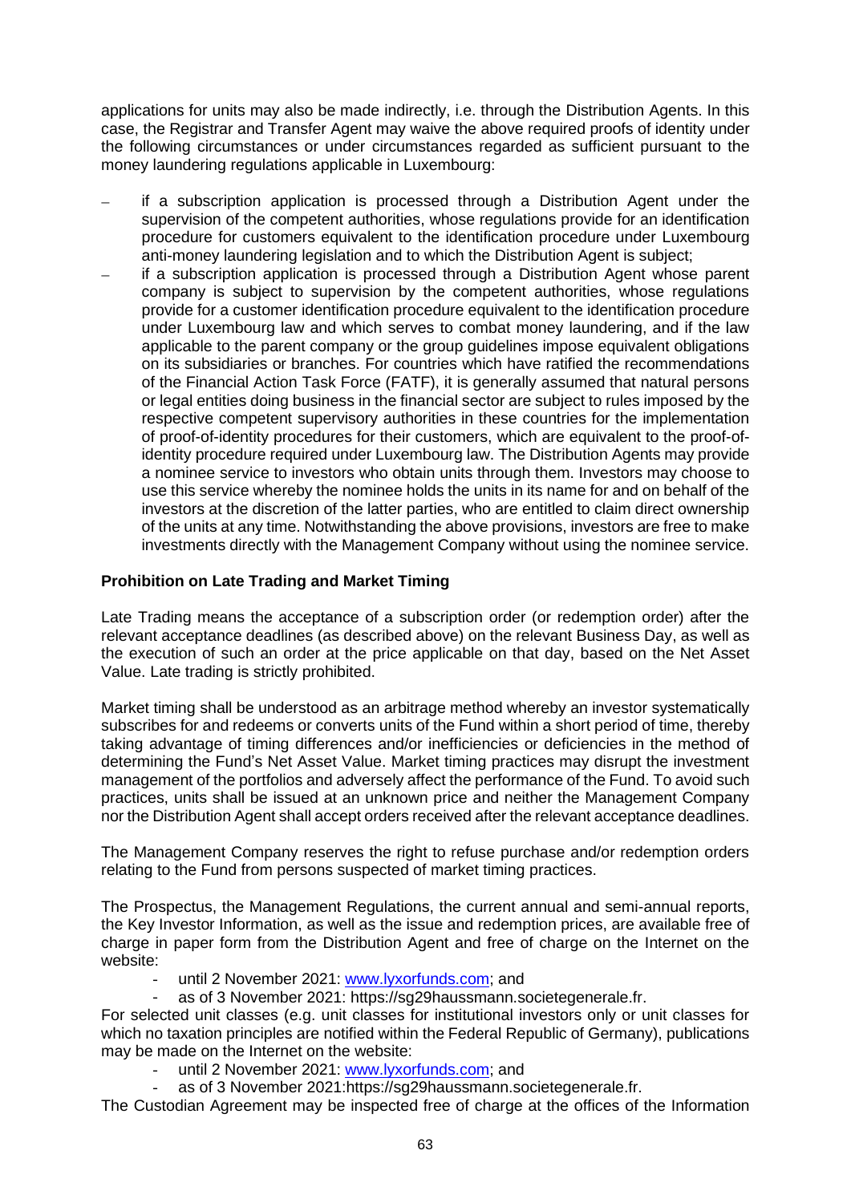applications for units may also be made indirectly, i.e. through the Distribution Agents. In this case, the Registrar and Transfer Agent may waive the above required proofs of identity under the following circumstances or under circumstances regarded as sufficient pursuant to the money laundering regulations applicable in Luxembourg:

- if a subscription application is processed through a Distribution Agent under the supervision of the competent authorities, whose regulations provide for an identification procedure for customers equivalent to the identification procedure under Luxembourg anti-money laundering legislation and to which the Distribution Agent is subject;
- if a subscription application is processed through a Distribution Agent whose parent company is subject to supervision by the competent authorities, whose regulations provide for a customer identification procedure equivalent to the identification procedure under Luxembourg law and which serves to combat money laundering, and if the law applicable to the parent company or the group guidelines impose equivalent obligations on its subsidiaries or branches. For countries which have ratified the recommendations of the Financial Action Task Force (FATF), it is generally assumed that natural persons or legal entities doing business in the financial sector are subject to rules imposed by the respective competent supervisory authorities in these countries for the implementation of proof-of-identity procedures for their customers, which are equivalent to the proof-of-identity procedure required under Luxembourg law. The Distribution Agents may provide a nominee service to investors who obtain units through them. Investors may choose to use this service whereby the nominee holds the units in its name for and on behalf of the investors at the discretion of the latter parties, who are entitled to claim direct ownership of the units at any time. Notwithstanding the above provisions, investors are free to make investments directly with the Management Company without using the nominee service.

**Prohibition on Late Trading and Market Timing**

Late Trading means the acceptance of a subscription order (or redemption order) after the relevant acceptance deadlines (as described above) on the relevant Business Day, as well as the execution of such an order at the price applicable on that day, based on the Net Asset Value. Late trading is strictly prohibited.

Market timing shall be understood as an arbitrage method whereby an investor systematically subscribes for and redeems or converts units of the Fund within a short period of time, thereby taking advantage of timing differences and/or inefficiencies or deficiencies in the method of determining the Fund's Net Asset Value. Market timing practices may disrupt the investment management of the portfolios and adversely affect the performance of the Fund. To avoid such practices, units shall be issued at an unknown price and neither the Management Company nor the Distribution Agent shall accept orders received after the relevant acceptance deadlines.

The Management Company reserves the right to refuse purchase and/or redemption orders relating to the Fund from persons suspected of market timing practices.

The Prospectus, the Management Regulations, the current annual and semi-annual reports, the Key Investor Information, as well as the issue and redemption prices, are available free of charge in paper form from the Distribution Agent and free of charge on the Internet on the website:

- until 2 November 2021: www.lyxorfunds.com; and
- as of 3 November 2021: https://sg29haussmann.societegenerale.fr.

For selected unit classes (e.g. unit classes for institutional investors only or unit classes for which no taxation principles are notified within the Federal Republic of Germany), publications may be made on the Internet on the website:

- until 2 November 2021: www.lyxorfunds.com; and
- as of 3 November 2021:https://sg29haussmann.societegenerale.fr.

The Custodian Agreement may be inspected free of charge at the offices of the Information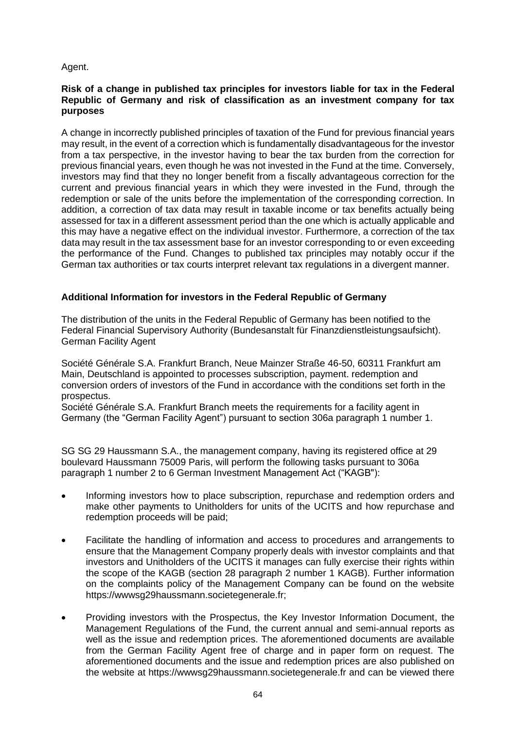Agent.

**Risk of a change in published tax principles for investors liable for tax in the Federal Republic of Germany and risk of classification as an investment company for tax purposes**

A change in incorrectly published principles of taxation of the Fund for previous financial years may result, in the event of a correction which is fundamentally disadvantageous for the investor from a tax perspective, in the investor having to bear the tax burden from the correction for previous financial years, even though he was not invested in the Fund at the time. Conversely, investors may find that they no longer benefit from a fiscally advantageous correction for the current and previous financial years in which they were invested in the Fund, through the redemption or sale of the units before the implementation of the corresponding correction. In addition, a correction of tax data may result in taxable income or tax benefits actually being assessed for tax in a different assessment period than the one which is actually applicable and this may have a negative effect on the individual investor. Furthermore, a correction of the tax data may result in the tax assessment base for an investor corresponding to or even exceeding the performance of the Fund. Changes to published tax principles may notably occur if the German tax authorities or tax courts interpret relevant tax regulations in a divergent manner.

**Additional Information for investors in the Federal Republic of Germany**

The distribution of the units in the Federal Republic of Germany has been notified to the Federal Financial Supervisory Authority (Bundesanstalt für Finanzdienstleistungsaufsicht).
German Facility Agent

Société Générale S.A. Frankfurt Branch, Neue Mainzer Straße 46-50, 60311 Frankfurt am Main, Deutschland is appointed to processes subscription, payment. redemption and conversion orders of investors of the Fund in accordance with the conditions set forth in the prospectus.
Société Générale S.A. Frankfurt Branch meets the requirements for a facility agent in Germany (the "German Facility Agent") pursuant to section 306a paragraph 1 number 1.

SG SG 29 Haussmann S.A., the management company, having its registered office at 29 boulevard Haussmann 75009 Paris, will perform the following tasks pursuant to 306a paragraph 1 number 2 to 6 German Investment Management Act ("KAGB"):

- Informing investors how to place subscription, repurchase and redemption orders and make other payments to Unitholders for units of the UCITS and how repurchase and redemption proceeds will be paid;
- Facilitate the handling of information and access to procedures and arrangements to ensure that the Management Company properly deals with investor complaints and that investors and Unitholders of the UCITS it manages can fully exercise their rights within the scope of the KAGB (section 28 paragraph 2 number 1 KAGB). Further information on the complaints policy of the Management Company can be found on the website https://wwwsg29haussmann.societegenerale.fr;
- Providing investors with the Prospectus, the Key Investor Information Document, the Management Regulations of the Fund, the current annual and semi-annual reports as well as the issue and redemption prices. The aforementioned documents are available from the German Facility Agent free of charge and in paper form on request. The aforementioned documents and the issue and redemption prices are also published on the website at https://wwwsg29haussmann.societegenerale.fr and can be viewed there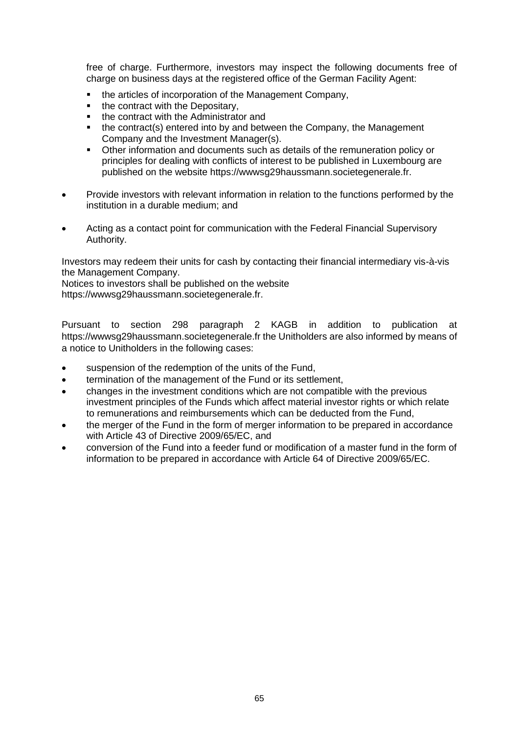free of charge. Furthermore, investors may inspect the following documents free of charge on business days at the registered office of the German Facility Agent:

- the articles of incorporation of the Management Company,
- the contract with the Depositary,
- the contract with the Administrator and
- the contract(s) entered into by and between the Company, the Management Company and the Investment Manager(s).
- Other information and documents such as details of the remuneration policy or principles for dealing with conflicts of interest to be published in Luxembourg are published on the website https://wwwsg29haussmann.societegenerale.fr.

- Provide investors with relevant information in relation to the functions performed by the institution in a durable medium; and

- Acting as a contact point for communication with the Federal Financial Supervisory Authority.

Investors may redeem their units for cash by contacting their financial intermediary vis-à-vis the Management Company.
Notices to investors shall be published on the website https://wwwsg29haussmann.societegenerale.fr.

Pursuant to section 298 paragraph 2 KAGB in addition to publication at https://wwwsg29haussmann.societegenerale.fr the Unitholders are also informed by means of a notice to Unitholders in the following cases:

- suspension of the redemption of the units of the Fund,
- termination of the management of the Fund or its settlement,
- changes in the investment conditions which are not compatible with the previous investment principles of the Funds which affect material investor rights or which relate to remunerations and reimbursements which can be deducted from the Fund,
- the merger of the Fund in the form of merger information to be prepared in accordance with Article 43 of Directive 2009/65/EC, and
- conversion of the Fund into a feeder fund or modification of a master fund in the form of information to be prepared in accordance with Article 64 of Directive 2009/65/EC.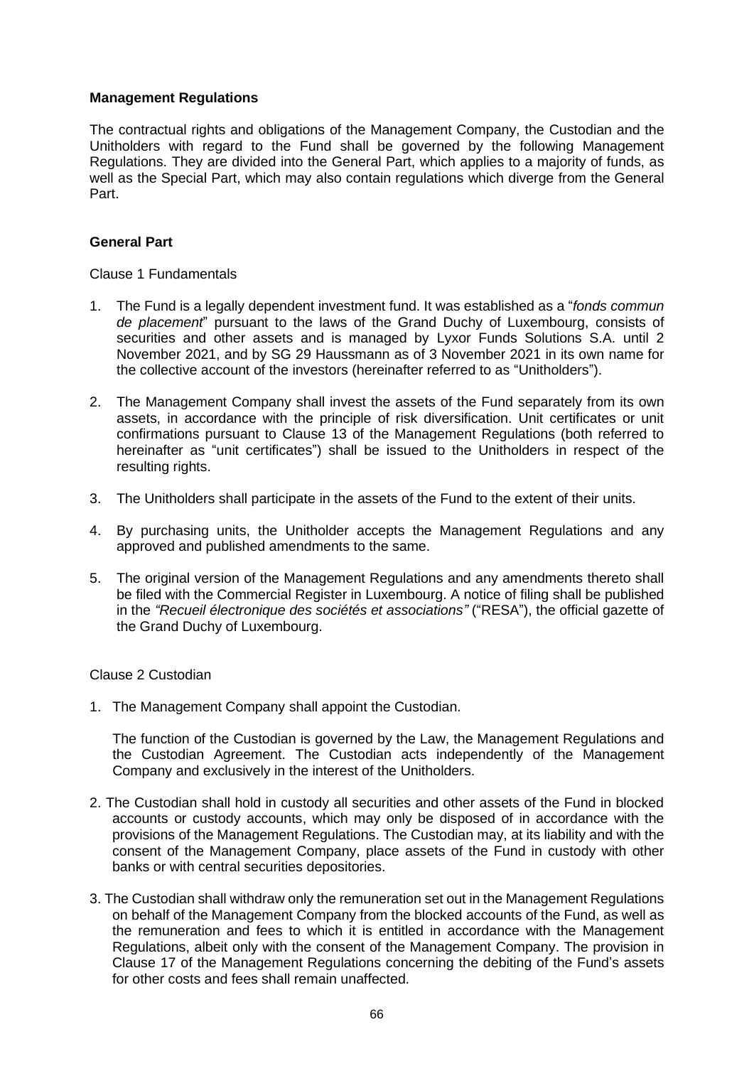**Management Regulations**

The contractual rights and obligations of the Management Company, the Custodian and the Unitholders with regard to the Fund shall be governed by the following Management Regulations. They are divided into the General Part, which applies to a majority of funds, as well as the Special Part, which may also contain regulations which diverge from the General Part.

**General Part**

Clause 1 Fundamentals

1. The Fund is a legally dependent investment fund. It was established as a "*fonds commun de placement*" pursuant to the laws of the Grand Duchy of Luxembourg, consists of securities and other assets and is managed by Lyxor Funds Solutions S.A. until 2 November 2021, and by SG 29 Haussmann as of 3 November 2021 in its own name for the collective account of the investors (hereinafter referred to as "Unitholders").
2. The Management Company shall invest the assets of the Fund separately from its own assets, in accordance with the principle of risk diversification. Unit certificates or unit confirmations pursuant to Clause 13 of the Management Regulations (both referred to hereinafter as "unit certificates") shall be issued to the Unitholders in respect of the resulting rights.
3. The Unitholders shall participate in the assets of the Fund to the extent of their units.
4. By purchasing units, the Unitholder accepts the Management Regulations and any approved and published amendments to the same.
5. The original version of the Management Regulations and any amendments thereto shall be filed with the Commercial Register in Luxembourg. A notice of filing shall be published in the *"Recueil électronique des sociétés et associations"* ("RESA"), the official gazette of the Grand Duchy of Luxembourg.

Clause 2 Custodian

1. The Management Company shall appoint the Custodian.

   The function of the Custodian is governed by the Law, the Management Regulations and the Custodian Agreement. The Custodian acts independently of the Management Company and exclusively in the interest of the Unitholders.
2. The Custodian shall hold in custody all securities and other assets of the Fund in blocked accounts or custody accounts, which may only be disposed of in accordance with the provisions of the Management Regulations. The Custodian may, at its liability and with the consent of the Management Company, place assets of the Fund in custody with other banks or with central securities depositories.
3. The Custodian shall withdraw only the remuneration set out in the Management Regulations on behalf of the Management Company from the blocked accounts of the Fund, as well as the remuneration and fees to which it is entitled in accordance with the Management Regulations, albeit only with the consent of the Management Company. The provision in Clause 17 of the Management Regulations concerning the debiting of the Fund's assets for other costs and fees shall remain unaffected.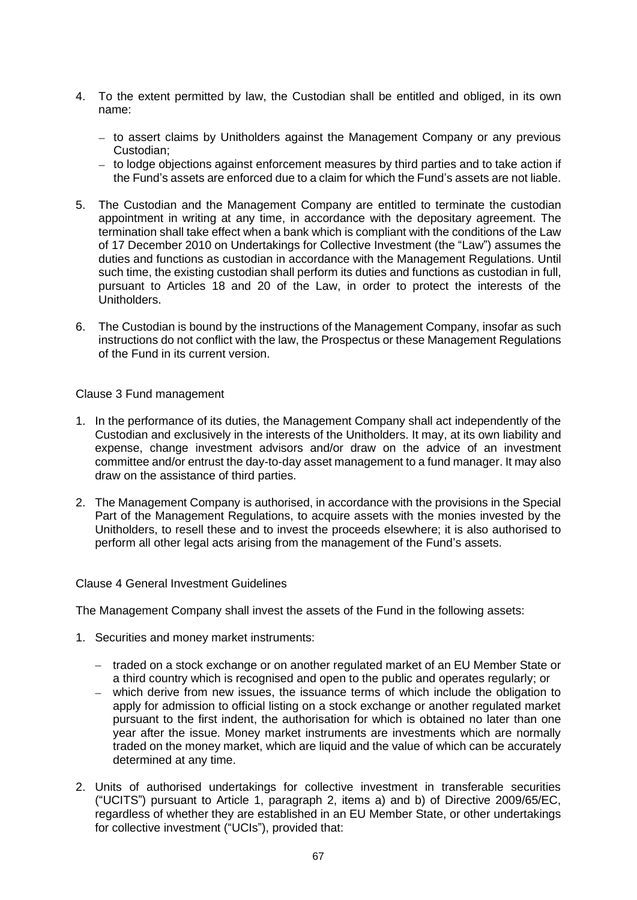4. To the extent permitted by law, the Custodian shall be entitled and obliged, in its own name:

   – to assert claims by Unitholders against the Management Company or any previous Custodian;
   – to lodge objections against enforcement measures by third parties and to take action if the Fund's assets are enforced due to a claim for which the Fund's assets are not liable.

5. The Custodian and the Management Company are entitled to terminate the custodian appointment in writing at any time, in accordance with the depositary agreement. The termination shall take effect when a bank which is compliant with the conditions of the Law of 17 December 2010 on Undertakings for Collective Investment (the "Law") assumes the duties and functions as custodian in accordance with the Management Regulations. Until such time, the existing custodian shall perform its duties and functions as custodian in full, pursuant to Articles 18 and 20 of the Law, in order to protect the interests of the Unitholders.

6. The Custodian is bound by the instructions of the Management Company, insofar as such instructions do not conflict with the law, the Prospectus or these Management Regulations of the Fund in its current version.

## Clause 3 Fund management

1. In the performance of its duties, the Management Company shall act independently of the Custodian and exclusively in the interests of the Unitholders. It may, at its own liability and expense, change investment advisors and/or draw on the advice of an investment committee and/or entrust the day-to-day asset management to a fund manager. It may also draw on the assistance of third parties.

2. The Management Company is authorised, in accordance with the provisions in the Special Part of the Management Regulations, to acquire assets with the monies invested by the Unitholders, to resell these and to invest the proceeds elsewhere; it is also authorised to perform all other legal acts arising from the management of the Fund's assets.

## Clause 4 General Investment Guidelines

The Management Company shall invest the assets of the Fund in the following assets:

1. Securities and money market instruments:

   – traded on a stock exchange or on another regulated market of an EU Member State or a third country which is recognised and open to the public and operates regularly; or
   – which derive from new issues, the issuance terms of which include the obligation to apply for admission to official listing on a stock exchange or another regulated market pursuant to the first indent, the authorisation for which is obtained no later than one year after the issue. Money market instruments are investments which are normally traded on the money market, which are liquid and the value of which can be accurately determined at any time.

2. Units of authorised undertakings for collective investment in transferable securities ("UCITS") pursuant to Article 1, paragraph 2, items a) and b) of Directive 2009/65/EC, regardless of whether they are established in an EU Member State, or other undertakings for collective investment ("UCIs"), provided that: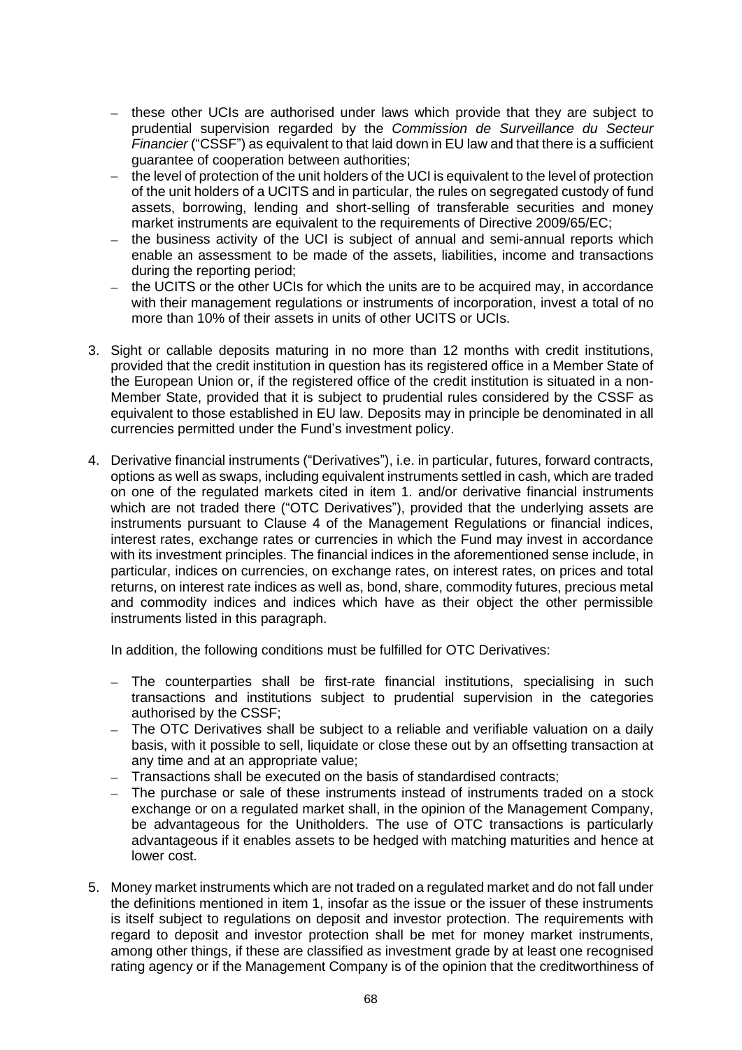- these other UCIs are authorised under laws which provide that they are subject to prudential supervision regarded by the *Commission de Surveillance du Secteur Financier* ("CSSF") as equivalent to that laid down in EU law and that there is a sufficient guarantee of cooperation between authorities;
- the level of protection of the unit holders of the UCI is equivalent to the level of protection of the unit holders of a UCITS and in particular, the rules on segregated custody of fund assets, borrowing, lending and short-selling of transferable securities and money market instruments are equivalent to the requirements of Directive 2009/65/EC;
- the business activity of the UCI is subject of annual and semi-annual reports which enable an assessment to be made of the assets, liabilities, income and transactions during the reporting period;
- the UCITS or the other UCIs for which the units are to be acquired may, in accordance with their management regulations or instruments of incorporation, invest a total of no more than 10% of their assets in units of other UCITS or UCIs.

3. Sight or callable deposits maturing in no more than 12 months with credit institutions, provided that the credit institution in question has its registered office in a Member State of the European Union or, if the registered office of the credit institution is situated in a non-Member State, provided that it is subject to prudential rules considered by the CSSF as equivalent to those established in EU law. Deposits may in principle be denominated in all currencies permitted under the Fund's investment policy.

4. Derivative financial instruments ("Derivatives"), i.e. in particular, futures, forward contracts, options as well as swaps, including equivalent instruments settled in cash, which are traded on one of the regulated markets cited in item 1. and/or derivative financial instruments which are not traded there ("OTC Derivatives"), provided that the underlying assets are instruments pursuant to Clause 4 of the Management Regulations or financial indices, interest rates, exchange rates or currencies in which the Fund may invest in accordance with its investment principles. The financial indices in the aforementioned sense include, in particular, indices on currencies, on exchange rates, on interest rates, on prices and total returns, on interest rate indices as well as, bond, share, commodity futures, precious metal and commodity indices and indices which have as their object the other permissible instruments listed in this paragraph.

   In addition, the following conditions must be fulfilled for OTC Derivatives:

   - The counterparties shall be first-rate financial institutions, specialising in such transactions and institutions subject to prudential supervision in the categories authorised by the CSSF;
   - The OTC Derivatives shall be subject to a reliable and verifiable valuation on a daily basis, with it possible to sell, liquidate or close these out by an offsetting transaction at any time and at an appropriate value;
   - Transactions shall be executed on the basis of standardised contracts;
   - The purchase or sale of these instruments instead of instruments traded on a stock exchange or on a regulated market shall, in the opinion of the Management Company, be advantageous for the Unitholders. The use of OTC transactions is particularly advantageous if it enables assets to be hedged with matching maturities and hence at lower cost.

5. Money market instruments which are not traded on a regulated market and do not fall under the definitions mentioned in item 1, insofar as the issue or the issuer of these instruments is itself subject to regulations on deposit and investor protection. The requirements with regard to deposit and investor protection shall be met for money market instruments, among other things, if these are classified as investment grade by at least one recognised rating agency or if the Management Company is of the opinion that the creditworthiness of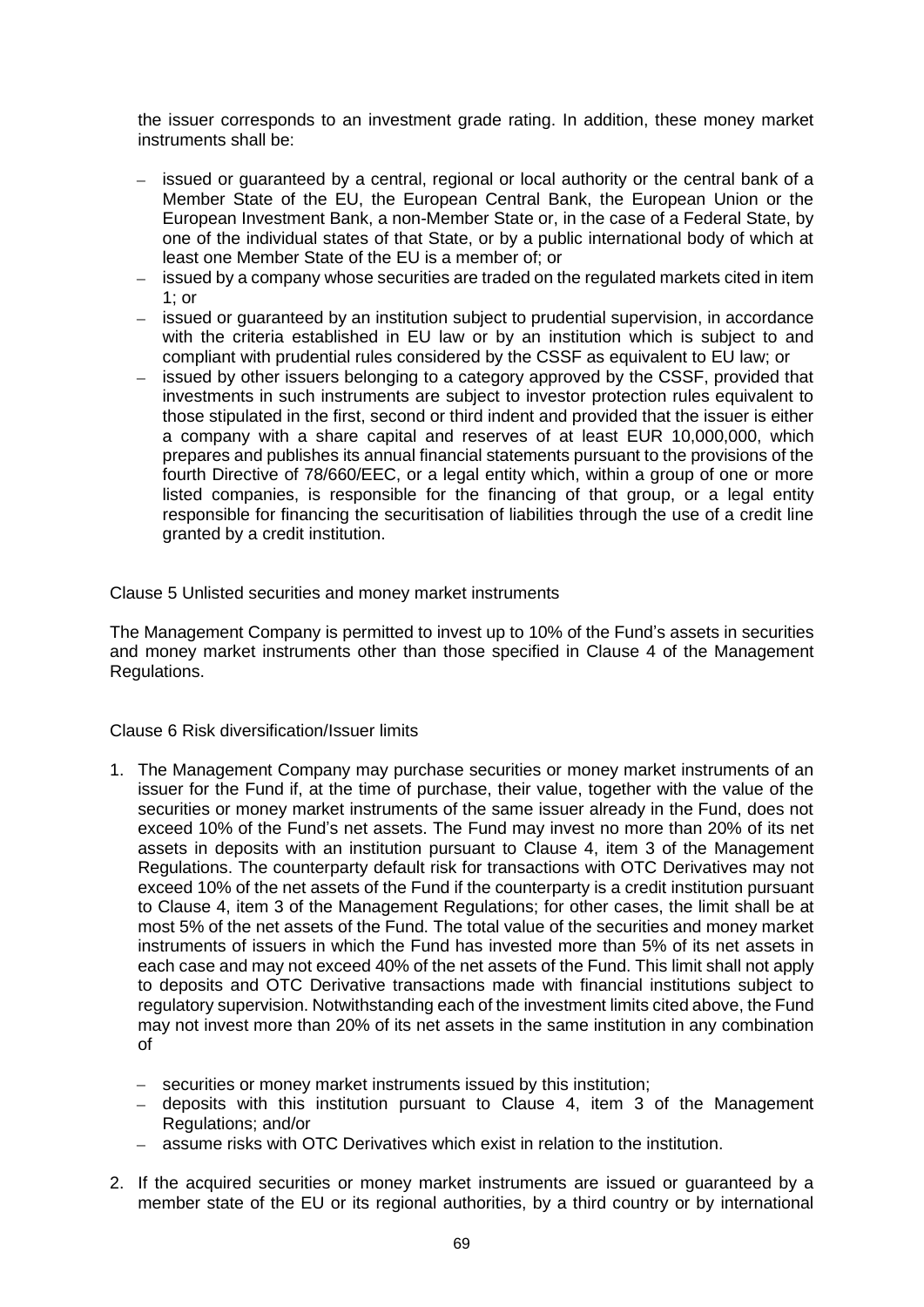the issuer corresponds to an investment grade rating. In addition, these money market instruments shall be:

- issued or guaranteed by a central, regional or local authority or the central bank of a Member State of the EU, the European Central Bank, the European Union or the European Investment Bank, a non-Member State or, in the case of a Federal State, by one of the individual states of that State, or by a public international body of which at least one Member State of the EU is a member of; or
- issued by a company whose securities are traded on the regulated markets cited in item 1; or
- issued or guaranteed by an institution subject to prudential supervision, in accordance with the criteria established in EU law or by an institution which is subject to and compliant with prudential rules considered by the CSSF as equivalent to EU law; or
- issued by other issuers belonging to a category approved by the CSSF, provided that investments in such instruments are subject to investor protection rules equivalent to those stipulated in the first, second or third indent and provided that the issuer is either a company with a share capital and reserves of at least EUR 10,000,000, which prepares and publishes its annual financial statements pursuant to the provisions of the fourth Directive of 78/660/EEC, or a legal entity which, within a group of one or more listed companies, is responsible for the financing of that group, or a legal entity responsible for financing the securitisation of liabilities through the use of a credit line granted by a credit institution.

Clause 5 Unlisted securities and money market instruments

The Management Company is permitted to invest up to 10% of the Fund's assets in securities and money market instruments other than those specified in Clause 4 of the Management Regulations.

Clause 6 Risk diversification/Issuer limits

1. The Management Company may purchase securities or money market instruments of an issuer for the Fund if, at the time of purchase, their value, together with the value of the securities or money market instruments of the same issuer already in the Fund, does not exceed 10% of the Fund's net assets. The Fund may invest no more than 20% of its net assets in deposits with an institution pursuant to Clause 4, item 3 of the Management Regulations. The counterparty default risk for transactions with OTC Derivatives may not exceed 10% of the net assets of the Fund if the counterparty is a credit institution pursuant to Clause 4, item 3 of the Management Regulations; for other cases, the limit shall be at most 5% of the net assets of the Fund. The total value of the securities and money market instruments of issuers in which the Fund has invested more than 5% of its net assets in each case and may not exceed 40% of the net assets of the Fund. This limit shall not apply to deposits and OTC Derivative transactions made with financial institutions subject to regulatory supervision. Notwithstanding each of the investment limits cited above, the Fund may not invest more than 20% of its net assets in the same institution in any combination of

   - securities or money market instruments issued by this institution;
   - deposits with this institution pursuant to Clause 4, item 3 of the Management Regulations; and/or
   - assume risks with OTC Derivatives which exist in relation to the institution.

2. If the acquired securities or money market instruments are issued or guaranteed by a member state of the EU or its regional authorities, by a third country or by international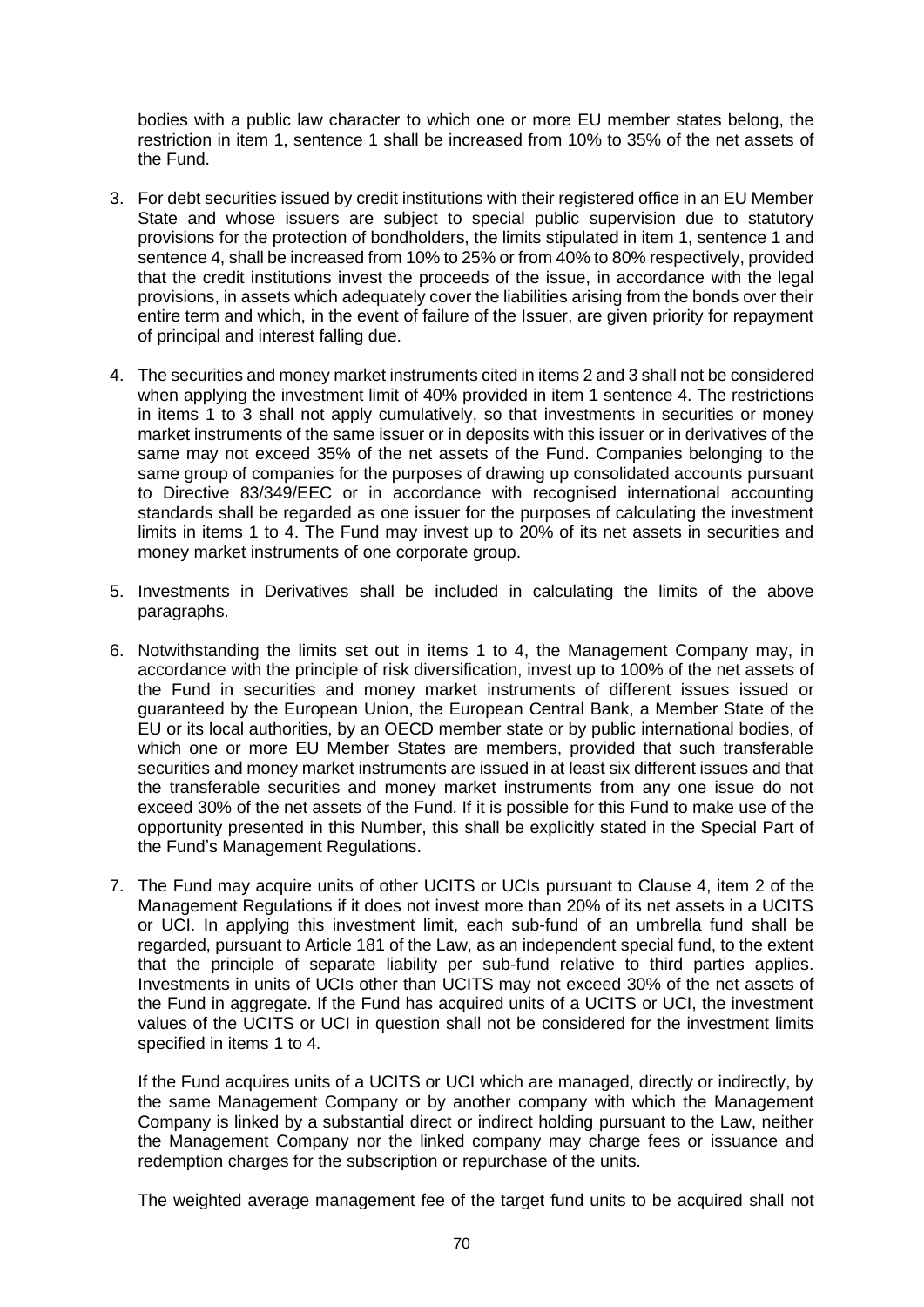bodies with a public law character to which one or more EU member states belong, the restriction in item 1, sentence 1 shall be increased from 10% to 35% of the net assets of the Fund.

3. For debt securities issued by credit institutions with their registered office in an EU Member State and whose issuers are subject to special public supervision due to statutory provisions for the protection of bondholders, the limits stipulated in item 1, sentence 1 and sentence 4, shall be increased from 10% to 25% or from 40% to 80% respectively, provided that the credit institutions invest the proceeds of the issue, in accordance with the legal provisions, in assets which adequately cover the liabilities arising from the bonds over their entire term and which, in the event of failure of the Issuer, are given priority for repayment of principal and interest falling due.

4. The securities and money market instruments cited in items 2 and 3 shall not be considered when applying the investment limit of 40% provided in item 1 sentence 4. The restrictions in items 1 to 3 shall not apply cumulatively, so that investments in securities or money market instruments of the same issuer or in deposits with this issuer or in derivatives of the same may not exceed 35% of the net assets of the Fund. Companies belonging to the same group of companies for the purposes of drawing up consolidated accounts pursuant to Directive 83/349/EEC or in accordance with recognised international accounting standards shall be regarded as one issuer for the purposes of calculating the investment limits in items 1 to 4. The Fund may invest up to 20% of its net assets in securities and money market instruments of one corporate group.

5. Investments in Derivatives shall be included in calculating the limits of the above paragraphs.

6. Notwithstanding the limits set out in items 1 to 4, the Management Company may, in accordance with the principle of risk diversification, invest up to 100% of the net assets of the Fund in securities and money market instruments of different issues issued or guaranteed by the European Union, the European Central Bank, a Member State of the EU or its local authorities, by an OECD member state or by public international bodies, of which one or more EU Member States are members, provided that such transferable securities and money market instruments are issued in at least six different issues and that the transferable securities and money market instruments from any one issue do not exceed 30% of the net assets of the Fund. If it is possible for this Fund to make use of the opportunity presented in this Number, this shall be explicitly stated in the Special Part of the Fund's Management Regulations.

7. The Fund may acquire units of other UCITS or UCIs pursuant to Clause 4, item 2 of the Management Regulations if it does not invest more than 20% of its net assets in a UCITS or UCI. In applying this investment limit, each sub-fund of an umbrella fund shall be regarded, pursuant to Article 181 of the Law, as an independent special fund, to the extent that the principle of separate liability per sub-fund relative to third parties applies. Investments in units of UCIs other than UCITS may not exceed 30% of the net assets of the Fund in aggregate. If the Fund has acquired units of a UCITS or UCI, the investment values of the UCITS or UCI in question shall not be considered for the investment limits specified in items 1 to 4.

   If the Fund acquires units of a UCITS or UCI which are managed, directly or indirectly, by the same Management Company or by another company with which the Management Company is linked by a substantial direct or indirect holding pursuant to the Law, neither the Management Company nor the linked company may charge fees or issuance and redemption charges for the subscription or repurchase of the units.

   The weighted average management fee of the target fund units to be acquired shall not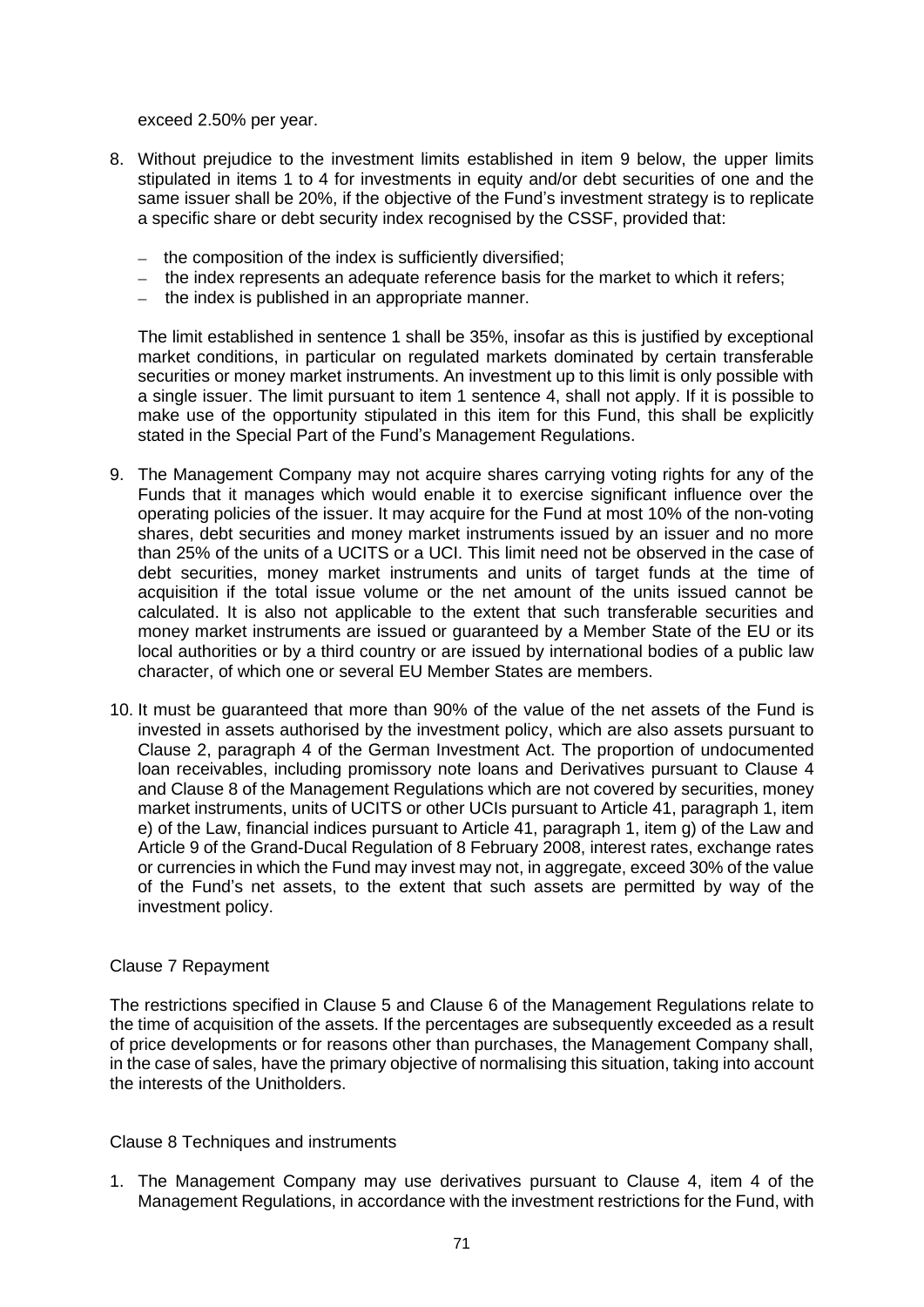exceed 2.50% per year.

8. Without prejudice to the investment limits established in item 9 below, the upper limits stipulated in items 1 to 4 for investments in equity and/or debt securities of one and the same issuer shall be 20%, if the objective of the Fund's investment strategy is to replicate a specific share or debt security index recognised by the CSSF, provided that:

   – the composition of the index is sufficiently diversified;
   – the index represents an adequate reference basis for the market to which it refers;
   – the index is published in an appropriate manner.

   The limit established in sentence 1 shall be 35%, insofar as this is justified by exceptional market conditions, in particular on regulated markets dominated by certain transferable securities or money market instruments. An investment up to this limit is only possible with a single issuer. The limit pursuant to item 1 sentence 4, shall not apply. If it is possible to make use of the opportunity stipulated in this item for this Fund, this shall be explicitly stated in the Special Part of the Fund's Management Regulations.

9. The Management Company may not acquire shares carrying voting rights for any of the Funds that it manages which would enable it to exercise significant influence over the operating policies of the issuer. It may acquire for the Fund at most 10% of the non-voting shares, debt securities and money market instruments issued by an issuer and no more than 25% of the units of a UCITS or a UCI. This limit need not be observed in the case of debt securities, money market instruments and units of target funds at the time of acquisition if the total issue volume or the net amount of the units issued cannot be calculated. It is also not applicable to the extent that such transferable securities and money market instruments are issued or guaranteed by a Member State of the EU or its local authorities or by a third country or are issued by international bodies of a public law character, of which one or several EU Member States are members.

10. It must be guaranteed that more than 90% of the value of the net assets of the Fund is invested in assets authorised by the investment policy, which are also assets pursuant to Clause 2, paragraph 4 of the German Investment Act. The proportion of undocumented loan receivables, including promissory note loans and Derivatives pursuant to Clause 4 and Clause 8 of the Management Regulations which are not covered by securities, money market instruments, units of UCITS or other UCIs pursuant to Article 41, paragraph 1, item e) of the Law, financial indices pursuant to Article 41, paragraph 1, item g) of the Law and Article 9 of the Grand-Ducal Regulation of 8 February 2008, interest rates, exchange rates or currencies in which the Fund may invest may not, in aggregate, exceed 30% of the value of the Fund's net assets, to the extent that such assets are permitted by way of the investment policy.

## Clause 7 Repayment

The restrictions specified in Clause 5 and Clause 6 of the Management Regulations relate to the time of acquisition of the assets. If the percentages are subsequently exceeded as a result of price developments or for reasons other than purchases, the Management Company shall, in the case of sales, have the primary objective of normalising this situation, taking into account the interests of the Unitholders.

## Clause 8 Techniques and instruments

1. The Management Company may use derivatives pursuant to Clause 4, item 4 of the Management Regulations, in accordance with the investment restrictions for the Fund, with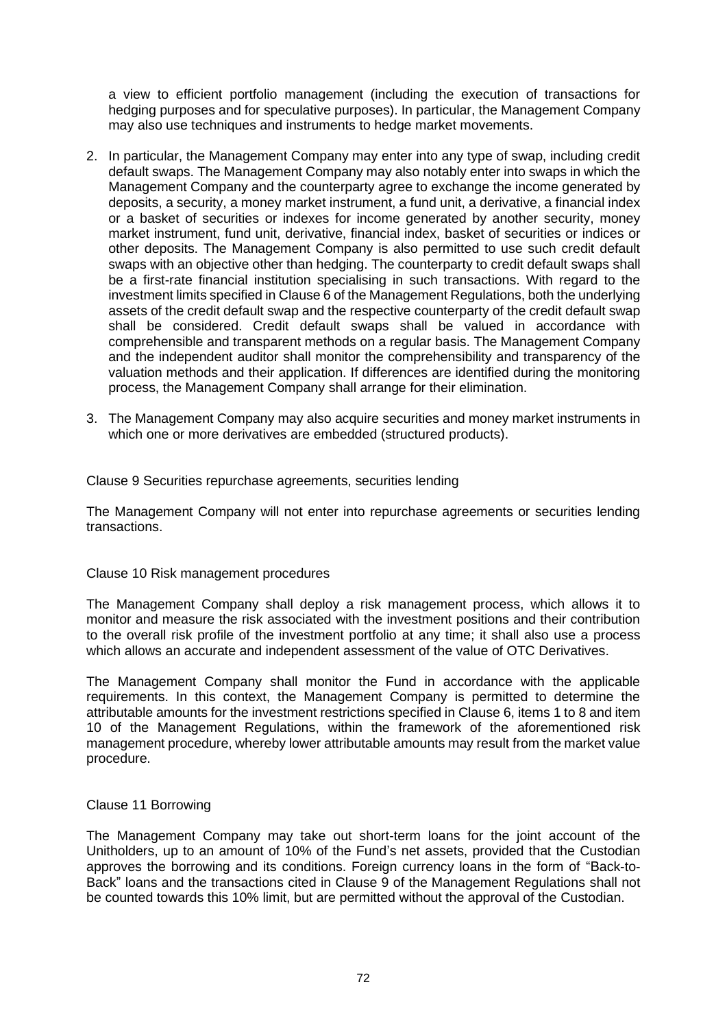a view to efficient portfolio management (including the execution of transactions for hedging purposes and for speculative purposes). In particular, the Management Company may also use techniques and instruments to hedge market movements.

2. In particular, the Management Company may enter into any type of swap, including credit default swaps. The Management Company may also notably enter into swaps in which the Management Company and the counterparty agree to exchange the income generated by deposits, a security, a money market instrument, a fund unit, a derivative, a financial index or a basket of securities or indexes for income generated by another security, money market instrument, fund unit, derivative, financial index, basket of securities or indices or other deposits. The Management Company is also permitted to use such credit default swaps with an objective other than hedging. The counterparty to credit default swaps shall be a first-rate financial institution specialising in such transactions. With regard to the investment limits specified in Clause 6 of the Management Regulations, both the underlying assets of the credit default swap and the respective counterparty of the credit default swap shall be considered. Credit default swaps shall be valued in accordance with comprehensible and transparent methods on a regular basis. The Management Company and the independent auditor shall monitor the comprehensibility and transparency of the valuation methods and their application. If differences are identified during the monitoring process, the Management Company shall arrange for their elimination.

3. The Management Company may also acquire securities and money market instruments in which one or more derivatives are embedded (structured products).

## Clause 9 Securities repurchase agreements, securities lending

The Management Company will not enter into repurchase agreements or securities lending transactions.

## Clause 10 Risk management procedures

The Management Company shall deploy a risk management process, which allows it to monitor and measure the risk associated with the investment positions and their contribution to the overall risk profile of the investment portfolio at any time; it shall also use a process which allows an accurate and independent assessment of the value of OTC Derivatives.

The Management Company shall monitor the Fund in accordance with the applicable requirements. In this context, the Management Company is permitted to determine the attributable amounts for the investment restrictions specified in Clause 6, items 1 to 8 and item 10 of the Management Regulations, within the framework of the aforementioned risk management procedure, whereby lower attributable amounts may result from the market value procedure.

## Clause 11 Borrowing

The Management Company may take out short-term loans for the joint account of the Unitholders, up to an amount of 10% of the Fund's net assets, provided that the Custodian approves the borrowing and its conditions. Foreign currency loans in the form of "Back-to-Back" loans and the transactions cited in Clause 9 of the Management Regulations shall not be counted towards this 10% limit, but are permitted without the approval of the Custodian.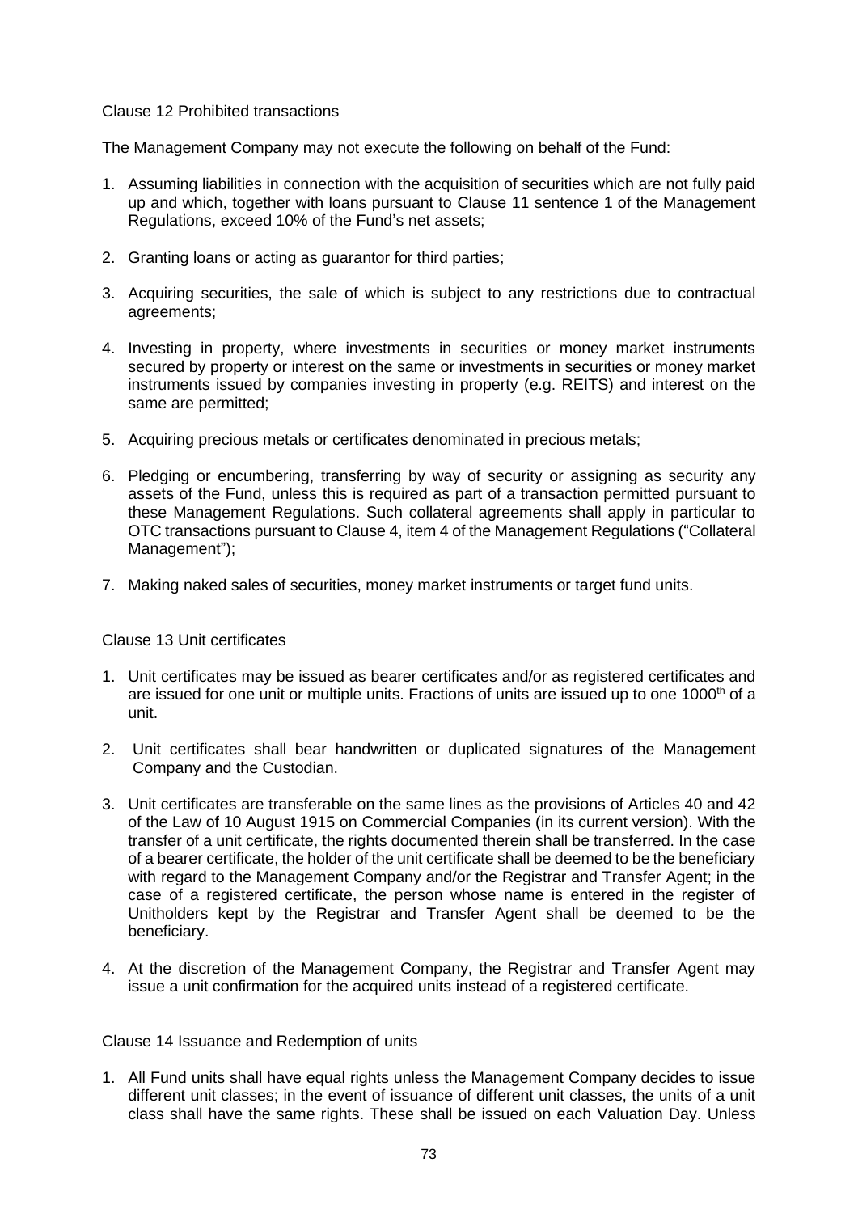## Clause 12 Prohibited transactions

The Management Company may not execute the following on behalf of the Fund:

1. Assuming liabilities in connection with the acquisition of securities which are not fully paid up and which, together with loans pursuant to Clause 11 sentence 1 of the Management Regulations, exceed 10% of the Fund's net assets;

2. Granting loans or acting as guarantor for third parties;

3. Acquiring securities, the sale of which is subject to any restrictions due to contractual agreements;

4. Investing in property, where investments in securities or money market instruments secured by property or interest on the same or investments in securities or money market instruments issued by companies investing in property (e.g. REITS) and interest on the same are permitted;

5. Acquiring precious metals or certificates denominated in precious metals;

6. Pledging or encumbering, transferring by way of security or assigning as security any assets of the Fund, unless this is required as part of a transaction permitted pursuant to these Management Regulations. Such collateral agreements shall apply in particular to OTC transactions pursuant to Clause 4, item 4 of the Management Regulations ("Collateral Management");

7. Making naked sales of securities, money market instruments or target fund units.

## Clause 13 Unit certificates

1. Unit certificates may be issued as bearer certificates and/or as registered certificates and are issued for one unit or multiple units. Fractions of units are issued up to one 1000th of a unit.

2. Unit certificates shall bear handwritten or duplicated signatures of the Management Company and the Custodian.

3. Unit certificates are transferable on the same lines as the provisions of Articles 40 and 42 of the Law of 10 August 1915 on Commercial Companies (in its current version). With the transfer of a unit certificate, the rights documented therein shall be transferred. In the case of a bearer certificate, the holder of the unit certificate shall be deemed to be the beneficiary with regard to the Management Company and/or the Registrar and Transfer Agent; in the case of a registered certificate, the person whose name is entered in the register of Unitholders kept by the Registrar and Transfer Agent shall be deemed to be the beneficiary.

4. At the discretion of the Management Company, the Registrar and Transfer Agent may issue a unit confirmation for the acquired units instead of a registered certificate.

## Clause 14 Issuance and Redemption of units

1. All Fund units shall have equal rights unless the Management Company decides to issue different unit classes; in the event of issuance of different unit classes, the units of a unit class shall have the same rights. These shall be issued on each Valuation Day. Unless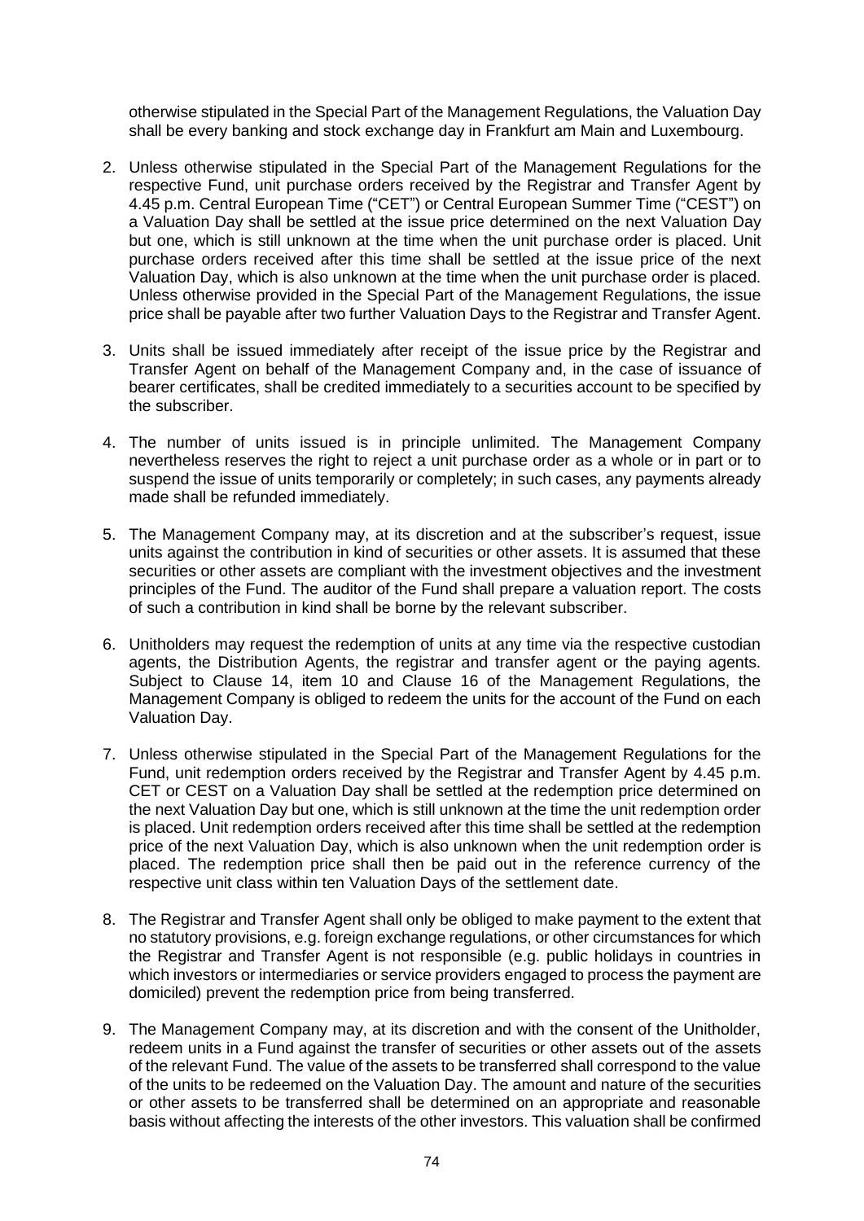otherwise stipulated in the Special Part of the Management Regulations, the Valuation Day shall be every banking and stock exchange day in Frankfurt am Main and Luxembourg.

2. Unless otherwise stipulated in the Special Part of the Management Regulations for the respective Fund, unit purchase orders received by the Registrar and Transfer Agent by 4.45 p.m. Central European Time ("CET") or Central European Summer Time ("CEST") on a Valuation Day shall be settled at the issue price determined on the next Valuation Day but one, which is still unknown at the time when the unit purchase order is placed. Unit purchase orders received after this time shall be settled at the issue price of the next Valuation Day, which is also unknown at the time when the unit purchase order is placed. Unless otherwise provided in the Special Part of the Management Regulations, the issue price shall be payable after two further Valuation Days to the Registrar and Transfer Agent.

3. Units shall be issued immediately after receipt of the issue price by the Registrar and Transfer Agent on behalf of the Management Company and, in the case of issuance of bearer certificates, shall be credited immediately to a securities account to be specified by the subscriber.

4. The number of units issued is in principle unlimited. The Management Company nevertheless reserves the right to reject a unit purchase order as a whole or in part or to suspend the issue of units temporarily or completely; in such cases, any payments already made shall be refunded immediately.

5. The Management Company may, at its discretion and at the subscriber's request, issue units against the contribution in kind of securities or other assets. It is assumed that these securities or other assets are compliant with the investment objectives and the investment principles of the Fund. The auditor of the Fund shall prepare a valuation report. The costs of such a contribution in kind shall be borne by the relevant subscriber.

6. Unitholders may request the redemption of units at any time via the respective custodian agents, the Distribution Agents, the registrar and transfer agent or the paying agents. Subject to Clause 14, item 10 and Clause 16 of the Management Regulations, the Management Company is obliged to redeem the units for the account of the Fund on each Valuation Day.

7. Unless otherwise stipulated in the Special Part of the Management Regulations for the Fund, unit redemption orders received by the Registrar and Transfer Agent by 4.45 p.m. CET or CEST on a Valuation Day shall be settled at the redemption price determined on the next Valuation Day but one, which is still unknown at the time the unit redemption order is placed. Unit redemption orders received after this time shall be settled at the redemption price of the next Valuation Day, which is also unknown when the unit redemption order is placed. The redemption price shall then be paid out in the reference currency of the respective unit class within ten Valuation Days of the settlement date.

8. The Registrar and Transfer Agent shall only be obliged to make payment to the extent that no statutory provisions, e.g. foreign exchange regulations, or other circumstances for which the Registrar and Transfer Agent is not responsible (e.g. public holidays in countries in which investors or intermediaries or service providers engaged to process the payment are domiciled) prevent the redemption price from being transferred.

9. The Management Company may, at its discretion and with the consent of the Unitholder, redeem units in a Fund against the transfer of securities or other assets out of the assets of the relevant Fund. The value of the assets to be transferred shall correspond to the value of the units to be redeemed on the Valuation Day. The amount and nature of the securities or other assets to be transferred shall be determined on an appropriate and reasonable basis without affecting the interests of the other investors. This valuation shall be confirmed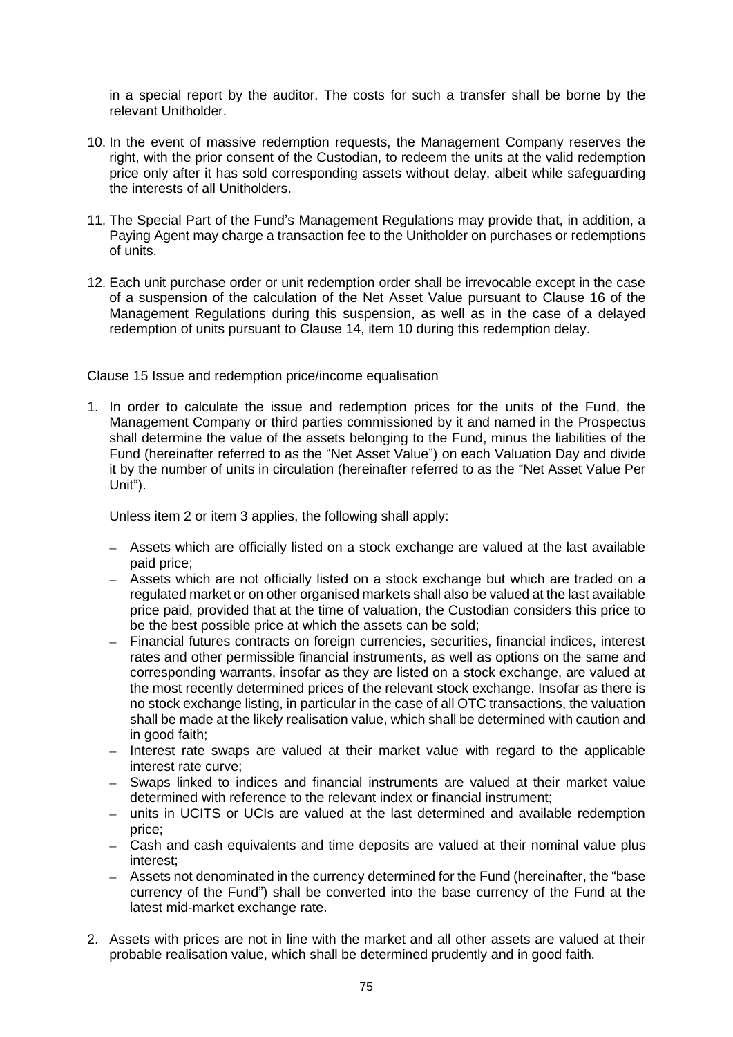in a special report by the auditor. The costs for such a transfer shall be borne by the relevant Unitholder.

10. In the event of massive redemption requests, the Management Company reserves the right, with the prior consent of the Custodian, to redeem the units at the valid redemption price only after it has sold corresponding assets without delay, albeit while safeguarding the interests of all Unitholders.

11. The Special Part of the Fund's Management Regulations may provide that, in addition, a Paying Agent may charge a transaction fee to the Unitholder on purchases or redemptions of units.

12. Each unit purchase order or unit redemption order shall be irrevocable except in the case of a suspension of the calculation of the Net Asset Value pursuant to Clause 16 of the Management Regulations during this suspension, as well as in the case of a delayed redemption of units pursuant to Clause 14, item 10 during this redemption delay.

Clause 15 Issue and redemption price/income equalisation

1. In order to calculate the issue and redemption prices for the units of the Fund, the Management Company or third parties commissioned by it and named in the Prospectus shall determine the value of the assets belonging to the Fund, minus the liabilities of the Fund (hereinafter referred to as the "Net Asset Value") on each Valuation Day and divide it by the number of units in circulation (hereinafter referred to as the "Net Asset Value Per Unit").

   Unless item 2 or item 3 applies, the following shall apply:

   - Assets which are officially listed on a stock exchange are valued at the last available paid price;
   - Assets which are not officially listed on a stock exchange but which are traded on a regulated market or on other organised markets shall also be valued at the last available price paid, provided that at the time of valuation, the Custodian considers this price to be the best possible price at which the assets can be sold;
   - Financial futures contracts on foreign currencies, securities, financial indices, interest rates and other permissible financial instruments, as well as options on the same and corresponding warrants, insofar as they are listed on a stock exchange, are valued at the most recently determined prices of the relevant stock exchange. Insofar as there is no stock exchange listing, in particular in the case of all OTC transactions, the valuation shall be made at the likely realisation value, which shall be determined with caution and in good faith;
   - Interest rate swaps are valued at their market value with regard to the applicable interest rate curve;
   - Swaps linked to indices and financial instruments are valued at their market value determined with reference to the relevant index or financial instrument;
   - units in UCITS or UCIs are valued at the last determined and available redemption price;
   - Cash and cash equivalents and time deposits are valued at their nominal value plus interest;
   - Assets not denominated in the currency determined for the Fund (hereinafter, the "base currency of the Fund") shall be converted into the base currency of the Fund at the latest mid-market exchange rate.

2. Assets with prices are not in line with the market and all other assets are valued at their probable realisation value, which shall be determined prudently and in good faith.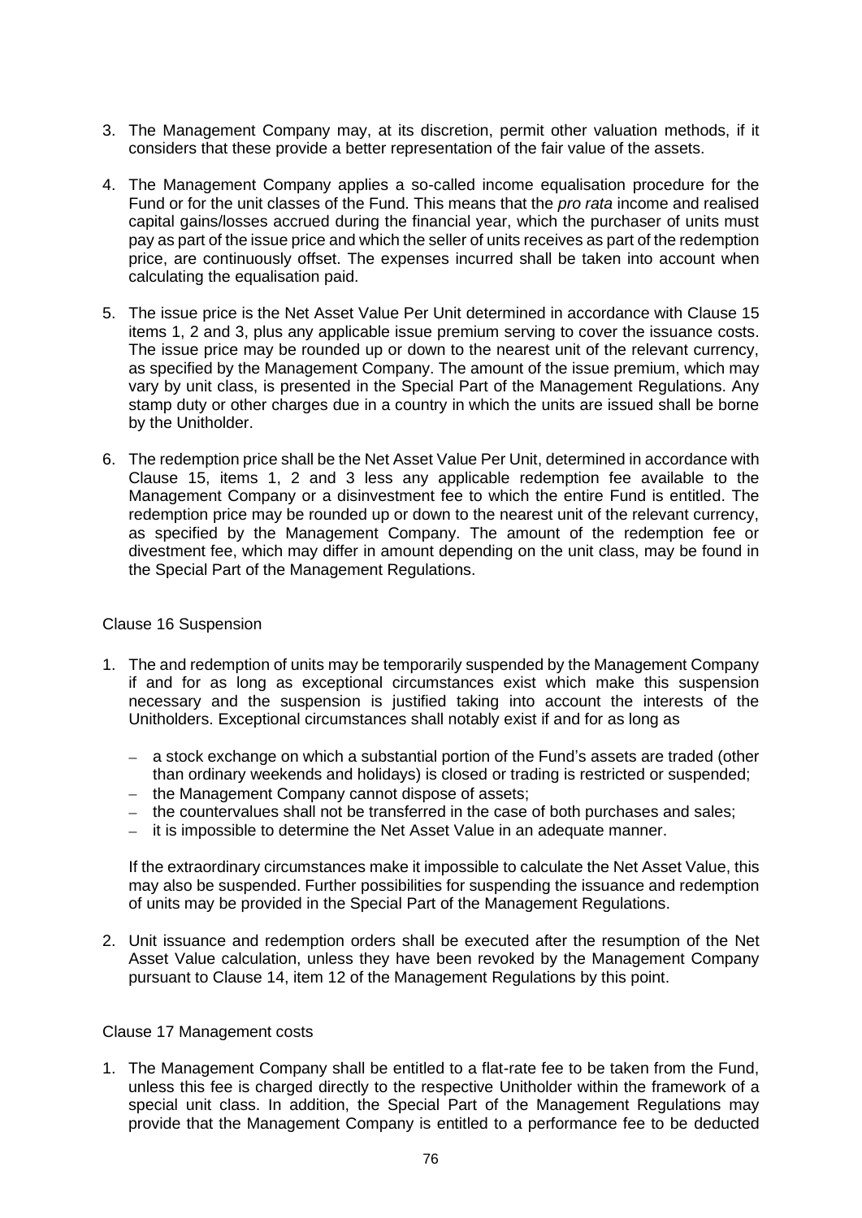3. The Management Company may, at its discretion, permit other valuation methods, if it considers that these provide a better representation of the fair value of the assets.

4. The Management Company applies a so-called income equalisation procedure for the Fund or for the unit classes of the Fund. This means that the *pro rata* income and realised capital gains/losses accrued during the financial year, which the purchaser of units must pay as part of the issue price and which the seller of units receives as part of the redemption price, are continuously offset. The expenses incurred shall be taken into account when calculating the equalisation paid.

5. The issue price is the Net Asset Value Per Unit determined in accordance with Clause 15 items 1, 2 and 3, plus any applicable issue premium serving to cover the issuance costs. The issue price may be rounded up or down to the nearest unit of the relevant currency, as specified by the Management Company. The amount of the issue premium, which may vary by unit class, is presented in the Special Part of the Management Regulations. Any stamp duty or other charges due in a country in which the units are issued shall be borne by the Unitholder.

6. The redemption price shall be the Net Asset Value Per Unit, determined in accordance with Clause 15, items 1, 2 and 3 less any applicable redemption fee available to the Management Company or a disinvestment fee to which the entire Fund is entitled. The redemption price may be rounded up or down to the nearest unit of the relevant currency, as specified by the Management Company. The amount of the redemption fee or divestment fee, which may differ in amount depending on the unit class, may be found in the Special Part of the Management Regulations.

## Clause 16 Suspension

1. The and redemption of units may be temporarily suspended by the Management Company if and for as long as exceptional circumstances exist which make this suspension necessary and the suspension is justified taking into account the interests of the Unitholders. Exceptional circumstances shall notably exist if and for as long as

   - a stock exchange on which a substantial portion of the Fund's assets are traded (other than ordinary weekends and holidays) is closed or trading is restricted or suspended;
   - the Management Company cannot dispose of assets;
   - the countervalues shall not be transferred in the case of both purchases and sales;
   - it is impossible to determine the Net Asset Value in an adequate manner.

   If the extraordinary circumstances make it impossible to calculate the Net Asset Value, this may also be suspended. Further possibilities for suspending the issuance and redemption of units may be provided in the Special Part of the Management Regulations.

2. Unit issuance and redemption orders shall be executed after the resumption of the Net Asset Value calculation, unless they have been revoked by the Management Company pursuant to Clause 14, item 12 of the Management Regulations by this point.

## Clause 17 Management costs

1. The Management Company shall be entitled to a flat-rate fee to be taken from the Fund, unless this fee is charged directly to the respective Unitholder within the framework of a special unit class. In addition, the Special Part of the Management Regulations may provide that the Management Company is entitled to a performance fee to be deducted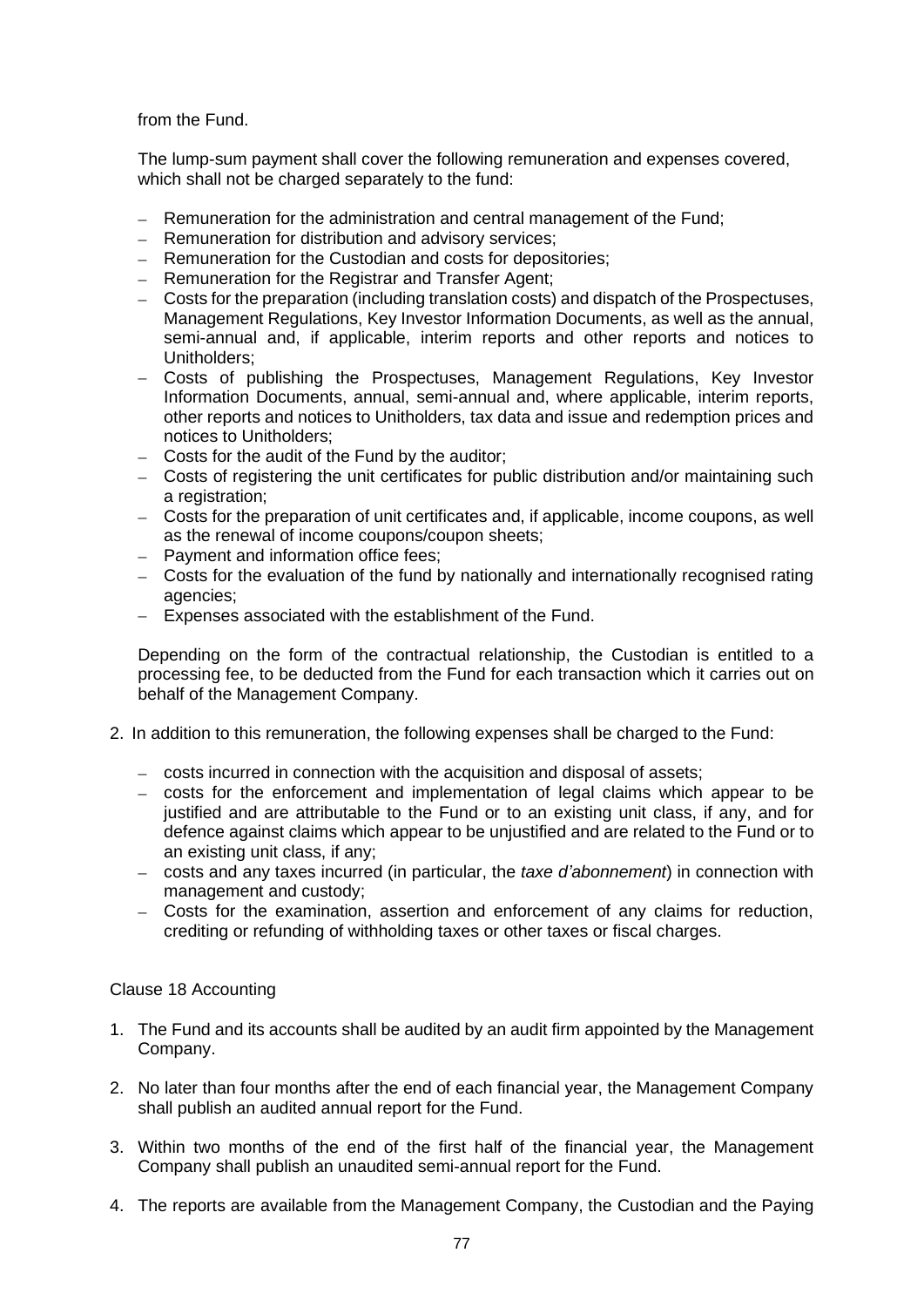from the Fund.

The lump-sum payment shall cover the following remuneration and expenses covered, which shall not be charged separately to the fund:

- Remuneration for the administration and central management of the Fund;
- Remuneration for distribution and advisory services;
- Remuneration for the Custodian and costs for depositories;
- Remuneration for the Registrar and Transfer Agent;
- Costs for the preparation (including translation costs) and dispatch of the Prospectuses, Management Regulations, Key Investor Information Documents, as well as the annual, semi-annual and, if applicable, interim reports and other reports and notices to Unitholders;
- Costs of publishing the Prospectuses, Management Regulations, Key Investor Information Documents, annual, semi-annual and, where applicable, interim reports, other reports and notices to Unitholders, tax data and issue and redemption prices and notices to Unitholders;
- Costs for the audit of the Fund by the auditor;
- Costs of registering the unit certificates for public distribution and/or maintaining such a registration;
- Costs for the preparation of unit certificates and, if applicable, income coupons, as well as the renewal of income coupons/coupon sheets;
- Payment and information office fees;
- Costs for the evaluation of the fund by nationally and internationally recognised rating agencies;
- Expenses associated with the establishment of the Fund.

Depending on the form of the contractual relationship, the Custodian is entitled to a processing fee, to be deducted from the Fund for each transaction which it carries out on behalf of the Management Company.

2. In addition to this remuneration, the following expenses shall be charged to the Fund:

   - costs incurred in connection with the acquisition and disposal of assets;
   - costs for the enforcement and implementation of legal claims which appear to be justified and are attributable to the Fund or to an existing unit class, if any, and for defence against claims which appear to be unjustified and are related to the Fund or to an existing unit class, if any;
   - costs and any taxes incurred (in particular, the *taxe d'abonnement*) in connection with management and custody;
   - Costs for the examination, assertion and enforcement of any claims for reduction, crediting or refunding of withholding taxes or other taxes or fiscal charges.

Clause 18 Accounting

1. The Fund and its accounts shall be audited by an audit firm appointed by the Management Company.

2. No later than four months after the end of each financial year, the Management Company shall publish an audited annual report for the Fund.

3. Within two months of the end of the first half of the financial year, the Management Company shall publish an unaudited semi-annual report for the Fund.

4. The reports are available from the Management Company, the Custodian and the Paying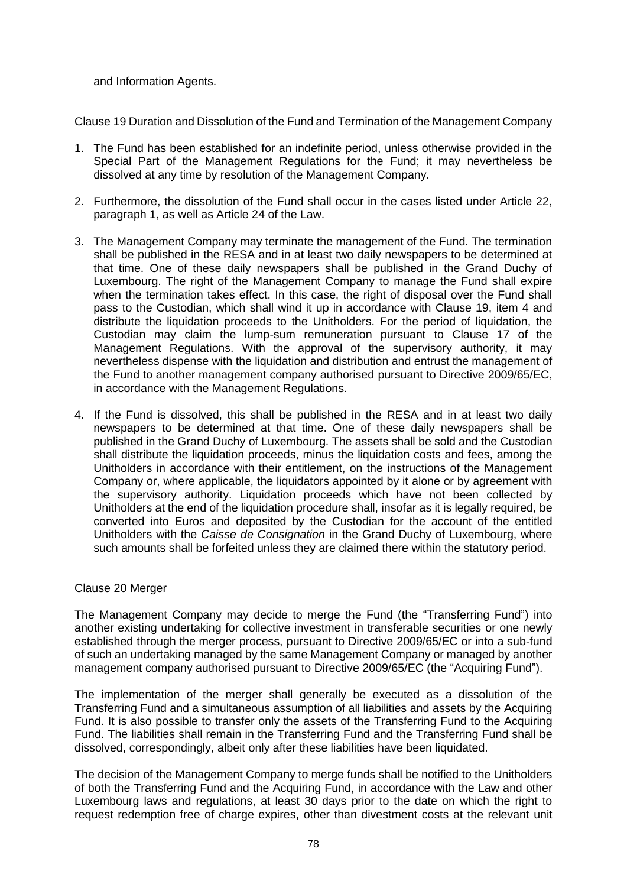and Information Agents.

Clause 19 Duration and Dissolution of the Fund and Termination of the Management Company

1. The Fund has been established for an indefinite period, unless otherwise provided in the Special Part of the Management Regulations for the Fund; it may nevertheless be dissolved at any time by resolution of the Management Company.

2. Furthermore, the dissolution of the Fund shall occur in the cases listed under Article 22, paragraph 1, as well as Article 24 of the Law.

3. The Management Company may terminate the management of the Fund. The termination shall be published in the RESA and in at least two daily newspapers to be determined at that time. One of these daily newspapers shall be published in the Grand Duchy of Luxembourg. The right of the Management Company to manage the Fund shall expire when the termination takes effect. In this case, the right of disposal over the Fund shall pass to the Custodian, which shall wind it up in accordance with Clause 19, item 4 and distribute the liquidation proceeds to the Unitholders. For the period of liquidation, the Custodian may claim the lump-sum remuneration pursuant to Clause 17 of the Management Regulations. With the approval of the supervisory authority, it may nevertheless dispense with the liquidation and distribution and entrust the management of the Fund to another management company authorised pursuant to Directive 2009/65/EC, in accordance with the Management Regulations.

4. If the Fund is dissolved, this shall be published in the RESA and in at least two daily newspapers to be determined at that time. One of these daily newspapers shall be published in the Grand Duchy of Luxembourg. The assets shall be sold and the Custodian shall distribute the liquidation proceeds, minus the liquidation costs and fees, among the Unitholders in accordance with their entitlement, on the instructions of the Management Company or, where applicable, the liquidators appointed by it alone or by agreement with the supervisory authority. Liquidation proceeds which have not been collected by Unitholders at the end of the liquidation procedure shall, insofar as it is legally required, be converted into Euros and deposited by the Custodian for the account of the entitled Unitholders with the *Caisse de Consignation* in the Grand Duchy of Luxembourg, where such amounts shall be forfeited unless they are claimed there within the statutory period.

Clause 20 Merger

The Management Company may decide to merge the Fund (the "Transferring Fund") into another existing undertaking for collective investment in transferable securities or one newly established through the merger process, pursuant to Directive 2009/65/EC or into a sub-fund of such an undertaking managed by the same Management Company or managed by another management company authorised pursuant to Directive 2009/65/EC (the "Acquiring Fund").

The implementation of the merger shall generally be executed as a dissolution of the Transferring Fund and a simultaneous assumption of all liabilities and assets by the Acquiring Fund. It is also possible to transfer only the assets of the Transferring Fund to the Acquiring Fund. The liabilities shall remain in the Transferring Fund and the Transferring Fund shall be dissolved, correspondingly, albeit only after these liabilities have been liquidated.

The decision of the Management Company to merge funds shall be notified to the Unitholders of both the Transferring Fund and the Acquiring Fund, in accordance with the Law and other Luxembourg laws and regulations, at least 30 days prior to the date on which the right to request redemption free of charge expires, other than divestment costs at the relevant unit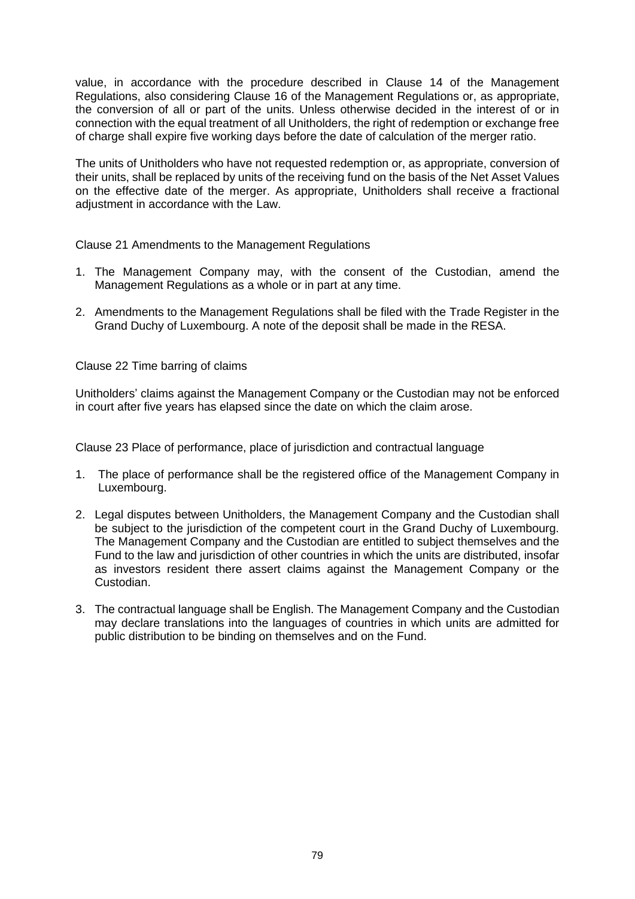value, in accordance with the procedure described in Clause 14 of the Management Regulations, also considering Clause 16 of the Management Regulations or, as appropriate, the conversion of all or part of the units. Unless otherwise decided in the interest of or in connection with the equal treatment of all Unitholders, the right of redemption or exchange free of charge shall expire five working days before the date of calculation of the merger ratio.

The units of Unitholders who have not requested redemption or, as appropriate, conversion of their units, shall be replaced by units of the receiving fund on the basis of the Net Asset Values on the effective date of the merger. As appropriate, Unitholders shall receive a fractional adjustment in accordance with the Law.

## Clause 21 Amendments to the Management Regulations

1. The Management Company may, with the consent of the Custodian, amend the Management Regulations as a whole or in part at any time.
2. Amendments to the Management Regulations shall be filed with the Trade Register in the Grand Duchy of Luxembourg. A note of the deposit shall be made in the RESA.

## Clause 22 Time barring of claims

Unitholders' claims against the Management Company or the Custodian may not be enforced in court after five years has elapsed since the date on which the claim arose.

## Clause 23 Place of performance, place of jurisdiction and contractual language

1. The place of performance shall be the registered office of the Management Company in Luxembourg.
2. Legal disputes between Unitholders, the Management Company and the Custodian shall be subject to the jurisdiction of the competent court in the Grand Duchy of Luxembourg. The Management Company and the Custodian are entitled to subject themselves and the Fund to the law and jurisdiction of other countries in which the units are distributed, insofar as investors resident there assert claims against the Management Company or the Custodian.
3. The contractual language shall be English. The Management Company and the Custodian may declare translations into the languages of countries in which units are admitted for public distribution to be binding on themselves and on the Fund.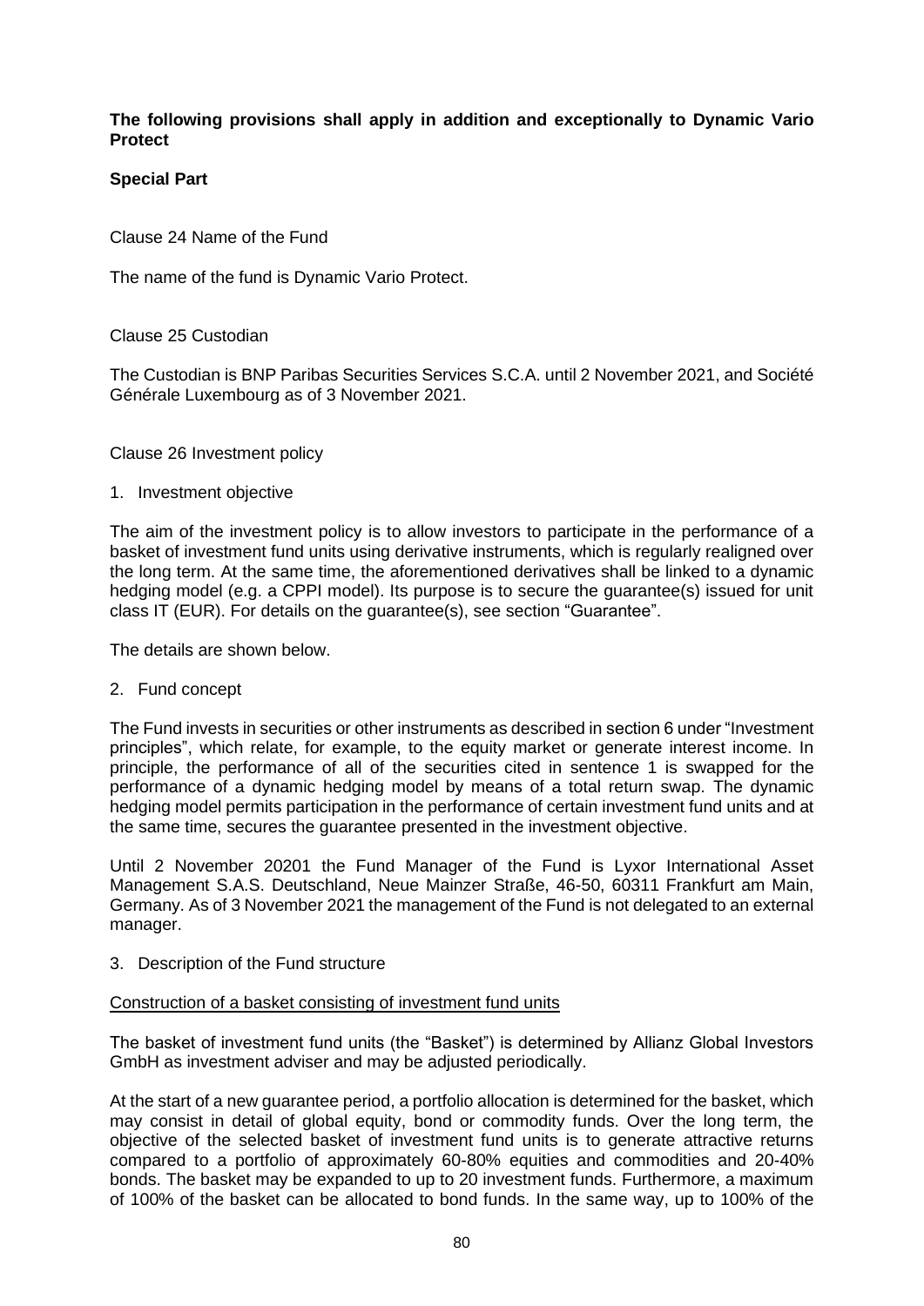**The following provisions shall apply in addition and exceptionally to Dynamic Vario Protect**

**Special Part**

Clause 24 Name of the Fund

The name of the fund is Dynamic Vario Protect.

Clause 25 Custodian

The Custodian is BNP Paribas Securities Services S.C.A. until 2 November 2021, and Société Générale Luxembourg as of 3 November 2021.

Clause 26 Investment policy

1. Investment objective

The aim of the investment policy is to allow investors to participate in the performance of a basket of investment fund units using derivative instruments, which is regularly realigned over the long term. At the same time, the aforementioned derivatives shall be linked to a dynamic hedging model (e.g. a CPPI model). Its purpose is to secure the guarantee(s) issued for unit class IT (EUR). For details on the guarantee(s), see section "Guarantee".

The details are shown below.

2. Fund concept

The Fund invests in securities or other instruments as described in section 6 under "Investment principles", which relate, for example, to the equity market or generate interest income. In principle, the performance of all of the securities cited in sentence 1 is swapped for the performance of a dynamic hedging model by means of a total return swap. The dynamic hedging model permits participation in the performance of certain investment fund units and at the same time, secures the guarantee presented in the investment objective.

Until 2 November 20201 the Fund Manager of the Fund is Lyxor International Asset Management S.A.S. Deutschland, Neue Mainzer Straße, 46-50, 60311 Frankfurt am Main, Germany. As of 3 November 2021 the management of the Fund is not delegated to an external manager.

3. Description of the Fund structure

Construction of a basket consisting of investment fund units

The basket of investment fund units (the "Basket") is determined by Allianz Global Investors GmbH as investment adviser and may be adjusted periodically.

At the start of a new guarantee period, a portfolio allocation is determined for the basket, which may consist in detail of global equity, bond or commodity funds. Over the long term, the objective of the selected basket of investment fund units is to generate attractive returns compared to a portfolio of approximately 60-80% equities and commodities and 20-40% bonds. The basket may be expanded to up to 20 investment funds. Furthermore, a maximum of 100% of the basket can be allocated to bond funds. In the same way, up to 100% of the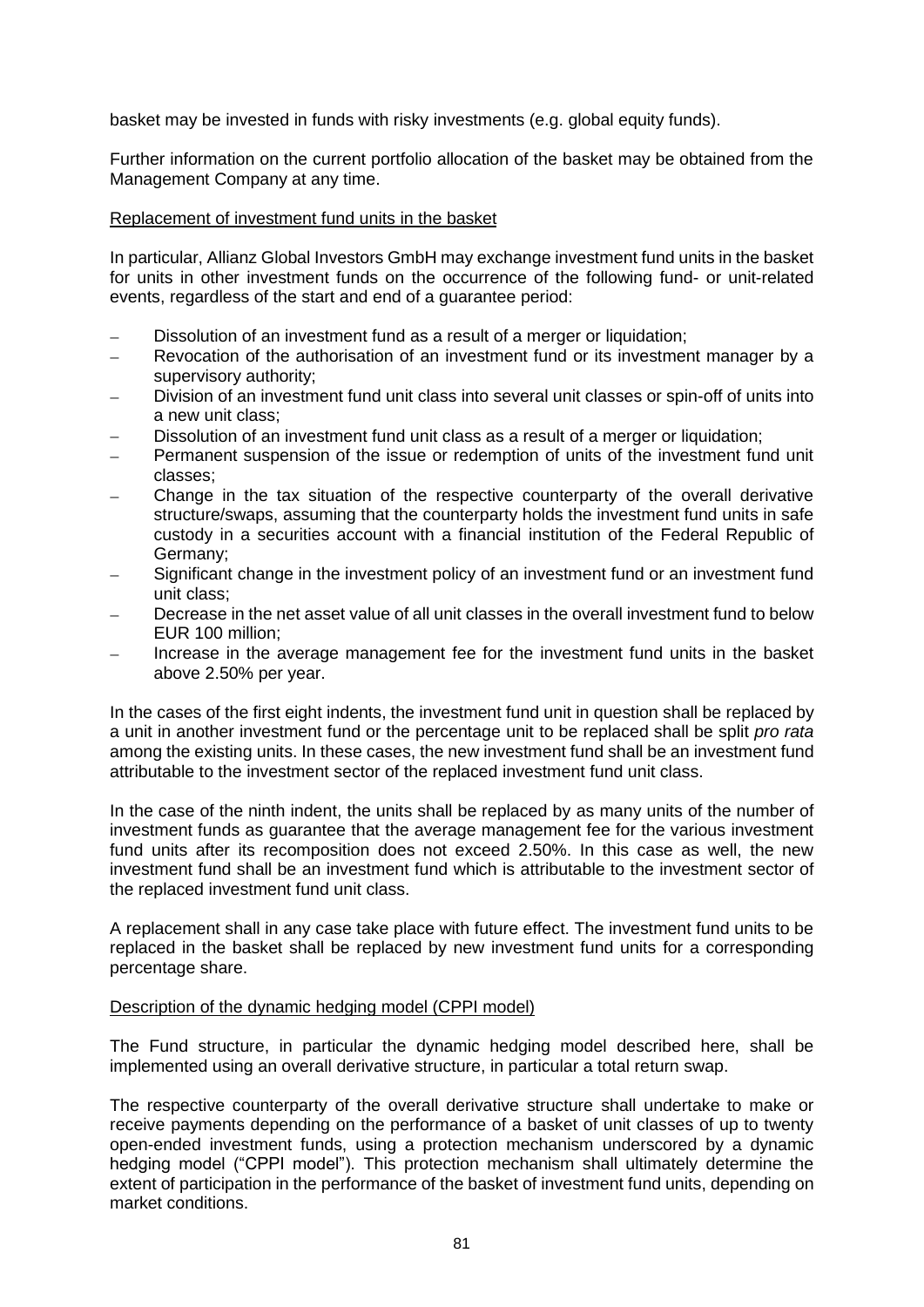basket may be invested in funds with risky investments (e.g. global equity funds).

Further information on the current portfolio allocation of the basket may be obtained from the Management Company at any time.

Replacement of investment fund units in the basket

In particular, Allianz Global Investors GmbH may exchange investment fund units in the basket for units in other investment funds on the occurrence of the following fund- or unit-related events, regardless of the start and end of a guarantee period:

- Dissolution of an investment fund as a result of a merger or liquidation;
- Revocation of the authorisation of an investment fund or its investment manager by a supervisory authority;
- Division of an investment fund unit class into several unit classes or spin-off of units into a new unit class;
- Dissolution of an investment fund unit class as a result of a merger or liquidation;
- Permanent suspension of the issue or redemption of units of the investment fund unit classes;
- Change in the tax situation of the respective counterparty of the overall derivative structure/swaps, assuming that the counterparty holds the investment fund units in safe custody in a securities account with a financial institution of the Federal Republic of Germany;
- Significant change in the investment policy of an investment fund or an investment fund unit class;
- Decrease in the net asset value of all unit classes in the overall investment fund to below EUR 100 million;
- Increase in the average management fee for the investment fund units in the basket above 2.50% per year.

In the cases of the first eight indents, the investment fund unit in question shall be replaced by a unit in another investment fund or the percentage unit to be replaced shall be split *pro rata* among the existing units. In these cases, the new investment fund shall be an investment fund attributable to the investment sector of the replaced investment fund unit class.

In the case of the ninth indent, the units shall be replaced by as many units of the number of investment funds as guarantee that the average management fee for the various investment fund units after its recomposition does not exceed 2.50%. In this case as well, the new investment fund shall be an investment fund which is attributable to the investment sector of the replaced investment fund unit class.

A replacement shall in any case take place with future effect. The investment fund units to be replaced in the basket shall be replaced by new investment fund units for a corresponding percentage share.

Description of the dynamic hedging model (CPPI model)

The Fund structure, in particular the dynamic hedging model described here, shall be implemented using an overall derivative structure, in particular a total return swap.

The respective counterparty of the overall derivative structure shall undertake to make or receive payments depending on the performance of a basket of unit classes of up to twenty open-ended investment funds, using a protection mechanism underscored by a dynamic hedging model ("CPPI model"). This protection mechanism shall ultimately determine the extent of participation in the performance of the basket of investment fund units, depending on market conditions.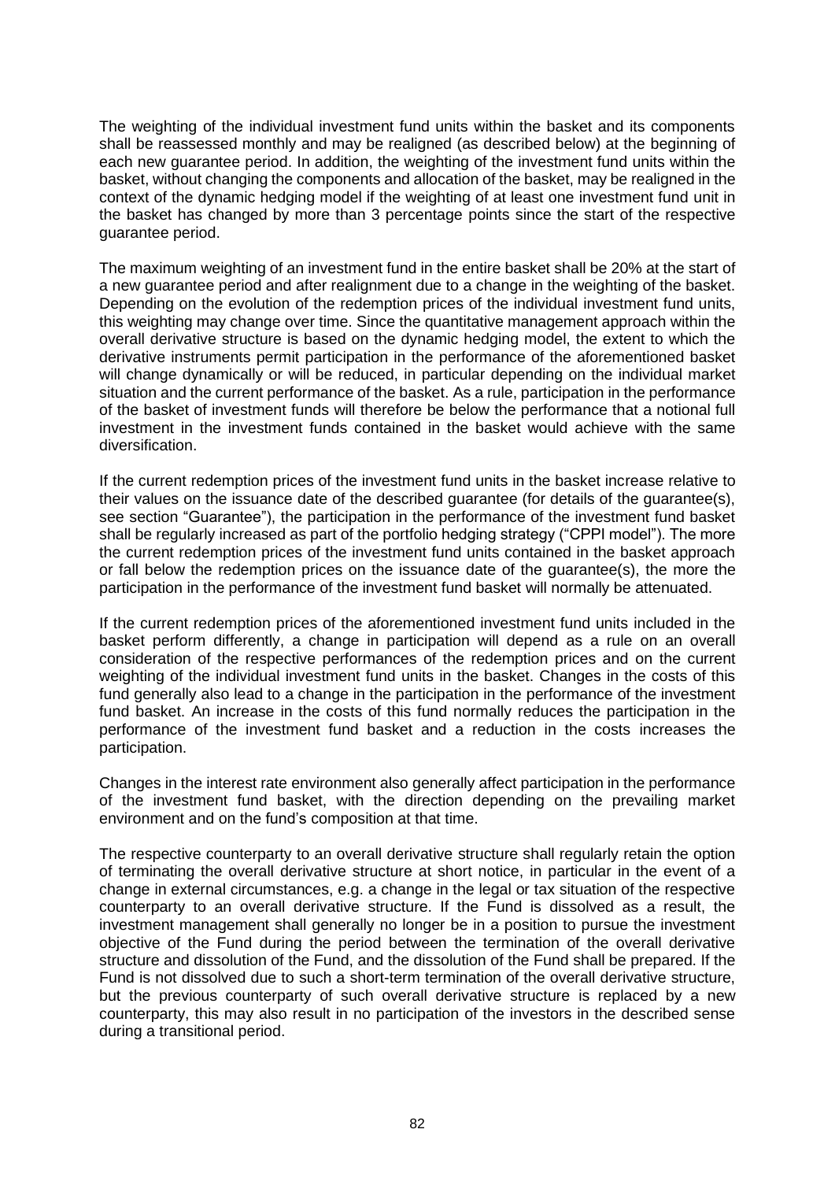The weighting of the individual investment fund units within the basket and its components shall be reassessed monthly and may be realigned (as described below) at the beginning of each new guarantee period. In addition, the weighting of the investment fund units within the basket, without changing the components and allocation of the basket, may be realigned in the context of the dynamic hedging model if the weighting of at least one investment fund unit in the basket has changed by more than 3 percentage points since the start of the respective guarantee period.

The maximum weighting of an investment fund in the entire basket shall be 20% at the start of a new guarantee period and after realignment due to a change in the weighting of the basket. Depending on the evolution of the redemption prices of the individual investment fund units, this weighting may change over time. Since the quantitative management approach within the overall derivative structure is based on the dynamic hedging model, the extent to which the derivative instruments permit participation in the performance of the aforementioned basket will change dynamically or will be reduced, in particular depending on the individual market situation and the current performance of the basket. As a rule, participation in the performance of the basket of investment funds will therefore be below the performance that a notional full investment in the investment funds contained in the basket would achieve with the same diversification.

If the current redemption prices of the investment fund units in the basket increase relative to their values on the issuance date of the described guarantee (for details of the guarantee(s), see section "Guarantee"), the participation in the performance of the investment fund basket shall be regularly increased as part of the portfolio hedging strategy ("CPPI model"). The more the current redemption prices of the investment fund units contained in the basket approach or fall below the redemption prices on the issuance date of the guarantee(s), the more the participation in the performance of the investment fund basket will normally be attenuated.

If the current redemption prices of the aforementioned investment fund units included in the basket perform differently, a change in participation will depend as a rule on an overall consideration of the respective performances of the redemption prices and on the current weighting of the individual investment fund units in the basket. Changes in the costs of this fund generally also lead to a change in the participation in the performance of the investment fund basket. An increase in the costs of this fund normally reduces the participation in the performance of the investment fund basket and a reduction in the costs increases the participation.

Changes in the interest rate environment also generally affect participation in the performance of the investment fund basket, with the direction depending on the prevailing market environment and on the fund's composition at that time.

The respective counterparty to an overall derivative structure shall regularly retain the option of terminating the overall derivative structure at short notice, in particular in the event of a change in external circumstances, e.g. a change in the legal or tax situation of the respective counterparty to an overall derivative structure. If the Fund is dissolved as a result, the investment management shall generally no longer be in a position to pursue the investment objective of the Fund during the period between the termination of the overall derivative structure and dissolution of the Fund, and the dissolution of the Fund shall be prepared. If the Fund is not dissolved due to such a short-term termination of the overall derivative structure, but the previous counterparty of such overall derivative structure is replaced by a new counterparty, this may also result in no participation of the investors in the described sense during a transitional period.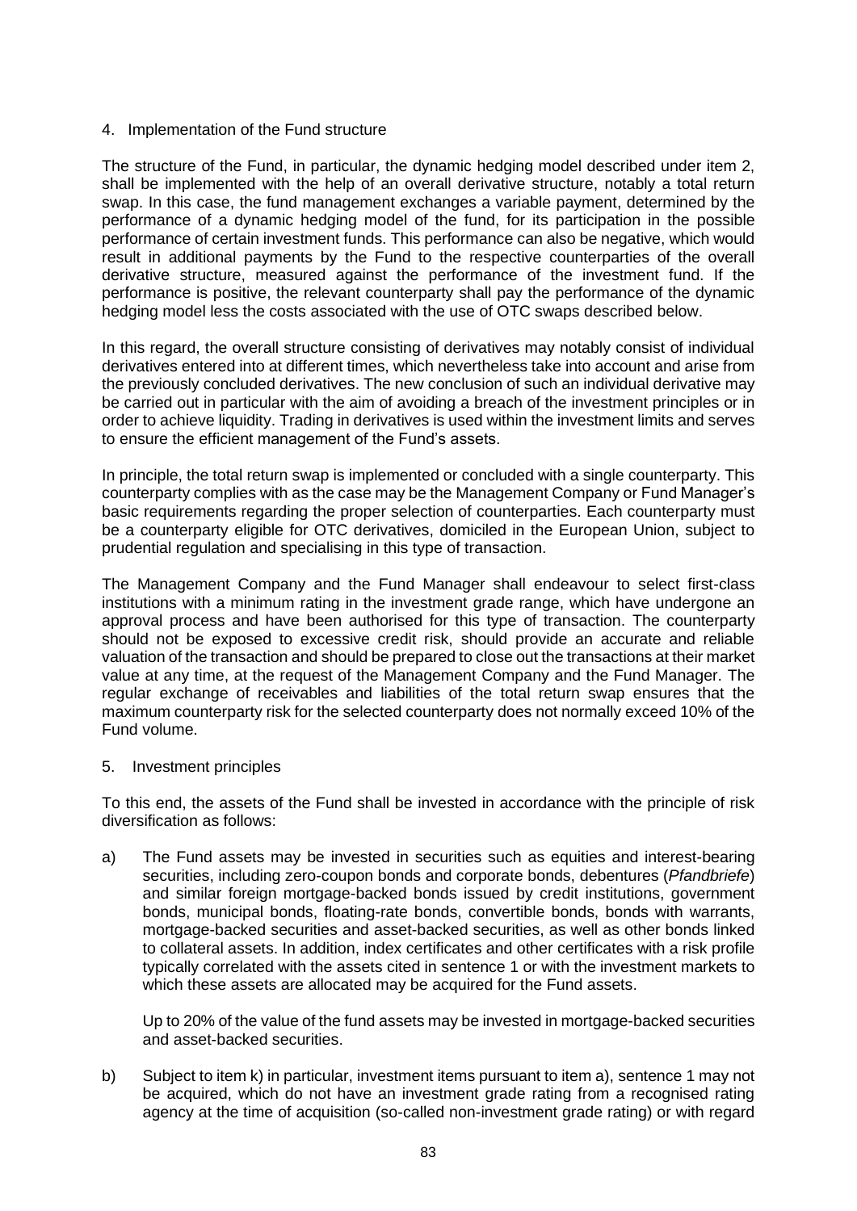4. Implementation of the Fund structure

The structure of the Fund, in particular, the dynamic hedging model described under item 2, shall be implemented with the help of an overall derivative structure, notably a total return swap. In this case, the fund management exchanges a variable payment, determined by the performance of a dynamic hedging model of the fund, for its participation in the possible performance of certain investment funds. This performance can also be negative, which would result in additional payments by the Fund to the respective counterparties of the overall derivative structure, measured against the performance of the investment fund. If the performance is positive, the relevant counterparty shall pay the performance of the dynamic hedging model less the costs associated with the use of OTC swaps described below.

In this regard, the overall structure consisting of derivatives may notably consist of individual derivatives entered into at different times, which nevertheless take into account and arise from the previously concluded derivatives. The new conclusion of such an individual derivative may be carried out in particular with the aim of avoiding a breach of the investment principles or in order to achieve liquidity. Trading in derivatives is used within the investment limits and serves to ensure the efficient management of the Fund's assets.

In principle, the total return swap is implemented or concluded with a single counterparty. This counterparty complies with as the case may be the Management Company or Fund Manager's basic requirements regarding the proper selection of counterparties. Each counterparty must be a counterparty eligible for OTC derivatives, domiciled in the European Union, subject to prudential regulation and specialising in this type of transaction.

The Management Company and the Fund Manager shall endeavour to select first-class institutions with a minimum rating in the investment grade range, which have undergone an approval process and have been authorised for this type of transaction. The counterparty should not be exposed to excessive credit risk, should provide an accurate and reliable valuation of the transaction and should be prepared to close out the transactions at their market value at any time, at the request of the Management Company and the Fund Manager. The regular exchange of receivables and liabilities of the total return swap ensures that the maximum counterparty risk for the selected counterparty does not normally exceed 10% of the Fund volume.

5. Investment principles

To this end, the assets of the Fund shall be invested in accordance with the principle of risk diversification as follows:

a) The Fund assets may be invested in securities such as equities and interest-bearing securities, including zero-coupon bonds and corporate bonds, debentures (*Pfandbriefe*) and similar foreign mortgage-backed bonds issued by credit institutions, government bonds, municipal bonds, floating-rate bonds, convertible bonds, bonds with warrants, mortgage-backed securities and asset-backed securities, as well as other bonds linked to collateral assets. In addition, index certificates and other certificates with a risk profile typically correlated with the assets cited in sentence 1 or with the investment markets to which these assets are allocated may be acquired for the Fund assets.

   Up to 20% of the value of the fund assets may be invested in mortgage-backed securities and asset-backed securities.

b) Subject to item k) in particular, investment items pursuant to item a), sentence 1 may not be acquired, which do not have an investment grade rating from a recognised rating agency at the time of acquisition (so-called non-investment grade rating) or with regard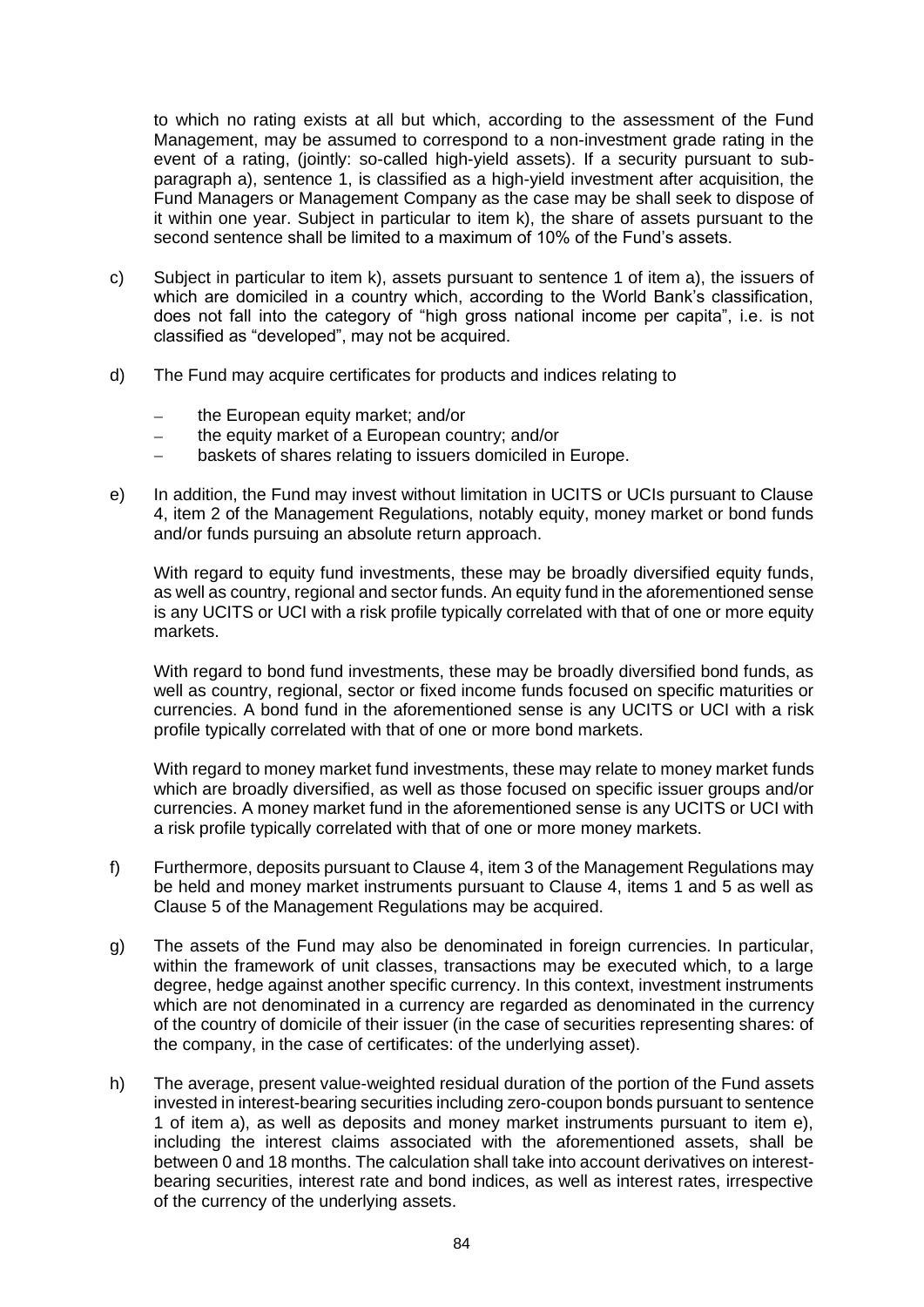to which no rating exists at all but which, according to the assessment of the Fund Management, may be assumed to correspond to a non-investment grade rating in the event of a rating, (jointly: so-called high-yield assets). If a security pursuant to sub-paragraph a), sentence 1, is classified as a high-yield investment after acquisition, the Fund Managers or Management Company as the case may be shall seek to dispose of it within one year. Subject in particular to item k), the share of assets pursuant to the second sentence shall be limited to a maximum of 10% of the Fund's assets.

c) Subject in particular to item k), assets pursuant to sentence 1 of item a), the issuers of which are domiciled in a country which, according to the World Bank's classification, does not fall into the category of "high gross national income per capita", i.e. is not classified as "developed", may not be acquired.

d) The Fund may acquire certificates for products and indices relating to

- the European equity market; and/or
- the equity market of a European country; and/or
- baskets of shares relating to issuers domiciled in Europe.

e) In addition, the Fund may invest without limitation in UCITS or UCIs pursuant to Clause 4, item 2 of the Management Regulations, notably equity, money market or bond funds and/or funds pursuing an absolute return approach.

With regard to equity fund investments, these may be broadly diversified equity funds, as well as country, regional and sector funds. An equity fund in the aforementioned sense is any UCITS or UCI with a risk profile typically correlated with that of one or more equity markets.

With regard to bond fund investments, these may be broadly diversified bond funds, as well as country, regional, sector or fixed income funds focused on specific maturities or currencies. A bond fund in the aforementioned sense is any UCITS or UCI with a risk profile typically correlated with that of one or more bond markets.

With regard to money market fund investments, these may relate to money market funds which are broadly diversified, as well as those focused on specific issuer groups and/or currencies. A money market fund in the aforementioned sense is any UCITS or UCI with a risk profile typically correlated with that of one or more money markets.

f) Furthermore, deposits pursuant to Clause 4, item 3 of the Management Regulations may be held and money market instruments pursuant to Clause 4, items 1 and 5 as well as Clause 5 of the Management Regulations may be acquired.

g) The assets of the Fund may also be denominated in foreign currencies. In particular, within the framework of unit classes, transactions may be executed which, to a large degree, hedge against another specific currency. In this context, investment instruments which are not denominated in a currency are regarded as denominated in the currency of the country of domicile of their issuer (in the case of securities representing shares: of the company, in the case of certificates: of the underlying asset).

h) The average, present value-weighted residual duration of the portion of the Fund assets invested in interest-bearing securities including zero-coupon bonds pursuant to sentence 1 of item a), as well as deposits and money market instruments pursuant to item e), including the interest claims associated with the aforementioned assets, shall be between 0 and 18 months. The calculation shall take into account derivatives on interest-bearing securities, interest rate and bond indices, as well as interest rates, irrespective of the currency of the underlying assets.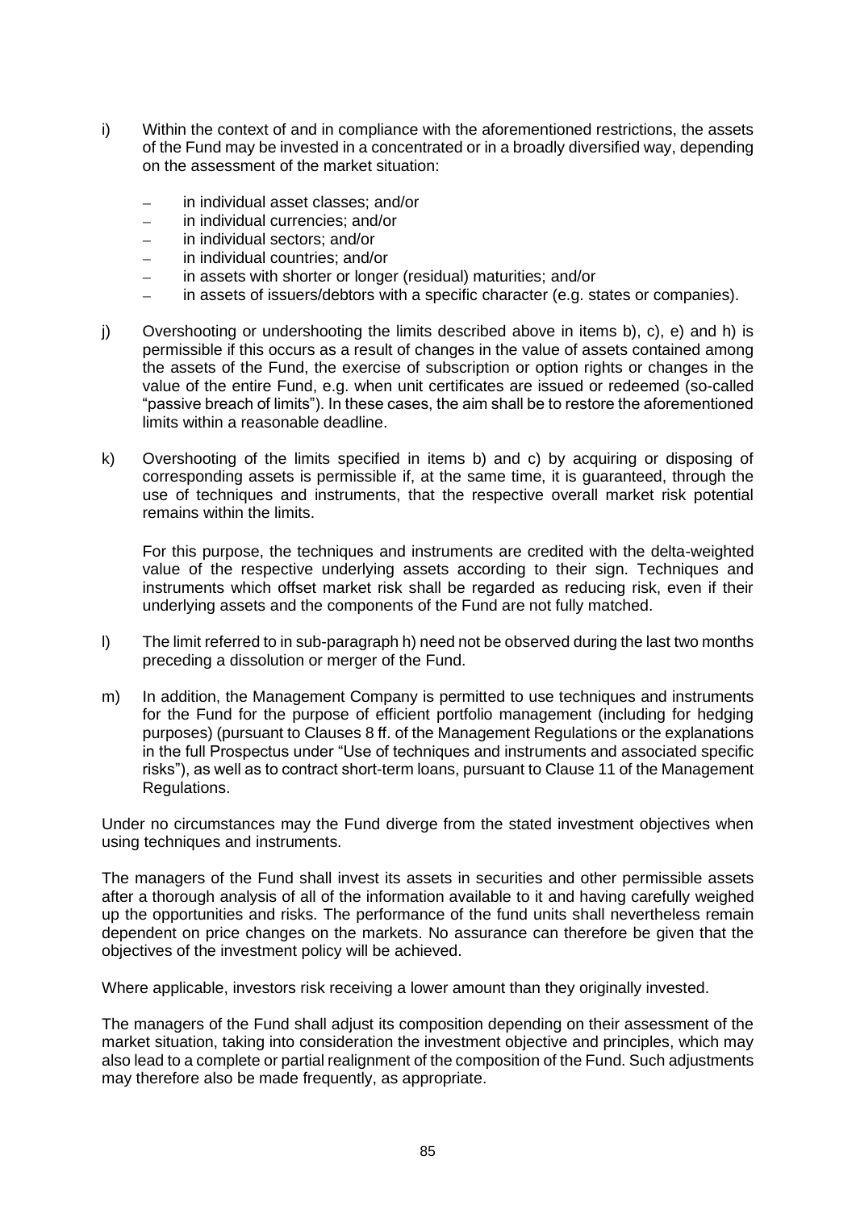i) Within the context of and in compliance with the aforementioned restrictions, the assets of the Fund may be invested in a concentrated or in a broadly diversified way, depending on the assessment of the market situation:

   – in individual asset classes; and/or
   – in individual currencies; and/or
   – in individual sectors; and/or
   – in individual countries; and/or
   – in assets with shorter or longer (residual) maturities; and/or
   – in assets of issuers/debtors with a specific character (e.g. states or companies).

j) Overshooting or undershooting the limits described above in items b), c), e) and h) is permissible if this occurs as a result of changes in the value of assets contained among the assets of the Fund, the exercise of subscription or option rights or changes in the value of the entire Fund, e.g. when unit certificates are issued or redeemed (so-called "passive breach of limits"). In these cases, the aim shall be to restore the aforementioned limits within a reasonable deadline.

k) Overshooting of the limits specified in items b) and c) by acquiring or disposing of corresponding assets is permissible if, at the same time, it is guaranteed, through the use of techniques and instruments, that the respective overall market risk potential remains within the limits.

   For this purpose, the techniques and instruments are credited with the delta-weighted value of the respective underlying assets according to their sign. Techniques and instruments which offset market risk shall be regarded as reducing risk, even if their underlying assets and the components of the Fund are not fully matched.

l) The limit referred to in sub-paragraph h) need not be observed during the last two months preceding a dissolution or merger of the Fund.

m) In addition, the Management Company is permitted to use techniques and instruments for the Fund for the purpose of efficient portfolio management (including for hedging purposes) (pursuant to Clauses 8 ff. of the Management Regulations or the explanations in the full Prospectus under "Use of techniques and instruments and associated specific risks"), as well as to contract short-term loans, pursuant to Clause 11 of the Management Regulations.

Under no circumstances may the Fund diverge from the stated investment objectives when using techniques and instruments.

The managers of the Fund shall invest its assets in securities and other permissible assets after a thorough analysis of all of the information available to it and having carefully weighed up the opportunities and risks. The performance of the fund units shall nevertheless remain dependent on price changes on the markets. No assurance can therefore be given that the objectives of the investment policy will be achieved.

Where applicable, investors risk receiving a lower amount than they originally invested.

The managers of the Fund shall adjust its composition depending on their assessment of the market situation, taking into consideration the investment objective and principles, which may also lead to a complete or partial realignment of the composition of the Fund. Such adjustments may therefore also be made frequently, as appropriate.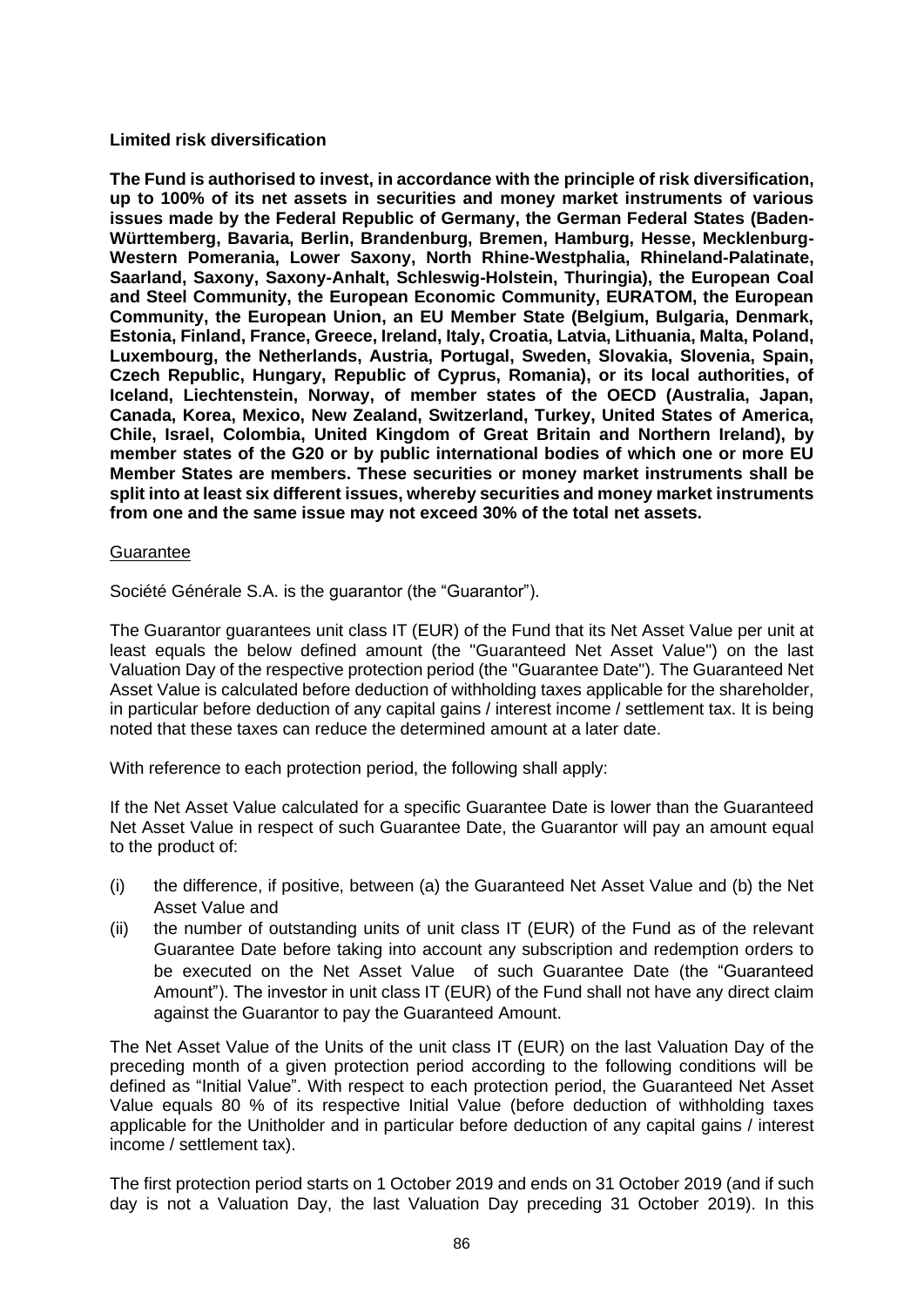**Limited risk diversification**

**The Fund is authorised to invest, in accordance with the principle of risk diversification, up to 100% of its net assets in securities and money market instruments of various issues made by the Federal Republic of Germany, the German Federal States (Baden-Württemberg, Bavaria, Berlin, Brandenburg, Bremen, Hamburg, Hesse, Mecklenburg-Western Pomerania, Lower Saxony, North Rhine-Westphalia, Rhineland-Palatinate, Saarland, Saxony, Saxony-Anhalt, Schleswig-Holstein, Thuringia), the European Coal and Steel Community, the European Economic Community, EURATOM, the European Community, the European Union, an EU Member State (Belgium, Bulgaria, Denmark, Estonia, Finland, France, Greece, Ireland, Italy, Croatia, Latvia, Lithuania, Malta, Poland, Luxembourg, the Netherlands, Austria, Portugal, Sweden, Slovakia, Slovenia, Spain, Czech Republic, Hungary, Republic of Cyprus, Romania), or its local authorities, of Iceland, Liechtenstein, Norway, of member states of the OECD (Australia, Japan, Canada, Korea, Mexico, New Zealand, Switzerland, Turkey, United States of America, Chile, Israel, Colombia, United Kingdom of Great Britain and Northern Ireland), by member states of the G20 or by public international bodies of which one or more EU Member States are members. These securities or money market instruments shall be split into at least six different issues, whereby securities and money market instruments from one and the same issue may not exceed 30% of the total net assets.**

Guarantee

Société Générale S.A. is the guarantor (the "Guarantor").

The Guarantor guarantees unit class IT (EUR) of the Fund that its Net Asset Value per unit at least equals the below defined amount (the "Guaranteed Net Asset Value") on the last Valuation Day of the respective protection period (the "Guarantee Date"). The Guaranteed Net Asset Value is calculated before deduction of withholding taxes applicable for the shareholder, in particular before deduction of any capital gains / interest income / settlement tax. It is being noted that these taxes can reduce the determined amount at a later date.

With reference to each protection period, the following shall apply:

If the Net Asset Value calculated for a specific Guarantee Date is lower than the Guaranteed Net Asset Value in respect of such Guarantee Date, the Guarantor will pay an amount equal to the product of:

(i) the difference, if positive, between (a) the Guaranteed Net Asset Value and (b) the Net Asset Value and
(ii) the number of outstanding units of unit class IT (EUR) of the Fund as of the relevant Guarantee Date before taking into account any subscription and redemption orders to be executed on the Net Asset Value of such Guarantee Date (the "Guaranteed Amount"). The investor in unit class IT (EUR) of the Fund shall not have any direct claim against the Guarantor to pay the Guaranteed Amount.

The Net Asset Value of the Units of the unit class IT (EUR) on the last Valuation Day of the preceding month of a given protection period according to the following conditions will be defined as "Initial Value". With respect to each protection period, the Guaranteed Net Asset Value equals 80 % of its respective Initial Value (before deduction of withholding taxes applicable for the Unitholder and in particular before deduction of any capital gains / interest income / settlement tax).

The first protection period starts on 1 October 2019 and ends on 31 October 2019 (and if such day is not a Valuation Day, the last Valuation Day preceding 31 October 2019). In this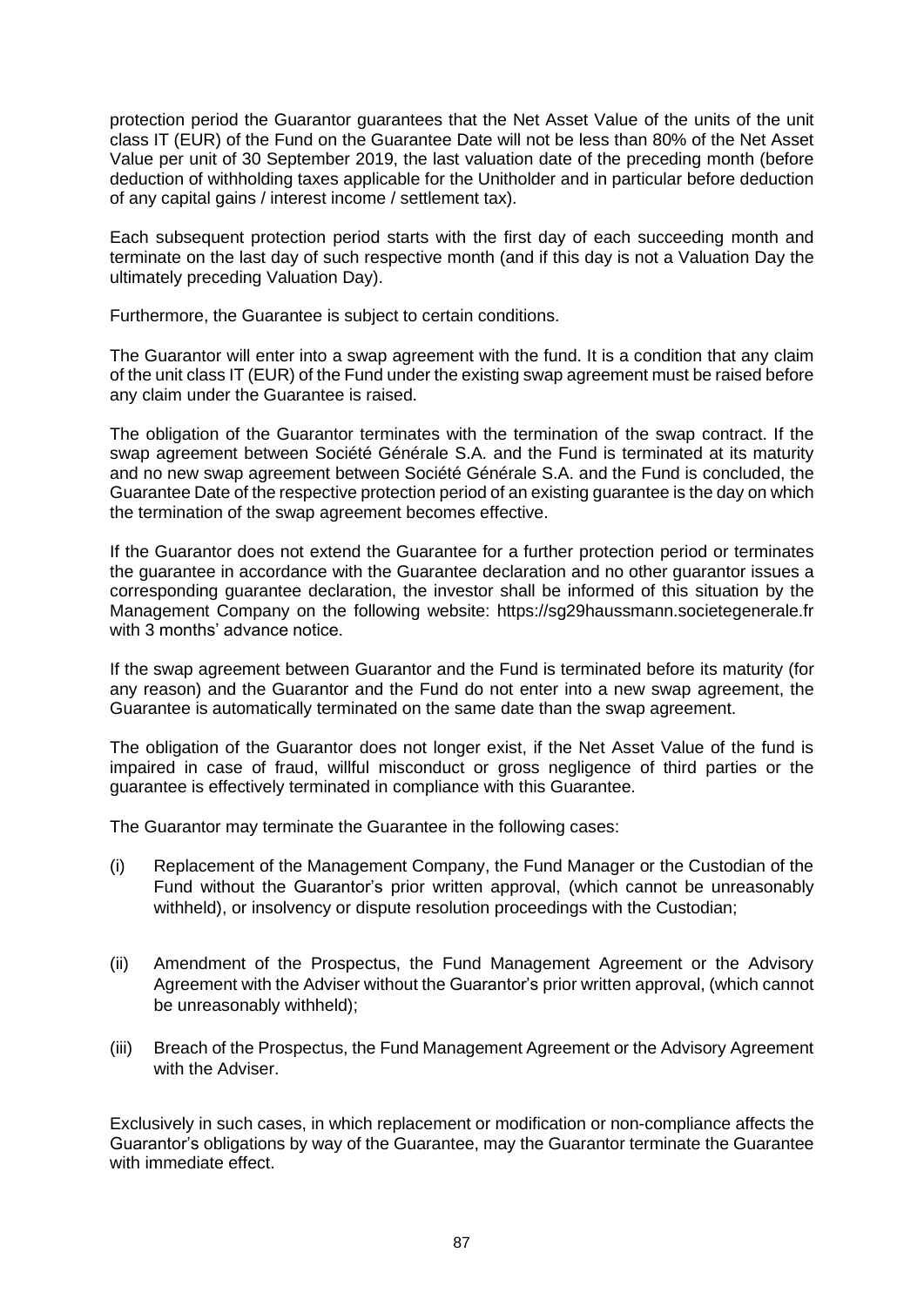protection period the Guarantor guarantees that the Net Asset Value of the units of the unit class IT (EUR) of the Fund on the Guarantee Date will not be less than 80% of the Net Asset Value per unit of 30 September 2019, the last valuation date of the preceding month (before deduction of withholding taxes applicable for the Unitholder and in particular before deduction of any capital gains / interest income / settlement tax).

Each subsequent protection period starts with the first day of each succeeding month and terminate on the last day of such respective month (and if this day is not a Valuation Day the ultimately preceding Valuation Day).

Furthermore, the Guarantee is subject to certain conditions.

The Guarantor will enter into a swap agreement with the fund. It is a condition that any claim of the unit class IT (EUR) of the Fund under the existing swap agreement must be raised before any claim under the Guarantee is raised.

The obligation of the Guarantor terminates with the termination of the swap contract. If the swap agreement between Société Générale S.A. and the Fund is terminated at its maturity and no new swap agreement between Société Générale S.A. and the Fund is concluded, the Guarantee Date of the respective protection period of an existing guarantee is the day on which the termination of the swap agreement becomes effective.

If the Guarantor does not extend the Guarantee for a further protection period or terminates the guarantee in accordance with the Guarantee declaration and no other guarantor issues a corresponding guarantee declaration, the investor shall be informed of this situation by the Management Company on the following website: https://sg29haussmann.societegenerale.fr with 3 months' advance notice.

If the swap agreement between Guarantor and the Fund is terminated before its maturity (for any reason) and the Guarantor and the Fund do not enter into a new swap agreement, the Guarantee is automatically terminated on the same date than the swap agreement.

The obligation of the Guarantor does not longer exist, if the Net Asset Value of the fund is impaired in case of fraud, willful misconduct or gross negligence of third parties or the guarantee is effectively terminated in compliance with this Guarantee.

The Guarantor may terminate the Guarantee in the following cases:

(i) Replacement of the Management Company, the Fund Manager or the Custodian of the Fund without the Guarantor's prior written approval, (which cannot be unreasonably withheld), or insolvency or dispute resolution proceedings with the Custodian;

(ii) Amendment of the Prospectus, the Fund Management Agreement or the Advisory Agreement with the Adviser without the Guarantor's prior written approval, (which cannot be unreasonably withheld);

(iii) Breach of the Prospectus, the Fund Management Agreement or the Advisory Agreement with the Adviser.

Exclusively in such cases, in which replacement or modification or non-compliance affects the Guarantor's obligations by way of the Guarantee, may the Guarantor terminate the Guarantee with immediate effect.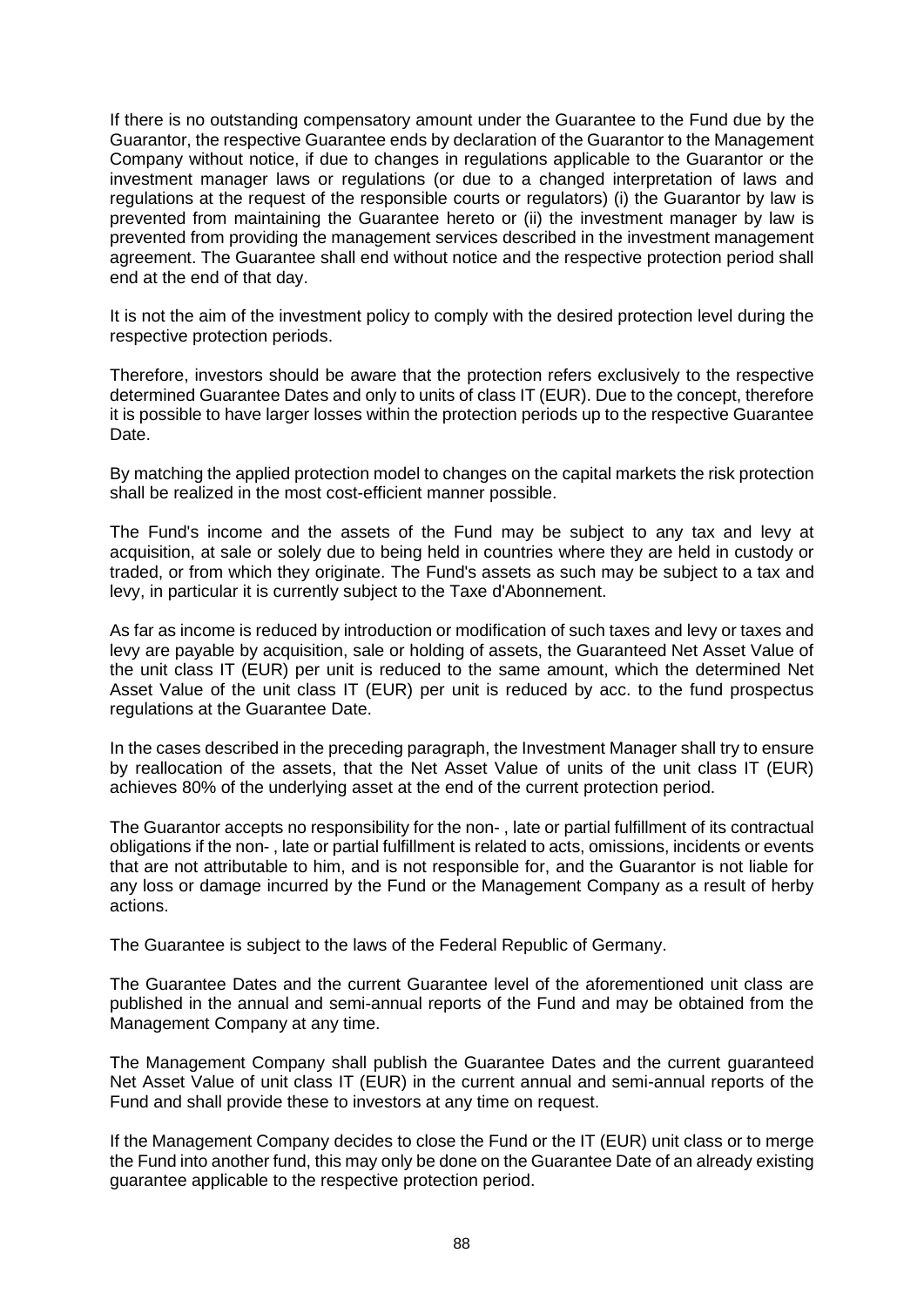If there is no outstanding compensatory amount under the Guarantee to the Fund due by the Guarantor, the respective Guarantee ends by declaration of the Guarantor to the Management Company without notice, if due to changes in regulations applicable to the Guarantor or the investment manager laws or regulations (or due to a changed interpretation of laws and regulations at the request of the responsible courts or regulators) (i) the Guarantor by law is prevented from maintaining the Guarantee hereto or (ii) the investment manager by law is prevented from providing the management services described in the investment management agreement. The Guarantee shall end without notice and the respective protection period shall end at the end of that day.

It is not the aim of the investment policy to comply with the desired protection level during the respective protection periods.

Therefore, investors should be aware that the protection refers exclusively to the respective determined Guarantee Dates and only to units of class IT (EUR). Due to the concept, therefore it is possible to have larger losses within the protection periods up to the respective Guarantee Date.

By matching the applied protection model to changes on the capital markets the risk protection shall be realized in the most cost-efficient manner possible.

The Fund's income and the assets of the Fund may be subject to any tax and levy at acquisition, at sale or solely due to being held in countries where they are held in custody or traded, or from which they originate. The Fund's assets as such may be subject to a tax and levy, in particular it is currently subject to the Taxe d'Abonnement.

As far as income is reduced by introduction or modification of such taxes and levy or taxes and levy are payable by acquisition, sale or holding of assets, the Guaranteed Net Asset Value of the unit class IT (EUR) per unit is reduced to the same amount, which the determined Net Asset Value of the unit class IT (EUR) per unit is reduced by acc. to the fund prospectus regulations at the Guarantee Date.

In the cases described in the preceding paragraph, the Investment Manager shall try to ensure by reallocation of the assets, that the Net Asset Value of units of the unit class IT (EUR) achieves 80% of the underlying asset at the end of the current protection period.

The Guarantor accepts no responsibility for the non- , late or partial fulfillment of its contractual obligations if the non- , late or partial fulfillment is related to acts, omissions, incidents or events that are not attributable to him, and is not responsible for, and the Guarantor is not liable for any loss or damage incurred by the Fund or the Management Company as a result of herby actions.

The Guarantee is subject to the laws of the Federal Republic of Germany.

The Guarantee Dates and the current Guarantee level of the aforementioned unit class are published in the annual and semi-annual reports of the Fund and may be obtained from the Management Company at any time.

The Management Company shall publish the Guarantee Dates and the current guaranteed Net Asset Value of unit class IT (EUR) in the current annual and semi-annual reports of the Fund and shall provide these to investors at any time on request.

If the Management Company decides to close the Fund or the IT (EUR) unit class or to merge the Fund into another fund, this may only be done on the Guarantee Date of an already existing guarantee applicable to the respective protection period.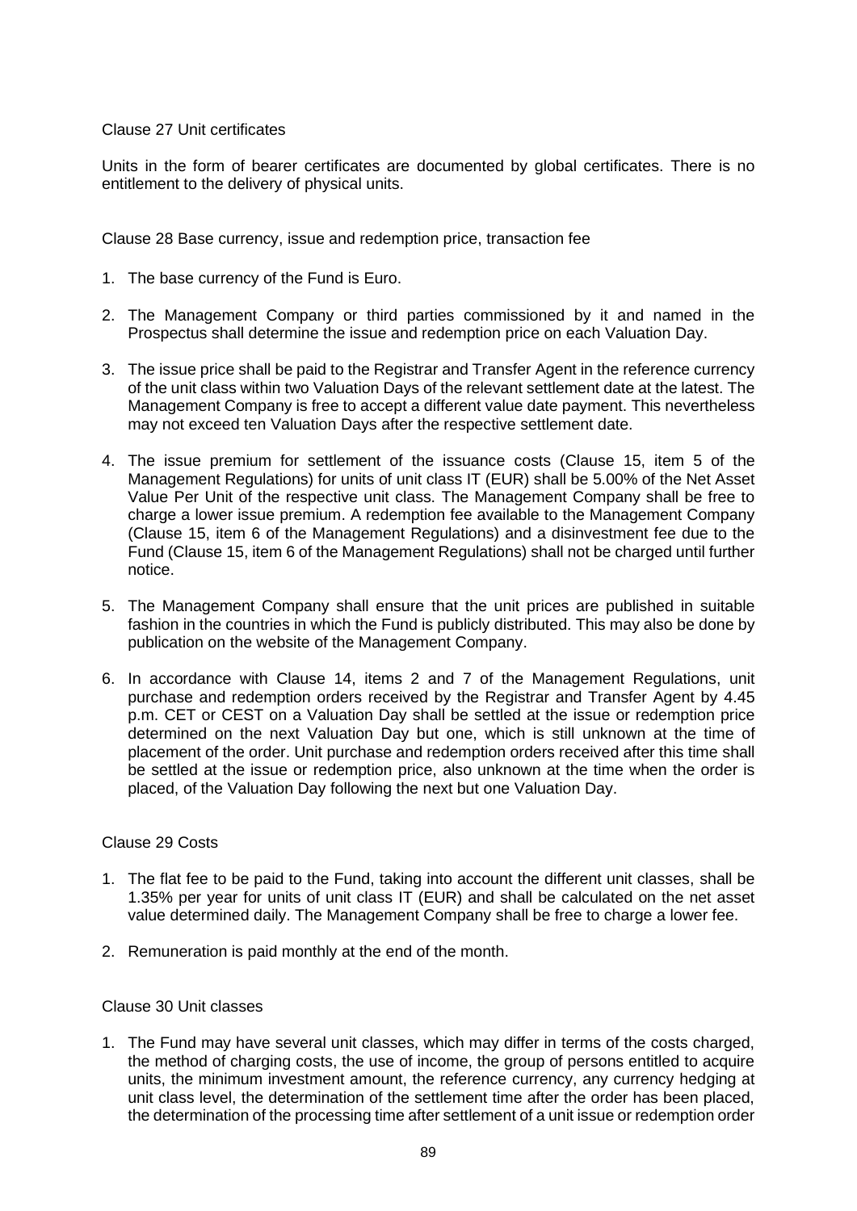## Clause 27 Unit certificates

Units in the form of bearer certificates are documented by global certificates. There is no entitlement to the delivery of physical units.

## Clause 28 Base currency, issue and redemption price, transaction fee

1. The base currency of the Fund is Euro.
2. The Management Company or third parties commissioned by it and named in the Prospectus shall determine the issue and redemption price on each Valuation Day.
3. The issue price shall be paid to the Registrar and Transfer Agent in the reference currency of the unit class within two Valuation Days of the relevant settlement date at the latest. The Management Company is free to accept a different value date payment. This nevertheless may not exceed ten Valuation Days after the respective settlement date.
4. The issue premium for settlement of the issuance costs (Clause 15, item 5 of the Management Regulations) for units of unit class IT (EUR) shall be 5.00% of the Net Asset Value Per Unit of the respective unit class. The Management Company shall be free to charge a lower issue premium. A redemption fee available to the Management Company (Clause 15, item 6 of the Management Regulations) and a disinvestment fee due to the Fund (Clause 15, item 6 of the Management Regulations) shall not be charged until further notice.
5. The Management Company shall ensure that the unit prices are published in suitable fashion in the countries in which the Fund is publicly distributed. This may also be done by publication on the website of the Management Company.
6. In accordance with Clause 14, items 2 and 7 of the Management Regulations, unit purchase and redemption orders received by the Registrar and Transfer Agent by 4.45 p.m. CET or CEST on a Valuation Day shall be settled at the issue or redemption price determined on the next Valuation Day but one, which is still unknown at the time of placement of the order. Unit purchase and redemption orders received after this time shall be settled at the issue or redemption price, also unknown at the time when the order is placed, of the Valuation Day following the next but one Valuation Day.

## Clause 29 Costs

1. The flat fee to be paid to the Fund, taking into account the different unit classes, shall be 1.35% per year for units of unit class IT (EUR) and shall be calculated on the net asset value determined daily. The Management Company shall be free to charge a lower fee.
2. Remuneration is paid monthly at the end of the month.

## Clause 30 Unit classes

1. The Fund may have several unit classes, which may differ in terms of the costs charged, the method of charging costs, the use of income, the group of persons entitled to acquire units, the minimum investment amount, the reference currency, any currency hedging at unit class level, the determination of the settlement time after the order has been placed, the determination of the processing time after settlement of a unit issue or redemption order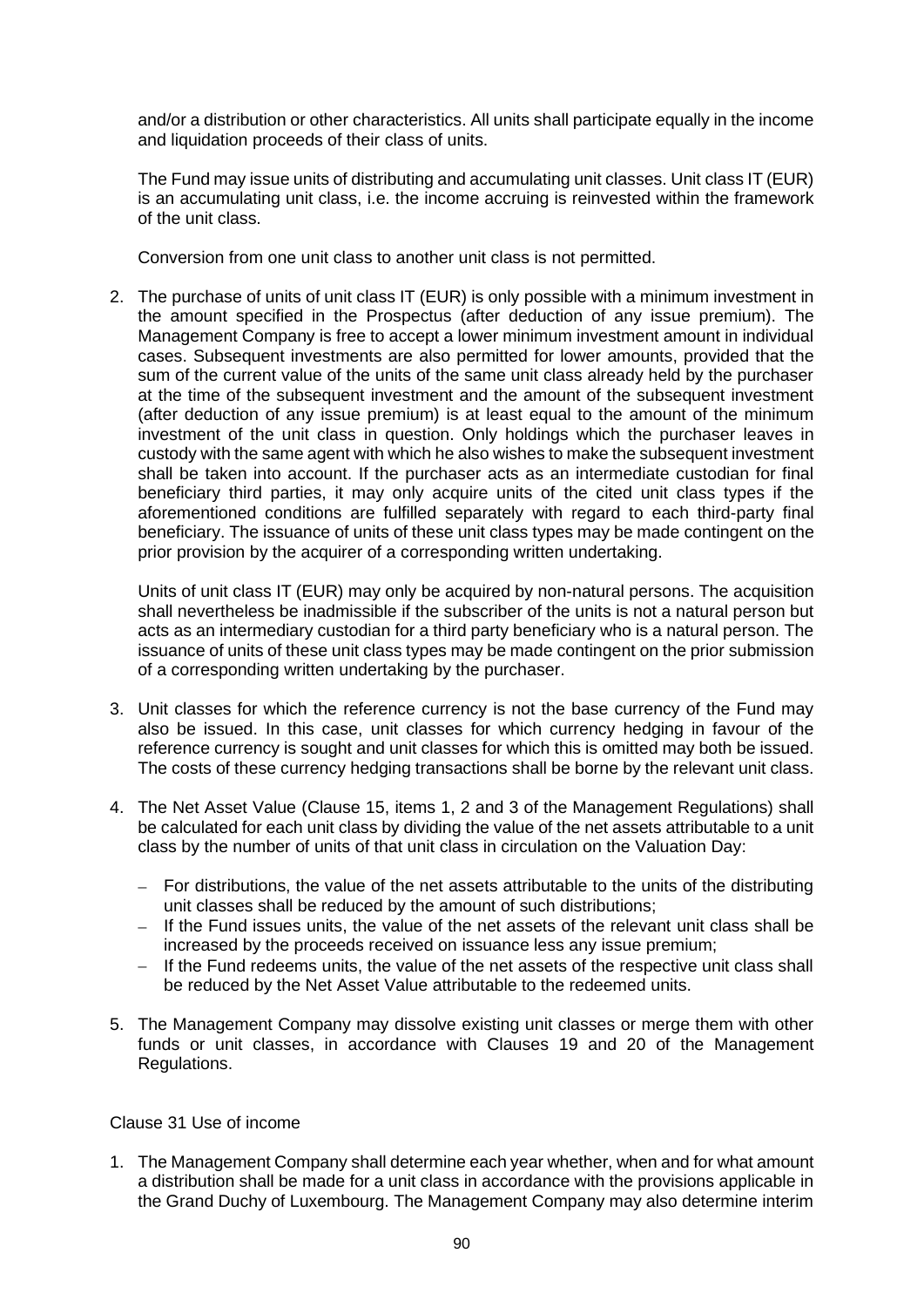and/or a distribution or other characteristics. All units shall participate equally in the income and liquidation proceeds of their class of units.

The Fund may issue units of distributing and accumulating unit classes. Unit class IT (EUR) is an accumulating unit class, i.e. the income accruing is reinvested within the framework of the unit class.

Conversion from one unit class to another unit class is not permitted.

2. The purchase of units of unit class IT (EUR) is only possible with a minimum investment in the amount specified in the Prospectus (after deduction of any issue premium). The Management Company is free to accept a lower minimum investment amount in individual cases. Subsequent investments are also permitted for lower amounts, provided that the sum of the current value of the units of the same unit class already held by the purchaser at the time of the subsequent investment and the amount of the subsequent investment (after deduction of any issue premium) is at least equal to the amount of the minimum investment of the unit class in question. Only holdings which the purchaser leaves in custody with the same agent with which he also wishes to make the subsequent investment shall be taken into account. If the purchaser acts as an intermediate custodian for final beneficiary third parties, it may only acquire units of the cited unit class types if the aforementioned conditions are fulfilled separately with regard to each third-party final beneficiary. The issuance of units of these unit class types may be made contingent on the prior provision by the acquirer of a corresponding written undertaking.

   Units of unit class IT (EUR) may only be acquired by non-natural persons. The acquisition shall nevertheless be inadmissible if the subscriber of the units is not a natural person but acts as an intermediary custodian for a third party beneficiary who is a natural person. The issuance of units of these unit class types may be made contingent on the prior submission of a corresponding written undertaking by the purchaser.

3. Unit classes for which the reference currency is not the base currency of the Fund may also be issued. In this case, unit classes for which currency hedging in favour of the reference currency is sought and unit classes for which this is omitted may both be issued. The costs of these currency hedging transactions shall be borne by the relevant unit class.

4. The Net Asset Value (Clause 15, items 1, 2 and 3 of the Management Regulations) shall be calculated for each unit class by dividing the value of the net assets attributable to a unit class by the number of units of that unit class in circulation on the Valuation Day:

   - For distributions, the value of the net assets attributable to the units of the distributing unit classes shall be reduced by the amount of such distributions;
   - If the Fund issues units, the value of the net assets of the relevant unit class shall be increased by the proceeds received on issuance less any issue premium;
   - If the Fund redeems units, the value of the net assets of the respective unit class shall be reduced by the Net Asset Value attributable to the redeemed units.

5. The Management Company may dissolve existing unit classes or merge them with other funds or unit classes, in accordance with Clauses 19 and 20 of the Management Regulations.

## Clause 31 Use of income

1. The Management Company shall determine each year whether, when and for what amount a distribution shall be made for a unit class in accordance with the provisions applicable in the Grand Duchy of Luxembourg. The Management Company may also determine interim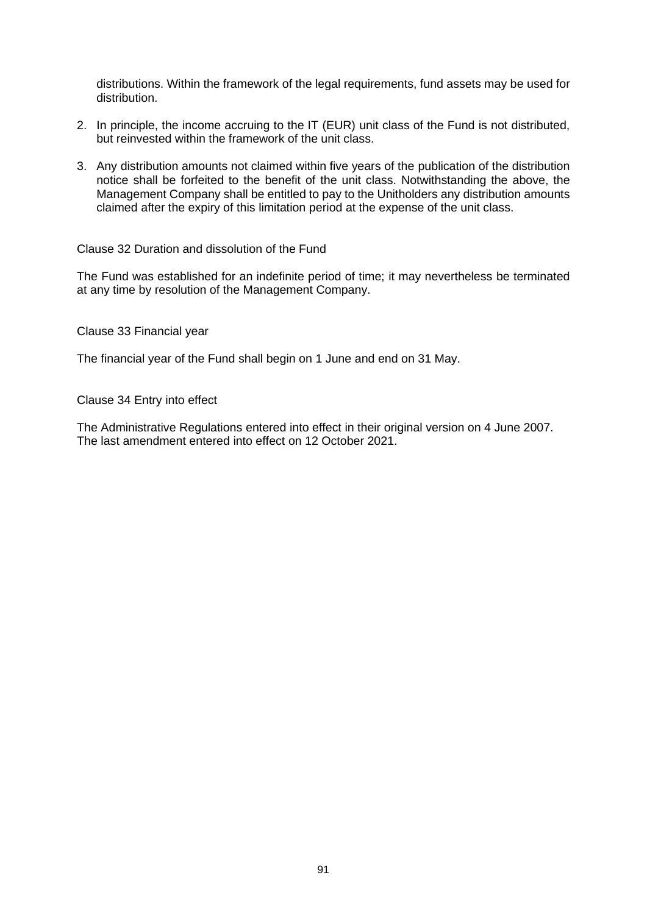distributions. Within the framework of the legal requirements, fund assets may be used for distribution.

2. In principle, the income accruing to the IT (EUR) unit class of the Fund is not distributed, but reinvested within the framework of the unit class.
3. Any distribution amounts not claimed within five years of the publication of the distribution notice shall be forfeited to the benefit of the unit class. Notwithstanding the above, the Management Company shall be entitled to pay to the Unitholders any distribution amounts claimed after the expiry of this limitation period at the expense of the unit class.

Clause 32 Duration and dissolution of the Fund

The Fund was established for an indefinite period of time; it may nevertheless be terminated at any time by resolution of the Management Company.

Clause 33 Financial year

The financial year of the Fund shall begin on 1 June and end on 31 May.

Clause 34 Entry into effect

The Administrative Regulations entered into effect in their original version on 4 June 2007.
The last amendment entered into effect on 12 October 2021.